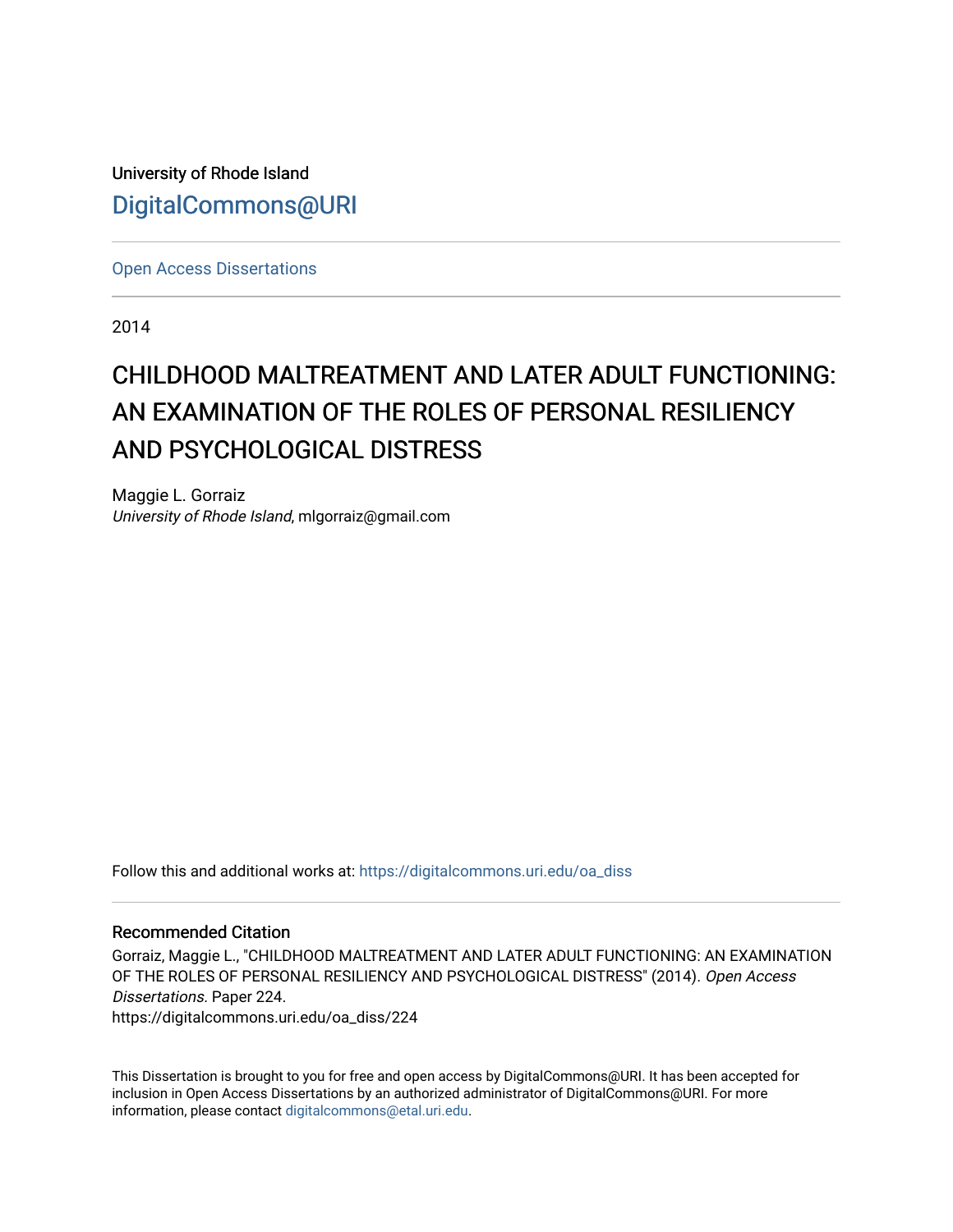University of Rhode Island

DigitalCommons@URI

Open Access Dissertations

2014

# CHILDHOOD MALTREATMENT AND LATER ADULT FUNCTIONING: AN EXAMINATION OF THE ROLES OF PERSONAL RESILIENCY AND PSYCHOLOGICAL DISTRESS

Maggie L. Gorraiz
*University of Rhode Island*, mlgorraiz@gmail.com

Follow this and additional works at: https://digitalcommons.uri.edu/oa_diss

## Recommended Citation

Gorraiz, Maggie L., "CHILDHOOD MALTREATMENT AND LATER ADULT FUNCTIONING: AN EXAMINATION OF THE ROLES OF PERSONAL RESILIENCY AND PSYCHOLOGICAL DISTRESS" (2014). *Open Access Dissertations.* Paper 224.
https://digitalcommons.uri.edu/oa_diss/224

This Dissertation is brought to you for free and open access by DigitalCommons@URI. It has been accepted for inclusion in Open Access Dissertations by an authorized administrator of DigitalCommons@URI. For more information, please contact digitalcommons@etal.uri.edu.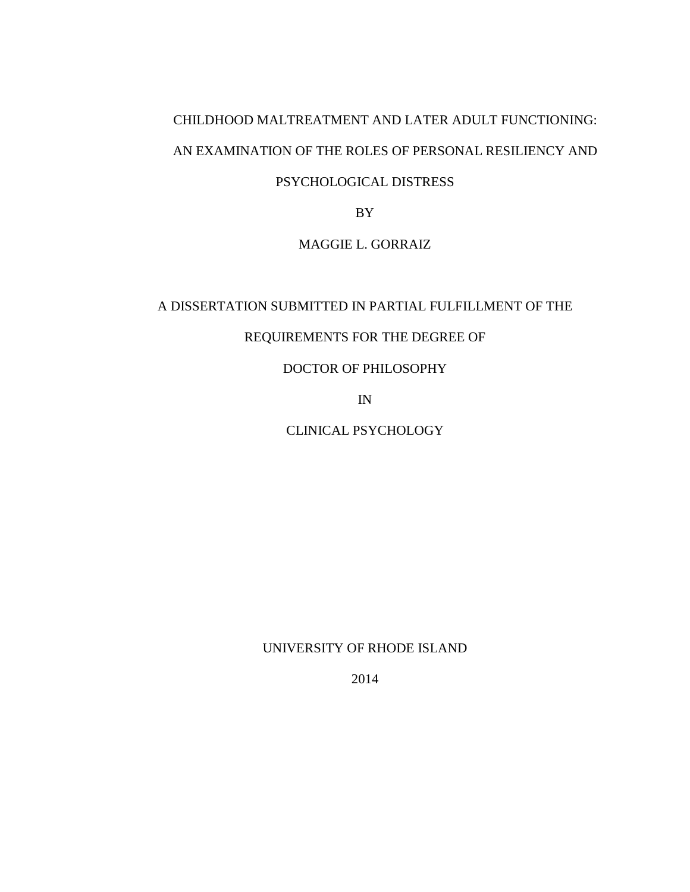# CHILDHOOD MALTREATMENT AND LATER ADULT FUNCTIONING: AN EXAMINATION OF THE ROLES OF PERSONAL RESILIENCY AND PSYCHOLOGICAL DISTRESS

BY

MAGGIE L. GORRAIZ

A DISSERTATION SUBMITTED IN PARTIAL FULFILLMENT OF THE

REQUIREMENTS FOR THE DEGREE OF

DOCTOR OF PHILOSOPHY

IN

CLINICAL PSYCHOLOGY

UNIVERSITY OF RHODE ISLAND

2014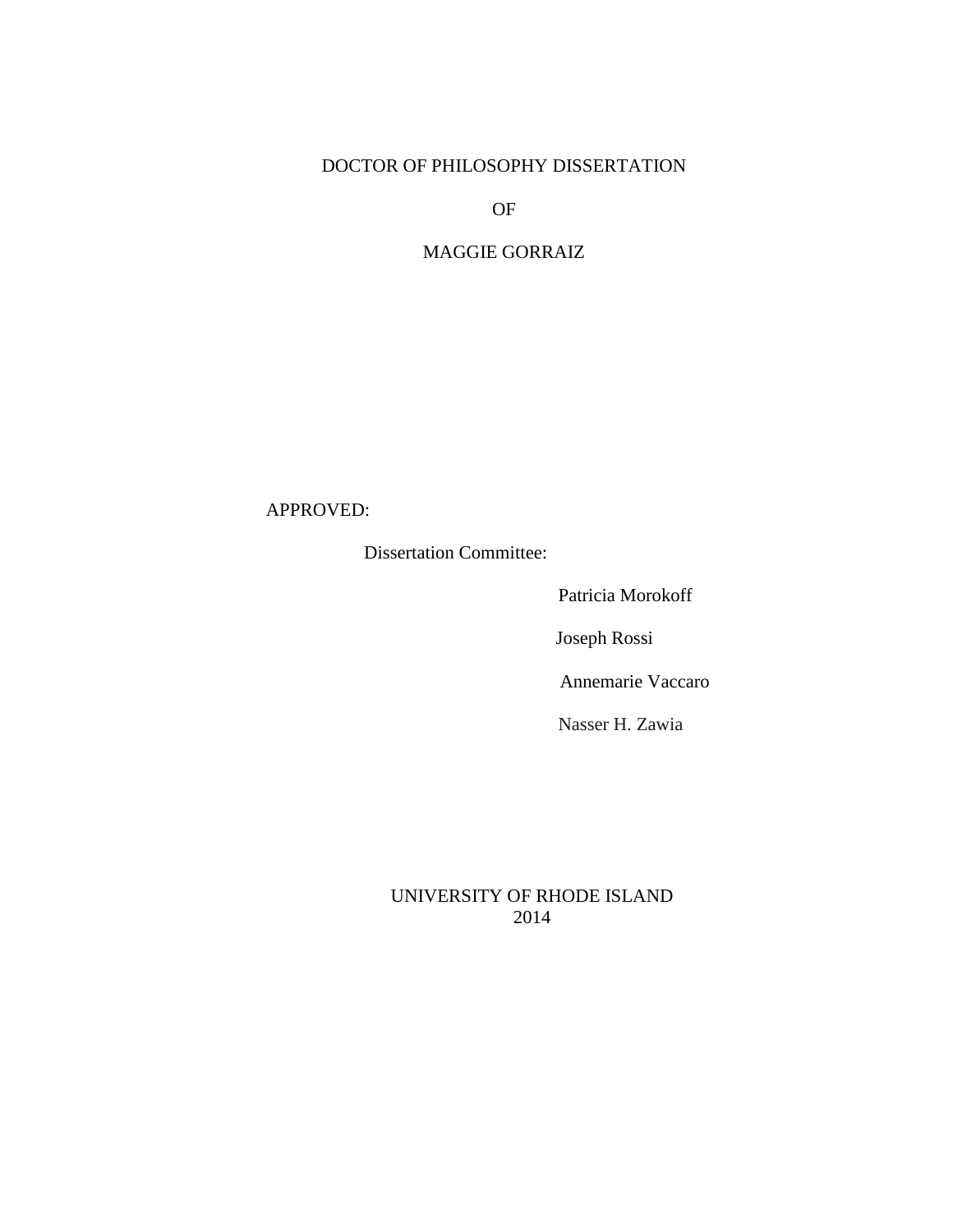DOCTOR OF PHILOSOPHY DISSERTATION

OF

MAGGIE GORRAIZ

APPROVED:

Dissertation Committee:

Patricia Morokoff

Joseph Rossi

Annemarie Vaccaro

Nasser H. Zawia

UNIVERSITY OF RHODE ISLAND
2014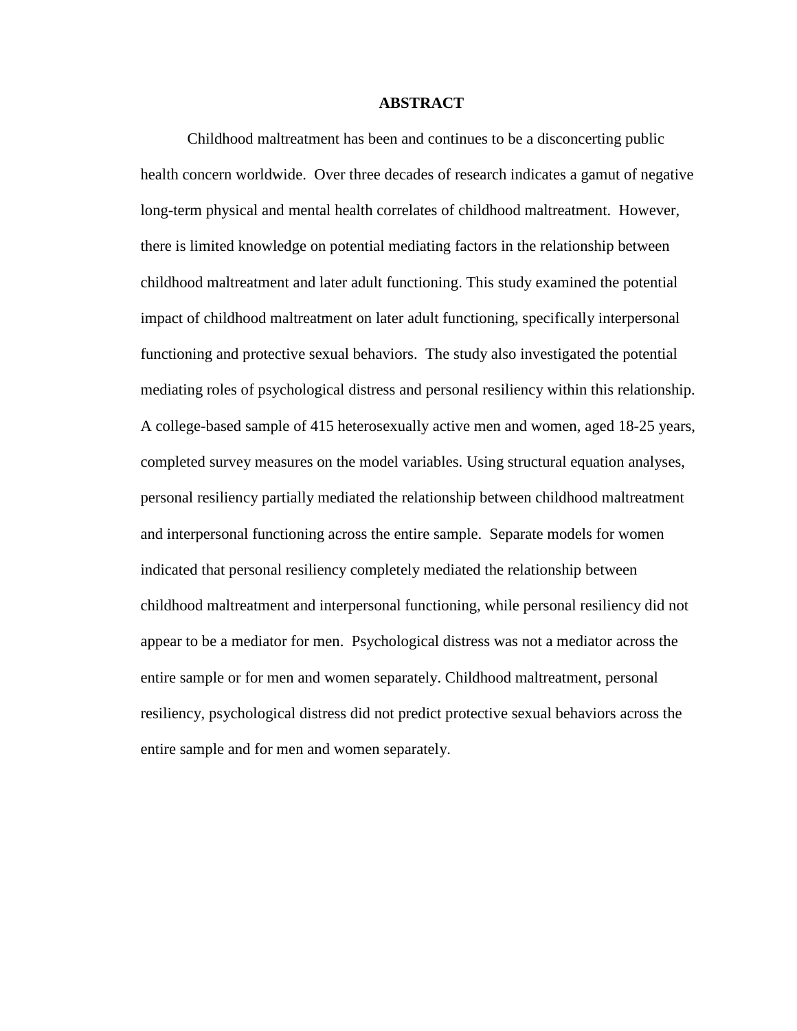# ABSTRACT

Childhood maltreatment has been and continues to be a disconcerting public health concern worldwide. Over three decades of research indicates a gamut of negative long-term physical and mental health correlates of childhood maltreatment. However, there is limited knowledge on potential mediating factors in the relationship between childhood maltreatment and later adult functioning. This study examined the potential impact of childhood maltreatment on later adult functioning, specifically interpersonal functioning and protective sexual behaviors. The study also investigated the potential mediating roles of psychological distress and personal resiliency within this relationship. A college-based sample of 415 heterosexually active men and women, aged 18-25 years, completed survey measures on the model variables. Using structural equation analyses, personal resiliency partially mediated the relationship between childhood maltreatment and interpersonal functioning across the entire sample. Separate models for women indicated that personal resiliency completely mediated the relationship between childhood maltreatment and interpersonal functioning, while personal resiliency did not appear to be a mediator for men. Psychological distress was not a mediator across the entire sample or for men and women separately. Childhood maltreatment, personal resiliency, psychological distress did not predict protective sexual behaviors across the entire sample and for men and women separately.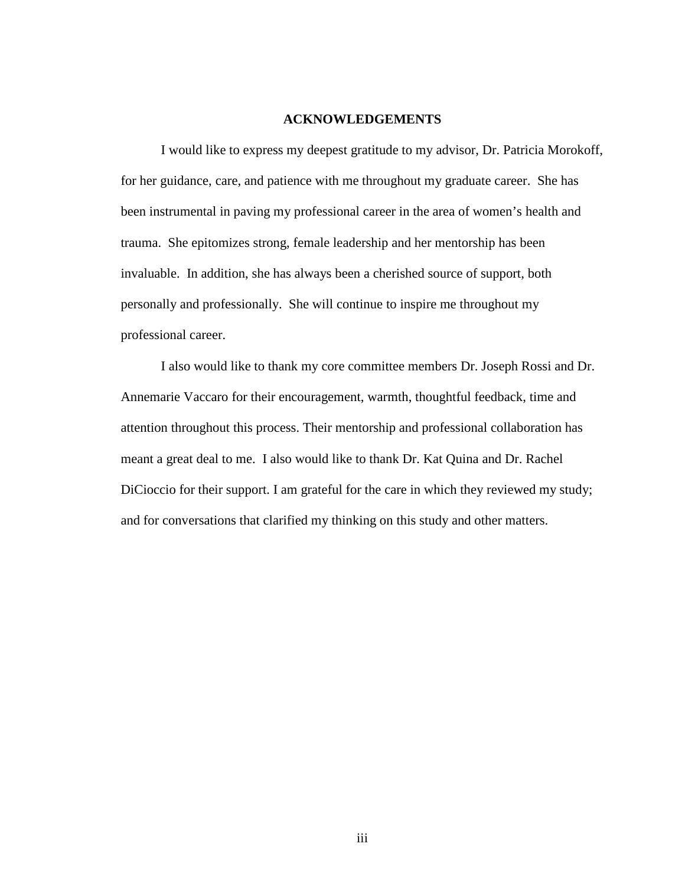# ACKNOWLEDGEMENTS

I would like to express my deepest gratitude to my advisor, Dr. Patricia Morokoff, for her guidance, care, and patience with me throughout my graduate career. She has been instrumental in paving my professional career in the area of women's health and trauma. She epitomizes strong, female leadership and her mentorship has been invaluable. In addition, she has always been a cherished source of support, both personally and professionally. She will continue to inspire me throughout my professional career.

I also would like to thank my core committee members Dr. Joseph Rossi and Dr. Annemarie Vaccaro for their encouragement, warmth, thoughtful feedback, time and attention throughout this process. Their mentorship and professional collaboration has meant a great deal to me. I also would like to thank Dr. Kat Quina and Dr. Rachel DiCioccio for their support. I am grateful for the care in which they reviewed my study; and for conversations that clarified my thinking on this study and other matters.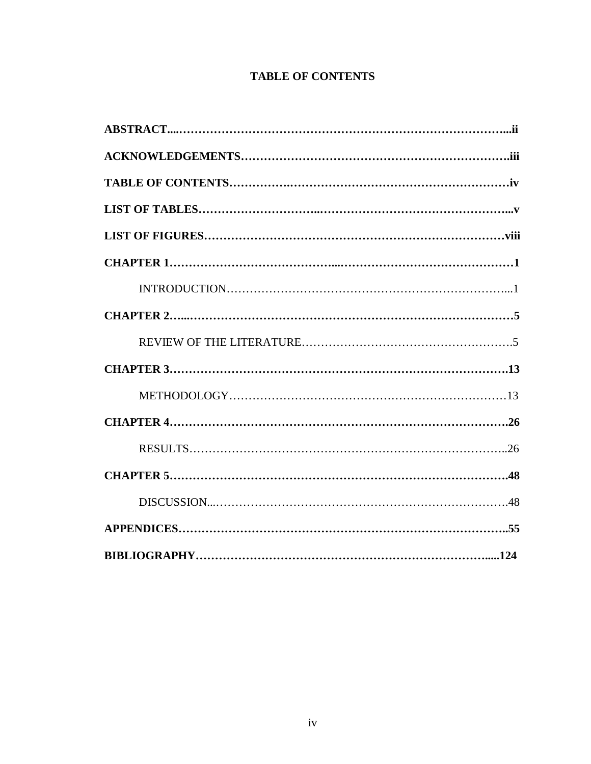# TABLE OF CONTENTS

**ABSTRACT....................................................................................ii**

**ACKNOWLEDGEMENTS..........................................................iii**

**TABLE OF CONTENTS.............................................................iv**

**LIST OF TABLES........................................................................v**

**LIST OF FIGURES....................................................................viii**

**CHAPTER 1....................................................................................1**

INTRODUCTION..............................................................................1

**CHAPTER 2....................................................................................5**

REVIEW OF THE LITERATURE....................................................5

**CHAPTER 3...................................................................................13**

METHODOLOGY..........................................................................13

**CHAPTER 4...................................................................................26**

RESULTS.........................................................................................26

**CHAPTER 5...................................................................................48**

DISCUSSION..................................................................................48

**APPENDICES................................................................................55**

**BIBLIOGRAPHY..........................................................................124**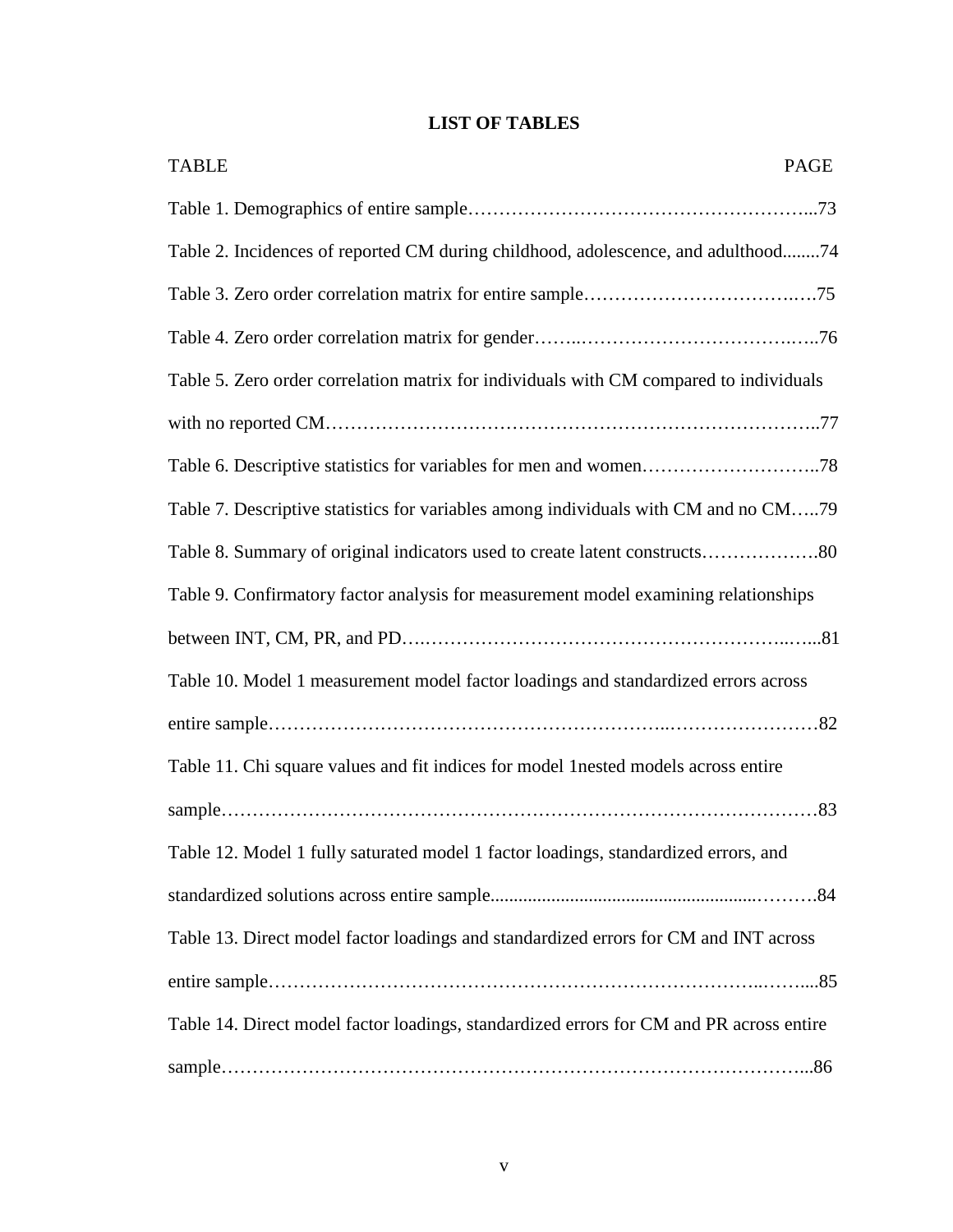# LIST OF TABLES

| TABLE | PAGE |
|---|---|
| Table 1. Demographics of entire sample | 73 |
| Table 2. Incidences of reported CM during childhood, adolescence, and adulthood | 74 |
| Table 3. Zero order correlation matrix for entire sample | 75 |
| Table 4. Zero order correlation matrix for gender | 76 |
| Table 5. Zero order correlation matrix for individuals with CM compared to individuals with no reported CM | 77 |
| Table 6. Descriptive statistics for variables for men and women | 78 |
| Table 7. Descriptive statistics for variables among individuals with CM and no CM | 79 |
| Table 8. Summary of original indicators used to create latent constructs | 80 |
| Table 9. Confirmatory factor analysis for measurement model examining relationships between INT, CM, PR, and PD | 81 |
| Table 10. Model 1 measurement model factor loadings and standardized errors across entire sample | 82 |
| Table 11. Chi square values and fit indices for model 1nested models across entire sample | 83 |
| Table 12. Model 1 fully saturated model 1 factor loadings, standardized errors, and standardized solutions across entire sample | 84 |
| Table 13. Direct model factor loadings and standardized errors for CM and INT across entire sample | 85 |
| Table 14. Direct model factor loadings, standardized errors for CM and PR across entire sample | 86 |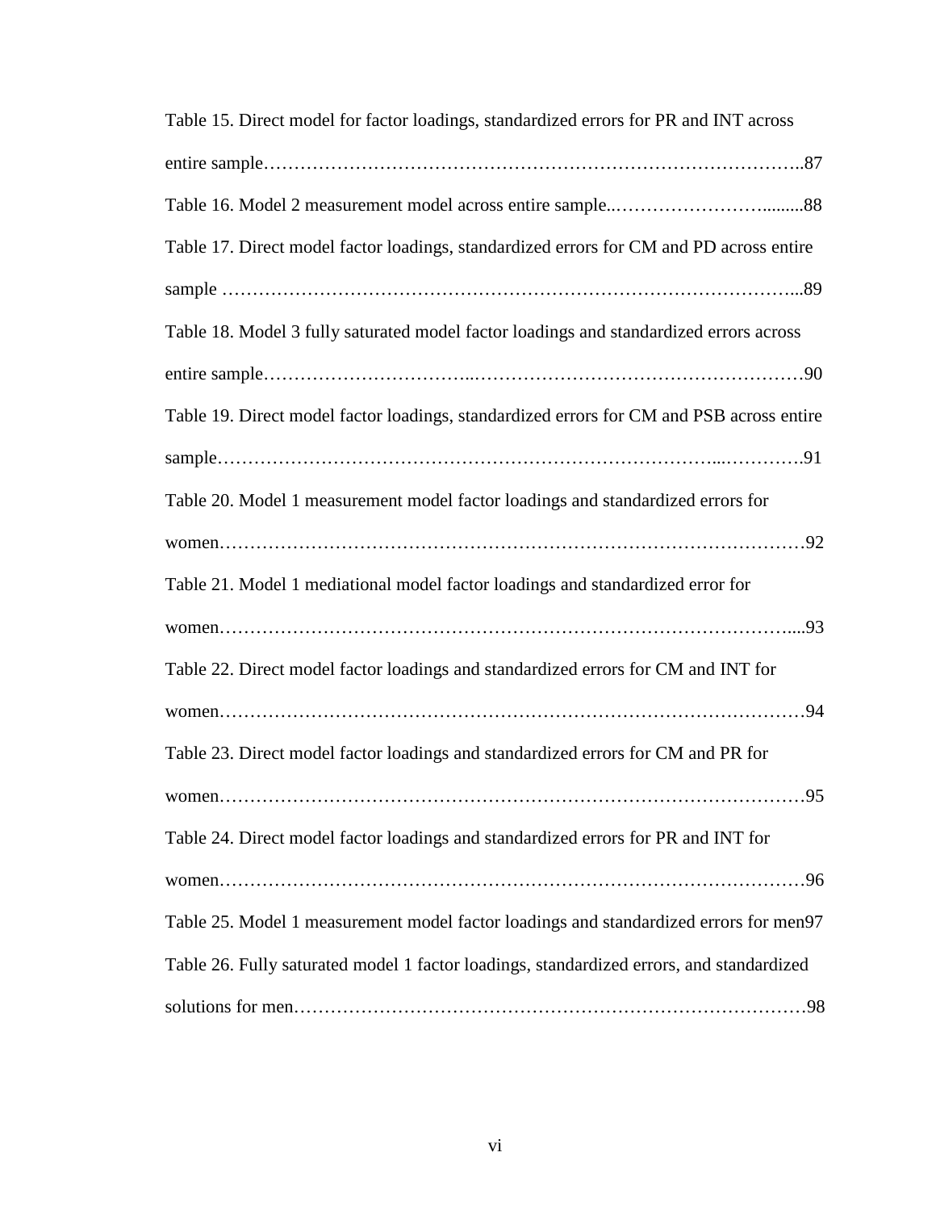Table 15. Direct model for factor loadings, standardized errors for PR and INT across entire sample……………………………………………………………………………..87

Table 16. Model 2 measurement model across entire sample..……………………..........88

Table 17. Direct model factor loadings, standardized errors for CM and PD across entire sample ………………………………………………………………………………...89

Table 18. Model 3 fully saturated model factor loadings and standardized errors across entire sample……………………………..……………………………………………90

Table 19. Direct model factor loadings, standardized errors for CM and PSB across entire sample…………………………………………………………………….....………….91

Table 20. Model 1 measurement model factor loadings and standardized errors for women…………………………………………………………………………………92

Table 21. Model 1 mediational model factor loadings and standardized error for women………………………………………………………………………………....93

Table 22. Direct model factor loadings and standardized errors for CM and INT for women…………………………………………………………………………………94

Table 23. Direct model factor loadings and standardized errors for CM and PR for women…………………………………………………………………………………95

Table 24. Direct model factor loadings and standardized errors for PR and INT for women…………………………………………………………………………………96

Table 25. Model 1 measurement model factor loadings and standardized errors for men97

Table 26. Fully saturated model 1 factor loadings, standardized errors, and standardized solutions for men…………………………………………………………………………98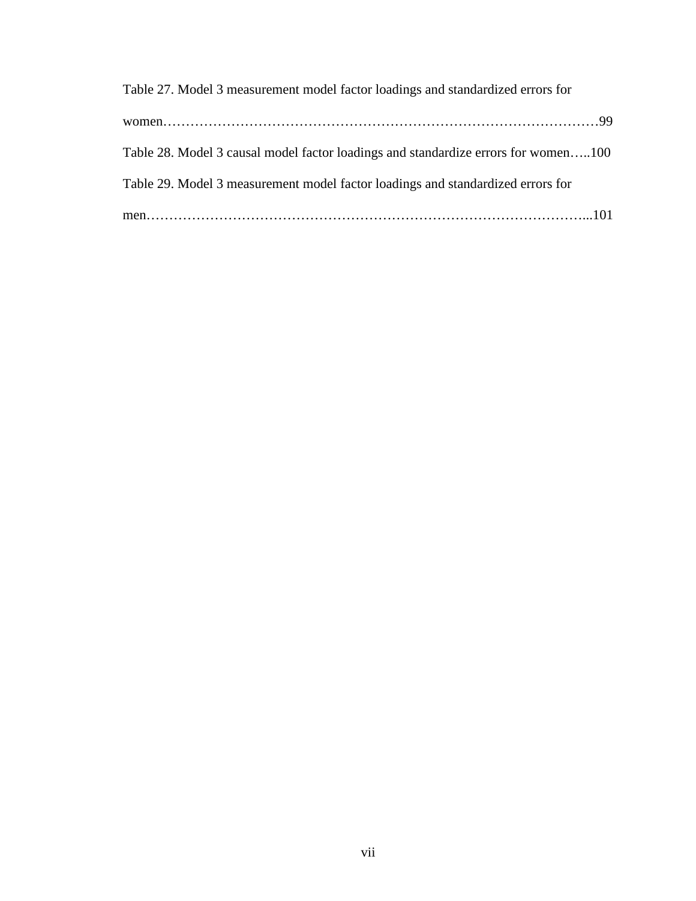Table 27. Model 3 measurement model factor loadings and standardized errors for women……………………………………………………………………………………99

Table 28. Model 3 causal model factor loadings and standardize errors for women…..100

Table 29. Model 3 measurement model factor loadings and standardized errors for men……………………………………………………………………………………...101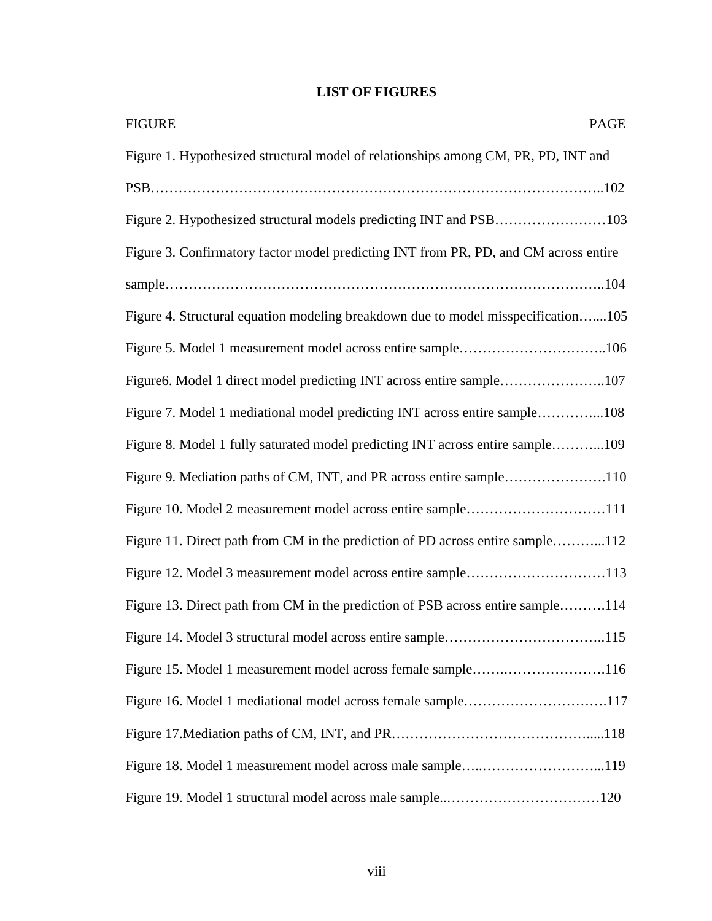# LIST OF FIGURES

| FIGURE | PAGE |
|---|---|
| Figure 1. Hypothesized structural model of relationships among CM, PR, PD, INT and PSB | 102 |
| Figure 2. Hypothesized structural models predicting INT and PSB | 103 |
| Figure 3. Confirmatory factor model predicting INT from PR, PD, and CM across entire sample | 104 |
| Figure 4. Structural equation modeling breakdown due to model misspecification | 105 |
| Figure 5. Model 1 measurement model across entire sample | 106 |
| Figure6. Model 1 direct model predicting INT across entire sample | 107 |
| Figure 7. Model 1 mediational model predicting INT across entire sample | 108 |
| Figure 8. Model 1 fully saturated model predicting INT across entire sample | 109 |
| Figure 9. Mediation paths of CM, INT, and PR across entire sample | 110 |
| Figure 10. Model 2 measurement model across entire sample | 111 |
| Figure 11. Direct path from CM in the prediction of PD across entire sample | 112 |
| Figure 12. Model 3 measurement model across entire sample | 113 |
| Figure 13. Direct path from CM in the prediction of PSB across entire sample | 114 |
| Figure 14. Model 3 structural model across entire sample | 115 |
| Figure 15. Model 1 measurement model across female sample | 116 |
| Figure 16. Model 1 mediational model across female sample | 117 |
| Figure 17.Mediation paths of CM, INT, and PR | 118 |
| Figure 18. Model 1 measurement model across male sample | 119 |
| Figure 19. Model 1 structural model across male sample. | 120 |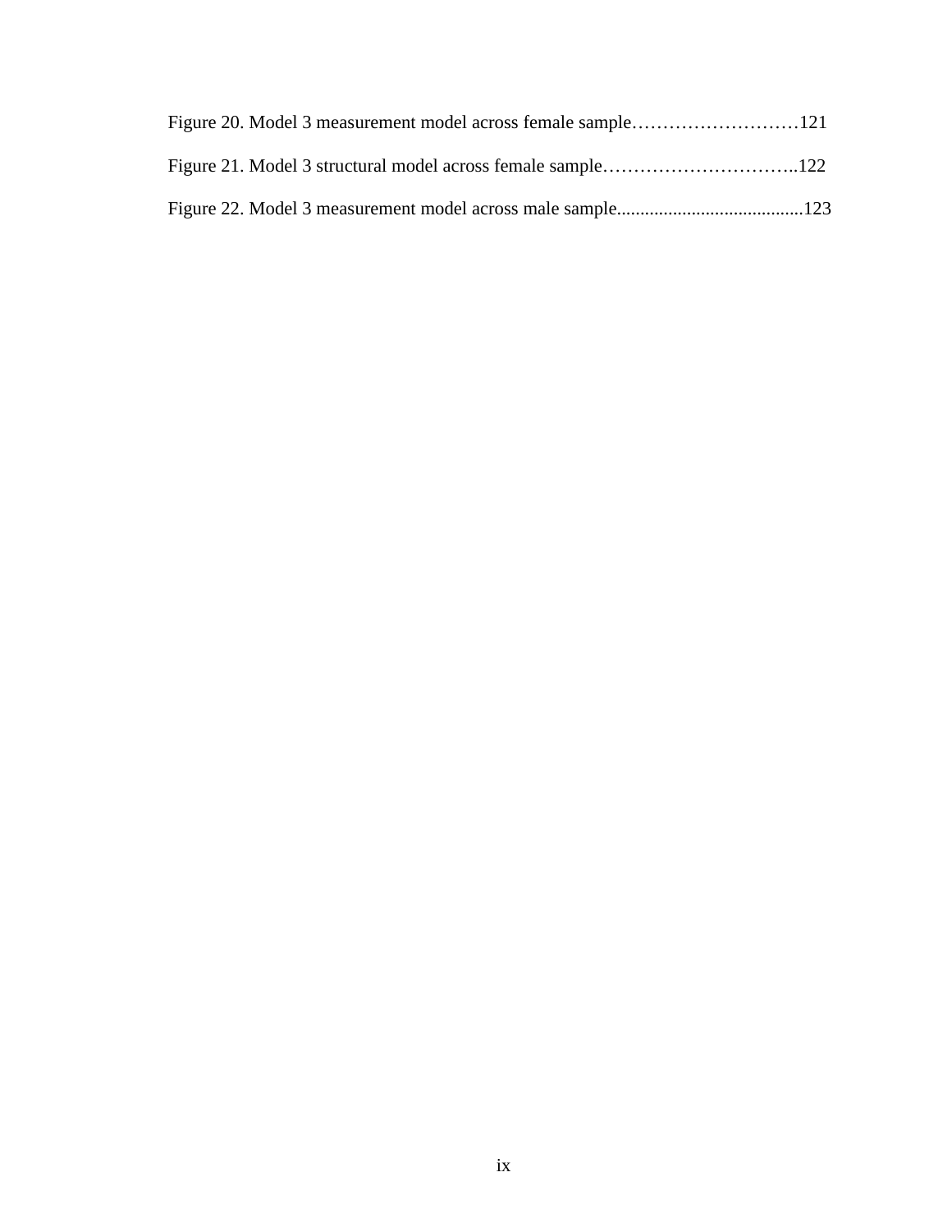Figure 20. Model 3 measurement model across female sample………………………121

Figure 21. Model 3 structural model across female sample…………………………..122

Figure 22. Model 3 measurement model across male sample.......................................123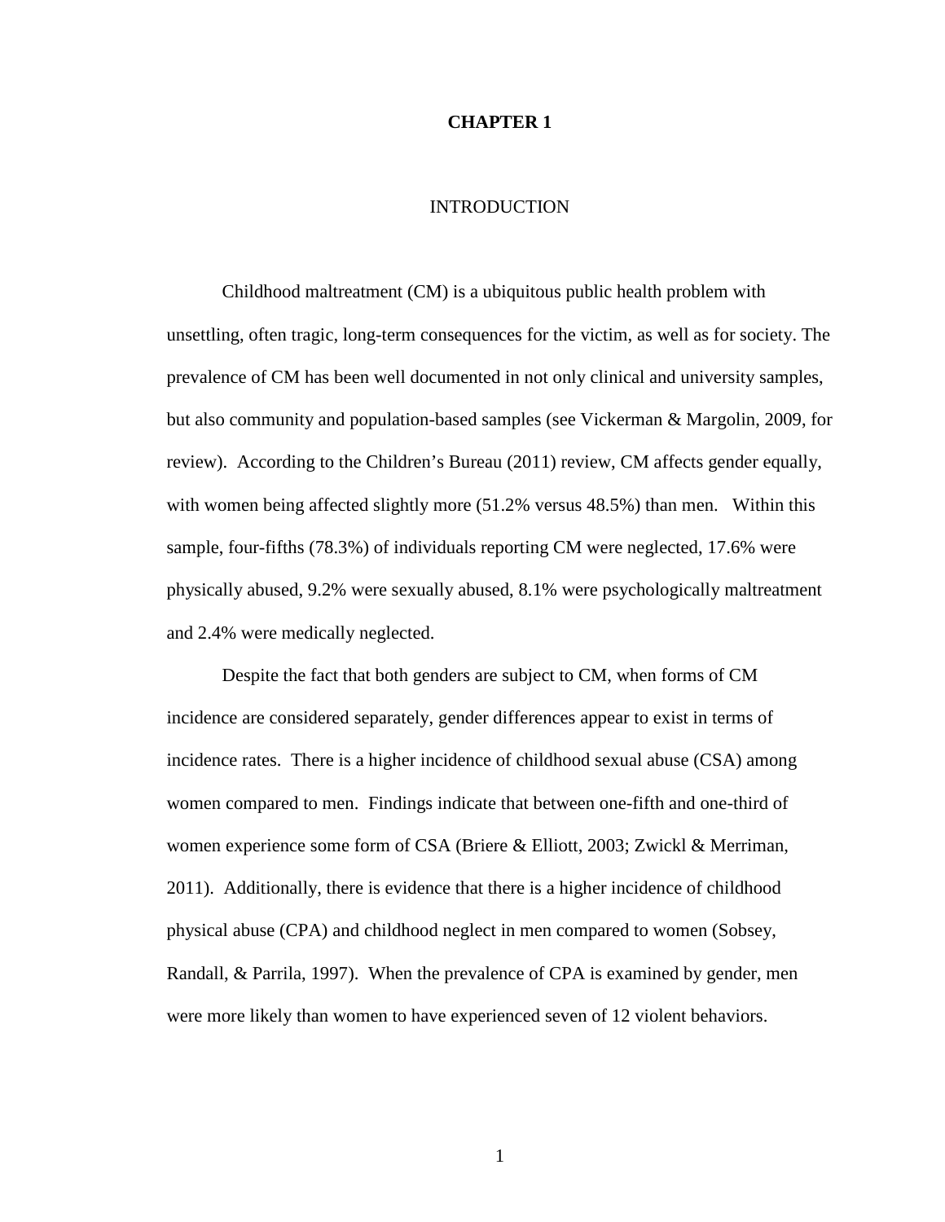# CHAPTER 1

## INTRODUCTION

Childhood maltreatment (CM) is a ubiquitous public health problem with unsettling, often tragic, long-term consequences for the victim, as well as for society. The prevalence of CM has been well documented in not only clinical and university samples, but also community and population-based samples (see Vickerman & Margolin, 2009, for review). According to the Children's Bureau (2011) review, CM affects gender equally, with women being affected slightly more (51.2% versus 48.5%) than men. Within this sample, four-fifths (78.3%) of individuals reporting CM were neglected, 17.6% were physically abused, 9.2% were sexually abused, 8.1% were psychologically maltreatment and 2.4% were medically neglected.

Despite the fact that both genders are subject to CM, when forms of CM incidence are considered separately, gender differences appear to exist in terms of incidence rates. There is a higher incidence of childhood sexual abuse (CSA) among women compared to men. Findings indicate that between one-fifth and one-third of women experience some form of CSA (Briere & Elliott, 2003; Zwickl & Merriman, 2011). Additionally, there is evidence that there is a higher incidence of childhood physical abuse (CPA) and childhood neglect in men compared to women (Sobsey, Randall, & Parrila, 1997). When the prevalence of CPA is examined by gender, men were more likely than women to have experienced seven of 12 violent behaviors.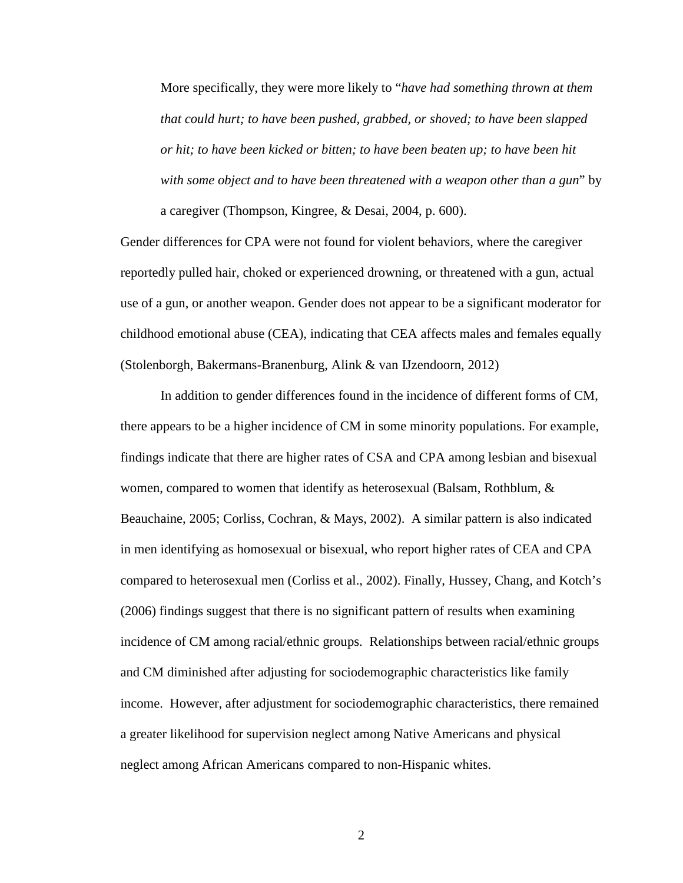> More specifically, they were more likely to "*have had something thrown at them that could hurt; to have been pushed, grabbed, or shoved; to have been slapped or hit; to have been kicked or bitten; to have been beaten up; to have been hit with some object and to have been threatened with a weapon other than a gun*" by a caregiver (Thompson, Kingree, & Desai, 2004, p. 600).

Gender differences for CPA were not found for violent behaviors, where the caregiver reportedly pulled hair, choked or experienced drowning, or threatened with a gun, actual use of a gun, or another weapon. Gender does not appear to be a significant moderator for childhood emotional abuse (CEA), indicating that CEA affects males and females equally (Stolenborgh, Bakermans-Branenburg, Alink & van IJzendoorn, 2012)

In addition to gender differences found in the incidence of different forms of CM, there appears to be a higher incidence of CM in some minority populations. For example, findings indicate that there are higher rates of CSA and CPA among lesbian and bisexual women, compared to women that identify as heterosexual (Balsam, Rothblum, & Beauchaine, 2005; Corliss, Cochran, & Mays, 2002). A similar pattern is also indicated in men identifying as homosexual or bisexual, who report higher rates of CEA and CPA compared to heterosexual men (Corliss et al., 2002). Finally, Hussey, Chang, and Kotch's (2006) findings suggest that there is no significant pattern of results when examining incidence of CM among racial/ethnic groups. Relationships between racial/ethnic groups and CM diminished after adjusting for sociodemographic characteristics like family income. However, after adjustment for sociodemographic characteristics, there remained a greater likelihood for supervision neglect among Native Americans and physical neglect among African Americans compared to non-Hispanic whites.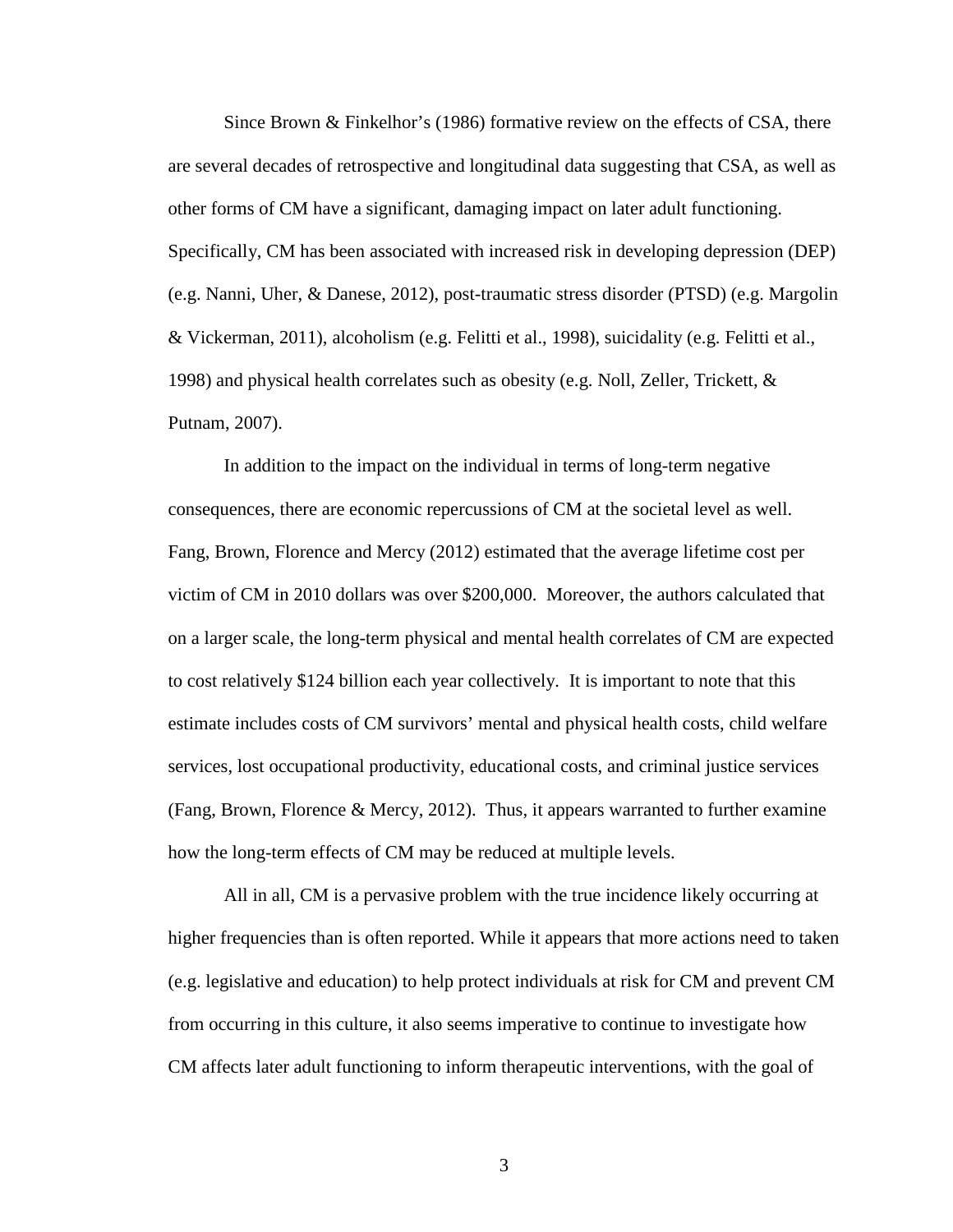Since Brown & Finkelhor's (1986) formative review on the effects of CSA, there are several decades of retrospective and longitudinal data suggesting that CSA, as well as other forms of CM have a significant, damaging impact on later adult functioning. Specifically, CM has been associated with increased risk in developing depression (DEP) (e.g. Nanni, Uher, & Danese, 2012), post-traumatic stress disorder (PTSD) (e.g. Margolin & Vickerman, 2011), alcoholism (e.g. Felitti et al., 1998), suicidality (e.g. Felitti et al., 1998) and physical health correlates such as obesity (e.g. Noll, Zeller, Trickett, & Putnam, 2007).

In addition to the impact on the individual in terms of long-term negative consequences, there are economic repercussions of CM at the societal level as well. Fang, Brown, Florence and Mercy (2012) estimated that the average lifetime cost per victim of CM in 2010 dollars was over $200,000. Moreover, the authors calculated that on a larger scale, the long-term physical and mental health correlates of CM are expected to cost relatively $124 billion each year collectively. It is important to note that this estimate includes costs of CM survivors' mental and physical health costs, child welfare services, lost occupational productivity, educational costs, and criminal justice services (Fang, Brown, Florence & Mercy, 2012). Thus, it appears warranted to further examine how the long-term effects of CM may be reduced at multiple levels.

All in all, CM is a pervasive problem with the true incidence likely occurring at higher frequencies than is often reported. While it appears that more actions need to taken (e.g. legislative and education) to help protect individuals at risk for CM and prevent CM from occurring in this culture, it also seems imperative to continue to investigate how CM affects later adult functioning to inform therapeutic interventions, with the goal of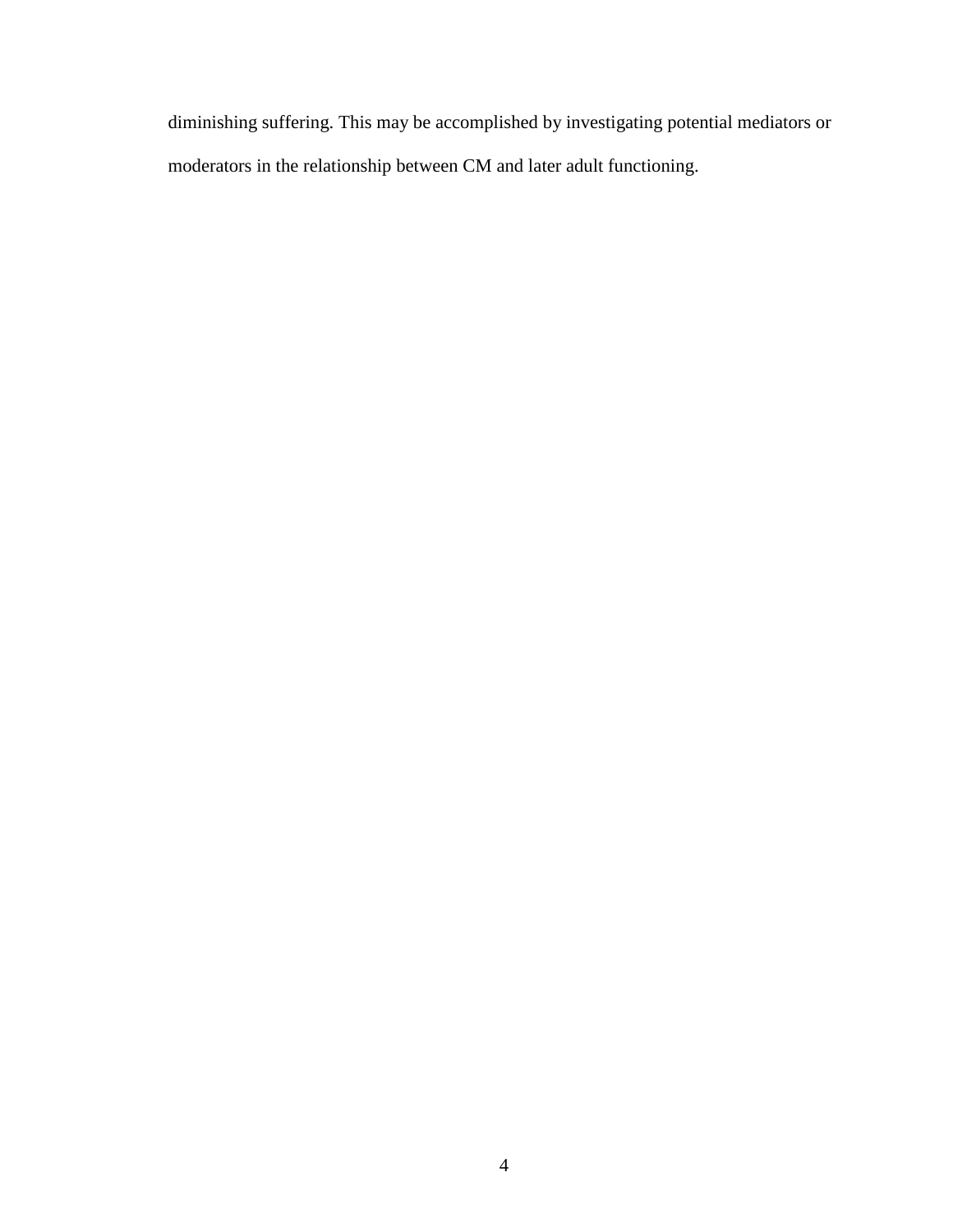diminishing suffering. This may be accomplished by investigating potential mediators or moderators in the relationship between CM and later adult functioning.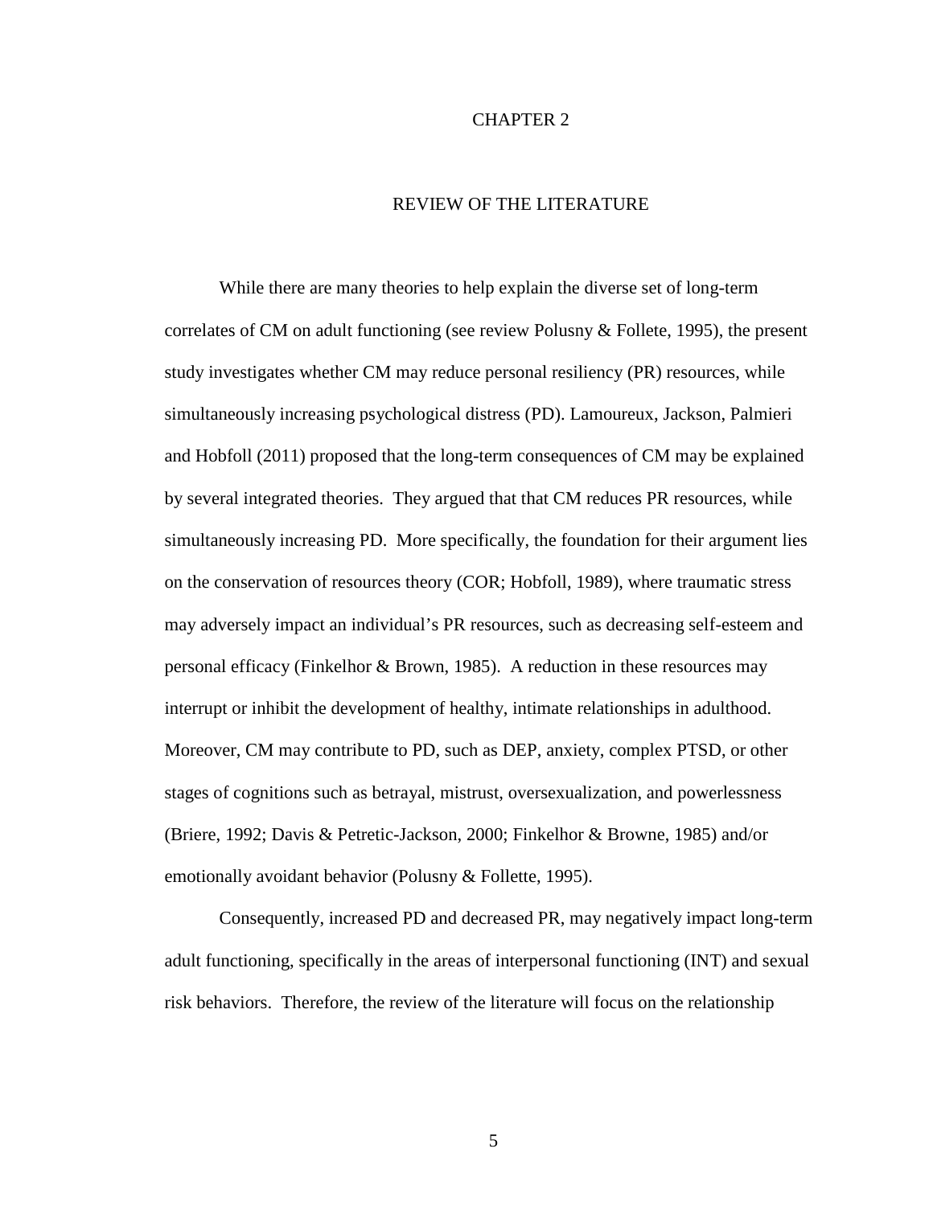# CHAPTER 2

## REVIEW OF THE LITERATURE

While there are many theories to help explain the diverse set of long-term correlates of CM on adult functioning (see review Polusny & Follete, 1995), the present study investigates whether CM may reduce personal resiliency (PR) resources, while simultaneously increasing psychological distress (PD). Lamoureux, Jackson, Palmieri and Hobfoll (2011) proposed that the long-term consequences of CM may be explained by several integrated theories. They argued that that CM reduces PR resources, while simultaneously increasing PD. More specifically, the foundation for their argument lies on the conservation of resources theory (COR; Hobfoll, 1989), where traumatic stress may adversely impact an individual's PR resources, such as decreasing self-esteem and personal efficacy (Finkelhor & Brown, 1985). A reduction in these resources may interrupt or inhibit the development of healthy, intimate relationships in adulthood. Moreover, CM may contribute to PD, such as DEP, anxiety, complex PTSD, or other stages of cognitions such as betrayal, mistrust, oversexualization, and powerlessness (Briere, 1992; Davis & Petretic-Jackson, 2000; Finkelhor & Browne, 1985) and/or emotionally avoidant behavior (Polusny & Follette, 1995).

Consequently, increased PD and decreased PR, may negatively impact long-term adult functioning, specifically in the areas of interpersonal functioning (INT) and sexual risk behaviors. Therefore, the review of the literature will focus on the relationship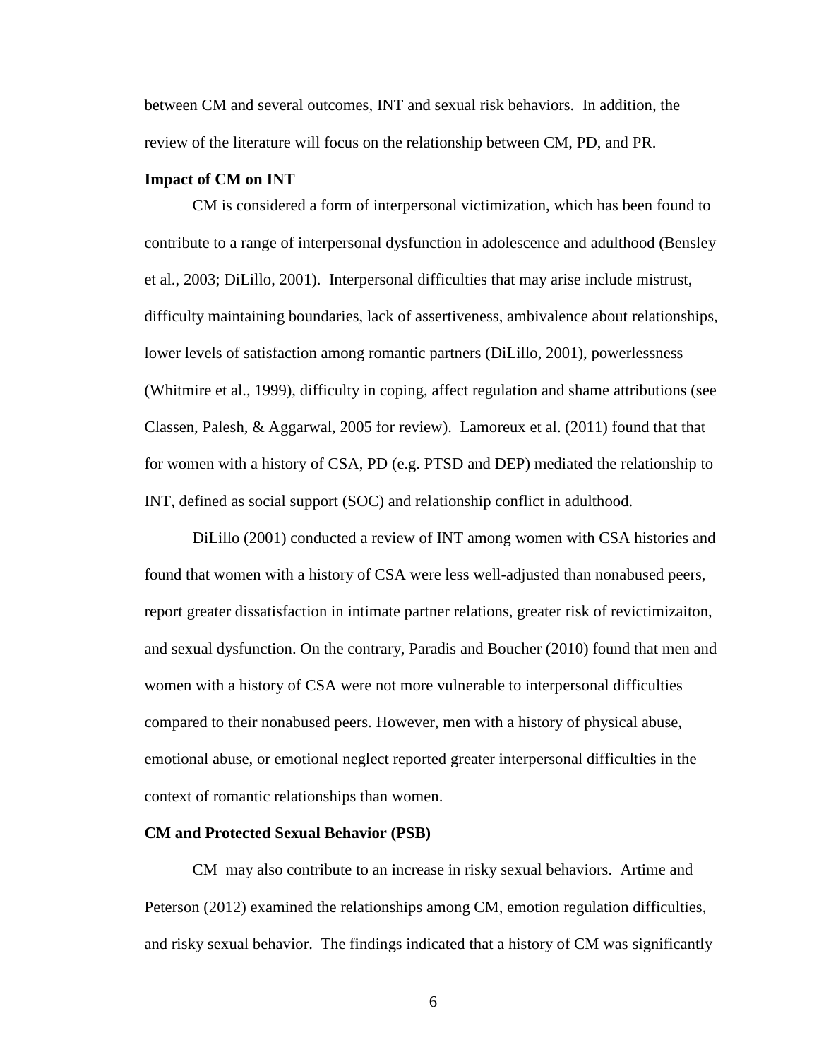between CM and several outcomes, INT and sexual risk behaviors. In addition, the review of the literature will focus on the relationship between CM, PD, and PR.

### Impact of CM on INT

CM is considered a form of interpersonal victimization, which has been found to contribute to a range of interpersonal dysfunction in adolescence and adulthood (Bensley et al., 2003; DiLillo, 2001). Interpersonal difficulties that may arise include mistrust, difficulty maintaining boundaries, lack of assertiveness, ambivalence about relationships, lower levels of satisfaction among romantic partners (DiLillo, 2001), powerlessness (Whitmire et al., 1999), difficulty in coping, affect regulation and shame attributions (see Classen, Palesh, & Aggarwal, 2005 for review). Lamoreux et al. (2011) found that that for women with a history of CSA, PD (e.g. PTSD and DEP) mediated the relationship to INT, defined as social support (SOC) and relationship conflict in adulthood.

DiLillo (2001) conducted a review of INT among women with CSA histories and found that women with a history of CSA were less well-adjusted than nonabused peers, report greater dissatisfaction in intimate partner relations, greater risk of revictimizaiton, and sexual dysfunction. On the contrary, Paradis and Boucher (2010) found that men and women with a history of CSA were not more vulnerable to interpersonal difficulties compared to their nonabused peers. However, men with a history of physical abuse, emotional abuse, or emotional neglect reported greater interpersonal difficulties in the context of romantic relationships than women.

### CM and Protected Sexual Behavior (PSB)

CM may also contribute to an increase in risky sexual behaviors. Artime and Peterson (2012) examined the relationships among CM, emotion regulation difficulties, and risky sexual behavior. The findings indicated that a history of CM was significantly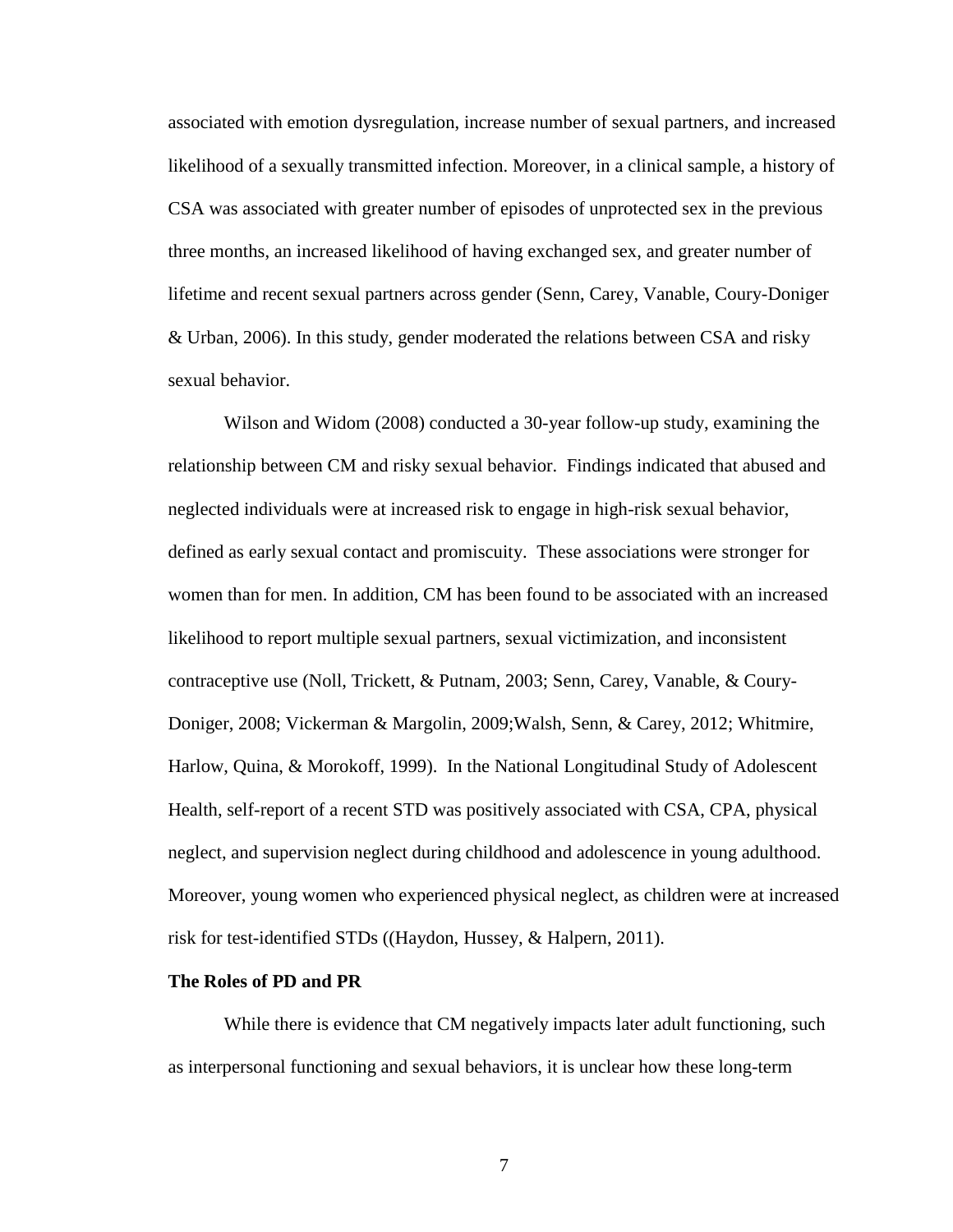associated with emotion dysregulation, increase number of sexual partners, and increased likelihood of a sexually transmitted infection. Moreover, in a clinical sample, a history of CSA was associated with greater number of episodes of unprotected sex in the previous three months, an increased likelihood of having exchanged sex, and greater number of lifetime and recent sexual partners across gender (Senn, Carey, Vanable, Coury-Doniger & Urban, 2006). In this study, gender moderated the relations between CSA and risky sexual behavior.

Wilson and Widom (2008) conducted a 30-year follow-up study, examining the relationship between CM and risky sexual behavior. Findings indicated that abused and neglected individuals were at increased risk to engage in high-risk sexual behavior, defined as early sexual contact and promiscuity. These associations were stronger for women than for men. In addition, CM has been found to be associated with an increased likelihood to report multiple sexual partners, sexual victimization, and inconsistent contraceptive use (Noll, Trickett, & Putnam, 2003; Senn, Carey, Vanable, & Coury-Doniger, 2008; Vickerman & Margolin, 2009;Walsh, Senn, & Carey, 2012; Whitmire, Harlow, Quina, & Morokoff, 1999). In the National Longitudinal Study of Adolescent Health, self-report of a recent STD was positively associated with CSA, CPA, physical neglect, and supervision neglect during childhood and adolescence in young adulthood. Moreover, young women who experienced physical neglect, as children were at increased risk for test-identified STDs ((Haydon, Hussey, & Halpern, 2011).

## The Roles of PD and PR

While there is evidence that CM negatively impacts later adult functioning, such as interpersonal functioning and sexual behaviors, it is unclear how these long-term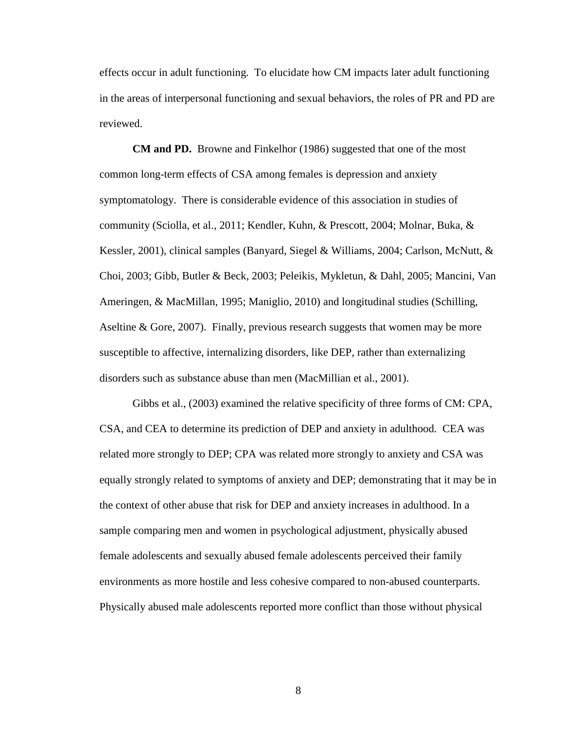effects occur in adult functioning. To elucidate how CM impacts later adult functioning in the areas of interpersonal functioning and sexual behaviors, the roles of PR and PD are reviewed.

**CM and PD.** Browne and Finkelhor (1986) suggested that one of the most common long-term effects of CSA among females is depression and anxiety symptomatology. There is considerable evidence of this association in studies of community (Sciolla, et al., 2011; Kendler, Kuhn, & Prescott, 2004; Molnar, Buka, & Kessler, 2001), clinical samples (Banyard, Siegel & Williams, 2004; Carlson, McNutt, & Choi, 2003; Gibb, Butler & Beck, 2003; Peleikis, Mykletun, & Dahl, 2005; Mancini, Van Ameringen, & MacMillan, 1995; Maniglio, 2010) and longitudinal studies (Schilling, Aseltine & Gore, 2007). Finally, previous research suggests that women may be more susceptible to affective, internalizing disorders, like DEP, rather than externalizing disorders such as substance abuse than men (MacMillian et al., 2001).

Gibbs et al., (2003) examined the relative specificity of three forms of CM: CPA, CSA, and CEA to determine its prediction of DEP and anxiety in adulthood. CEA was related more strongly to DEP; CPA was related more strongly to anxiety and CSA was equally strongly related to symptoms of anxiety and DEP; demonstrating that it may be in the context of other abuse that risk for DEP and anxiety increases in adulthood. In a sample comparing men and women in psychological adjustment, physically abused female adolescents and sexually abused female adolescents perceived their family environments as more hostile and less cohesive compared to non-abused counterparts. Physically abused male adolescents reported more conflict than those without physical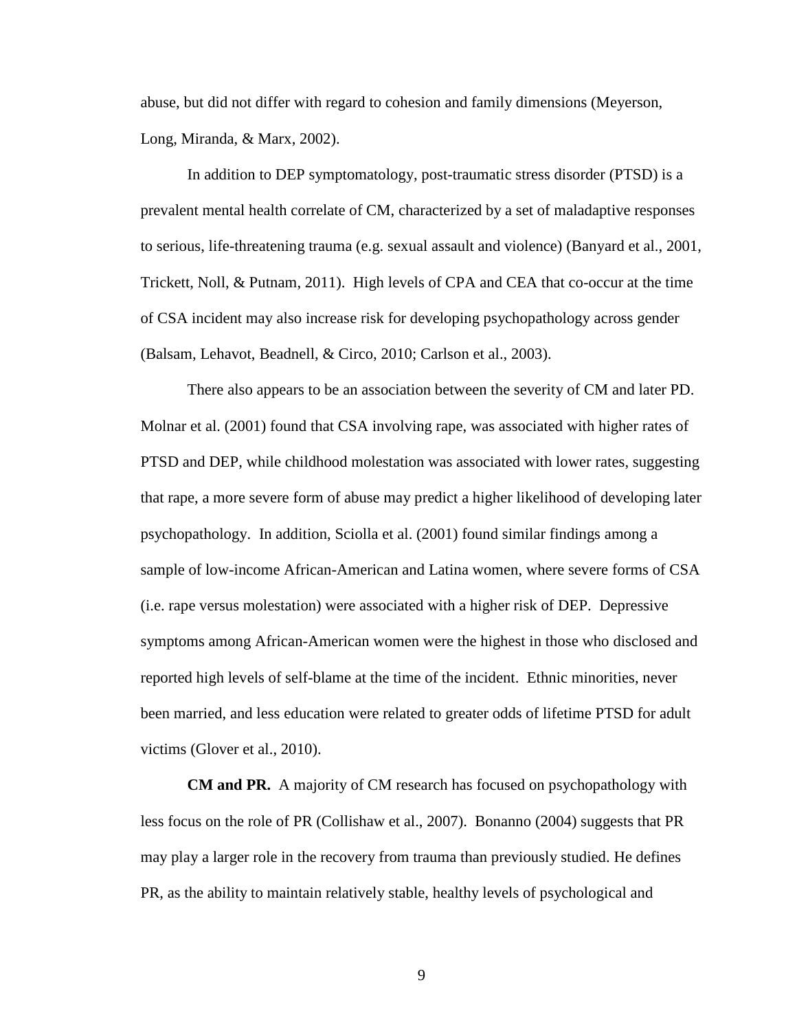abuse, but did not differ with regard to cohesion and family dimensions (Meyerson, Long, Miranda, & Marx, 2002).

In addition to DEP symptomatology, post-traumatic stress disorder (PTSD) is a prevalent mental health correlate of CM, characterized by a set of maladaptive responses to serious, life-threatening trauma (e.g. sexual assault and violence) (Banyard et al., 2001, Trickett, Noll, & Putnam, 2011). High levels of CPA and CEA that co-occur at the time of CSA incident may also increase risk for developing psychopathology across gender (Balsam, Lehavot, Beadnell, & Circo, 2010; Carlson et al., 2003).

There also appears to be an association between the severity of CM and later PD. Molnar et al. (2001) found that CSA involving rape, was associated with higher rates of PTSD and DEP, while childhood molestation was associated with lower rates, suggesting that rape, a more severe form of abuse may predict a higher likelihood of developing later psychopathology. In addition, Sciolla et al. (2001) found similar findings among a sample of low-income African-American and Latina women, where severe forms of CSA (i.e. rape versus molestation) were associated with a higher risk of DEP. Depressive symptoms among African-American women were the highest in those who disclosed and reported high levels of self-blame at the time of the incident. Ethnic minorities, never been married, and less education were related to greater odds of lifetime PTSD for adult victims (Glover et al., 2010).

**CM and PR.** A majority of CM research has focused on psychopathology with less focus on the role of PR (Collishaw et al., 2007). Bonanno (2004) suggests that PR may play a larger role in the recovery from trauma than previously studied. He defines PR, as the ability to maintain relatively stable, healthy levels of psychological and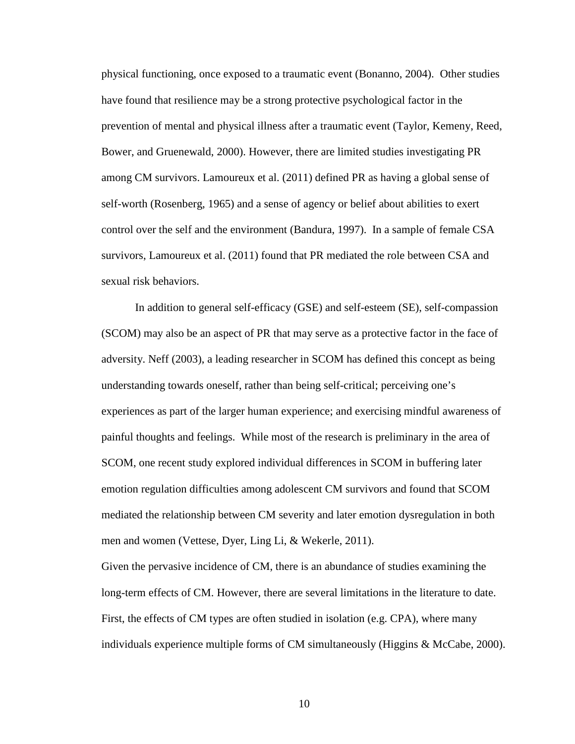physical functioning, once exposed to a traumatic event (Bonanno, 2004). Other studies have found that resilience may be a strong protective psychological factor in the prevention of mental and physical illness after a traumatic event (Taylor, Kemeny, Reed, Bower, and Gruenewald, 2000). However, there are limited studies investigating PR among CM survivors. Lamoureux et al. (2011) defined PR as having a global sense of self-worth (Rosenberg, 1965) and a sense of agency or belief about abilities to exert control over the self and the environment (Bandura, 1997). In a sample of female CSA survivors, Lamoureux et al. (2011) found that PR mediated the role between CSA and sexual risk behaviors.

In addition to general self-efficacy (GSE) and self-esteem (SE), self-compassion (SCOM) may also be an aspect of PR that may serve as a protective factor in the face of adversity. Neff (2003), a leading researcher in SCOM has defined this concept as being understanding towards oneself, rather than being self-critical; perceiving one's experiences as part of the larger human experience; and exercising mindful awareness of painful thoughts and feelings. While most of the research is preliminary in the area of SCOM, one recent study explored individual differences in SCOM in buffering later emotion regulation difficulties among adolescent CM survivors and found that SCOM mediated the relationship between CM severity and later emotion dysregulation in both men and women (Vettese, Dyer, Ling Li, & Wekerle, 2011).

Given the pervasive incidence of CM, there is an abundance of studies examining the long-term effects of CM. However, there are several limitations in the literature to date. First, the effects of CM types are often studied in isolation (e.g. CPA), where many individuals experience multiple forms of CM simultaneously (Higgins & McCabe, 2000).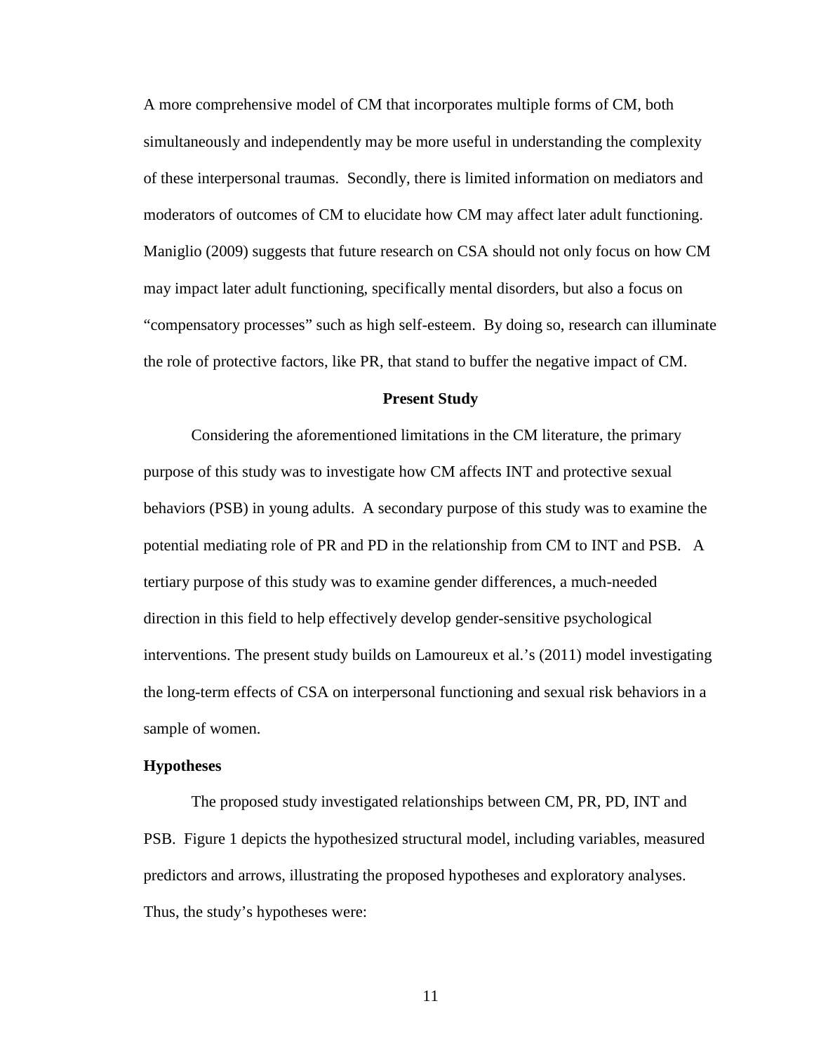A more comprehensive model of CM that incorporates multiple forms of CM, both simultaneously and independently may be more useful in understanding the complexity of these interpersonal traumas. Secondly, there is limited information on mediators and moderators of outcomes of CM to elucidate how CM may affect later adult functioning. Maniglio (2009) suggests that future research on CSA should not only focus on how CM may impact later adult functioning, specifically mental disorders, but also a focus on "compensatory processes" such as high self-esteem. By doing so, research can illuminate the role of protective factors, like PR, that stand to buffer the negative impact of CM.

## Present Study

Considering the aforementioned limitations in the CM literature, the primary purpose of this study was to investigate how CM affects INT and protective sexual behaviors (PSB) in young adults. A secondary purpose of this study was to examine the potential mediating role of PR and PD in the relationship from CM to INT and PSB. A tertiary purpose of this study was to examine gender differences, a much-needed direction in this field to help effectively develop gender-sensitive psychological interventions. The present study builds on Lamoureux et al.'s (2011) model investigating the long-term effects of CSA on interpersonal functioning and sexual risk behaviors in a sample of women.

### Hypotheses

The proposed study investigated relationships between CM, PR, PD, INT and PSB. Figure 1 depicts the hypothesized structural model, including variables, measured predictors and arrows, illustrating the proposed hypotheses and exploratory analyses. Thus, the study's hypotheses were: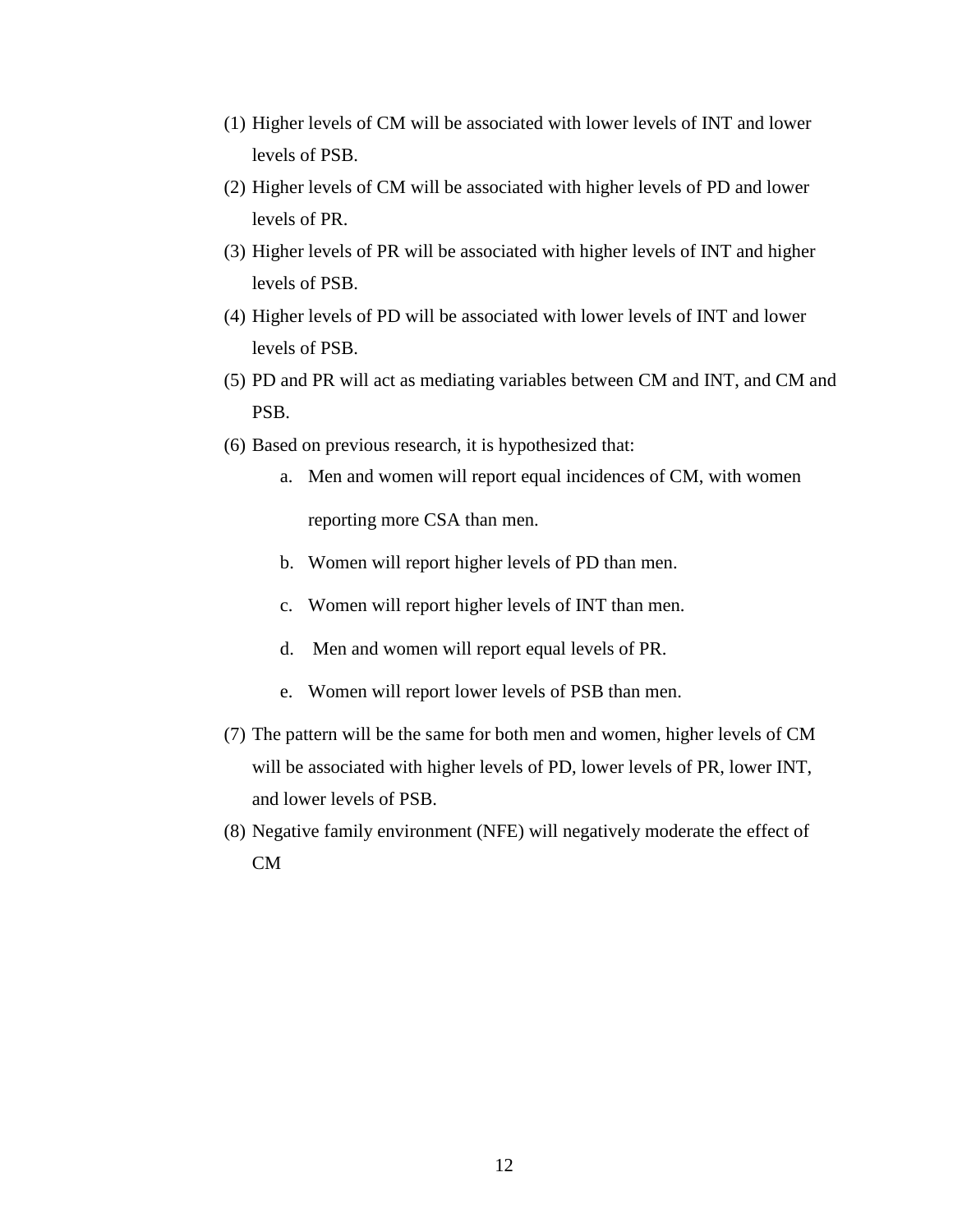(1) Higher levels of CM will be associated with lower levels of INT and lower levels of PSB.

(2) Higher levels of CM will be associated with higher levels of PD and lower levels of PR.

(3) Higher levels of PR will be associated with higher levels of INT and higher levels of PSB.

(4) Higher levels of PD will be associated with lower levels of INT and lower levels of PSB.

(5) PD and PR will act as mediating variables between CM and INT, and CM and PSB.

(6) Based on previous research, it is hypothesized that:

    a. Men and women will report equal incidences of CM, with women reporting more CSA than men.

    b. Women will report higher levels of PD than men.

    c. Women will report higher levels of INT than men.

    d. Men and women will report equal levels of PR.

    e. Women will report lower levels of PSB than men.

(7) The pattern will be the same for both men and women, higher levels of CM will be associated with higher levels of PD, lower levels of PR, lower INT, and lower levels of PSB.

(8) Negative family environment (NFE) will negatively moderate the effect of CM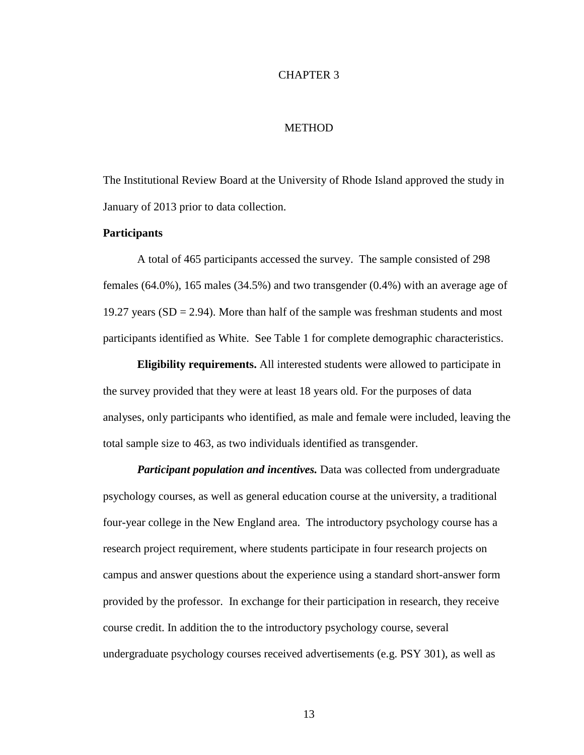# CHAPTER 3

# METHOD

The Institutional Review Board at the University of Rhode Island approved the study in January of 2013 prior to data collection.

## Participants

A total of 465 participants accessed the survey. The sample consisted of 298 females (64.0%), 165 males (34.5%) and two transgender (0.4%) with an average age of 19.27 years (SD = 2.94). More than half of the sample was freshman students and most participants identified as White. See Table 1 for complete demographic characteristics.

**Eligibility requirements.** All interested students were allowed to participate in the survey provided that they were at least 18 years old. For the purposes of data analyses, only participants who identified, as male and female were included, leaving the total sample size to 463, as two individuals identified as transgender.

***Participant population and incentives.*** Data was collected from undergraduate psychology courses, as well as general education course at the university, a traditional four-year college in the New England area. The introductory psychology course has a research project requirement, where students participate in four research projects on campus and answer questions about the experience using a standard short-answer form provided by the professor. In exchange for their participation in research, they receive course credit. In addition the to the introductory psychology course, several undergraduate psychology courses received advertisements (e.g. PSY 301), as well as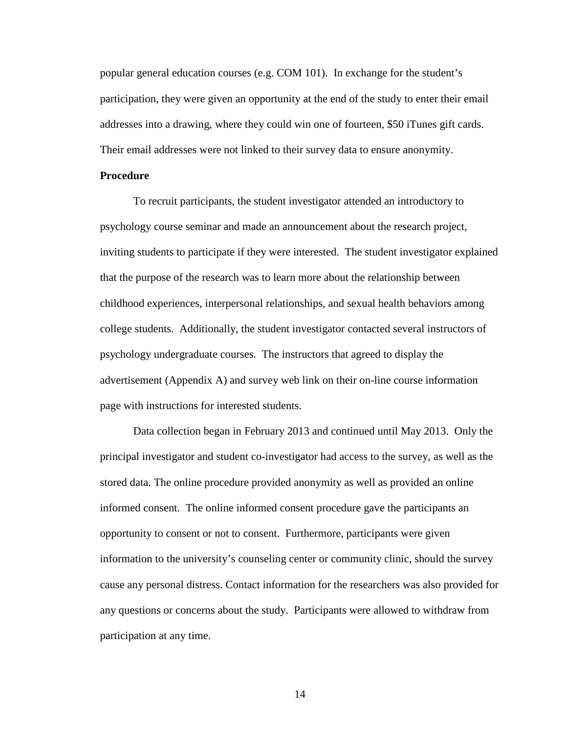popular general education courses (e.g. COM 101). In exchange for the student's participation, they were given an opportunity at the end of the study to enter their email addresses into a drawing, where they could win one of fourteen, $50 iTunes gift cards. Their email addresses were not linked to their survey data to ensure anonymity.

**Procedure**

To recruit participants, the student investigator attended an introductory to psychology course seminar and made an announcement about the research project, inviting students to participate if they were interested. The student investigator explained that the purpose of the research was to learn more about the relationship between childhood experiences, interpersonal relationships, and sexual health behaviors among college students. Additionally, the student investigator contacted several instructors of psychology undergraduate courses. The instructors that agreed to display the advertisement (Appendix A) and survey web link on their on-line course information page with instructions for interested students.

Data collection began in February 2013 and continued until May 2013. Only the principal investigator and student co-investigator had access to the survey, as well as the stored data. The online procedure provided anonymity as well as provided an online informed consent. The online informed consent procedure gave the participants an opportunity to consent or not to consent. Furthermore, participants were given information to the university's counseling center or community clinic, should the survey cause any personal distress. Contact information for the researchers was also provided for any questions or concerns about the study. Participants were allowed to withdraw from participation at any time.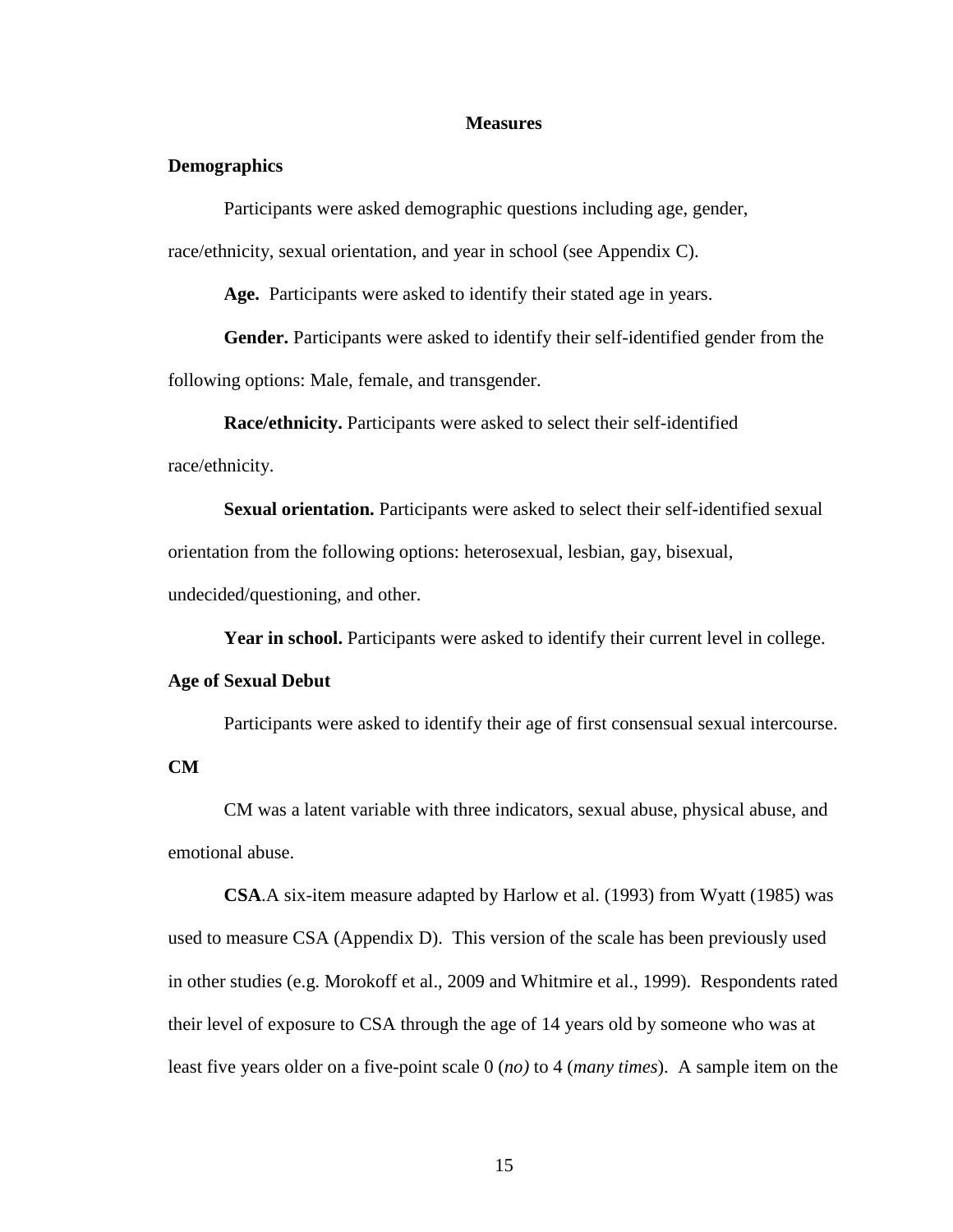# Measures

## Demographics

Participants were asked demographic questions including age, gender, race/ethnicity, sexual orientation, and year in school (see Appendix C).

**Age.** Participants were asked to identify their stated age in years.

**Gender.** Participants were asked to identify their self-identified gender from the following options: Male, female, and transgender.

**Race/ethnicity.** Participants were asked to select their self-identified race/ethnicity.

**Sexual orientation.** Participants were asked to select their self-identified sexual orientation from the following options: heterosexual, lesbian, gay, bisexual, undecided/questioning, and other.

**Year in school.** Participants were asked to identify their current level in college.

## Age of Sexual Debut

Participants were asked to identify their age of first consensual sexual intercourse.

## CM

CM was a latent variable with three indicators, sexual abuse, physical abuse, and emotional abuse.

**CSA**.A six-item measure adapted by Harlow et al. (1993) from Wyatt (1985) was used to measure CSA (Appendix D). This version of the scale has been previously used in other studies (e.g. Morokoff et al., 2009 and Whitmire et al., 1999). Respondents rated their level of exposure to CSA through the age of 14 years old by someone who was at least five years older on a five-point scale 0 (*no)* to 4 (*many times*). A sample item on the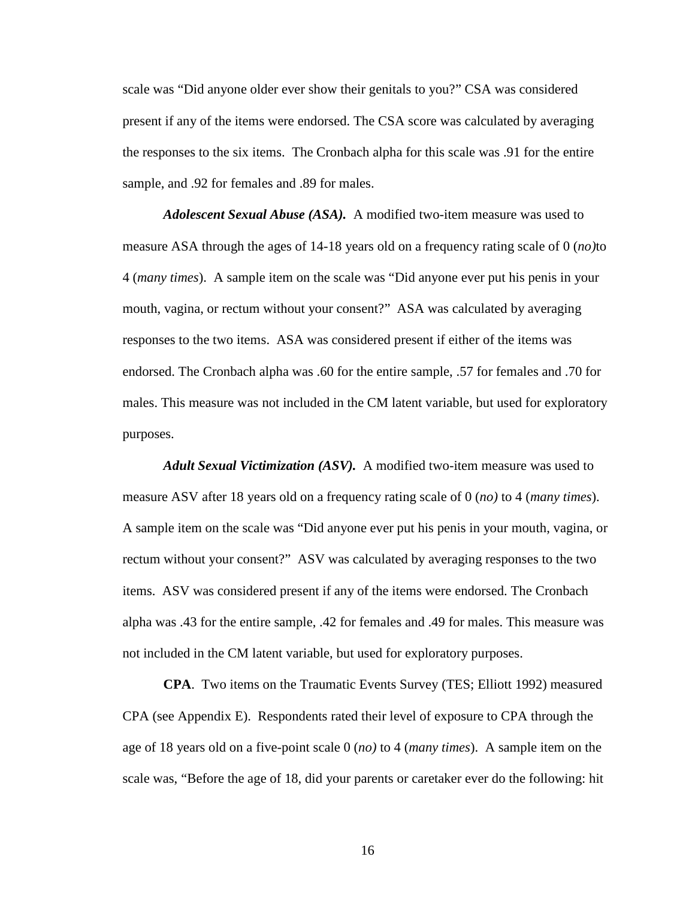scale was "Did anyone older ever show their genitals to you?" CSA was considered present if any of the items were endorsed. The CSA score was calculated by averaging the responses to the six items. The Cronbach alpha for this scale was .91 for the entire sample, and .92 for females and .89 for males.

***Adolescent Sexual Abuse (ASA).*** A modified two-item measure was used to measure ASA through the ages of 14-18 years old on a frequency rating scale of 0 (*no)*to 4 (*many times*). A sample item on the scale was "Did anyone ever put his penis in your mouth, vagina, or rectum without your consent?" ASA was calculated by averaging responses to the two items. ASA was considered present if either of the items was endorsed. The Cronbach alpha was .60 for the entire sample, .57 for females and .70 for males. This measure was not included in the CM latent variable, but used for exploratory purposes.

***Adult Sexual Victimization (ASV).*** A modified two-item measure was used to measure ASV after 18 years old on a frequency rating scale of 0 (*no)* to 4 (*many times*). A sample item on the scale was "Did anyone ever put his penis in your mouth, vagina, or rectum without your consent?" ASV was calculated by averaging responses to the two items. ASV was considered present if any of the items were endorsed. The Cronbach alpha was .43 for the entire sample, .42 for females and .49 for males. This measure was not included in the CM latent variable, but used for exploratory purposes.

**CPA**. Two items on the Traumatic Events Survey (TES; Elliott 1992) measured CPA (see Appendix E). Respondents rated their level of exposure to CPA through the age of 18 years old on a five-point scale 0 (*no)* to 4 (*many times*). A sample item on the scale was, "Before the age of 18, did your parents or caretaker ever do the following: hit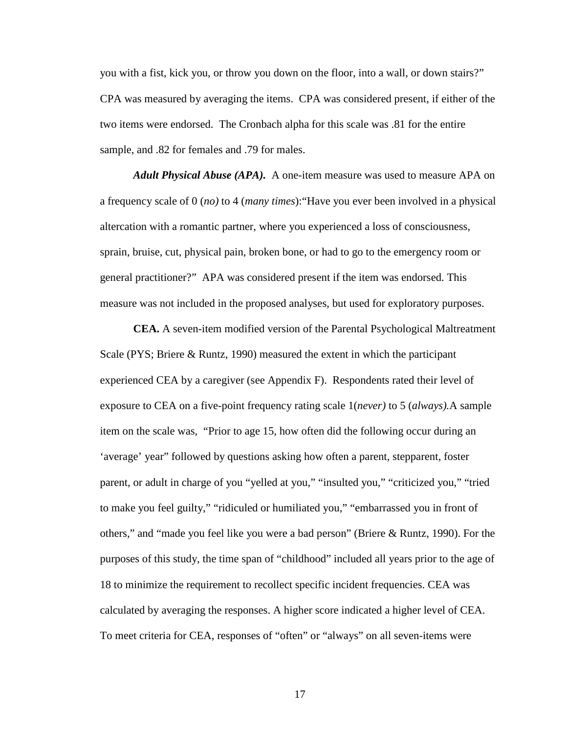you with a fist, kick you, or throw you down on the floor, into a wall, or down stairs?" CPA was measured by averaging the items. CPA was considered present, if either of the two items were endorsed. The Cronbach alpha for this scale was .81 for the entire sample, and .82 for females and .79 for males.

***Adult Physical Abuse (APA).*** A one-item measure was used to measure APA on a frequency scale of 0 (*no)* to 4 (*many times*):"Have you ever been involved in a physical altercation with a romantic partner, where you experienced a loss of consciousness, sprain, bruise, cut, physical pain, broken bone, or had to go to the emergency room or general practitioner?" APA was considered present if the item was endorsed. This measure was not included in the proposed analyses, but used for exploratory purposes.

**CEA.** A seven-item modified version of the Parental Psychological Maltreatment Scale (PYS; Briere & Runtz, 1990) measured the extent in which the participant experienced CEA by a caregiver (see Appendix F). Respondents rated their level of exposure to CEA on a five-point frequency rating scale 1(*never)* to 5 (*always).*A sample item on the scale was, "Prior to age 15, how often did the following occur during an 'average' year" followed by questions asking how often a parent, stepparent, foster parent, or adult in charge of you "yelled at you," "insulted you," "criticized you," "tried to make you feel guilty," "ridiculed or humiliated you," "embarrassed you in front of others," and "made you feel like you were a bad person" (Briere & Runtz, 1990). For the purposes of this study, the time span of "childhood" included all years prior to the age of 18 to minimize the requirement to recollect specific incident frequencies. CEA was calculated by averaging the responses. A higher score indicated a higher level of CEA. To meet criteria for CEA, responses of "often" or "always" on all seven-items were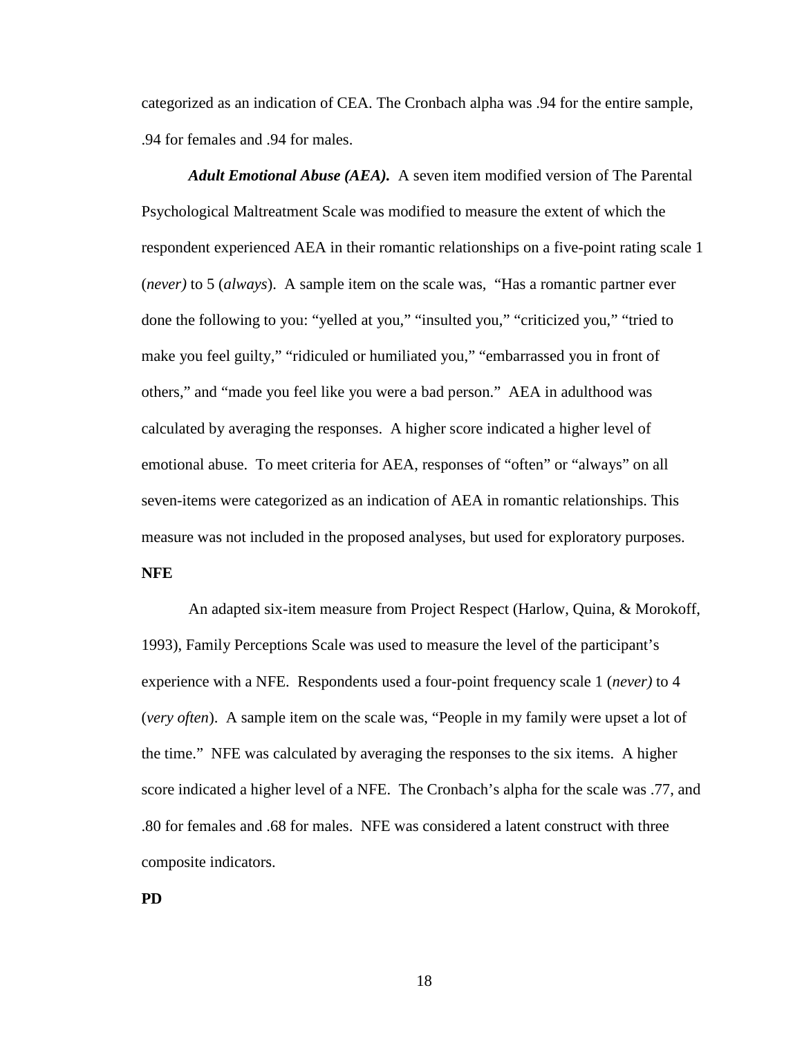categorized as an indication of CEA. The Cronbach alpha was .94 for the entire sample, .94 for females and .94 for males.

***Adult Emotional Abuse (AEA).*** A seven item modified version of The Parental Psychological Maltreatment Scale was modified to measure the extent of which the respondent experienced AEA in their romantic relationships on a five-point rating scale 1 (*never)* to 5 (*always*). A sample item on the scale was, "Has a romantic partner ever done the following to you: "yelled at you," "insulted you," "criticized you," "tried to make you feel guilty," "ridiculed or humiliated you," "embarrassed you in front of others," and "made you feel like you were a bad person." AEA in adulthood was calculated by averaging the responses. A higher score indicated a higher level of emotional abuse. To meet criteria for AEA, responses of "often" or "always" on all seven-items were categorized as an indication of AEA in romantic relationships. This measure was not included in the proposed analyses, but used for exploratory purposes.

**NFE**

An adapted six-item measure from Project Respect (Harlow, Quina, & Morokoff, 1993), Family Perceptions Scale was used to measure the level of the participant's experience with a NFE. Respondents used a four-point frequency scale 1 (*never)* to 4 (*very often*). A sample item on the scale was, "People in my family were upset a lot of the time." NFE was calculated by averaging the responses to the six items. A higher score indicated a higher level of a NFE. The Cronbach's alpha for the scale was .77, and .80 for females and .68 for males. NFE was considered a latent construct with three composite indicators.

**PD**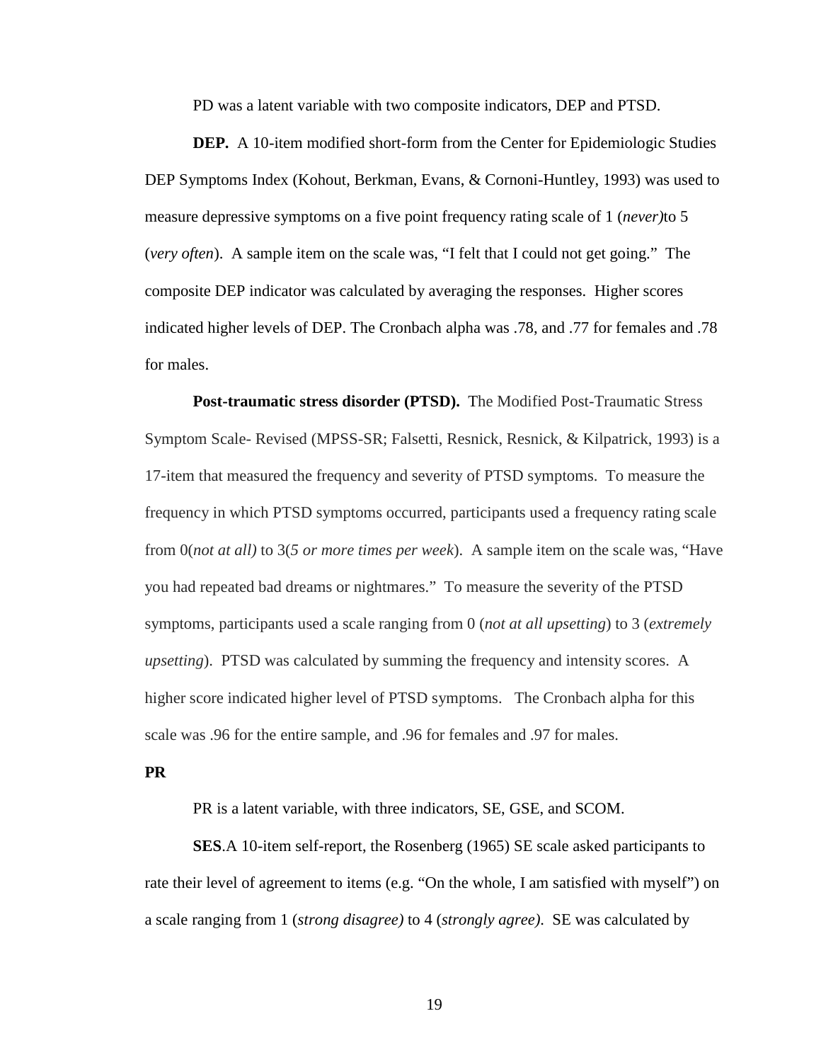PD was a latent variable with two composite indicators, DEP and PTSD.

**DEP.** A 10-item modified short-form from the Center for Epidemiologic Studies DEP Symptoms Index (Kohout, Berkman, Evans, & Cornoni-Huntley, 1993) was used to measure depressive symptoms on a five point frequency rating scale of 1 (*never)*to 5 (*very often*). A sample item on the scale was, "I felt that I could not get going." The composite DEP indicator was calculated by averaging the responses. Higher scores indicated higher levels of DEP. The Cronbach alpha was .78, and .77 for females and .78 for males.

**Post-traumatic stress disorder (PTSD).** The Modified Post-Traumatic Stress Symptom Scale- Revised (MPSS-SR; Falsetti, Resnick, Resnick, & Kilpatrick, 1993) is a 17-item that measured the frequency and severity of PTSD symptoms. To measure the frequency in which PTSD symptoms occurred, participants used a frequency rating scale from 0(*not at all)* to 3(*5 or more times per week*). A sample item on the scale was, "Have you had repeated bad dreams or nightmares." To measure the severity of the PTSD symptoms, participants used a scale ranging from 0 (*not at all upsetting*) to 3 (*extremely upsetting*). PTSD was calculated by summing the frequency and intensity scores. A higher score indicated higher level of PTSD symptoms. The Cronbach alpha for this scale was .96 for the entire sample, and .96 for females and .97 for males.

**PR**

PR is a latent variable, with three indicators, SE, GSE, and SCOM.

**SES**.A 10-item self-report, the Rosenberg (1965) SE scale asked participants to rate their level of agreement to items (e.g. "On the whole, I am satisfied with myself") on a scale ranging from 1 (*strong disagree)* to 4 (*strongly agree)*. SE was calculated by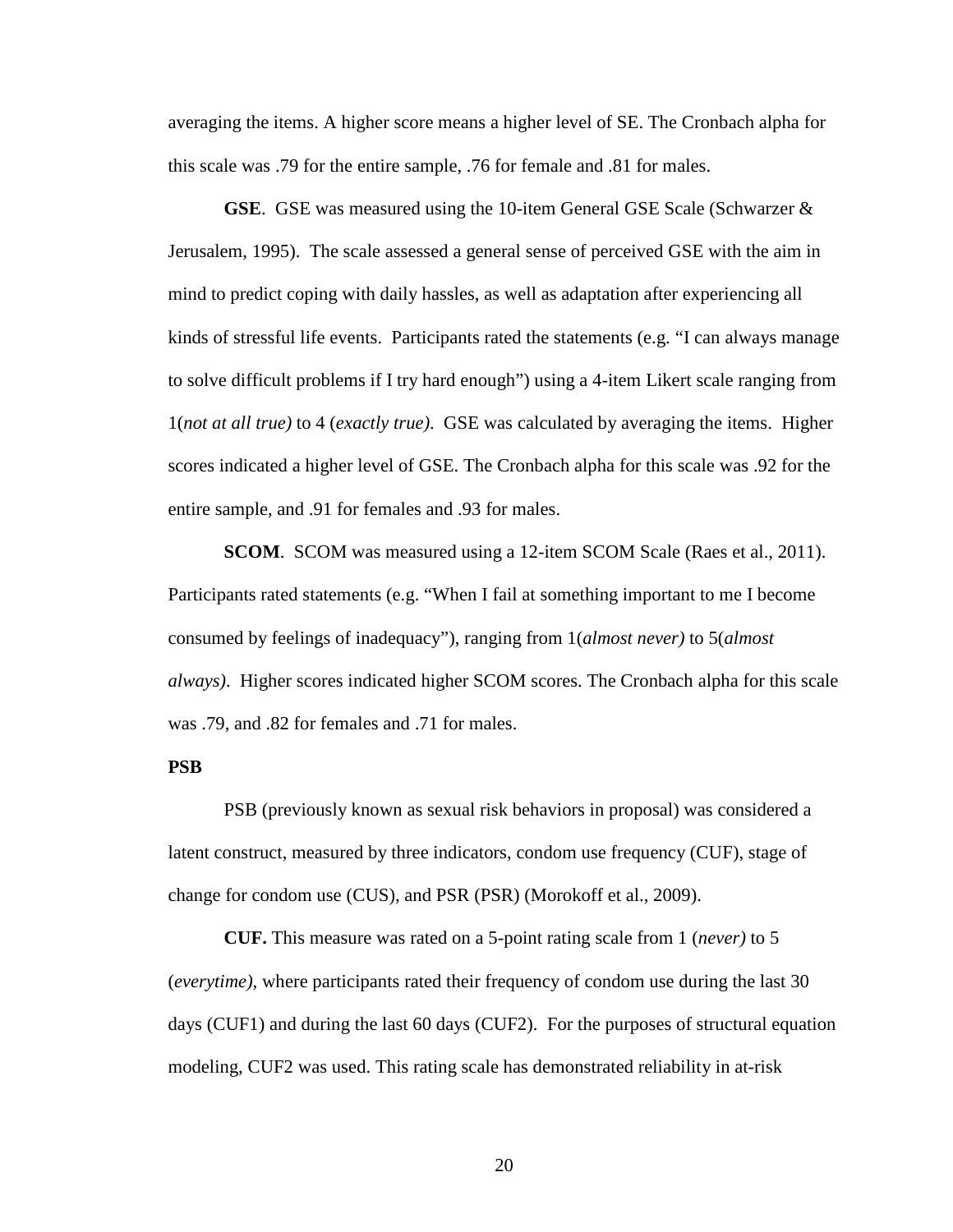averaging the items. A higher score means a higher level of SE. The Cronbach alpha for this scale was .79 for the entire sample, .76 for female and .81 for males.

**GSE**. GSE was measured using the 10-item General GSE Scale (Schwarzer & Jerusalem, 1995). The scale assessed a general sense of perceived GSE with the aim in mind to predict coping with daily hassles, as well as adaptation after experiencing all kinds of stressful life events. Participants rated the statements (e.g. "I can always manage to solve difficult problems if I try hard enough") using a 4-item Likert scale ranging from 1(*not at all true)* to 4 (*exactly true).* GSE was calculated by averaging the items. Higher scores indicated a higher level of GSE. The Cronbach alpha for this scale was .92 for the entire sample, and .91 for females and .93 for males.

**SCOM**. SCOM was measured using a 12-item SCOM Scale (Raes et al., 2011). Participants rated statements (e.g. "When I fail at something important to me I become consumed by feelings of inadequacy"), ranging from 1(*almost never)* to 5(*almost always)*. Higher scores indicated higher SCOM scores. The Cronbach alpha for this scale was .79, and .82 for females and .71 for males.

**PSB**

PSB (previously known as sexual risk behaviors in proposal) was considered a latent construct, measured by three indicators, condom use frequency (CUF), stage of change for condom use (CUS), and PSR (PSR) (Morokoff et al., 2009).

**CUF.** This measure was rated on a 5-point rating scale from 1 (*never)* to 5 (*everytime)*, where participants rated their frequency of condom use during the last 30 days (CUF1) and during the last 60 days (CUF2). For the purposes of structural equation modeling, CUF2 was used. This rating scale has demonstrated reliability in at-risk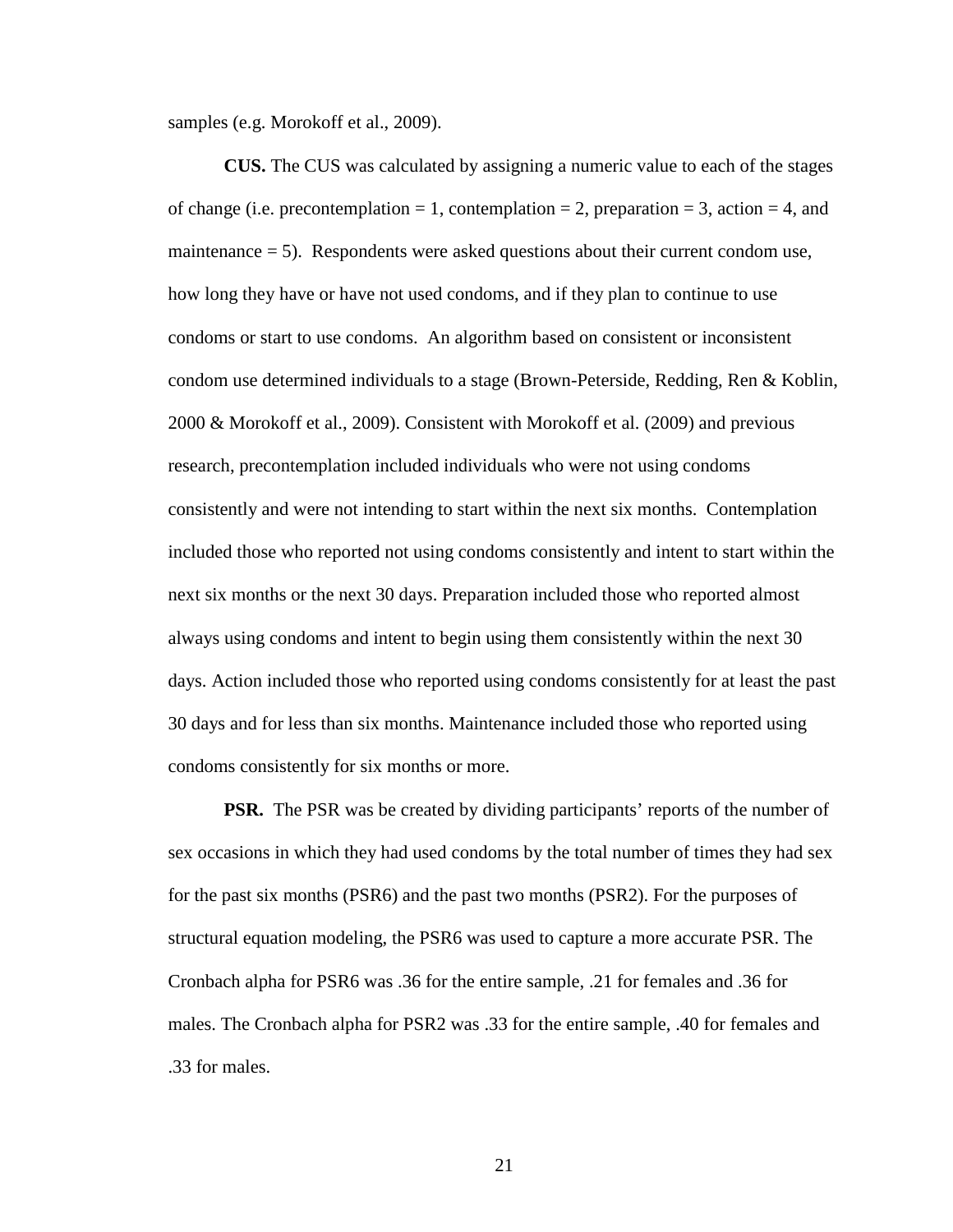samples (e.g. Morokoff et al., 2009).

**CUS.** The CUS was calculated by assigning a numeric value to each of the stages of change (i.e. precontemplation = 1, contemplation = 2, preparation = 3, action = 4, and maintenance = 5). Respondents were asked questions about their current condom use, how long they have or have not used condoms, and if they plan to continue to use condoms or start to use condoms. An algorithm based on consistent or inconsistent condom use determined individuals to a stage (Brown-Peterside, Redding, Ren & Koblin, 2000 & Morokoff et al., 2009). Consistent with Morokoff et al. (2009) and previous research, precontemplation included individuals who were not using condoms consistently and were not intending to start within the next six months. Contemplation included those who reported not using condoms consistently and intent to start within the next six months or the next 30 days. Preparation included those who reported almost always using condoms and intent to begin using them consistently within the next 30 days. Action included those who reported using condoms consistently for at least the past 30 days and for less than six months. Maintenance included those who reported using condoms consistently for six months or more.

**PSR.** The PSR was be created by dividing participants' reports of the number of sex occasions in which they had used condoms by the total number of times they had sex for the past six months (PSR6) and the past two months (PSR2). For the purposes of structural equation modeling, the PSR6 was used to capture a more accurate PSR. The Cronbach alpha for PSR6 was .36 for the entire sample, .21 for females and .36 for males. The Cronbach alpha for PSR2 was .33 for the entire sample, .40 for females and .33 for males.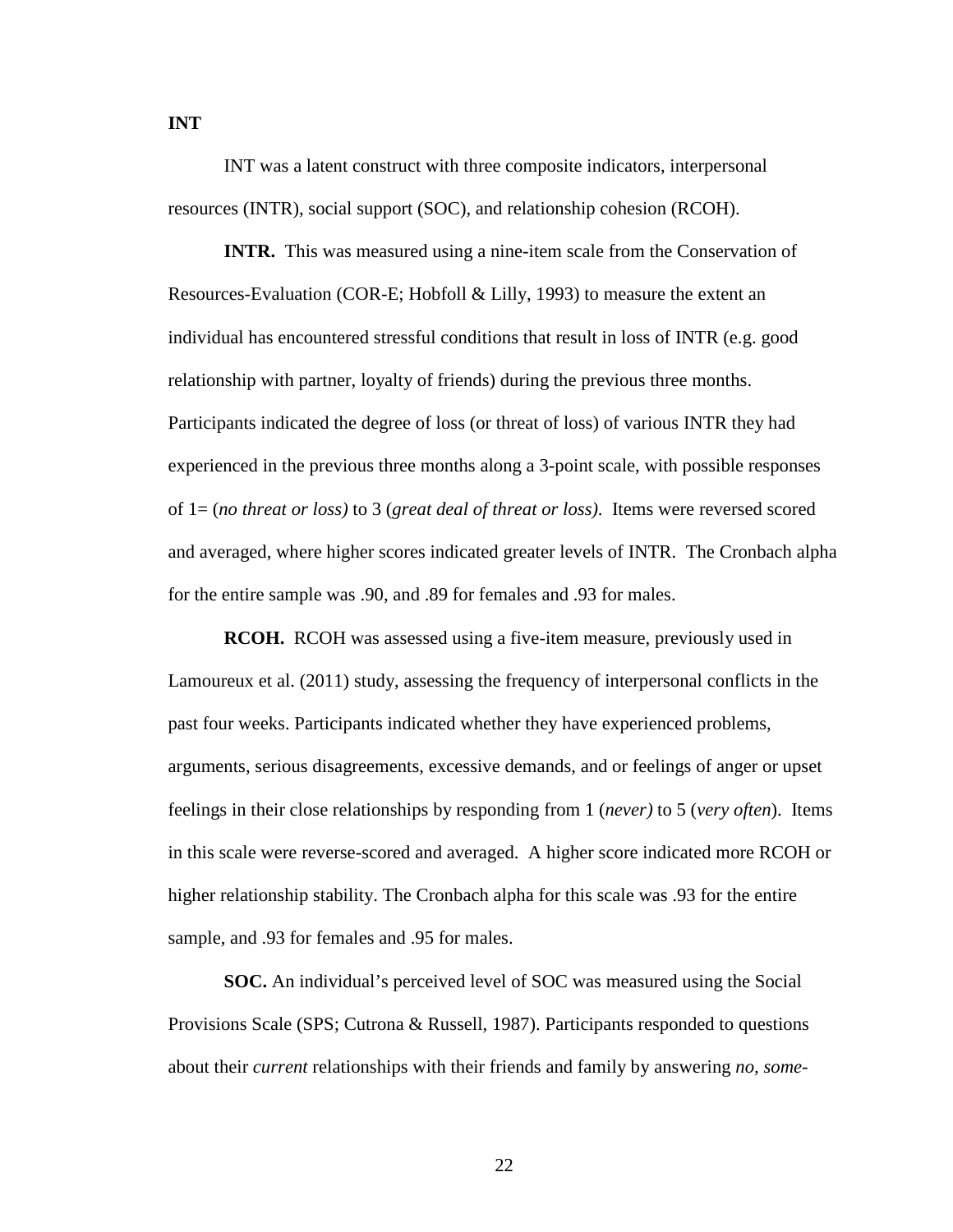**INT**

INT was a latent construct with three composite indicators, interpersonal resources (INTR), social support (SOC), and relationship cohesion (RCOH).

**INTR.** This was measured using a nine-item scale from the Conservation of Resources-Evaluation (COR-E; Hobfoll & Lilly, 1993) to measure the extent an individual has encountered stressful conditions that result in loss of INTR (e.g. good relationship with partner, loyalty of friends) during the previous three months. Participants indicated the degree of loss (or threat of loss) of various INTR they had experienced in the previous three months along a 3-point scale, with possible responses of 1= (*no threat or loss)* to 3 (*great deal of threat or loss).* Items were reversed scored and averaged, where higher scores indicated greater levels of INTR. The Cronbach alpha for the entire sample was .90, and .89 for females and .93 for males.

**RCOH.** RCOH was assessed using a five-item measure, previously used in Lamoureux et al. (2011) study, assessing the frequency of interpersonal conflicts in the past four weeks. Participants indicated whether they have experienced problems, arguments, serious disagreements, excessive demands, and or feelings of anger or upset feelings in their close relationships by responding from 1 (*never)* to 5 (*very often*). Items in this scale were reverse-scored and averaged. A higher score indicated more RCOH or higher relationship stability. The Cronbach alpha for this scale was .93 for the entire sample, and .93 for females and .95 for males.

**SOC.** An individual's perceived level of SOC was measured using the Social Provisions Scale (SPS; Cutrona & Russell, 1987). Participants responded to questions about their *current* relationships with their friends and family by answering *no, some-*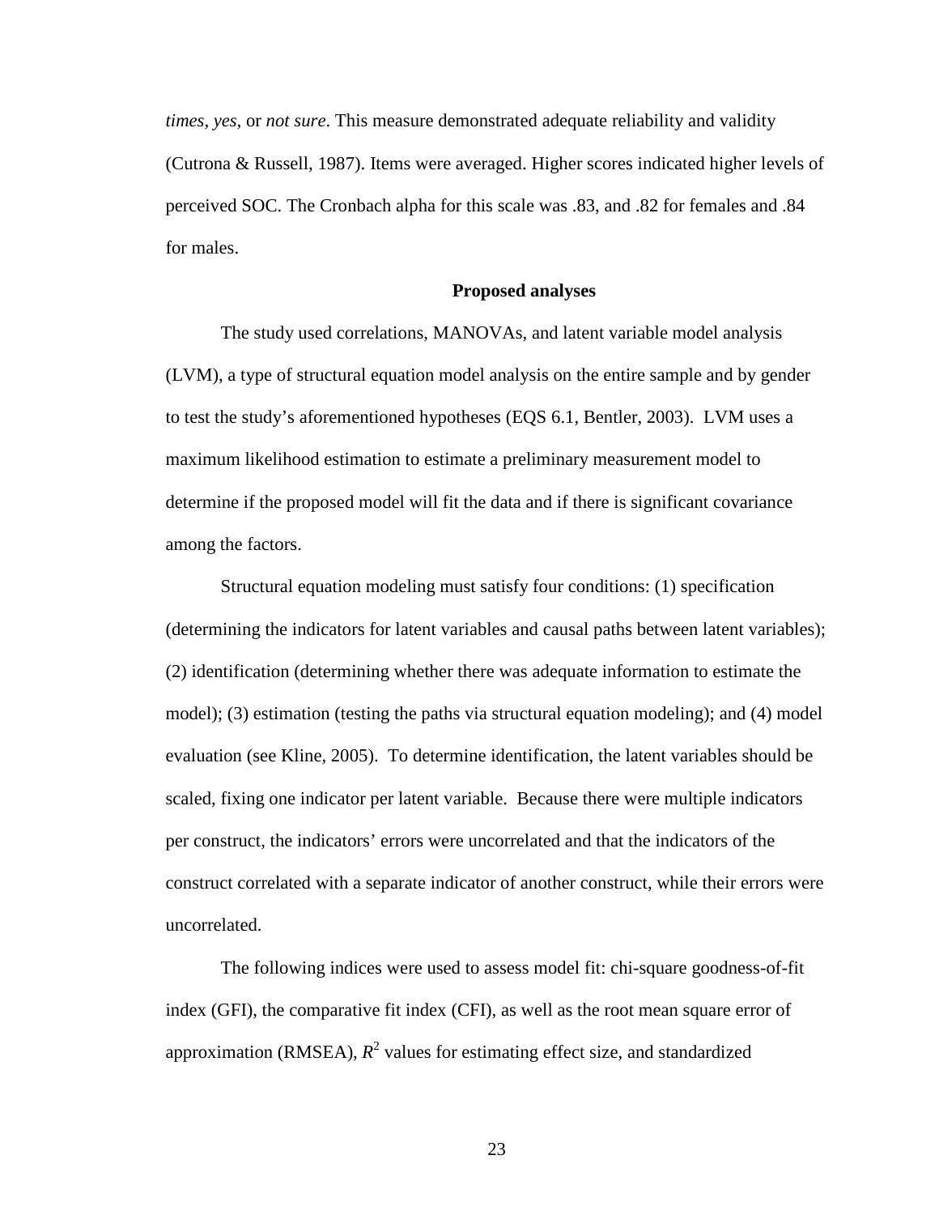*times*, *yes*, or *not sure*. This measure demonstrated adequate reliability and validity (Cutrona & Russell, 1987). Items were averaged. Higher scores indicated higher levels of perceived SOC. The Cronbach alpha for this scale was .83, and .82 for females and .84 for males.

## Proposed analyses

The study used correlations, MANOVAs, and latent variable model analysis (LVM), a type of structural equation model analysis on the entire sample and by gender to test the study's aforementioned hypotheses (EQS 6.1, Bentler, 2003). LVM uses a maximum likelihood estimation to estimate a preliminary measurement model to determine if the proposed model will fit the data and if there is significant covariance among the factors.

Structural equation modeling must satisfy four conditions: (1) specification (determining the indicators for latent variables and causal paths between latent variables); (2) identification (determining whether there was adequate information to estimate the model); (3) estimation (testing the paths via structural equation modeling); and (4) model evaluation (see Kline, 2005). To determine identification, the latent variables should be scaled, fixing one indicator per latent variable. Because there were multiple indicators per construct, the indicators' errors were uncorrelated and that the indicators of the construct correlated with a separate indicator of another construct, while their errors were uncorrelated.

The following indices were used to assess model fit: chi-square goodness-of-fit index (GFI), the comparative fit index (CFI), as well as the root mean square error of approximation (RMSEA), $R^2$ values for estimating effect size, and standardized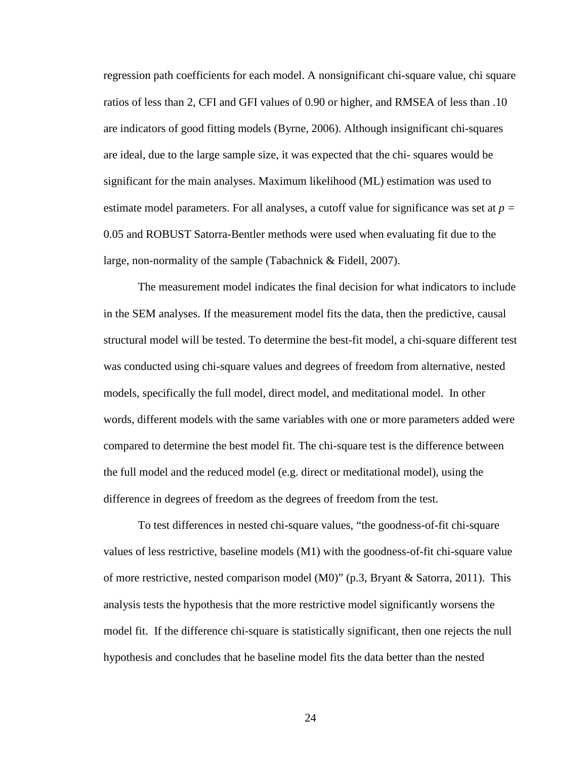regression path coefficients for each model. A nonsignificant chi-square value, chi square ratios of less than 2, CFI and GFI values of 0.90 or higher, and RMSEA of less than .10 are indicators of good fitting models (Byrne, 2006). Although insignificant chi-squares are ideal, due to the large sample size, it was expected that the chi- squares would be significant for the main analyses. Maximum likelihood (ML) estimation was used to estimate model parameters. For all analyses, a cutoff value for significance was set at $p$ = 0.05 and ROBUST Satorra-Bentler methods were used when evaluating fit due to the large, non-normality of the sample (Tabachnick & Fidell, 2007).

The measurement model indicates the final decision for what indicators to include in the SEM analyses. If the measurement model fits the data, then the predictive, causal structural model will be tested. To determine the best-fit model, a chi-square different test was conducted using chi-square values and degrees of freedom from alternative, nested models, specifically the full model, direct model, and meditational model. In other words, different models with the same variables with one or more parameters added were compared to determine the best model fit. The chi-square test is the difference between the full model and the reduced model (e.g. direct or meditational model), using the difference in degrees of freedom as the degrees of freedom from the test.

To test differences in nested chi-square values, "the goodness-of-fit chi-square values of less restrictive, baseline models (M1) with the goodness-of-fit chi-square value of more restrictive, nested comparison model (M0)" (p.3, Bryant & Satorra, 2011). This analysis tests the hypothesis that the more restrictive model significantly worsens the model fit. If the difference chi-square is statistically significant, then one rejects the null hypothesis and concludes that he baseline model fits the data better than the nested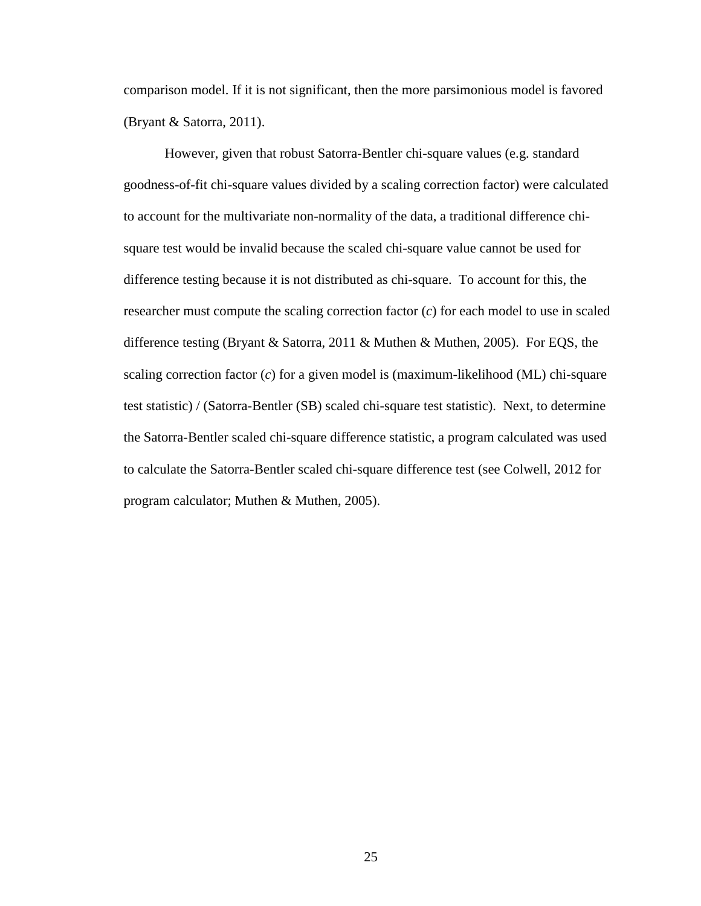comparison model. If it is not significant, then the more parsimonious model is favored (Bryant & Satorra, 2011).

However, given that robust Satorra-Bentler chi-square values (e.g. standard goodness-of-fit chi-square values divided by a scaling correction factor) were calculated to account for the multivariate non-normality of the data, a traditional difference chi-square test would be invalid because the scaled chi-square value cannot be used for difference testing because it is not distributed as chi-square. To account for this, the researcher must compute the scaling correction factor ($c$) for each model to use in scaled difference testing (Bryant & Satorra, 2011 & Muthen & Muthen, 2005). For EQS, the scaling correction factor ($c$) for a given model is (maximum-likelihood (ML) chi-square test statistic) / (Satorra-Bentler (SB) scaled chi-square test statistic). Next, to determine the Satorra-Bentler scaled chi-square difference statistic, a program calculated was used to calculate the Satorra-Bentler scaled chi-square difference test (see Colwell, 2012 for program calculator; Muthen & Muthen, 2005).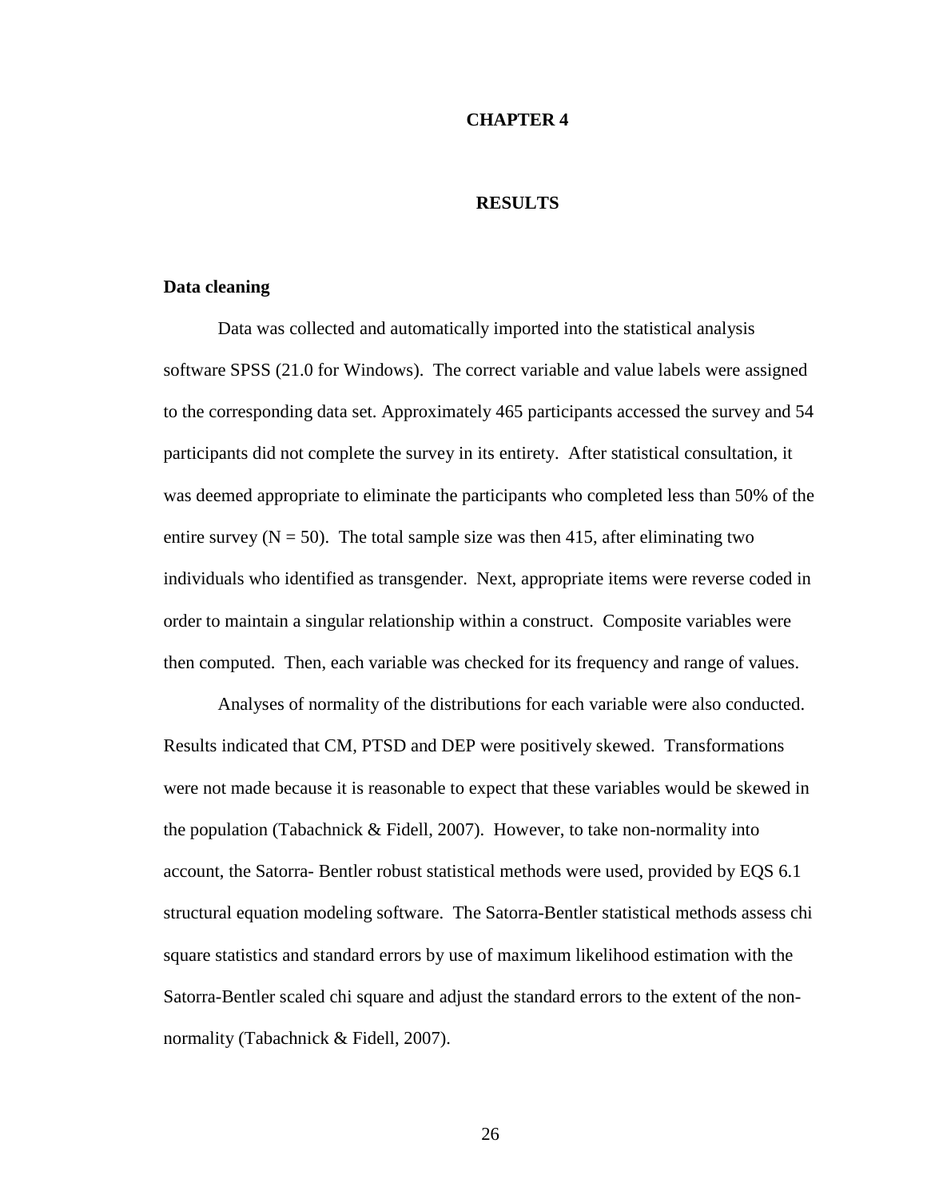# CHAPTER 4

# RESULTS

### Data cleaning

Data was collected and automatically imported into the statistical analysis software SPSS (21.0 for Windows). The correct variable and value labels were assigned to the corresponding data set. Approximately 465 participants accessed the survey and 54 participants did not complete the survey in its entirety. After statistical consultation, it was deemed appropriate to eliminate the participants who completed less than 50% of the entire survey ($N = 50$). The total sample size was then 415, after eliminating two individuals who identified as transgender. Next, appropriate items were reverse coded in order to maintain a singular relationship within a construct. Composite variables were then computed. Then, each variable was checked for its frequency and range of values.

Analyses of normality of the distributions for each variable were also conducted. Results indicated that CM, PTSD and DEP were positively skewed. Transformations were not made because it is reasonable to expect that these variables would be skewed in the population (Tabachnick & Fidell, 2007). However, to take non-normality into account, the Satorra- Bentler robust statistical methods were used, provided by EQS 6.1 structural equation modeling software. The Satorra-Bentler statistical methods assess chi square statistics and standard errors by use of maximum likelihood estimation with the Satorra-Bentler scaled chi square and adjust the standard errors to the extent of the non-normality (Tabachnick & Fidell, 2007).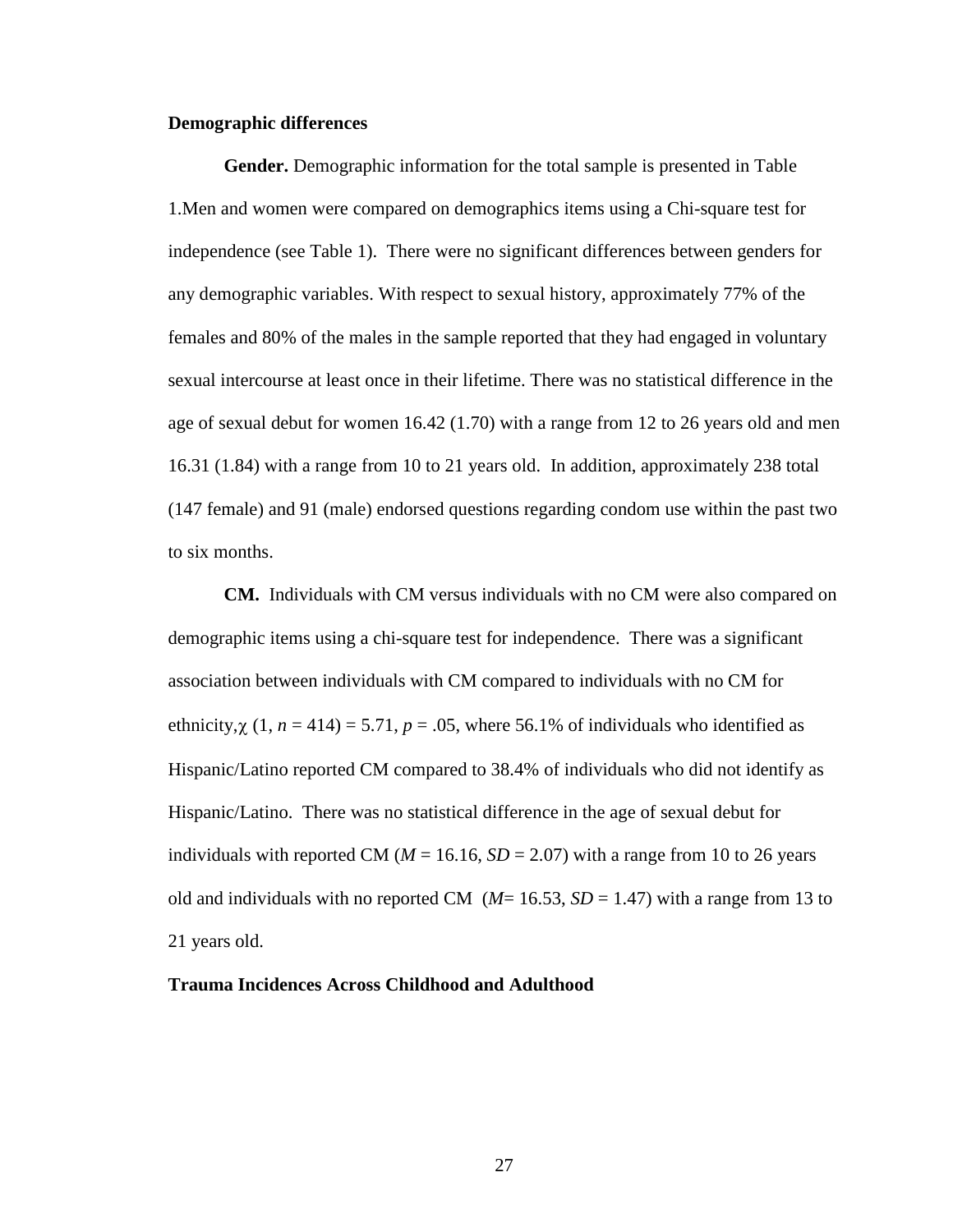**Demographic differences**

**Gender.** Demographic information for the total sample is presented in Table 1.Men and women were compared on demographics items using a Chi-square test for independence (see Table 1). There were no significant differences between genders for any demographic variables. With respect to sexual history, approximately 77% of the females and 80% of the males in the sample reported that they had engaged in voluntary sexual intercourse at least once in their lifetime. There was no statistical difference in the age of sexual debut for women 16.42 (1.70) with a range from 12 to 26 years old and men 16.31 (1.84) with a range from 10 to 21 years old. In addition, approximately 238 total (147 female) and 91 (male) endorsed questions regarding condom use within the past two to six months.

**CM.** Individuals with CM versus individuals with no CM were also compared on demographic items using a chi-square test for independence. There was a significant association between individuals with CM compared to individuals with no CM for ethnicity,$\chi$ (1, $n$ = 414) = 5.71, $p$ = .05, where 56.1% of individuals who identified as Hispanic/Latino reported CM compared to 38.4% of individuals who did not identify as Hispanic/Latino. There was no statistical difference in the age of sexual debut for individuals with reported CM ($M$ = 16.16, $SD$ = 2.07) with a range from 10 to 26 years old and individuals with no reported CM ($M$= 16.53, $SD$ = 1.47) with a range from 13 to 21 years old.

**Trauma Incidences Across Childhood and Adulthood**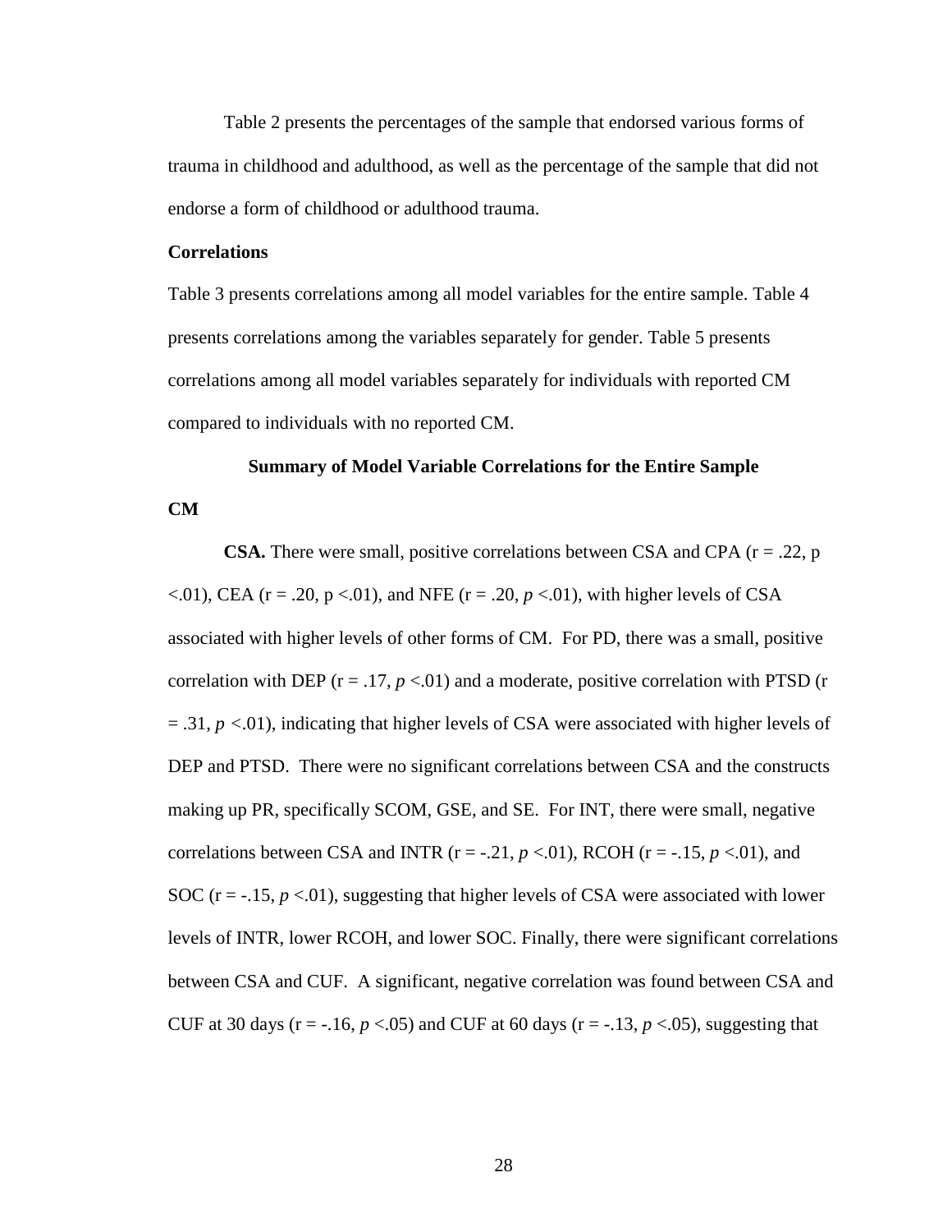Table 2 presents the percentages of the sample that endorsed various forms of trauma in childhood and adulthood, as well as the percentage of the sample that did not endorse a form of childhood or adulthood trauma.

**Correlations**

Table 3 presents correlations among all model variables for the entire sample. Table 4 presents correlations among the variables separately for gender. Table 5 presents correlations among all model variables separately for individuals with reported CM compared to individuals with no reported CM.

**Summary of Model Variable Correlations for the Entire Sample**

**CM**

**CSA.** There were small, positive correlations between CSA and CPA (r = .22, p <.01), CEA (r = .20, p <.01), and NFE (r = .20, $p$ <.01), with higher levels of CSA associated with higher levels of other forms of CM. For PD, there was a small, positive correlation with DEP (r = .17, $p$ <.01) and a moderate, positive correlation with PTSD (r = .31, $p$ <.01), indicating that higher levels of CSA were associated with higher levels of DEP and PTSD. There were no significant correlations between CSA and the constructs making up PR, specifically SCOM, GSE, and SE. For INT, there were small, negative correlations between CSA and INTR (r = -.21, $p$ <.01), RCOH (r = -.15, $p$ <.01), and SOC (r = -.15, $p$ <.01), suggesting that higher levels of CSA were associated with lower levels of INTR, lower RCOH, and lower SOC. Finally, there were significant correlations between CSA and CUF. A significant, negative correlation was found between CSA and CUF at 30 days (r = -.16, $p$ <.05) and CUF at 60 days (r = -.13, $p$ <.05), suggesting that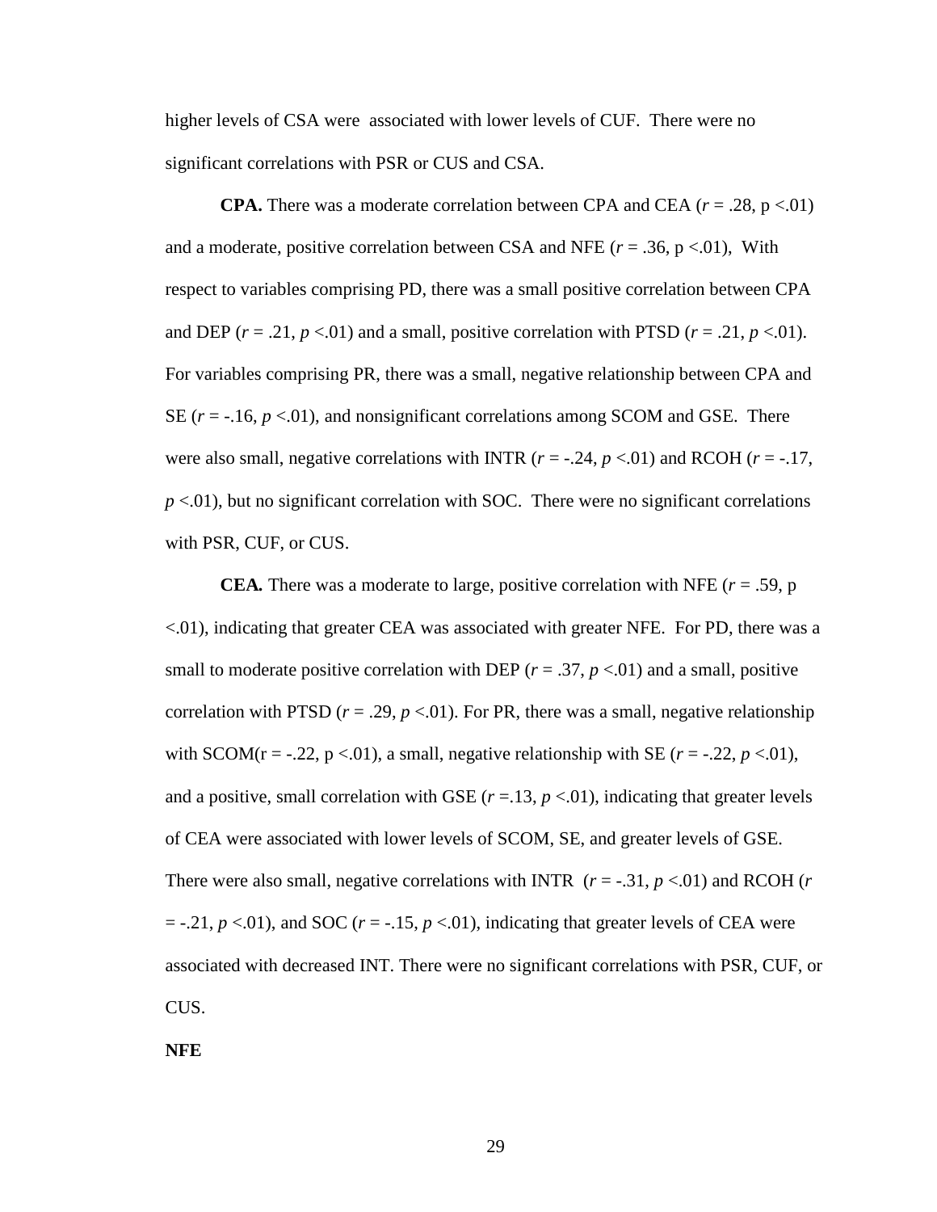higher levels of CSA were associated with lower levels of CUF. There were no significant correlations with PSR or CUS and CSA.

**CPA.** There was a moderate correlation between CPA and CEA ($r$ = .28, p <.01) and a moderate, positive correlation between CSA and NFE ($r$ = .36, p <.01), With respect to variables comprising PD, there was a small positive correlation between CPA and DEP ($r$ = .21, $p$ <.01) and a small, positive correlation with PTSD ($r$ = .21, $p$ <.01). For variables comprising PR, there was a small, negative relationship between CPA and SE ($r$ = -.16, $p$ <.01), and nonsignificant correlations among SCOM and GSE. There were also small, negative correlations with INTR ($r$ = -.24, $p$ <.01) and RCOH ($r$ = -.17, $p$ <.01), but no significant correlation with SOC. There were no significant correlations with PSR, CUF, or CUS.

**CEA.** There was a moderate to large, positive correlation with NFE ($r$ = .59, p <.01), indicating that greater CEA was associated with greater NFE. For PD, there was a small to moderate positive correlation with DEP ($r$ = .37, $p$ <.01) and a small, positive correlation with PTSD ($r$ = .29, $p$ <.01). For PR, there was a small, negative relationship with SCOM(r = -.22, p <.01), a small, negative relationship with SE ($r$ = -.22, $p$ <.01), and a positive, small correlation with GSE ($r$ =.13, $p$ <.01), indicating that greater levels of CEA were associated with lower levels of SCOM, SE, and greater levels of GSE. There were also small, negative correlations with INTR ($r$ = -.31, $p$ <.01) and RCOH ($r$ = -.21, $p$ <.01), and SOC ($r$ = -.15, $p$ <.01), indicating that greater levels of CEA were associated with decreased INT. There were no significant correlations with PSR, CUF, or CUS.

**NFE**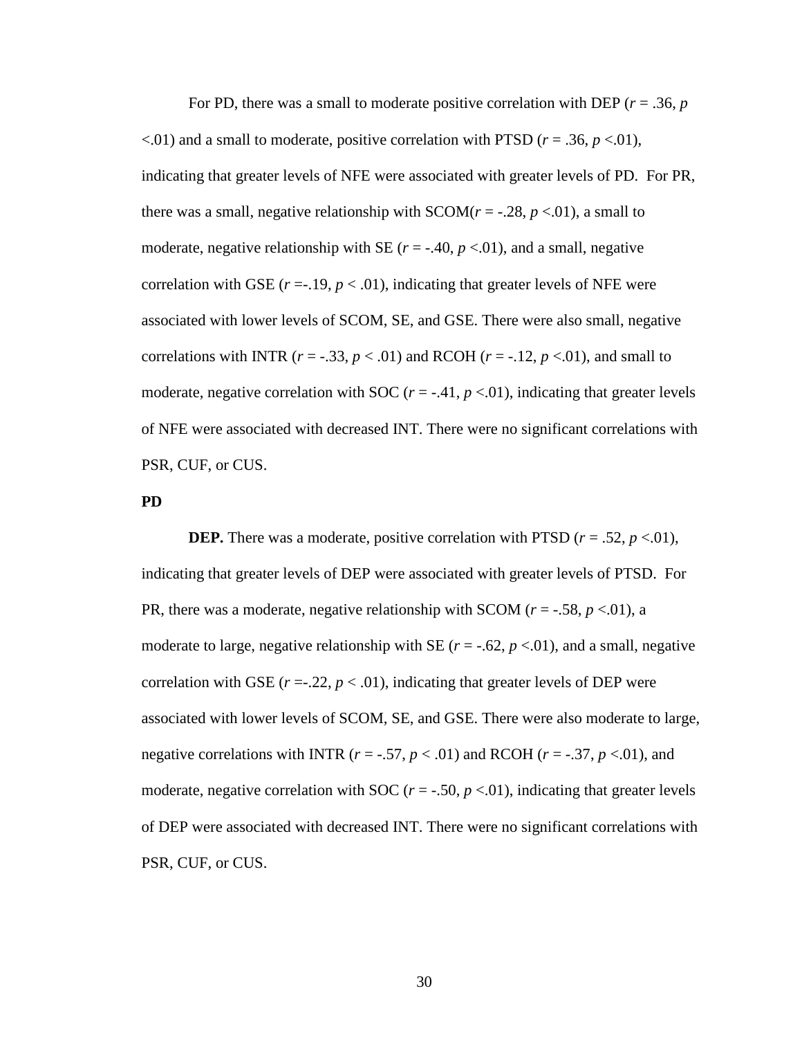For PD, there was a small to moderate positive correlation with DEP ($r$ = .36, $p$ <.01) and a small to moderate, positive correlation with PTSD ($r$ = .36, $p$ <.01), indicating that greater levels of NFE were associated with greater levels of PD. For PR, there was a small, negative relationship with SCOM($r$ = -.28, $p$ <.01), a small to moderate, negative relationship with SE ($r$ = -.40, $p$ <.01), and a small, negative correlation with GSE ($r$ =-.19, $p$ < .01), indicating that greater levels of NFE were associated with lower levels of SCOM, SE, and GSE. There were also small, negative correlations with INTR ($r$ = -.33, $p$ < .01) and RCOH ($r$ = -.12, $p$ <.01), and small to moderate, negative correlation with SOC ($r$ = -.41, $p$ <.01), indicating that greater levels of NFE were associated with decreased INT. There were no significant correlations with PSR, CUF, or CUS.

**PD**

**DEP.** There was a moderate, positive correlation with PTSD ($r$ = .52, $p$ <.01), indicating that greater levels of DEP were associated with greater levels of PTSD. For PR, there was a moderate, negative relationship with SCOM ($r$ = -.58, $p$ <.01), a moderate to large, negative relationship with SE ($r$ = -.62, $p$ <.01), and a small, negative correlation with GSE ($r$ =-.22, $p$ < .01), indicating that greater levels of DEP were associated with lower levels of SCOM, SE, and GSE. There were also moderate to large, negative correlations with INTR ($r$ = -.57, $p$ < .01) and RCOH ($r$ = -.37, $p$ <.01), and moderate, negative correlation with SOC ($r$ = -.50, $p$ <.01), indicating that greater levels of DEP were associated with decreased INT. There were no significant correlations with PSR, CUF, or CUS.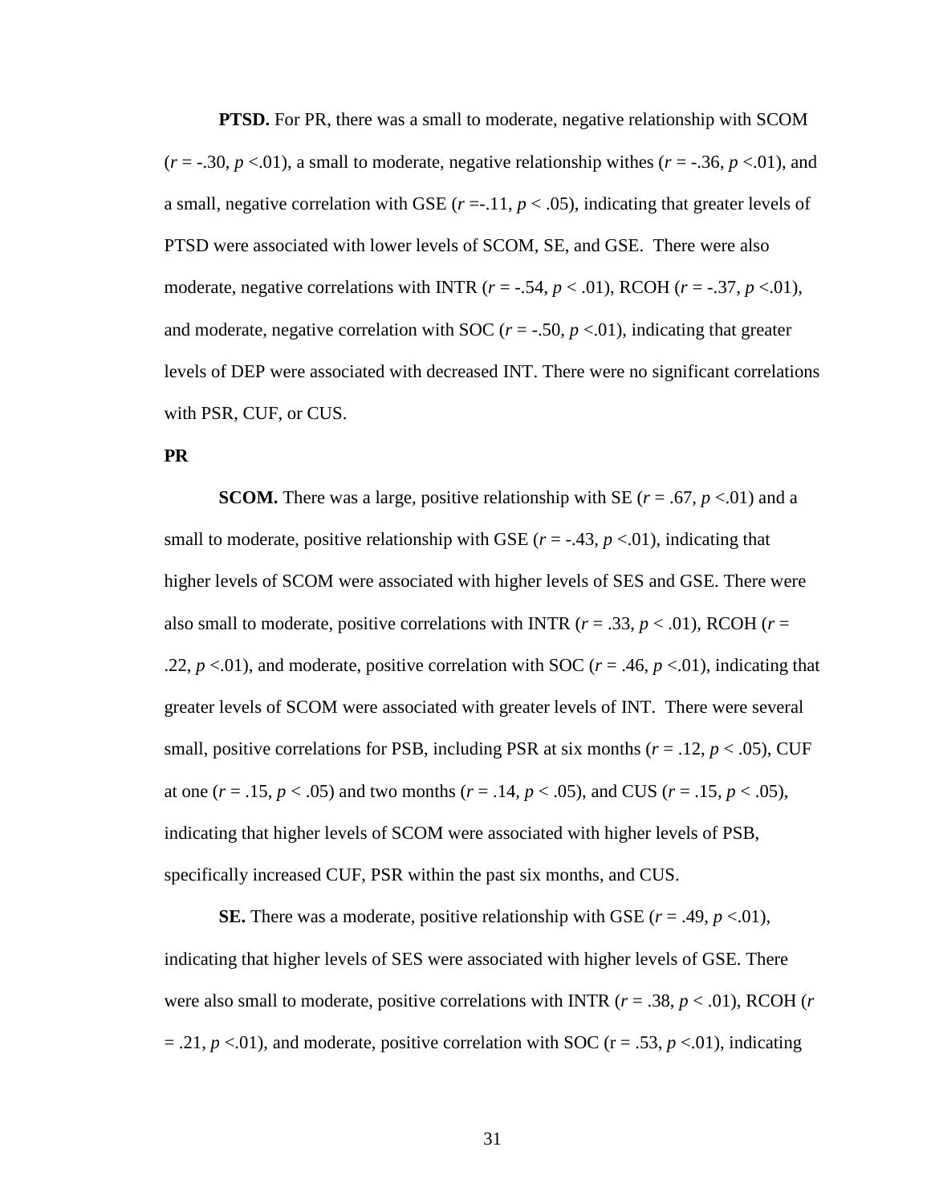**PTSD.** For PR, there was a small to moderate, negative relationship with SCOM ($r$ = -.30, $p$ <.01), a small to moderate, negative relationship withes ($r$ = -.36, $p$ <.01), and a small, negative correlation with GSE ($r$ =-.11, $p$ < .05), indicating that greater levels of PTSD were associated with lower levels of SCOM, SE, and GSE. There were also moderate, negative correlations with INTR ($r$ = -.54, $p$ < .01), RCOH ($r$ = -.37, $p$ <.01), and moderate, negative correlation with SOC ($r$ = -.50, $p$ <.01), indicating that greater levels of DEP were associated with decreased INT. There were no significant correlations with PSR, CUF, or CUS.

**PR**

**SCOM.** There was a large, positive relationship with SE ($r$ = .67, $p$ <.01) and a small to moderate, positive relationship with GSE ($r$ = -.43, $p$ <.01), indicating that higher levels of SCOM were associated with higher levels of SES and GSE. There were also small to moderate, positive correlations with INTR ($r$ = .33, $p$ < .01), RCOH ($r$ = .22, $p$ <.01), and moderate, positive correlation with SOC ($r$ = .46, $p$ <.01), indicating that greater levels of SCOM were associated with greater levels of INT. There were several small, positive correlations for PSB, including PSR at six months ($r$ = .12, $p$ < .05), CUF at one ($r$ = .15, $p$ < .05) and two months ($r$ = .14, $p$ < .05), and CUS ($r$ = .15, $p$ < .05), indicating that higher levels of SCOM were associated with higher levels of PSB, specifically increased CUF, PSR within the past six months, and CUS.

**SE.** There was a moderate, positive relationship with GSE ($r$ = .49, $p$ <.01), indicating that higher levels of SES were associated with higher levels of GSE. There were also small to moderate, positive correlations with INTR ($r$ = .38, $p$ < .01), RCOH ($r$ = .21, $p$ <.01), and moderate, positive correlation with SOC (r = .53, $p$ <.01), indicating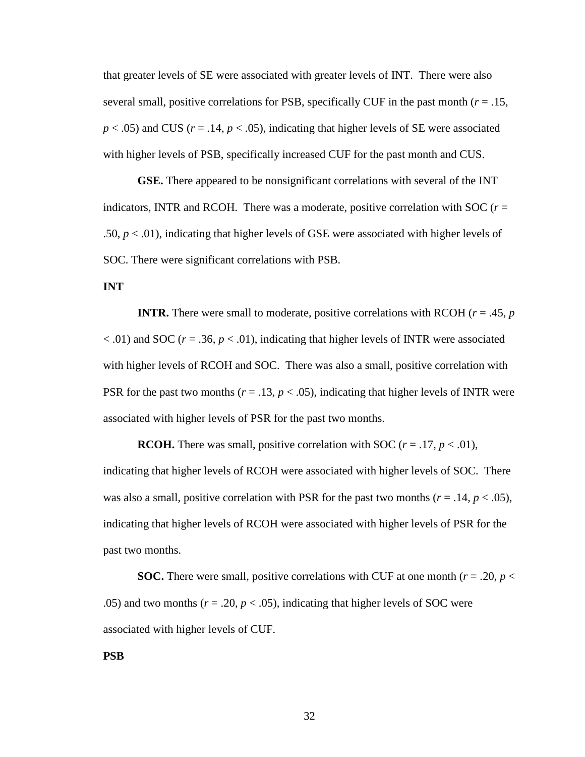that greater levels of SE were associated with greater levels of INT. There were also several small, positive correlations for PSB, specifically CUF in the past month ($r = .15$, $p < .05$) and CUS ($r = .14$, $p < .05$), indicating that higher levels of SE were associated with higher levels of PSB, specifically increased CUF for the past month and CUS.

**GSE.** There appeared to be nonsignificant correlations with several of the INT indicators, INTR and RCOH. There was a moderate, positive correlation with SOC ($r = .50$, $p < .01$), indicating that higher levels of GSE were associated with higher levels of SOC. There were significant correlations with PSB.

**INT**

**INTR.** There were small to moderate, positive correlations with RCOH ($r = .45$, $p < .01$) and SOC ($r = .36$, $p < .01$), indicating that higher levels of INTR were associated with higher levels of RCOH and SOC. There was also a small, positive correlation with PSR for the past two months ($r = .13$, $p < .05$), indicating that higher levels of INTR were associated with higher levels of PSR for the past two months.

**RCOH.** There was small, positive correlation with SOC ($r = .17$, $p < .01$), indicating that higher levels of RCOH were associated with higher levels of SOC. There was also a small, positive correlation with PSR for the past two months ($r = .14$, $p < .05$), indicating that higher levels of RCOH were associated with higher levels of PSR for the past two months.

**SOC.** There were small, positive correlations with CUF at one month ($r = .20$, $p < .05$) and two months ($r = .20$, $p < .05$), indicating that higher levels of SOC were associated with higher levels of CUF.

**PSB**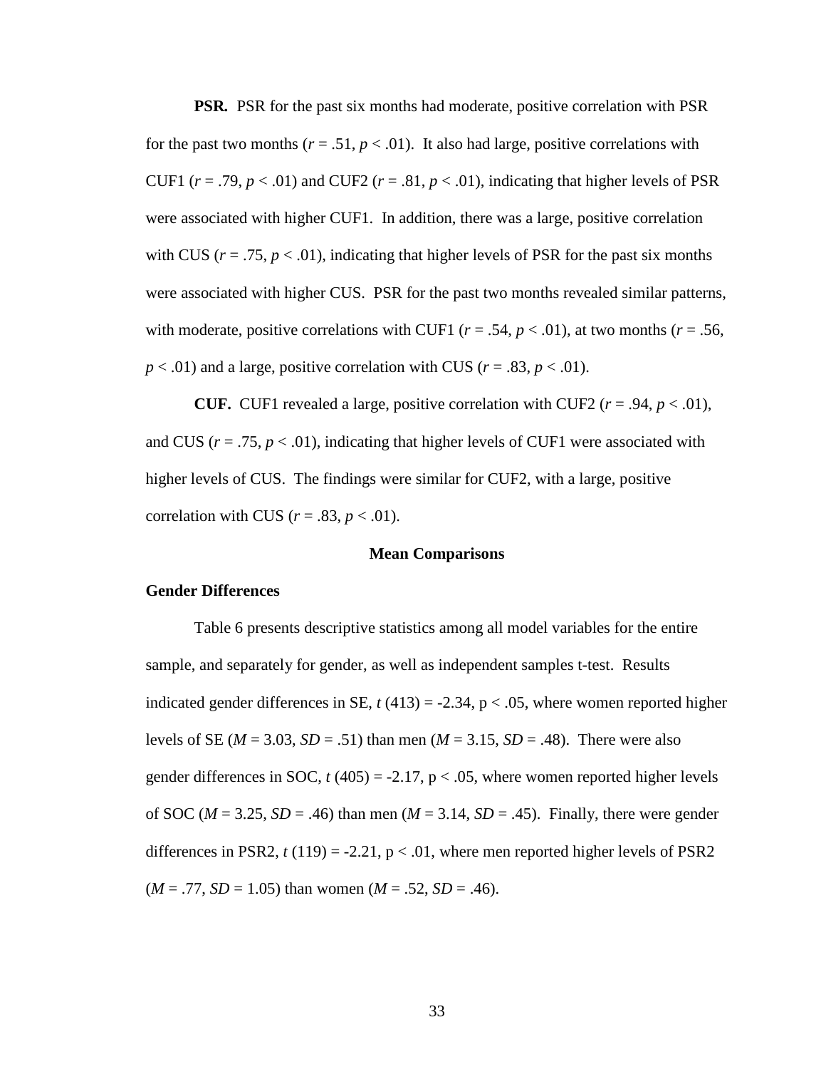**PSR.** PSR for the past six months had moderate, positive correlation with PSR for the past two months ($r = .51$, $p < .01$). It also had large, positive correlations with CUF1 ($r = .79$, $p < .01$) and CUF2 ($r = .81$, $p < .01$), indicating that higher levels of PSR were associated with higher CUF1. In addition, there was a large, positive correlation with CUS ($r = .75$, $p < .01$), indicating that higher levels of PSR for the past six months were associated with higher CUS. PSR for the past two months revealed similar patterns, with moderate, positive correlations with CUF1 ($r = .54$, $p < .01$), at two months ($r = .56$, $p < .01$) and a large, positive correlation with CUS ($r = .83$, $p < .01$).

**CUF.** CUF1 revealed a large, positive correlation with CUF2 ($r = .94$, $p < .01$), and CUS ($r = .75$, $p < .01$), indicating that higher levels of CUF1 were associated with higher levels of CUS. The findings were similar for CUF2, with a large, positive correlation with CUS ($r = .83$, $p < .01$).

## Mean Comparisons

### Gender Differences

Table 6 presents descriptive statistics among all model variables for the entire sample, and separately for gender, as well as independent samples t-test. Results indicated gender differences in SE, $t\,(413) = -2.34$, $p < .05$, where women reported higher levels of SE ($M = 3.03$, $SD = .51$) than men ($M = 3.15$, $SD = .48$). There were also gender differences in SOC, $t\,(405) = -2.17$, $p < .05$, where women reported higher levels of SOC ($M = 3.25$, $SD = .46$) than men ($M = 3.14$, $SD = .45$). Finally, there were gender differences in PSR2, $t\,(119) = -2.21$, $p < .01$, where men reported higher levels of PSR2 ($M = .77$, $SD = 1.05$) than women ($M = .52$, $SD = .46$).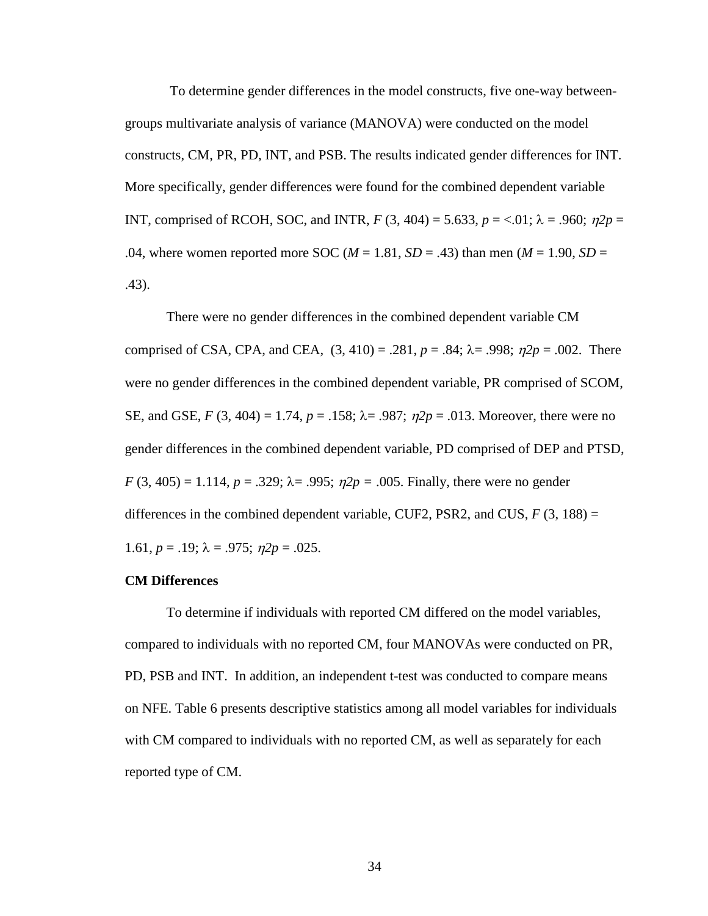To determine gender differences in the model constructs, five one-way between-groups multivariate analysis of variance (MANOVA) were conducted on the model constructs, CM, PR, PD, INT, and PSB. The results indicated gender differences for INT. More specifically, gender differences were found for the combined dependent variable INT, comprised of RCOH, SOC, and INTR, $F$ (3, 404) = 5.633, $p$ = <.01; $\lambda$ = .960; $\eta 2p$ = .04, where women reported more SOC ($M$ = 1.81, $SD$ = .43) than men ($M$ = 1.90, $SD$ = .43).

There were no gender differences in the combined dependent variable CM comprised of CSA, CPA, and CEA, (3, 410) = .281, $p$ = .84; $\lambda$= .998; $\eta 2p$ = .002. There were no gender differences in the combined dependent variable, PR comprised of SCOM, SE, and GSE, $F$ (3, 404) = 1.74, $p$ = .158; $\lambda$= .987; $\eta 2p$ = .013. Moreover, there were no gender differences in the combined dependent variable, PD comprised of DEP and PTSD, $F$ (3, 405) = 1.114, $p$ = .329; $\lambda$= .995; $\eta 2p$ = .005. Finally, there were no gender differences in the combined dependent variable, CUF2, PSR2, and CUS, $F$ (3, 188) = 1.61, $p$ = .19; $\lambda$ = .975; $\eta 2p$ = .025.

**CM Differences**

To determine if individuals with reported CM differed on the model variables, compared to individuals with no reported CM, four MANOVAs were conducted on PR, PD, PSB and INT. In addition, an independent t-test was conducted to compare means on NFE. Table 6 presents descriptive statistics among all model variables for individuals with CM compared to individuals with no reported CM, as well as separately for each reported type of CM.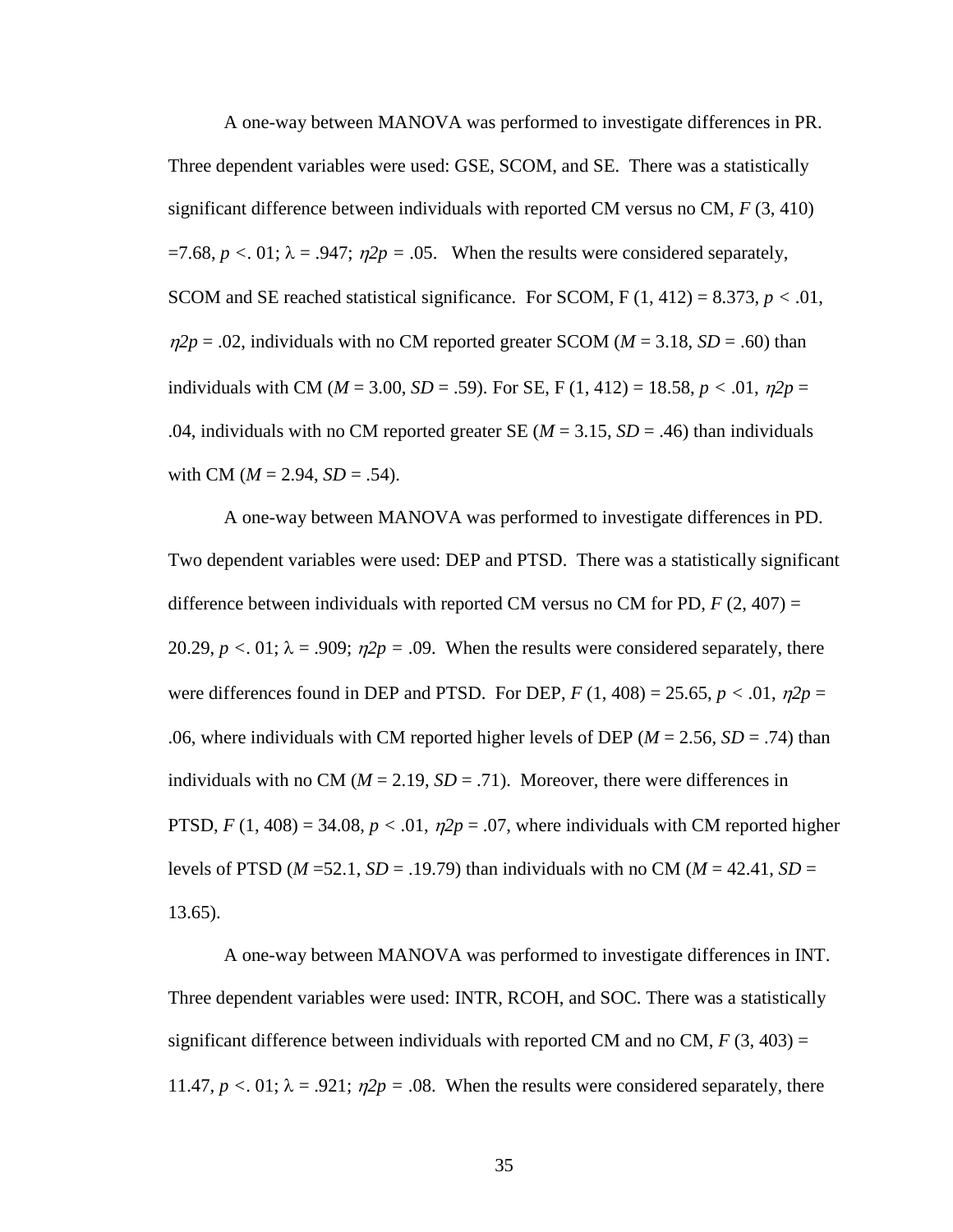A one-way between MANOVA was performed to investigate differences in PR. Three dependent variables were used: GSE, SCOM, and SE. There was a statistically significant difference between individuals with reported CM versus no CM, $F$ (3, 410) =7.68, $p$ <. 01; λ = .947; $\eta 2p$ = .05. When the results were considered separately, SCOM and SE reached statistical significance. For SCOM, F (1, 412) = 8.373, $p$ < .01, $\eta 2p$ = .02, individuals with no CM reported greater SCOM ($M$ = 3.18, $SD$ = .60) than individuals with CM ($M$ = 3.00, $SD$ = .59). For SE, F (1, 412) = 18.58, $p$ < .01, $\eta 2p$ = .04, individuals with no CM reported greater SE ($M$ = 3.15, $SD$ = .46) than individuals with CM ($M$ = 2.94, $SD$ = .54).

A one-way between MANOVA was performed to investigate differences in PD. Two dependent variables were used: DEP and PTSD. There was a statistically significant difference between individuals with reported CM versus no CM for PD, $F$ (2, 407) = 20.29, $p$ <. 01; λ = .909; $\eta 2p$ = .09. When the results were considered separately, there were differences found in DEP and PTSD. For DEP, $F$ (1, 408) = 25.65, $p$ < .01, $\eta 2p$ = .06, where individuals with CM reported higher levels of DEP ($M$ = 2.56, $SD$ = .74) than individuals with no CM ($M$ = 2.19, $SD$ = .71). Moreover, there were differences in PTSD, $F$ (1, 408) = 34.08, $p$ < .01, $\eta 2p$ = .07, where individuals with CM reported higher levels of PTSD ($M$ =52.1, $SD$ = .19.79) than individuals with no CM ($M$ = 42.41, $SD$ = 13.65).

A one-way between MANOVA was performed to investigate differences in INT. Three dependent variables were used: INTR, RCOH, and SOC. There was a statistically significant difference between individuals with reported CM and no CM, $F$ (3, 403) = 11.47, $p$ <. 01; λ = .921; $\eta 2p$ = .08. When the results were considered separately, there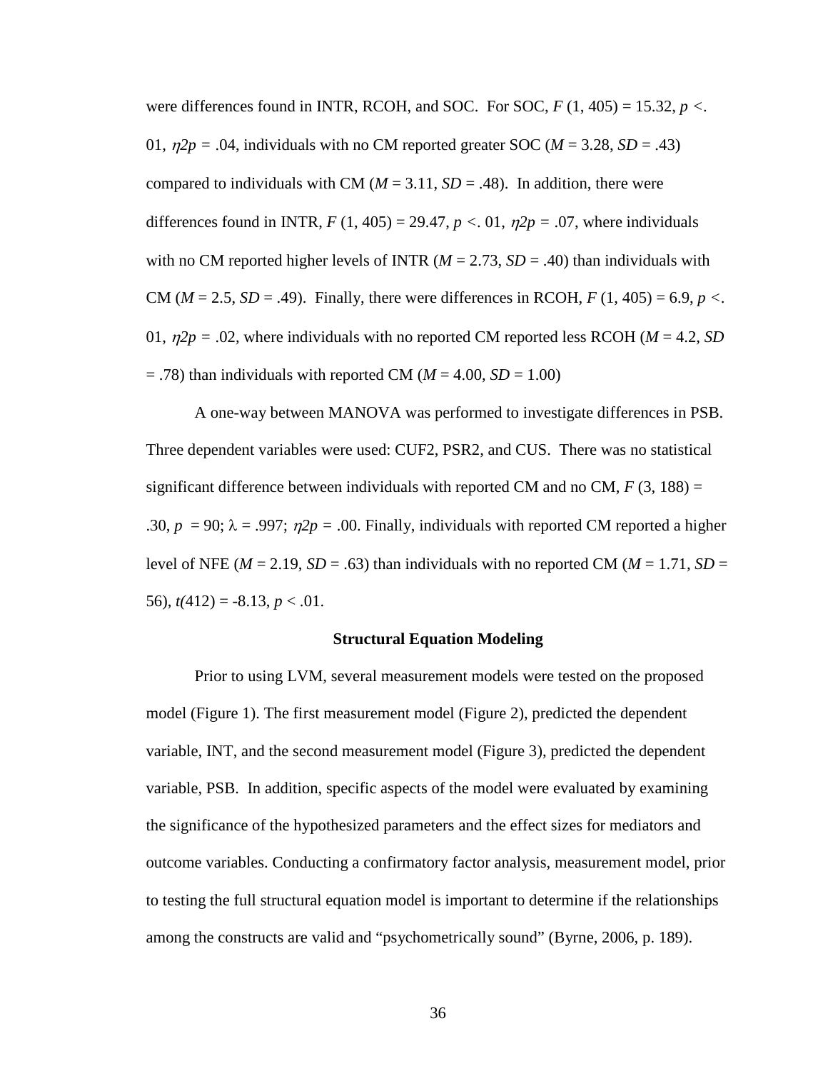were differences found in INTR, RCOH, and SOC. For SOC, $F$ (1, 405) = 15.32, $p$ <. 01, $\eta 2p$ = .04, individuals with no CM reported greater SOC ($M$ = 3.28, $SD$ = .43) compared to individuals with CM ($M$ = 3.11, $SD$ = .48). In addition, there were differences found in INTR, $F$ (1, 405) = 29.47, $p$ <. 01, $\eta 2p$ = .07, where individuals with no CM reported higher levels of INTR ($M$ = 2.73, $SD$ = .40) than individuals with CM ($M$ = 2.5, $SD$ = .49). Finally, there were differences in RCOH, $F$ (1, 405) = 6.9, $p$ <. 01, $\eta 2p$ = .02, where individuals with no reported CM reported less RCOH ($M$ = 4.2, $SD$ = .78) than individuals with reported CM ($M$ = 4.00, $SD$ = 1.00)

A one-way between MANOVA was performed to investigate differences in PSB. Three dependent variables were used: CUF2, PSR2, and CUS. There was no statistical significant difference between individuals with reported CM and no CM, $F$ (3, 188) = .30, $p$ = 90; $\lambda$ = .997; $\eta 2p$ = .00. Finally, individuals with reported CM reported a higher level of NFE ($M$ = 2.19, $SD$ = .63) than individuals with no reported CM ($M$ = 1.71, $SD$ = 56), $t(412)$ = -8.13, $p$ < .01.

## Structural Equation Modeling

Prior to using LVM, several measurement models were tested on the proposed model (Figure 1). The first measurement model (Figure 2), predicted the dependent variable, INT, and the second measurement model (Figure 3), predicted the dependent variable, PSB. In addition, specific aspects of the model were evaluated by examining the significance of the hypothesized parameters and the effect sizes for mediators and outcome variables. Conducting a confirmatory factor analysis, measurement model, prior to testing the full structural equation model is important to determine if the relationships among the constructs are valid and "psychometrically sound" (Byrne, 2006, p. 189).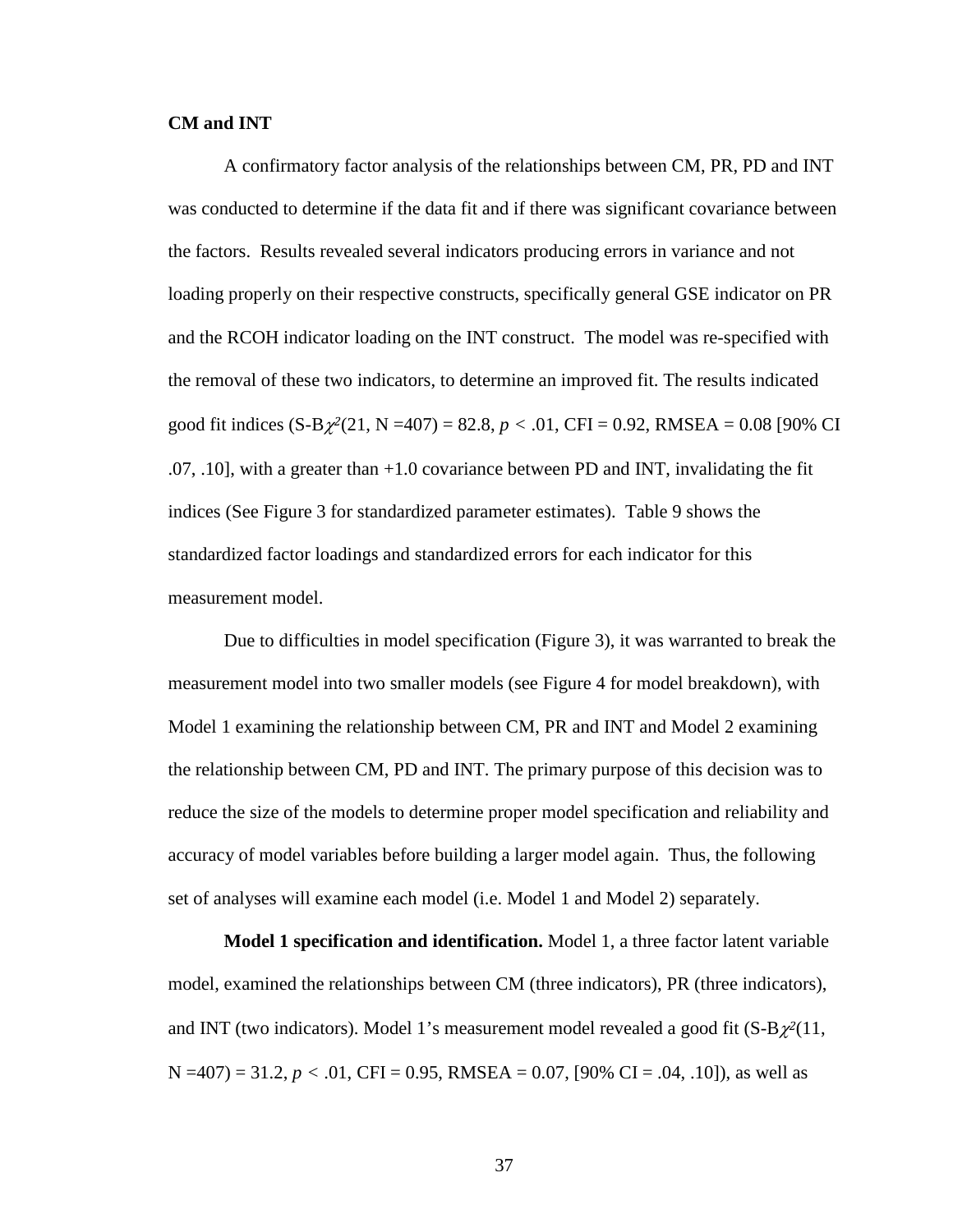**CM and INT**

A confirmatory factor analysis of the relationships between CM, PR, PD and INT was conducted to determine if the data fit and if there was significant covariance between the factors. Results revealed several indicators producing errors in variance and not loading properly on their respective constructs, specifically general GSE indicator on PR and the RCOH indicator loading on the INT construct. The model was re-specified with the removal of these two indicators, to determine an improved fit. The results indicated good fit indices (S-B$\chi^2$(21, N =407) = 82.8, $p < .01$, CFI = 0.92, RMSEA = 0.08 [90% CI .07, .10], with a greater than +1.0 covariance between PD and INT, invalidating the fit indices (See Figure 3 for standardized parameter estimates). Table 9 shows the standardized factor loadings and standardized errors for each indicator for this measurement model.

Due to difficulties in model specification (Figure 3), it was warranted to break the measurement model into two smaller models (see Figure 4 for model breakdown), with Model 1 examining the relationship between CM, PR and INT and Model 2 examining the relationship between CM, PD and INT. The primary purpose of this decision was to reduce the size of the models to determine proper model specification and reliability and accuracy of model variables before building a larger model again. Thus, the following set of analyses will examine each model (i.e. Model 1 and Model 2) separately.

**Model 1 specification and identification.** Model 1, a three factor latent variable model, examined the relationships between CM (three indicators), PR (three indicators), and INT (two indicators). Model 1's measurement model revealed a good fit (S-B$\chi^2$(11, N =407) = 31.2, $p < .01$, CFI = 0.95, RMSEA = 0.07, [90% CI = .04, .10]), as well as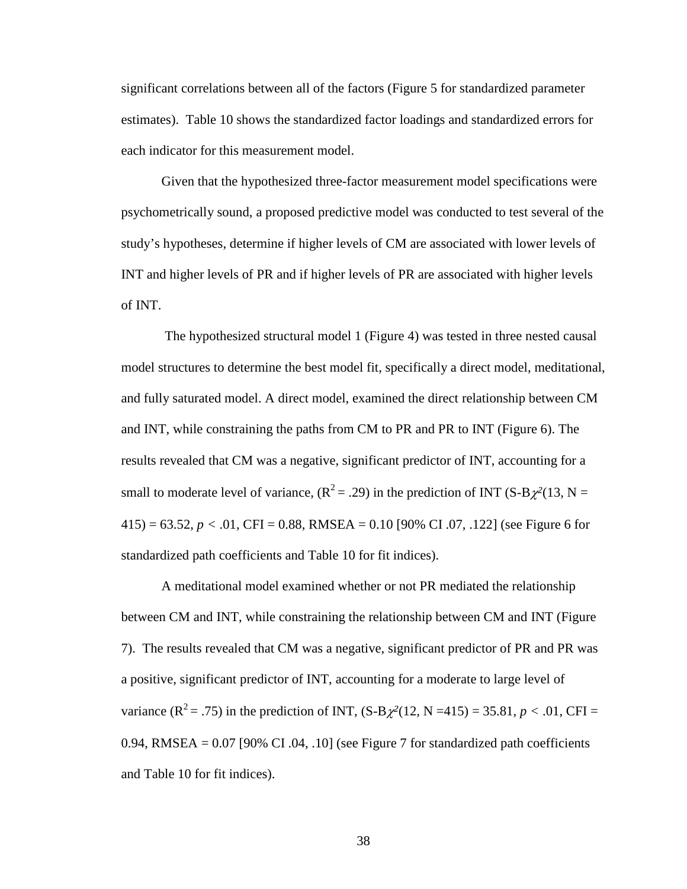significant correlations between all of the factors (Figure 5 for standardized parameter estimates). Table 10 shows the standardized factor loadings and standardized errors for each indicator for this measurement model.

Given that the hypothesized three-factor measurement model specifications were psychometrically sound, a proposed predictive model was conducted to test several of the study's hypotheses, determine if higher levels of CM are associated with lower levels of INT and higher levels of PR and if higher levels of PR are associated with higher levels of INT.

The hypothesized structural model 1 (Figure 4) was tested in three nested causal model structures to determine the best model fit, specifically a direct model, meditational, and fully saturated model. A direct model, examined the direct relationship between CM and INT, while constraining the paths from CM to PR and PR to INT (Figure 6). The results revealed that CM was a negative, significant predictor of INT, accounting for a small to moderate level of variance, ($R^2 = .29$) in the prediction of INT (S-B$\chi^2$(13, N = 415) = 63.52, $p < .01$, CFI = 0.88, RMSEA = 0.10 [90% CI .07, .122] (see Figure 6 for standardized path coefficients and Table 10 for fit indices).

A meditational model examined whether or not PR mediated the relationship between CM and INT, while constraining the relationship between CM and INT (Figure 7). The results revealed that CM was a negative, significant predictor of PR and PR was a positive, significant predictor of INT, accounting for a moderate to large level of variance ($R^2 = .75$) in the prediction of INT, (S-B$\chi^2$(12, N =415) = 35.81, $p < .01$, CFI = 0.94, RMSEA = 0.07 [90% CI .04, .10] (see Figure 7 for standardized path coefficients and Table 10 for fit indices).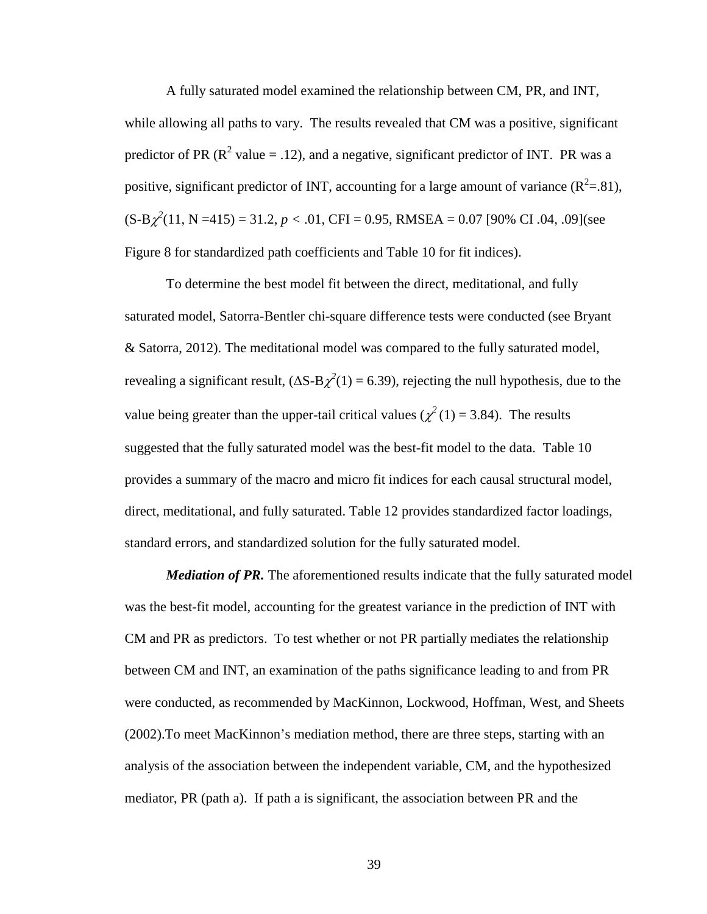A fully saturated model examined the relationship between CM, PR, and INT, while allowing all paths to vary. The results revealed that CM was a positive, significant predictor of PR ($R^2$ value = .12), and a negative, significant predictor of INT. PR was a positive, significant predictor of INT, accounting for a large amount of variance ($R^2$=.81), (S-B$\chi^2$(11, N =415) = 31.2, $p$ < .01, CFI = 0.95, RMSEA = 0.07 [90% CI .04, .09](see Figure 8 for standardized path coefficients and Table 10 for fit indices).

To determine the best model fit between the direct, meditational, and fully saturated model, Satorra-Bentler chi-square difference tests were conducted (see Bryant & Satorra, 2012). The meditational model was compared to the fully saturated model, revealing a significant result, ($\Delta$S-B$\chi^2$(1) = 6.39), rejecting the null hypothesis, due to the value being greater than the upper-tail critical values ($\chi^2$ (1) = 3.84). The results suggested that the fully saturated model was the best-fit model to the data. Table 10 provides a summary of the macro and micro fit indices for each causal structural model, direct, meditational, and fully saturated. Table 12 provides standardized factor loadings, standard errors, and standardized solution for the fully saturated model.

***Mediation of PR.*** The aforementioned results indicate that the fully saturated model was the best-fit model, accounting for the greatest variance in the prediction of INT with CM and PR as predictors. To test whether or not PR partially mediates the relationship between CM and INT, an examination of the paths significance leading to and from PR were conducted, as recommended by MacKinnon, Lockwood, Hoffman, West, and Sheets (2002).To meet MacKinnon's mediation method, there are three steps, starting with an analysis of the association between the independent variable, CM, and the hypothesized mediator, PR (path a). If path a is significant, the association between PR and the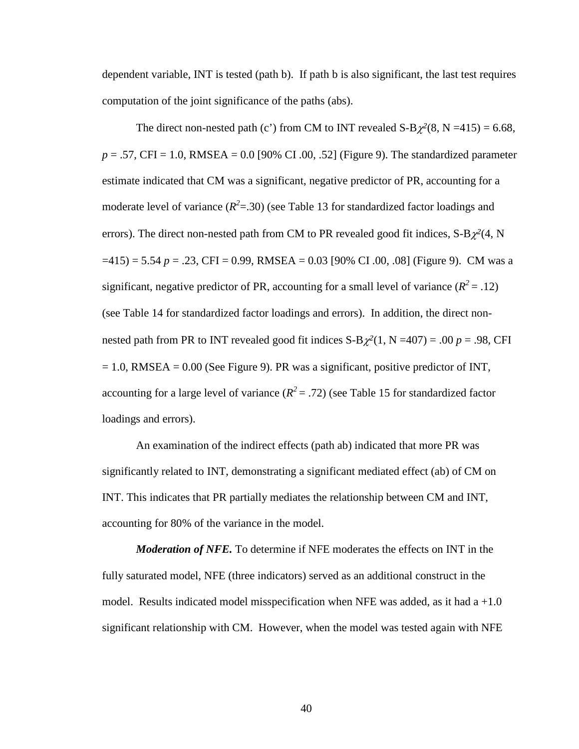dependent variable, INT is tested (path b). If path b is also significant, the last test requires computation of the joint significance of the paths (abs).

The direct non-nested path (c') from CM to INT revealed S-B$\chi^2$(8, N =415) = 6.68, $p$ = .57, CFI = 1.0, RMSEA = 0.0 [90% CI .00, .52] (Figure 9). The standardized parameter estimate indicated that CM was a significant, negative predictor of PR, accounting for a moderate level of variance ($R^2$=.30) (see Table 13 for standardized factor loadings and errors). The direct non-nested path from CM to PR revealed good fit indices, S-B$\chi^2$(4, N =415) = 5.54 $p$ = .23, CFI = 0.99, RMSEA = 0.03 [90% CI .00, .08] (Figure 9). CM was a significant, negative predictor of PR, accounting for a small level of variance ($R^2$ = .12) (see Table 14 for standardized factor loadings and errors). In addition, the direct non-nested path from PR to INT revealed good fit indices S-B$\chi^2$(1, N =407) = .00 $p$ = .98, CFI = 1.0, RMSEA = 0.00 (See Figure 9). PR was a significant, positive predictor of INT, accounting for a large level of variance ($R^2$ = .72) (see Table 15 for standardized factor loadings and errors).

An examination of the indirect effects (path ab) indicated that more PR was significantly related to INT, demonstrating a significant mediated effect (ab) of CM on INT. This indicates that PR partially mediates the relationship between CM and INT, accounting for 80% of the variance in the model.

***Moderation of NFE.*** To determine if NFE moderates the effects on INT in the fully saturated model, NFE (three indicators) served as an additional construct in the model. Results indicated model misspecification when NFE was added, as it had a +1.0 significant relationship with CM. However, when the model was tested again with NFE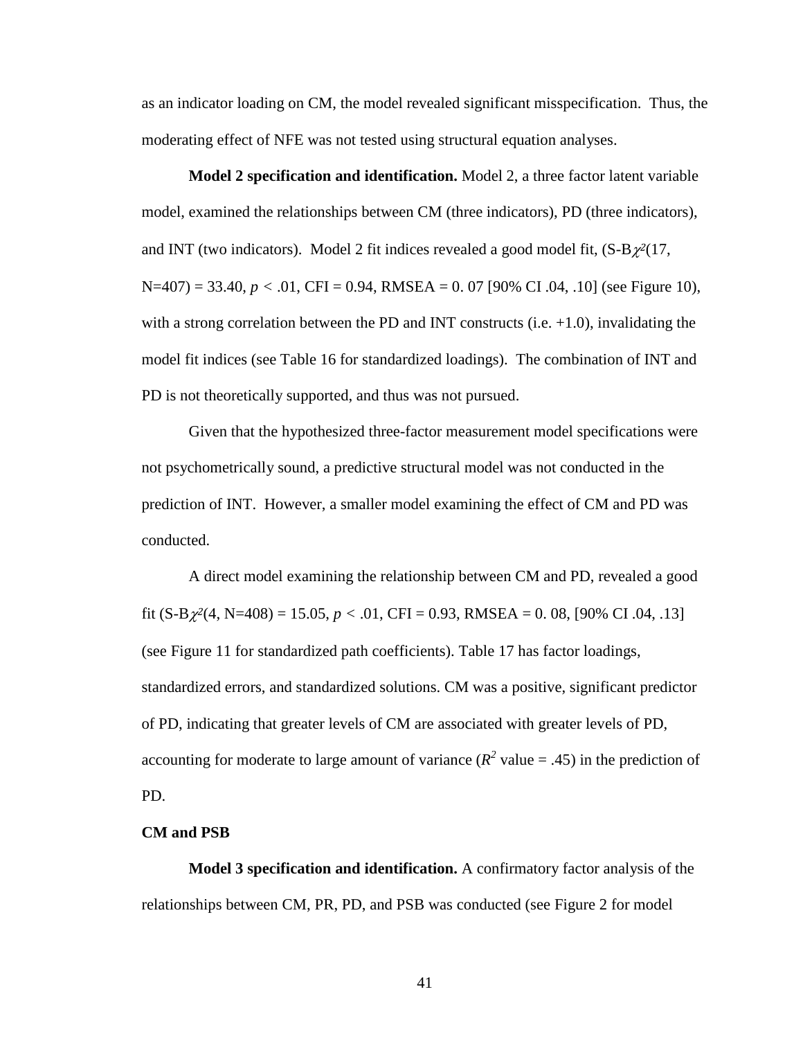as an indicator loading on CM, the model revealed significant misspecification. Thus, the moderating effect of NFE was not tested using structural equation analyses.

**Model 2 specification and identification.** Model 2, a three factor latent variable model, examined the relationships between CM (three indicators), PD (three indicators), and INT (two indicators). Model 2 fit indices revealed a good model fit, (S-B$\chi^2$(17, N=407) = 33.40, $p < .01$, CFI = 0.94, RMSEA = 0. 07 [90% CI .04, .10] (see Figure 10), with a strong correlation between the PD and INT constructs (i.e. +1.0), invalidating the model fit indices (see Table 16 for standardized loadings). The combination of INT and PD is not theoretically supported, and thus was not pursued.

Given that the hypothesized three-factor measurement model specifications were not psychometrically sound, a predictive structural model was not conducted in the prediction of INT. However, a smaller model examining the effect of CM and PD was conducted.

A direct model examining the relationship between CM and PD, revealed a good fit (S-B$\chi^2$(4, N=408) = 15.05, $p < .01$, CFI = 0.93, RMSEA = 0. 08, [90% CI .04, .13] (see Figure 11 for standardized path coefficients). Table 17 has factor loadings, standardized errors, and standardized solutions. CM was a positive, significant predictor of PD, indicating that greater levels of CM are associated with greater levels of PD, accounting for moderate to large amount of variance ($R^2$ value = .45) in the prediction of PD.

### CM and PSB

**Model 3 specification and identification.** A confirmatory factor analysis of the relationships between CM, PR, PD, and PSB was conducted (see Figure 2 for model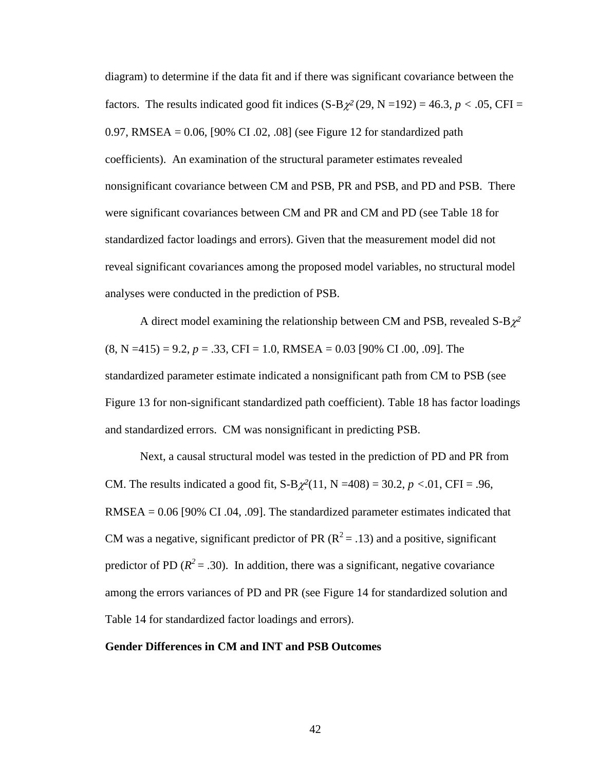diagram) to determine if the data fit and if there was significant covariance between the factors. The results indicated good fit indices (S-B$\chi^2$ (29, N =192) = 46.3, $p$ < .05, CFI = 0.97, RMSEA = 0.06, [90% CI .02, .08] (see Figure 12 for standardized path coefficients). An examination of the structural parameter estimates revealed nonsignificant covariance between CM and PSB, PR and PSB, and PD and PSB. There were significant covariances between CM and PR and CM and PD (see Table 18 for standardized factor loadings and errors). Given that the measurement model did not reveal significant covariances among the proposed model variables, no structural model analyses were conducted in the prediction of PSB.

A direct model examining the relationship between CM and PSB, revealed S-B$\chi^2$ (8, N =415) = 9.2, $p$ = .33, CFI = 1.0, RMSEA = 0.03 [90% CI .00, .09]. The standardized parameter estimate indicated a nonsignificant path from CM to PSB (see Figure 13 for non-significant standardized path coefficient). Table 18 has factor loadings and standardized errors. CM was nonsignificant in predicting PSB.

Next, a causal structural model was tested in the prediction of PD and PR from CM. The results indicated a good fit, S-B$\chi^2$(11, N =408) = 30.2, $p$ <.01, CFI = .96, RMSEA = 0.06 [90% CI .04, .09]. The standardized parameter estimates indicated that CM was a negative, significant predictor of PR ($R^2$ = .13) and a positive, significant predictor of PD ($R^2$ = .30). In addition, there was a significant, negative covariance among the errors variances of PD and PR (see Figure 14 for standardized solution and Table 14 for standardized factor loadings and errors).

**Gender Differences in CM and INT and PSB Outcomes**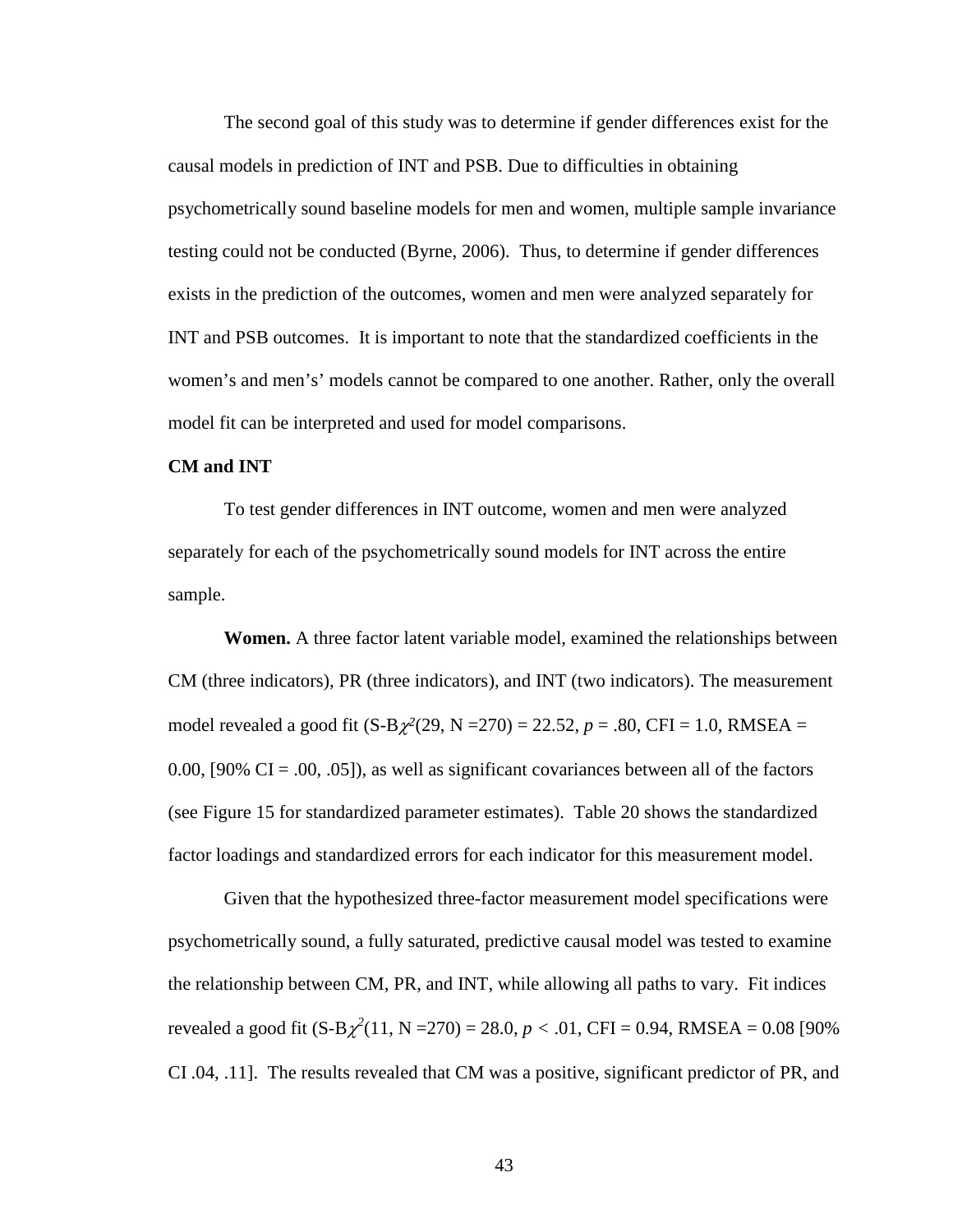The second goal of this study was to determine if gender differences exist for the causal models in prediction of INT and PSB. Due to difficulties in obtaining psychometrically sound baseline models for men and women, multiple sample invariance testing could not be conducted (Byrne, 2006). Thus, to determine if gender differences exists in the prediction of the outcomes, women and men were analyzed separately for INT and PSB outcomes. It is important to note that the standardized coefficients in the women's and men's' models cannot be compared to one another. Rather, only the overall model fit can be interpreted and used for model comparisons.

**CM and INT**

To test gender differences in INT outcome, women and men were analyzed separately for each of the psychometrically sound models for INT across the entire sample.

**Women.** A three factor latent variable model, examined the relationships between CM (three indicators), PR (three indicators), and INT (two indicators). The measurement model revealed a good fit (S-B$\chi^2$(29, N =270) = 22.52, $p$ = .80, CFI = 1.0, RMSEA = 0.00, [90% CI = .00, .05]), as well as significant covariances between all of the factors (see Figure 15 for standardized parameter estimates). Table 20 shows the standardized factor loadings and standardized errors for each indicator for this measurement model.

Given that the hypothesized three-factor measurement model specifications were psychometrically sound, a fully saturated, predictive causal model was tested to examine the relationship between CM, PR, and INT, while allowing all paths to vary. Fit indices revealed a good fit (S-B$\chi^2$(11, N =270) = 28.0, $p$ < .01, CFI = 0.94, RMSEA = 0.08 [90% CI .04, .11]. The results revealed that CM was a positive, significant predictor of PR, and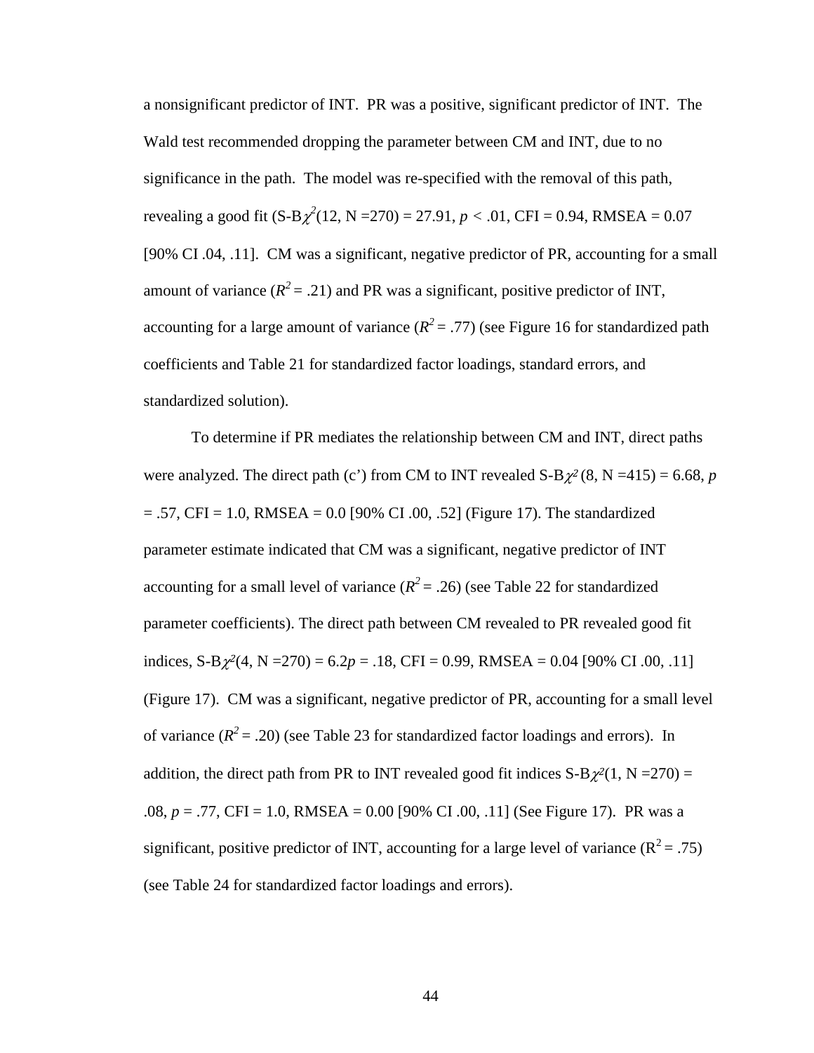a nonsignificant predictor of INT. PR was a positive, significant predictor of INT. The Wald test recommended dropping the parameter between CM and INT, due to no significance in the path. The model was re-specified with the removal of this path, revealing a good fit (S-B$\chi^2$(12, N =270) = 27.91, $p$ < .01, CFI = 0.94, RMSEA = 0.07 [90% CI .04, .11]. CM was a significant, negative predictor of PR, accounting for a small amount of variance ($R^2$ = .21) and PR was a significant, positive predictor of INT, accounting for a large amount of variance ($R^2$ = .77) (see Figure 16 for standardized path coefficients and Table 21 for standardized factor loadings, standard errors, and standardized solution).

To determine if PR mediates the relationship between CM and INT, direct paths were analyzed. The direct path (c') from CM to INT revealed S-B$\chi^2$ (8, N =415) = 6.68, $p$ = .57, CFI = 1.0, RMSEA = 0.0 [90% CI .00, .52] (Figure 17). The standardized parameter estimate indicated that CM was a significant, negative predictor of INT accounting for a small level of variance ($R^2$ = .26) (see Table 22 for standardized parameter coefficients). The direct path between CM revealed to PR revealed good fit indices, S-B$\chi^2$(4, N =270) = 6.2$p$ = .18, CFI = 0.99, RMSEA = 0.04 [90% CI .00, .11] (Figure 17). CM was a significant, negative predictor of PR, accounting for a small level of variance ($R^2$ = .20) (see Table 23 for standardized factor loadings and errors). In addition, the direct path from PR to INT revealed good fit indices S-B$\chi^2$(1, N =270) = .08, $p$ = .77, CFI = 1.0, RMSEA = 0.00 [90% CI .00, .11] (See Figure 17). PR was a significant, positive predictor of INT, accounting for a large level of variance ($R^2$ = .75) (see Table 24 for standardized factor loadings and errors).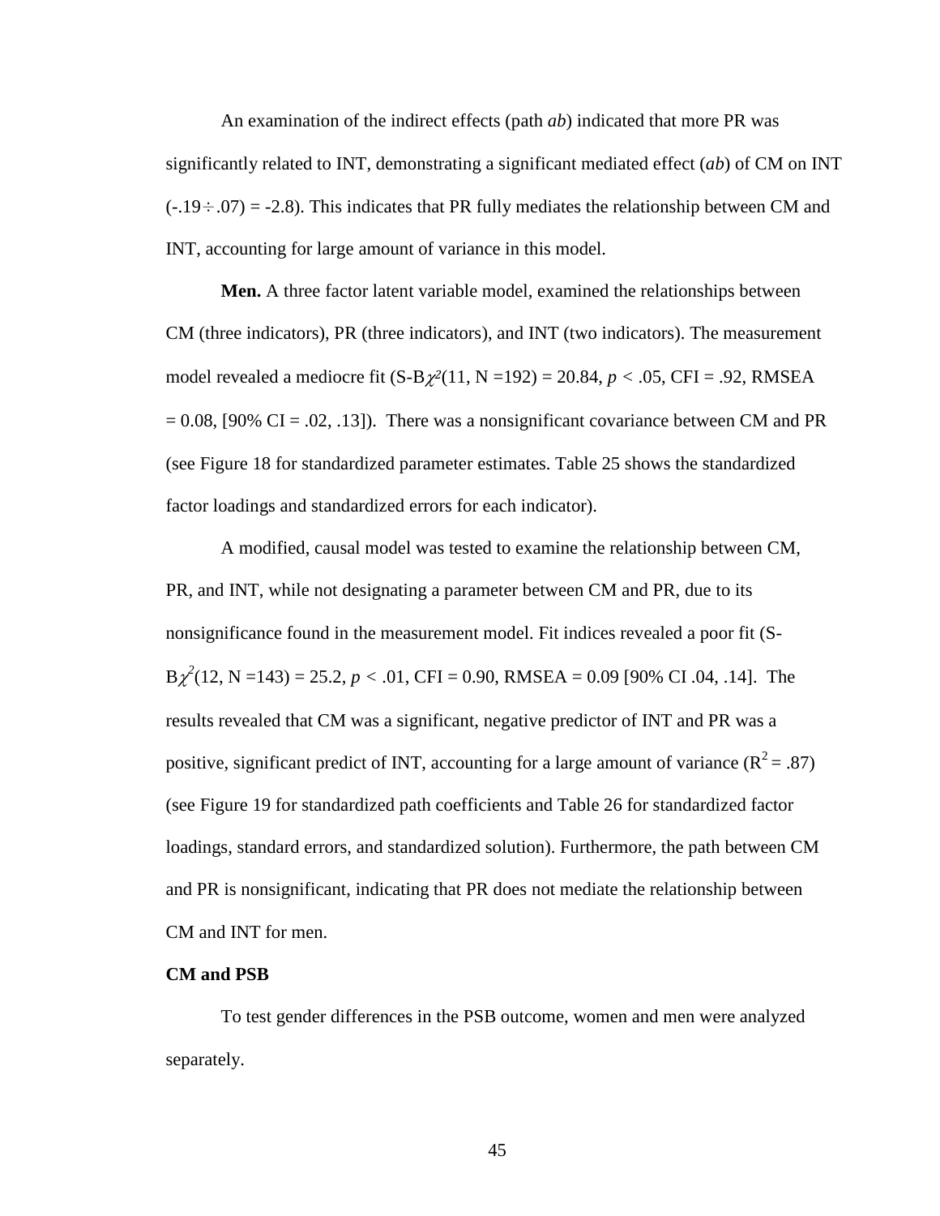An examination of the indirect effects (path *ab*) indicated that more PR was significantly related to INT, demonstrating a significant mediated effect (*ab*) of CM on INT $(-.19 \div .07) = -2.8$). This indicates that PR fully mediates the relationship between CM and INT, accounting for large amount of variance in this model.

**Men.** A three factor latent variable model, examined the relationships between CM (three indicators), PR (three indicators), and INT (two indicators). The measurement model revealed a mediocre fit (S-B$\chi^2$(11, N =192) = 20.84, $p < .05$, CFI = .92, RMSEA = 0.08, [90% CI = .02, .13]). There was a nonsignificant covariance between CM and PR (see Figure 18 for standardized parameter estimates. Table 25 shows the standardized factor loadings and standardized errors for each indicator).

A modified, causal model was tested to examine the relationship between CM, PR, and INT, while not designating a parameter between CM and PR, due to its nonsignificance found in the measurement model. Fit indices revealed a poor fit (S-B$\chi^2$(12, N =143) = 25.2, $p < .01$, CFI = 0.90, RMSEA = 0.09 [90% CI .04, .14]. The results revealed that CM was a significant, negative predictor of INT and PR was a positive, significant predict of INT, accounting for a large amount of variance ($R^2 = .87$) (see Figure 19 for standardized path coefficients and Table 26 for standardized factor loadings, standard errors, and standardized solution). Furthermore, the path between CM and PR is nonsignificant, indicating that PR does not mediate the relationship between CM and INT for men.

**CM and PSB**

To test gender differences in the PSB outcome, women and men were analyzed separately.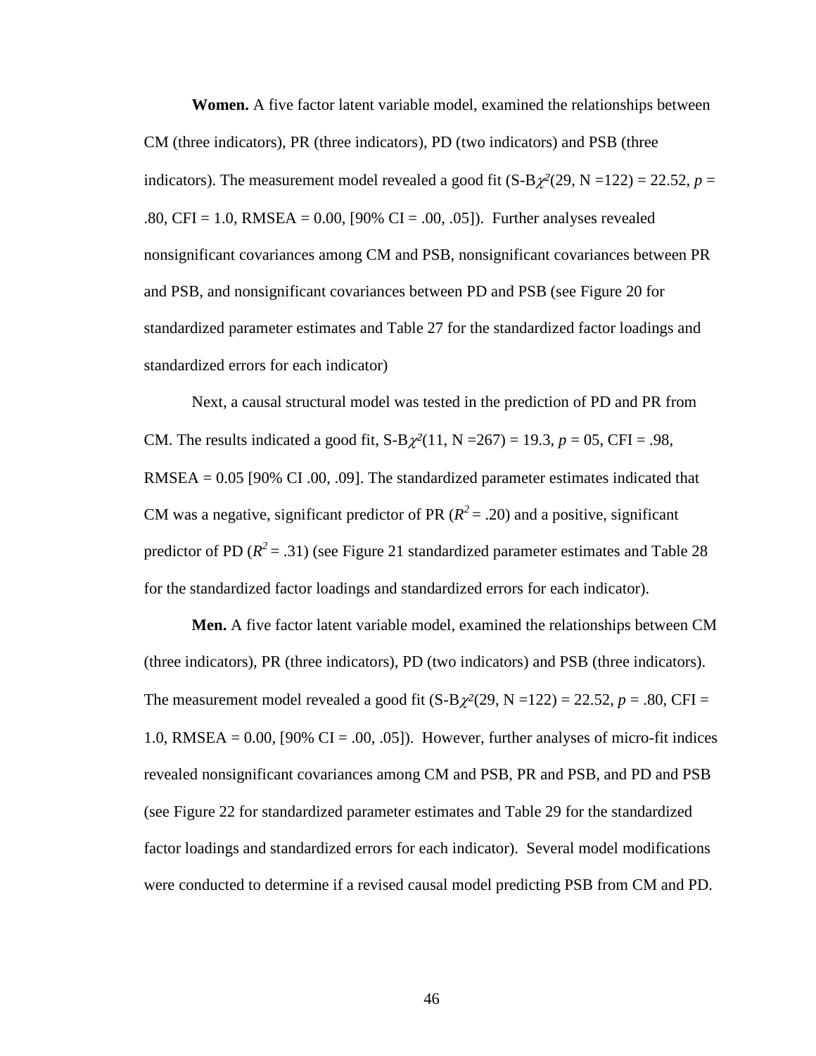**Women.** A five factor latent variable model, examined the relationships between CM (three indicators), PR (three indicators), PD (two indicators) and PSB (three indicators). The measurement model revealed a good fit (S-B$\chi^2$(29, N =122) = 22.52, *p* = .80, CFI = 1.0, RMSEA = 0.00, [90% CI = .00, .05]). Further analyses revealed nonsignificant covariances among CM and PSB, nonsignificant covariances between PR and PSB, and nonsignificant covariances between PD and PSB (see Figure 20 for standardized parameter estimates and Table 27 for the standardized factor loadings and standardized errors for each indicator)

Next, a causal structural model was tested in the prediction of PD and PR from CM. The results indicated a good fit, S-B$\chi^2$(11, N =267) = 19.3, *p* = 05, CFI = .98, RMSEA = 0.05 [90% CI .00, .09]. The standardized parameter estimates indicated that CM was a negative, significant predictor of PR ($R^2$ = .20) and a positive, significant predictor of PD ($R^2$ = .31) (see Figure 21 standardized parameter estimates and Table 28 for the standardized factor loadings and standardized errors for each indicator).

**Men.** A five factor latent variable model, examined the relationships between CM (three indicators), PR (three indicators), PD (two indicators) and PSB (three indicators). The measurement model revealed a good fit (S-B$\chi^2$(29, N =122) = 22.52, *p* = .80, CFI = 1.0, RMSEA = 0.00, [90% CI = .00, .05]). However, further analyses of micro-fit indices revealed nonsignificant covariances among CM and PSB, PR and PSB, and PD and PSB (see Figure 22 for standardized parameter estimates and Table 29 for the standardized factor loadings and standardized errors for each indicator). Several model modifications were conducted to determine if a revised causal model predicting PSB from CM and PD.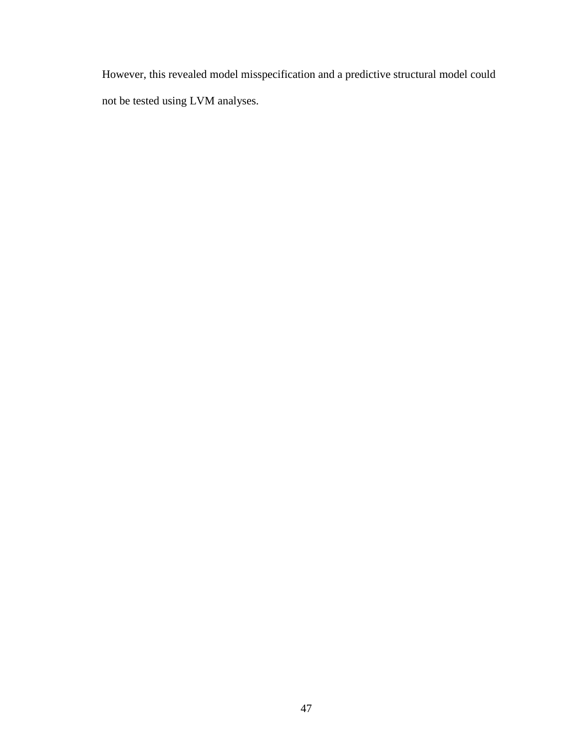However, this revealed model misspecification and a predictive structural model could not be tested using LVM analyses.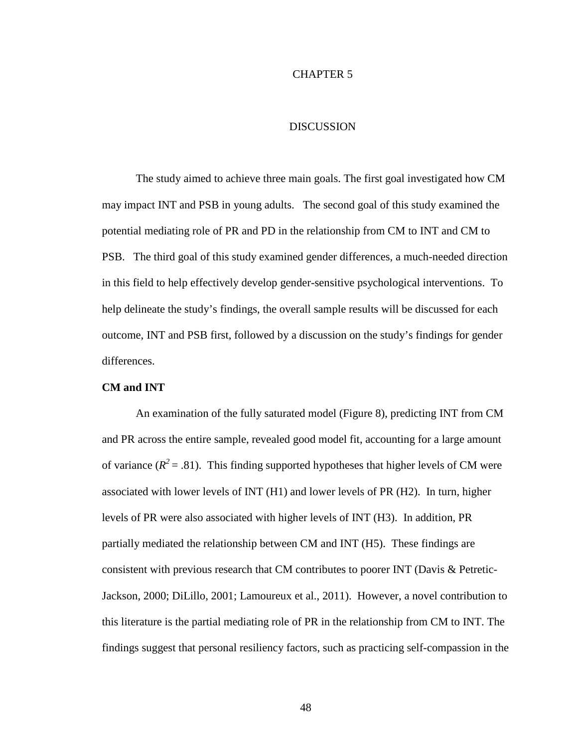# CHAPTER 5

# DISCUSSION

The study aimed to achieve three main goals. The first goal investigated how CM may impact INT and PSB in young adults. The second goal of this study examined the potential mediating role of PR and PD in the relationship from CM to INT and CM to PSB. The third goal of this study examined gender differences, a much-needed direction in this field to help effectively develop gender-sensitive psychological interventions. To help delineate the study's findings, the overall sample results will be discussed for each outcome, INT and PSB first, followed by a discussion on the study's findings for gender differences.

**CM and INT**

An examination of the fully saturated model (Figure 8), predicting INT from CM and PR across the entire sample, revealed good model fit, accounting for a large amount of variance ($R^2 = .81$). This finding supported hypotheses that higher levels of CM were associated with lower levels of INT (H1) and lower levels of PR (H2). In turn, higher levels of PR were also associated with higher levels of INT (H3). In addition, PR partially mediated the relationship between CM and INT (H5). These findings are consistent with previous research that CM contributes to poorer INT (Davis & Petretic-Jackson, 2000; DiLillo, 2001; Lamoureux et al., 2011). However, a novel contribution to this literature is the partial mediating role of PR in the relationship from CM to INT. The findings suggest that personal resiliency factors, such as practicing self-compassion in the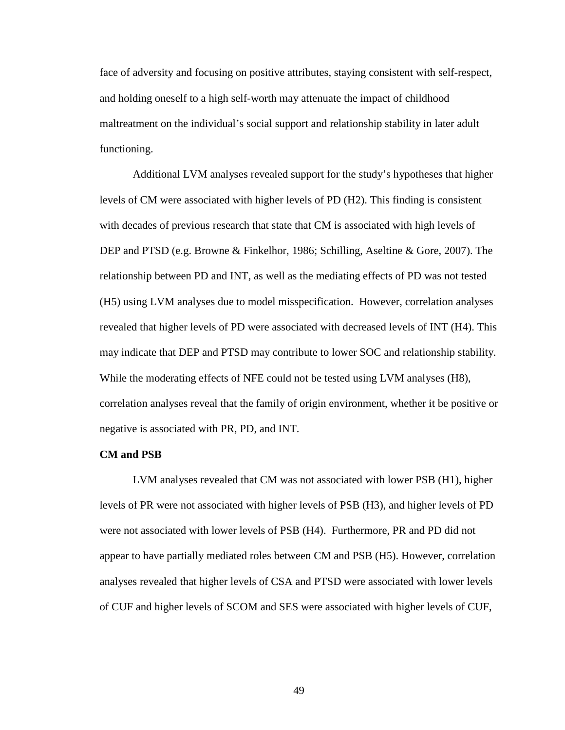face of adversity and focusing on positive attributes, staying consistent with self-respect, and holding oneself to a high self-worth may attenuate the impact of childhood maltreatment on the individual's social support and relationship stability in later adult functioning.

Additional LVM analyses revealed support for the study's hypotheses that higher levels of CM were associated with higher levels of PD (H2). This finding is consistent with decades of previous research that state that CM is associated with high levels of DEP and PTSD (e.g. Browne & Finkelhor, 1986; Schilling, Aseltine & Gore, 2007). The relationship between PD and INT, as well as the mediating effects of PD was not tested (H5) using LVM analyses due to model misspecification. However, correlation analyses revealed that higher levels of PD were associated with decreased levels of INT (H4). This may indicate that DEP and PTSD may contribute to lower SOC and relationship stability. While the moderating effects of NFE could not be tested using LVM analyses (H8), correlation analyses reveal that the family of origin environment, whether it be positive or negative is associated with PR, PD, and INT.

**CM and PSB**

LVM analyses revealed that CM was not associated with lower PSB (H1), higher levels of PR were not associated with higher levels of PSB (H3), and higher levels of PD were not associated with lower levels of PSB (H4). Furthermore, PR and PD did not appear to have partially mediated roles between CM and PSB (H5). However, correlation analyses revealed that higher levels of CSA and PTSD were associated with lower levels of CUF and higher levels of SCOM and SES were associated with higher levels of CUF,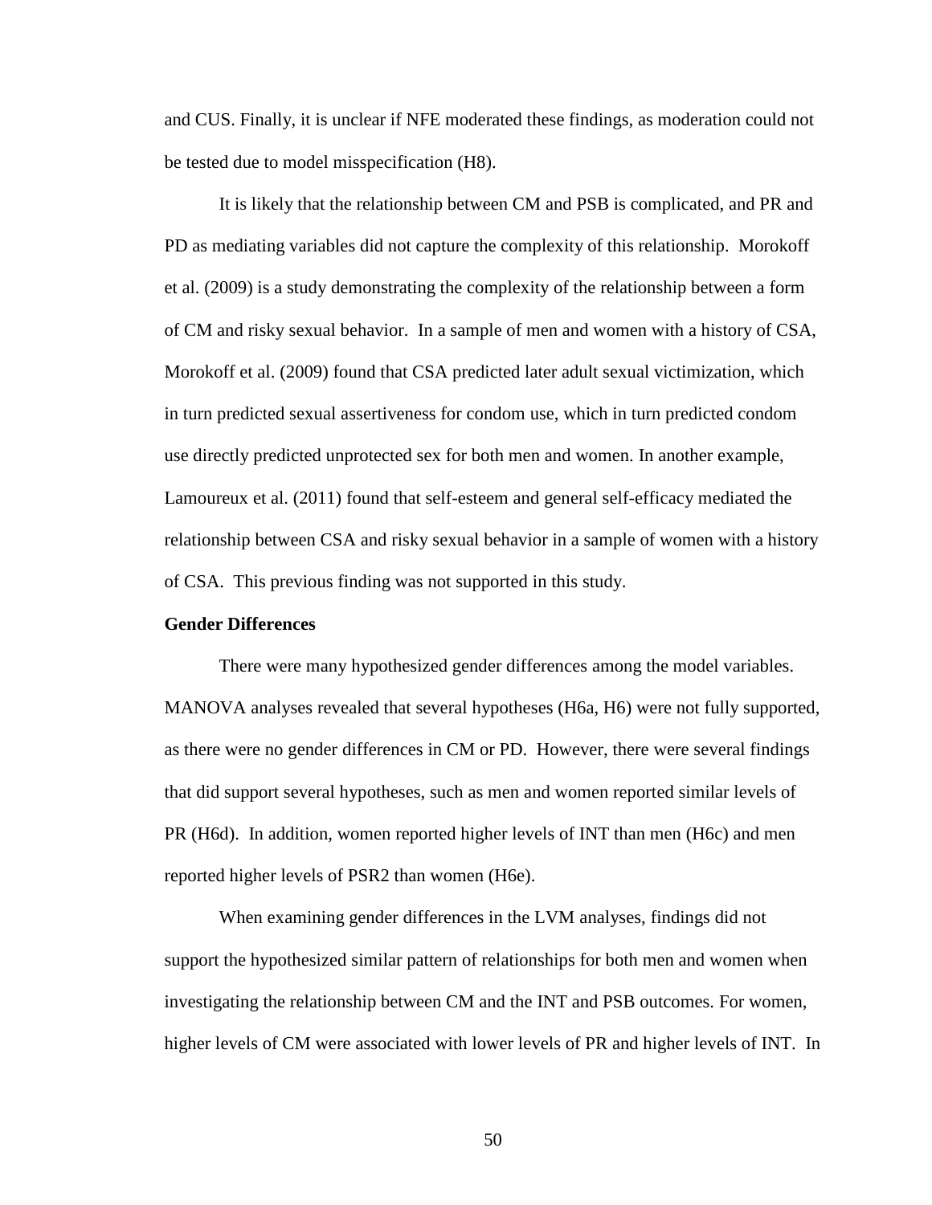and CUS. Finally, it is unclear if NFE moderated these findings, as moderation could not be tested due to model misspecification (H8).

It is likely that the relationship between CM and PSB is complicated, and PR and PD as mediating variables did not capture the complexity of this relationship. Morokoff et al. (2009) is a study demonstrating the complexity of the relationship between a form of CM and risky sexual behavior. In a sample of men and women with a history of CSA, Morokoff et al. (2009) found that CSA predicted later adult sexual victimization, which in turn predicted sexual assertiveness for condom use, which in turn predicted condom use directly predicted unprotected sex for both men and women. In another example, Lamoureux et al. (2011) found that self-esteem and general self-efficacy mediated the relationship between CSA and risky sexual behavior in a sample of women with a history of CSA. This previous finding was not supported in this study.

**Gender Differences**

There were many hypothesized gender differences among the model variables. MANOVA analyses revealed that several hypotheses (H6a, H6) were not fully supported, as there were no gender differences in CM or PD. However, there were several findings that did support several hypotheses, such as men and women reported similar levels of PR (H6d). In addition, women reported higher levels of INT than men (H6c) and men reported higher levels of PSR2 than women (H6e).

When examining gender differences in the LVM analyses, findings did not support the hypothesized similar pattern of relationships for both men and women when investigating the relationship between CM and the INT and PSB outcomes. For women, higher levels of CM were associated with lower levels of PR and higher levels of INT. In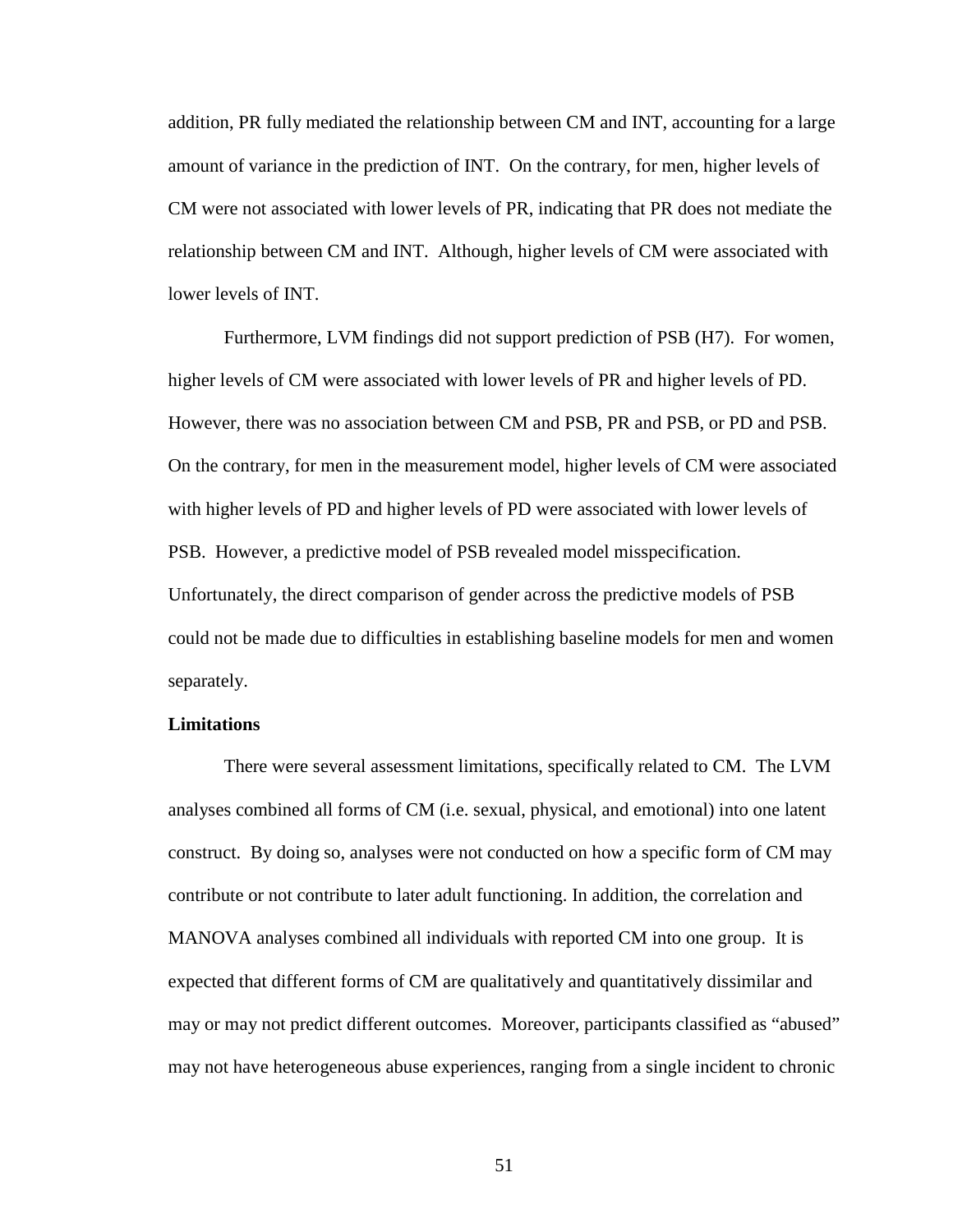addition, PR fully mediated the relationship between CM and INT, accounting for a large amount of variance in the prediction of INT. On the contrary, for men, higher levels of CM were not associated with lower levels of PR, indicating that PR does not mediate the relationship between CM and INT. Although, higher levels of CM were associated with lower levels of INT.

Furthermore, LVM findings did not support prediction of PSB (H7). For women, higher levels of CM were associated with lower levels of PR and higher levels of PD. However, there was no association between CM and PSB, PR and PSB, or PD and PSB. On the contrary, for men in the measurement model, higher levels of CM were associated with higher levels of PD and higher levels of PD were associated with lower levels of PSB. However, a predictive model of PSB revealed model misspecification. Unfortunately, the direct comparison of gender across the predictive models of PSB could not be made due to difficulties in establishing baseline models for men and women separately.

**Limitations**

There were several assessment limitations, specifically related to CM. The LVM analyses combined all forms of CM (i.e. sexual, physical, and emotional) into one latent construct. By doing so, analyses were not conducted on how a specific form of CM may contribute or not contribute to later adult functioning. In addition, the correlation and MANOVA analyses combined all individuals with reported CM into one group. It is expected that different forms of CM are qualitatively and quantitatively dissimilar and may or may not predict different outcomes. Moreover, participants classified as "abused" may not have heterogeneous abuse experiences, ranging from a single incident to chronic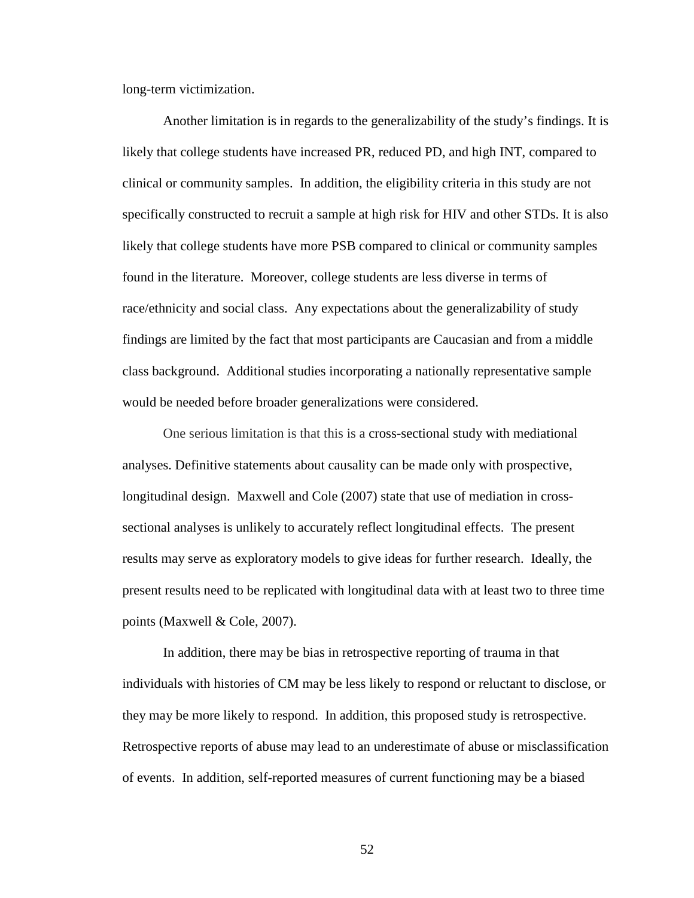long-term victimization.

Another limitation is in regards to the generalizability of the study's findings. It is likely that college students have increased PR, reduced PD, and high INT, compared to clinical or community samples. In addition, the eligibility criteria in this study are not specifically constructed to recruit a sample at high risk for HIV and other STDs. It is also likely that college students have more PSB compared to clinical or community samples found in the literature. Moreover, college students are less diverse in terms of race/ethnicity and social class. Any expectations about the generalizability of study findings are limited by the fact that most participants are Caucasian and from a middle class background. Additional studies incorporating a nationally representative sample would be needed before broader generalizations were considered.

One serious limitation is that this is a cross-sectional study with mediational analyses. Definitive statements about causality can be made only with prospective, longitudinal design. Maxwell and Cole (2007) state that use of mediation in cross-sectional analyses is unlikely to accurately reflect longitudinal effects. The present results may serve as exploratory models to give ideas for further research. Ideally, the present results need to be replicated with longitudinal data with at least two to three time points (Maxwell & Cole, 2007).

In addition, there may be bias in retrospective reporting of trauma in that individuals with histories of CM may be less likely to respond or reluctant to disclose, or they may be more likely to respond. In addition, this proposed study is retrospective. Retrospective reports of abuse may lead to an underestimate of abuse or misclassification of events. In addition, self-reported measures of current functioning may be a biased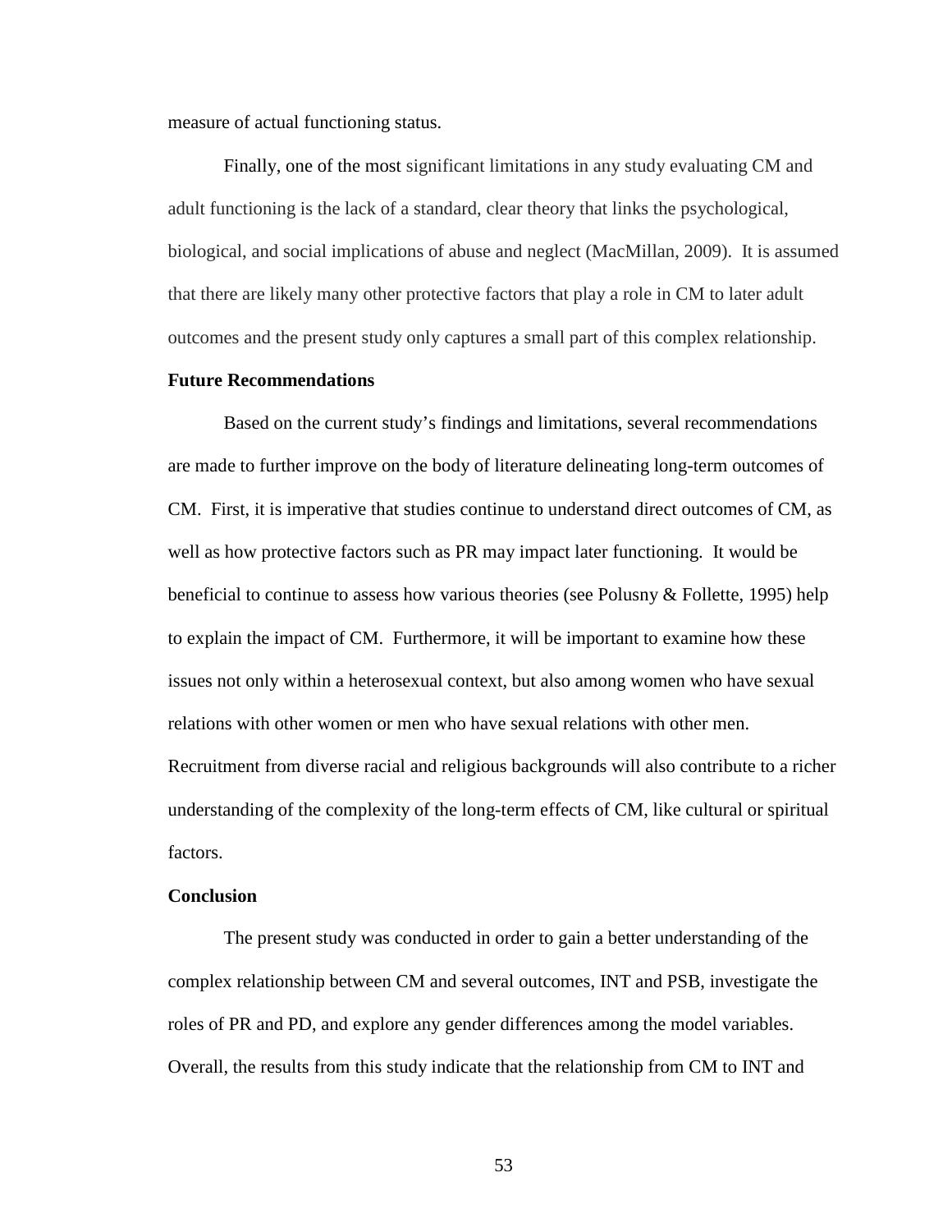measure of actual functioning status.

Finally, one of the most significant limitations in any study evaluating CM and adult functioning is the lack of a standard, clear theory that links the psychological, biological, and social implications of abuse and neglect (MacMillan, 2009). It is assumed that there are likely many other protective factors that play a role in CM to later adult outcomes and the present study only captures a small part of this complex relationship.

### Future Recommendations

Based on the current study's findings and limitations, several recommendations are made to further improve on the body of literature delineating long-term outcomes of CM. First, it is imperative that studies continue to understand direct outcomes of CM, as well as how protective factors such as PR may impact later functioning. It would be beneficial to continue to assess how various theories (see Polusny & Follette, 1995) help to explain the impact of CM. Furthermore, it will be important to examine how these issues not only within a heterosexual context, but also among women who have sexual relations with other women or men who have sexual relations with other men. Recruitment from diverse racial and religious backgrounds will also contribute to a richer understanding of the complexity of the long-term effects of CM, like cultural or spiritual factors.

### Conclusion

The present study was conducted in order to gain a better understanding of the complex relationship between CM and several outcomes, INT and PSB, investigate the roles of PR and PD, and explore any gender differences among the model variables. Overall, the results from this study indicate that the relationship from CM to INT and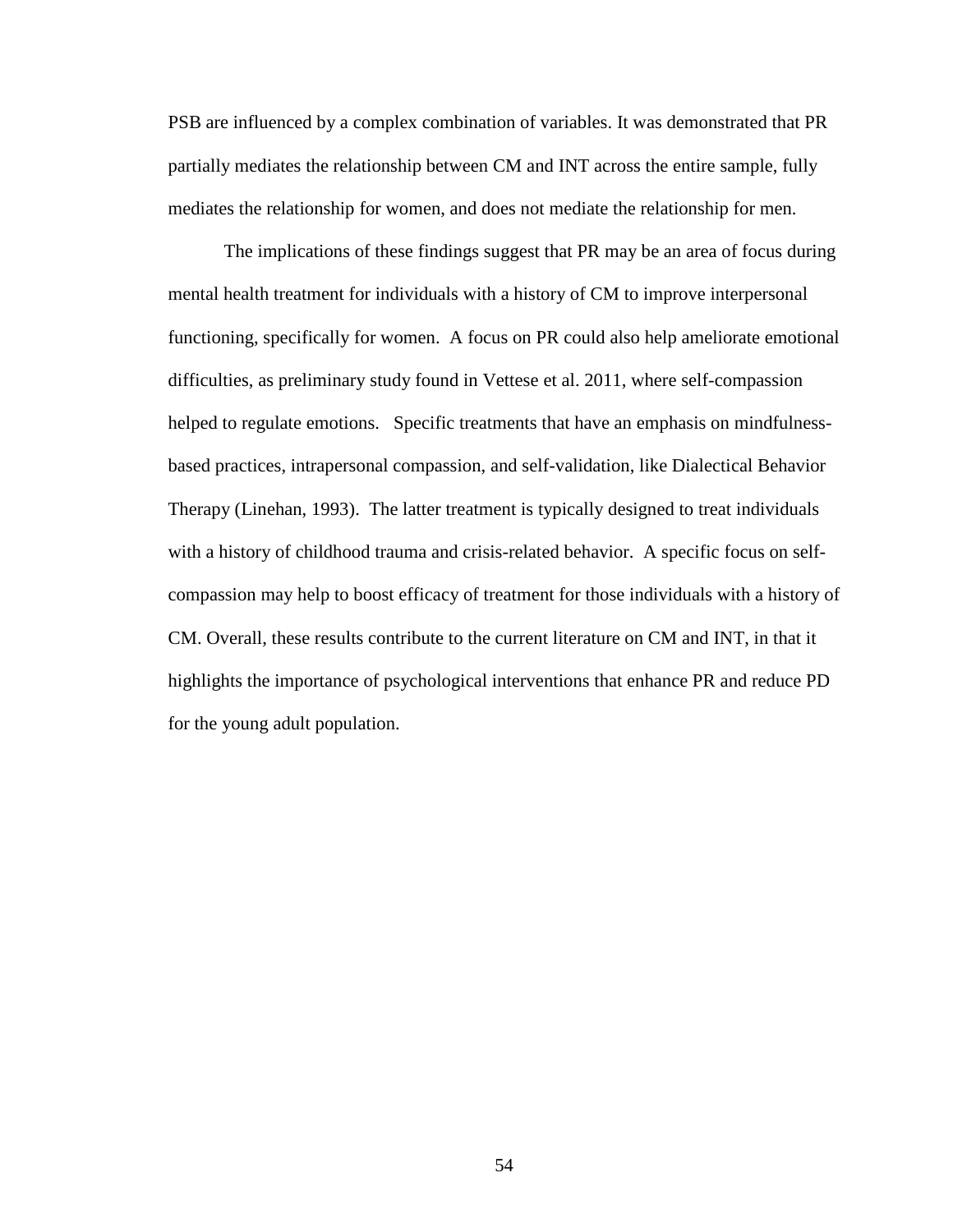PSB are influenced by a complex combination of variables. It was demonstrated that PR partially mediates the relationship between CM and INT across the entire sample, fully mediates the relationship for women, and does not mediate the relationship for men.

The implications of these findings suggest that PR may be an area of focus during mental health treatment for individuals with a history of CM to improve interpersonal functioning, specifically for women. A focus on PR could also help ameliorate emotional difficulties, as preliminary study found in Vettese et al. 2011, where self-compassion helped to regulate emotions. Specific treatments that have an emphasis on mindfulness-based practices, intrapersonal compassion, and self-validation, like Dialectical Behavior Therapy (Linehan, 1993). The latter treatment is typically designed to treat individuals with a history of childhood trauma and crisis-related behavior. A specific focus on self-compassion may help to boost efficacy of treatment for those individuals with a history of CM. Overall, these results contribute to the current literature on CM and INT, in that it highlights the importance of psychological interventions that enhance PR and reduce PD for the young adult population.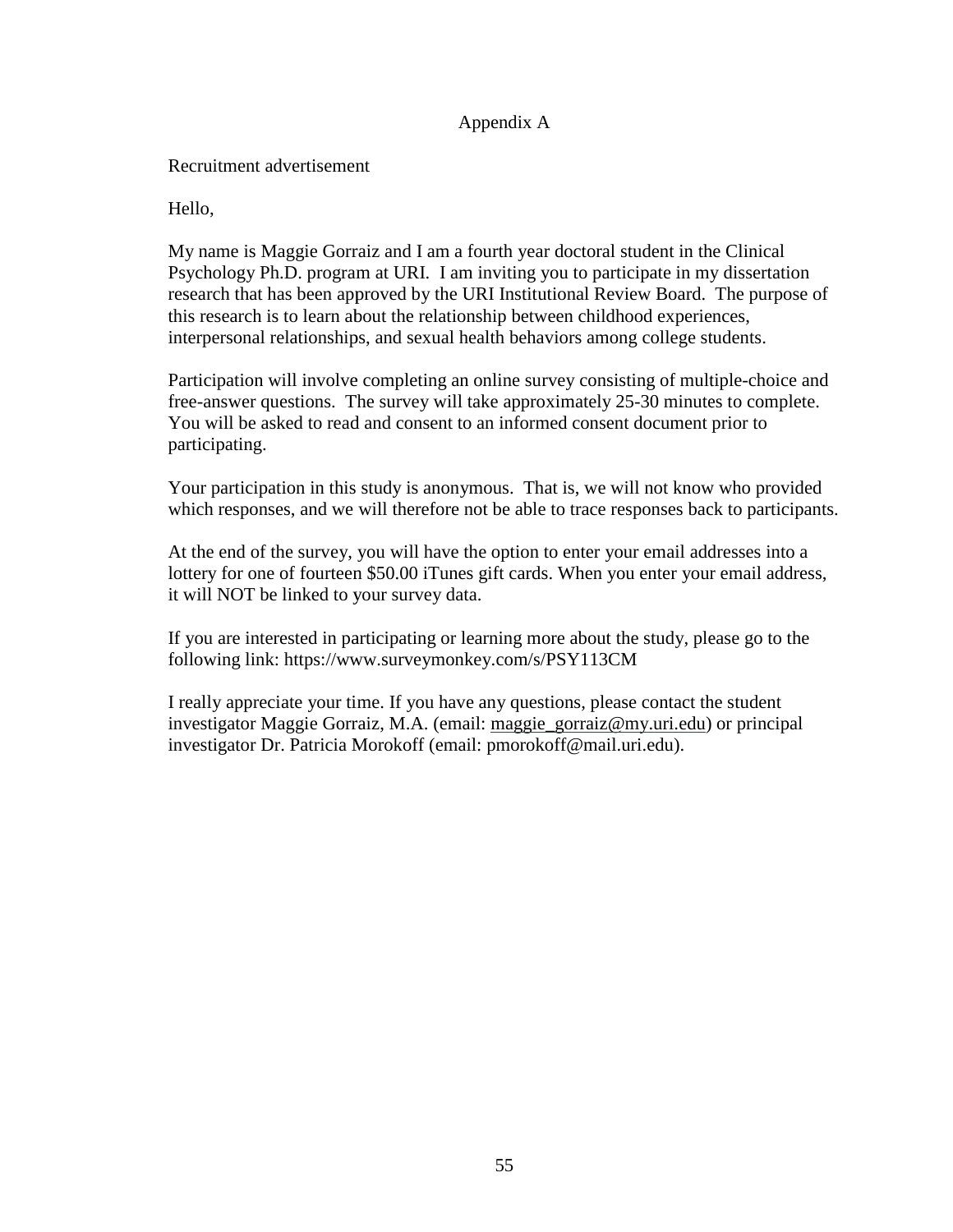# Appendix A

Recruitment advertisement

Hello,

My name is Maggie Gorraiz and I am a fourth year doctoral student in the Clinical Psychology Ph.D. program at URI. I am inviting you to participate in my dissertation research that has been approved by the URI Institutional Review Board. The purpose of this research is to learn about the relationship between childhood experiences, interpersonal relationships, and sexual health behaviors among college students.

Participation will involve completing an online survey consisting of multiple-choice and free-answer questions. The survey will take approximately 25-30 minutes to complete. You will be asked to read and consent to an informed consent document prior to participating.

Your participation in this study is anonymous. That is, we will not know who provided which responses, and we will therefore not be able to trace responses back to participants.

At the end of the survey, you will have the option to enter your email addresses into a lottery for one of fourteen $50.00 iTunes gift cards. When you enter your email address, it will NOT be linked to your survey data.

If you are interested in participating or learning more about the study, please go to the following link: https://www.surveymonkey.com/s/PSY113CM

I really appreciate your time. If you have any questions, please contact the student investigator Maggie Gorraiz, M.A. (email: maggie_gorraiz@my.uri.edu) or principal investigator Dr. Patricia Morokoff (email: pmorokoff@mail.uri.edu).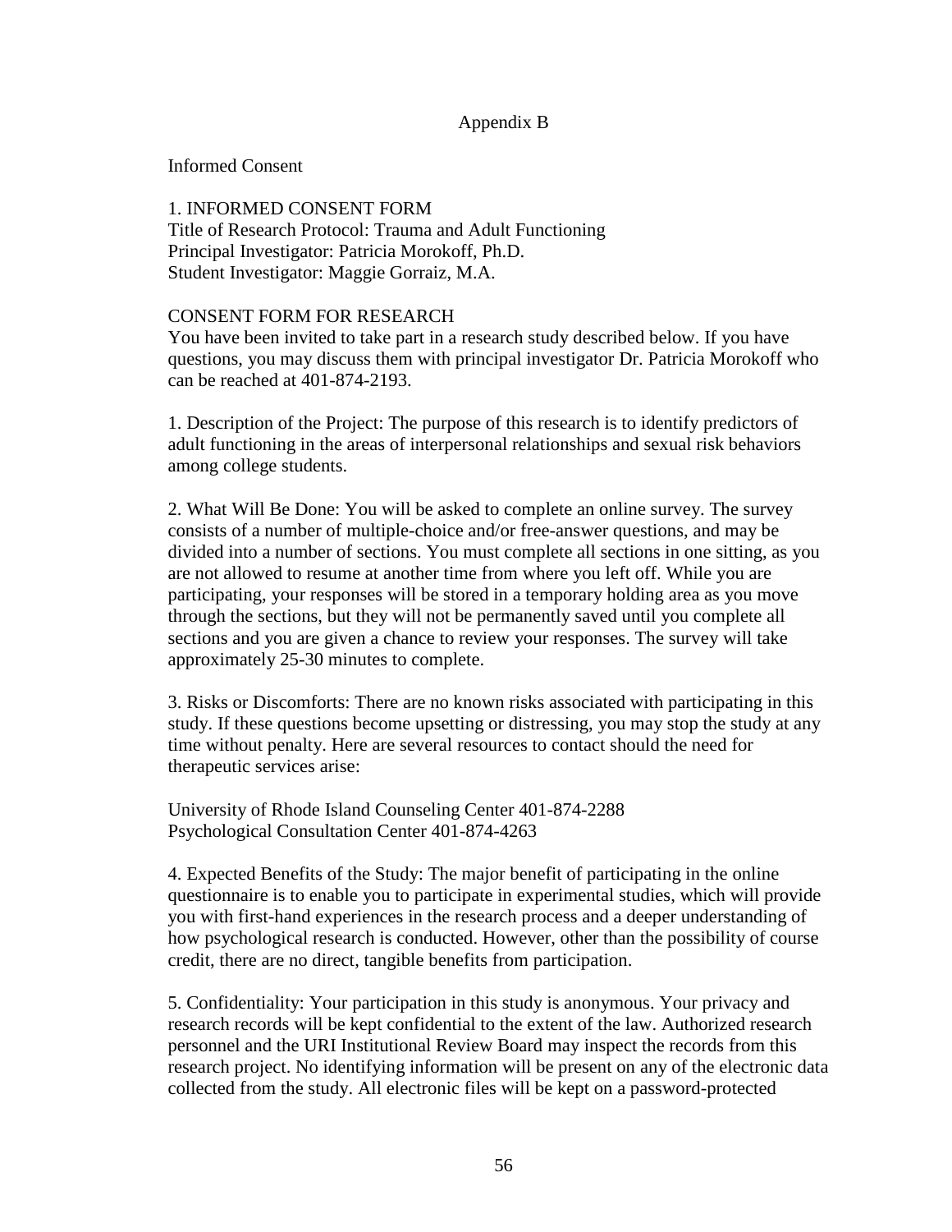## Appendix B

Informed Consent

1. INFORMED CONSENT FORM
Title of Research Protocol: Trauma and Adult Functioning
Principal Investigator: Patricia Morokoff, Ph.D.
Student Investigator: Maggie Gorraiz, M.A.

CONSENT FORM FOR RESEARCH
You have been invited to take part in a research study described below. If you have questions, you may discuss them with principal investigator Dr. Patricia Morokoff who can be reached at 401-874-2193.

1. Description of the Project: The purpose of this research is to identify predictors of adult functioning in the areas of interpersonal relationships and sexual risk behaviors among college students.

2. What Will Be Done: You will be asked to complete an online survey. The survey consists of a number of multiple-choice and/or free-answer questions, and may be divided into a number of sections. You must complete all sections in one sitting, as you are not allowed to resume at another time from where you left off. While you are participating, your responses will be stored in a temporary holding area as you move through the sections, but they will not be permanently saved until you complete all sections and you are given a chance to review your responses. The survey will take approximately 25-30 minutes to complete.

3. Risks or Discomforts: There are no known risks associated with participating in this study. If these questions become upsetting or distressing, you may stop the study at any time without penalty. Here are several resources to contact should the need for therapeutic services arise:

University of Rhode Island Counseling Center 401-874-2288
Psychological Consultation Center 401-874-4263

4. Expected Benefits of the Study: The major benefit of participating in the online questionnaire is to enable you to participate in experimental studies, which will provide you with first-hand experiences in the research process and a deeper understanding of how psychological research is conducted. However, other than the possibility of course credit, there are no direct, tangible benefits from participation.

5. Confidentiality: Your participation in this study is anonymous. Your privacy and research records will be kept confidential to the extent of the law. Authorized research personnel and the URI Institutional Review Board may inspect the records from this research project. No identifying information will be present on any of the electronic data collected from the study. All electronic files will be kept on a password-protected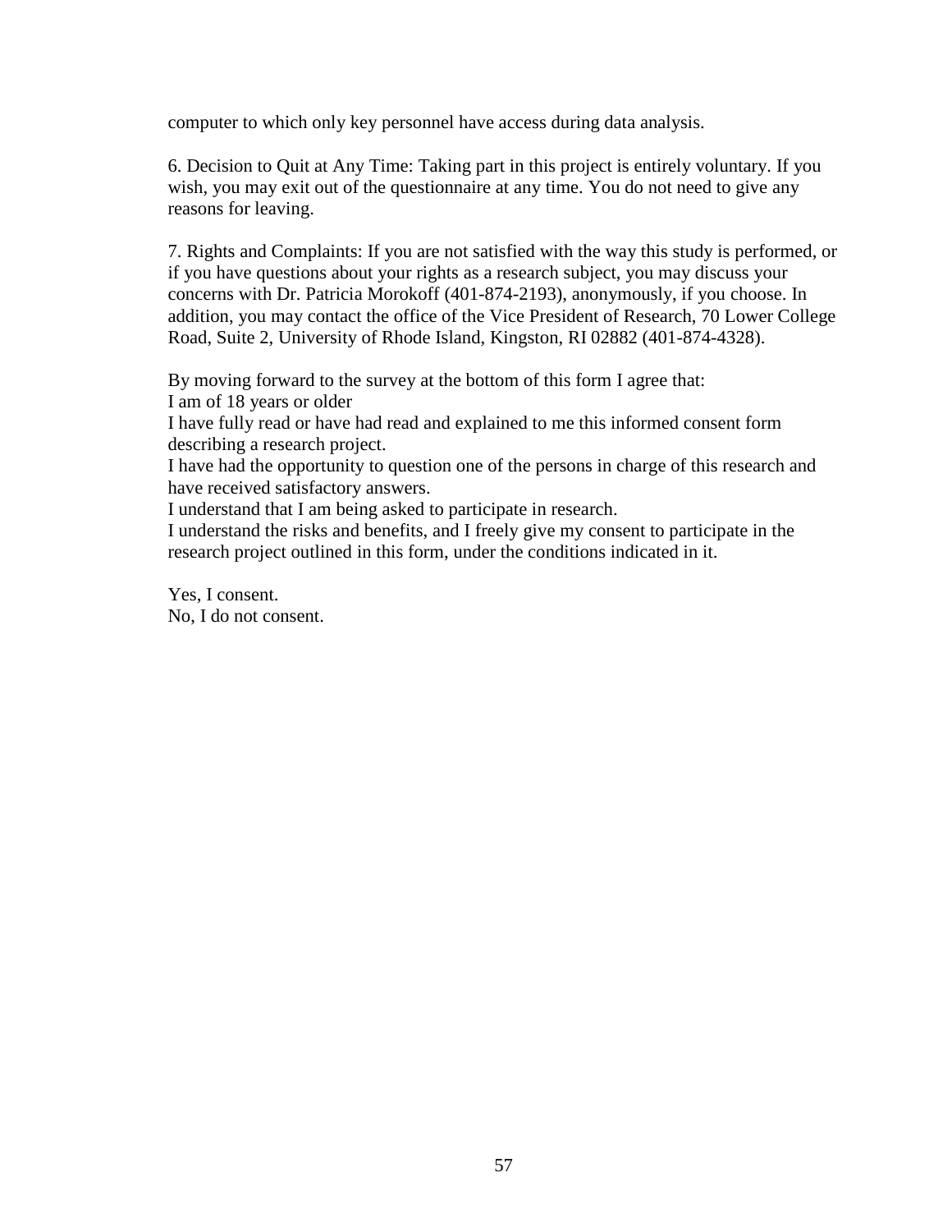computer to which only key personnel have access during data analysis.

6. Decision to Quit at Any Time: Taking part in this project is entirely voluntary. If you wish, you may exit out of the questionnaire at any time. You do not need to give any reasons for leaving.

7. Rights and Complaints: If you are not satisfied with the way this study is performed, or if you have questions about your rights as a research subject, you may discuss your concerns with Dr. Patricia Morokoff (401-874-2193), anonymously, if you choose. In addition, you may contact the office of the Vice President of Research, 70 Lower College Road, Suite 2, University of Rhode Island, Kingston, RI 02882 (401-874-4328).

By moving forward to the survey at the bottom of this form I agree that:
I am of 18 years or older
I have fully read or have had read and explained to me this informed consent form describing a research project.
I have had the opportunity to question one of the persons in charge of this research and have received satisfactory answers.
I understand that I am being asked to participate in research.
I understand the risks and benefits, and I freely give my consent to participate in the research project outlined in this form, under the conditions indicated in it.

Yes, I consent.
No, I do not consent.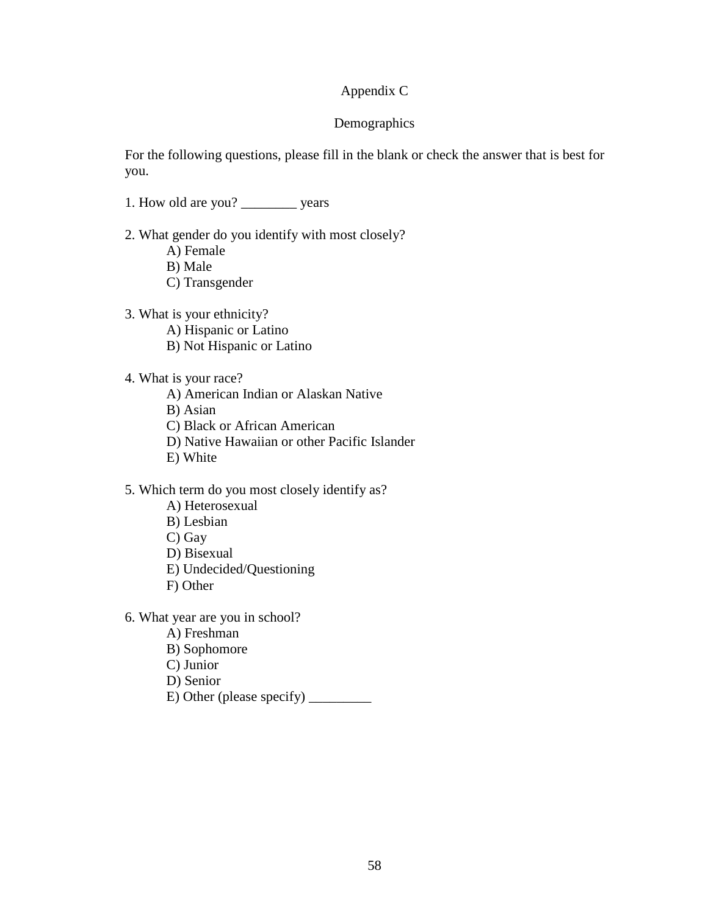# Appendix C

## Demographics

For the following questions, please fill in the blank or check the answer that is best for you.

1. How old are you? ________ years

2. What gender do you identify with most closely?
   - A) Female
   - B) Male
   - C) Transgender

3. What is your ethnicity?
   - A) Hispanic or Latino
   - B) Not Hispanic or Latino

4. What is your race?
   - A) American Indian or Alaskan Native
   - B) Asian
   - C) Black or African American
   - D) Native Hawaiian or other Pacific Islander
   - E) White

5. Which term do you most closely identify as?
   - A) Heterosexual
   - B) Lesbian
   - C) Gay
   - D) Bisexual
   - E) Undecided/Questioning
   - F) Other

6. What year are you in school?
   - A) Freshman
   - B) Sophomore
   - C) Junior
   - D) Senior
   - E) Other (please specify) _________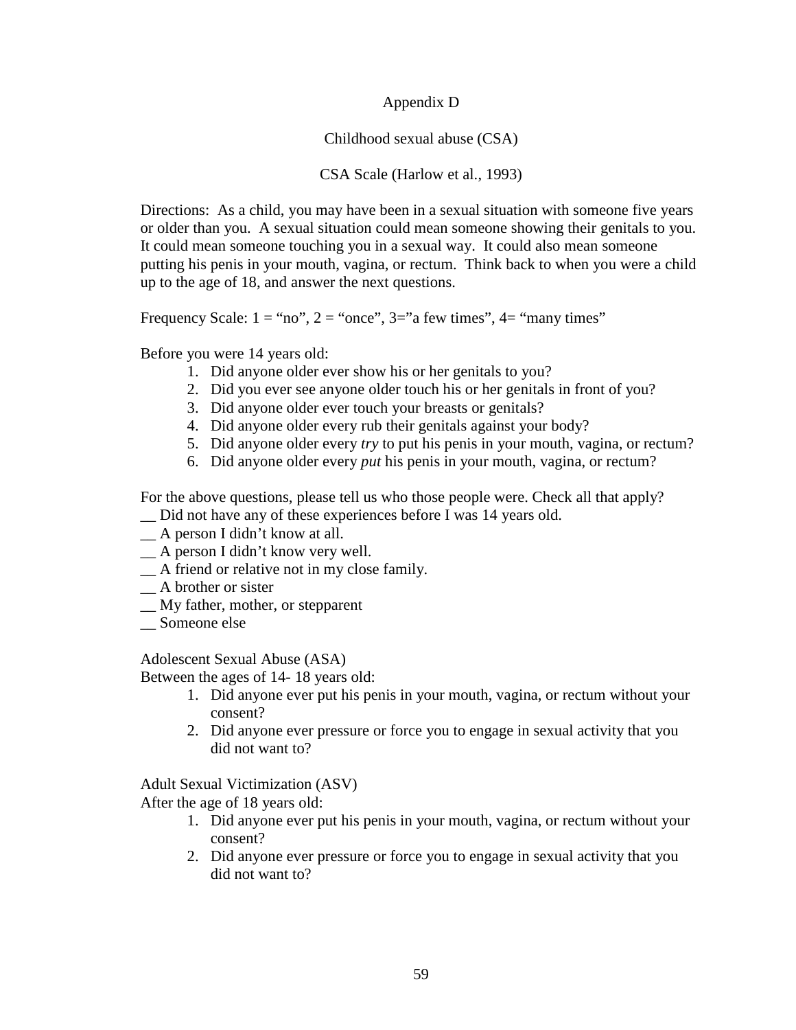# Appendix D

## Childhood sexual abuse (CSA)

### CSA Scale (Harlow et al., 1993)

Directions: As a child, you may have been in a sexual situation with someone five years or older than you. A sexual situation could mean someone showing their genitals to you. It could mean someone touching you in a sexual way. It could also mean someone putting his penis in your mouth, vagina, or rectum. Think back to when you were a child up to the age of 18, and answer the next questions.

Frequency Scale: 1 = "no", 2 = "once", 3="a few times", 4= "many times"

Before you were 14 years old:

1. Did anyone older ever show his or her genitals to you?
2. Did you ever see anyone older touch his or her genitals in front of you?
3. Did anyone older ever touch your breasts or genitals?
4. Did anyone older every rub their genitals against your body?
5. Did anyone older every *try* to put his penis in your mouth, vagina, or rectum?
6. Did anyone older every *put* his penis in your mouth, vagina, or rectum?

For the above questions, please tell us who those people were. Check all that apply?

__ Did not have any of these experiences before I was 14 years old.
__ A person I didn't know at all.
__ A person I didn't know very well.
__ A friend or relative not in my close family.
__ A brother or sister
__ My father, mother, or stepparent
__ Someone else

Adolescent Sexual Abuse (ASA)

Between the ages of 14- 18 years old:

1. Did anyone ever put his penis in your mouth, vagina, or rectum without your consent?
2. Did anyone ever pressure or force you to engage in sexual activity that you did not want to?

Adult Sexual Victimization (ASV)

After the age of 18 years old:

1. Did anyone ever put his penis in your mouth, vagina, or rectum without your consent?
2. Did anyone ever pressure or force you to engage in sexual activity that you did not want to?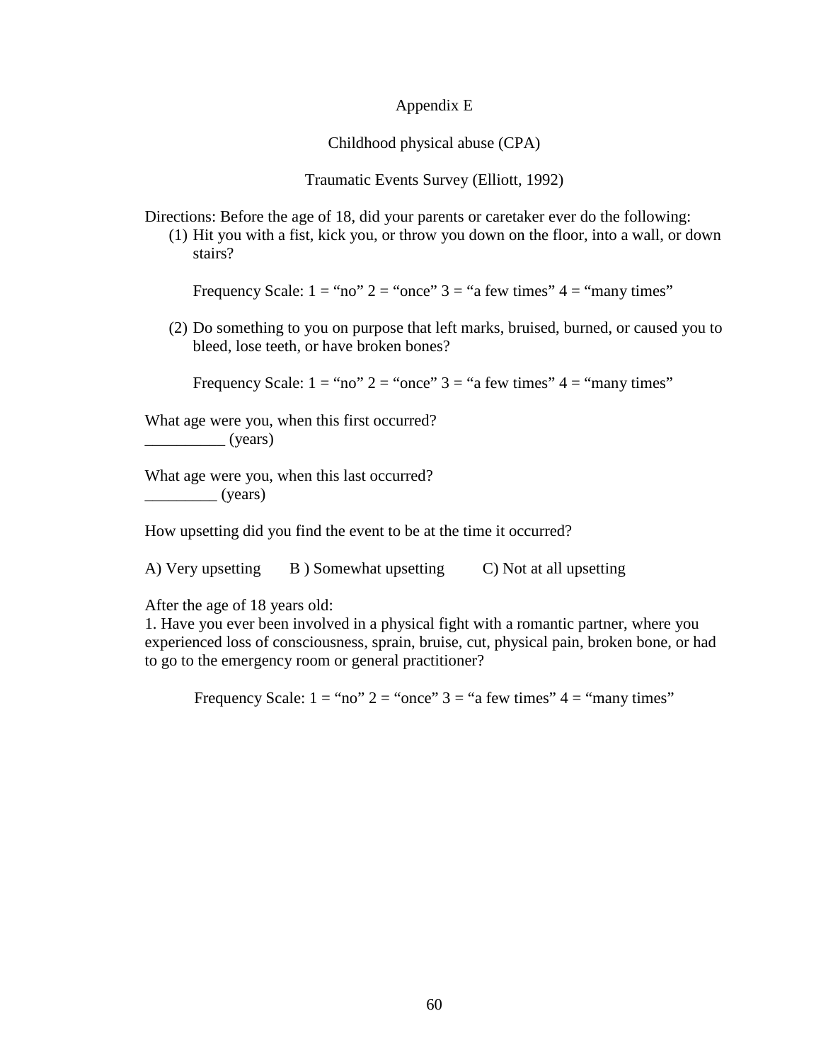# Appendix E

## Childhood physical abuse (CPA)

### Traumatic Events Survey (Elliott, 1992)

Directions: Before the age of 18, did your parents or caretaker ever do the following:

(1) Hit you with a fist, kick you, or throw you down on the floor, into a wall, or down stairs?

Frequency Scale: 1 = "no" 2 = "once" 3 = "a few times" 4 = "many times"

(2) Do something to you on purpose that left marks, bruised, burned, or caused you to bleed, lose teeth, or have broken bones?

Frequency Scale: 1 = "no" 2 = "once" 3 = "a few times" 4 = "many times"

What age were you, when this first occurred?
__________ (years)

What age were you, when this last occurred?
_________ (years)

How upsetting did you find the event to be at the time it occurred?

A) Very upsetting B ) Somewhat upsetting C) Not at all upsetting

After the age of 18 years old:
1. Have you ever been involved in a physical fight with a romantic partner, where you experienced loss of consciousness, sprain, bruise, cut, physical pain, broken bone, or had to go to the emergency room or general practitioner?

Frequency Scale: 1 = "no" 2 = "once" 3 = "a few times" 4 = "many times"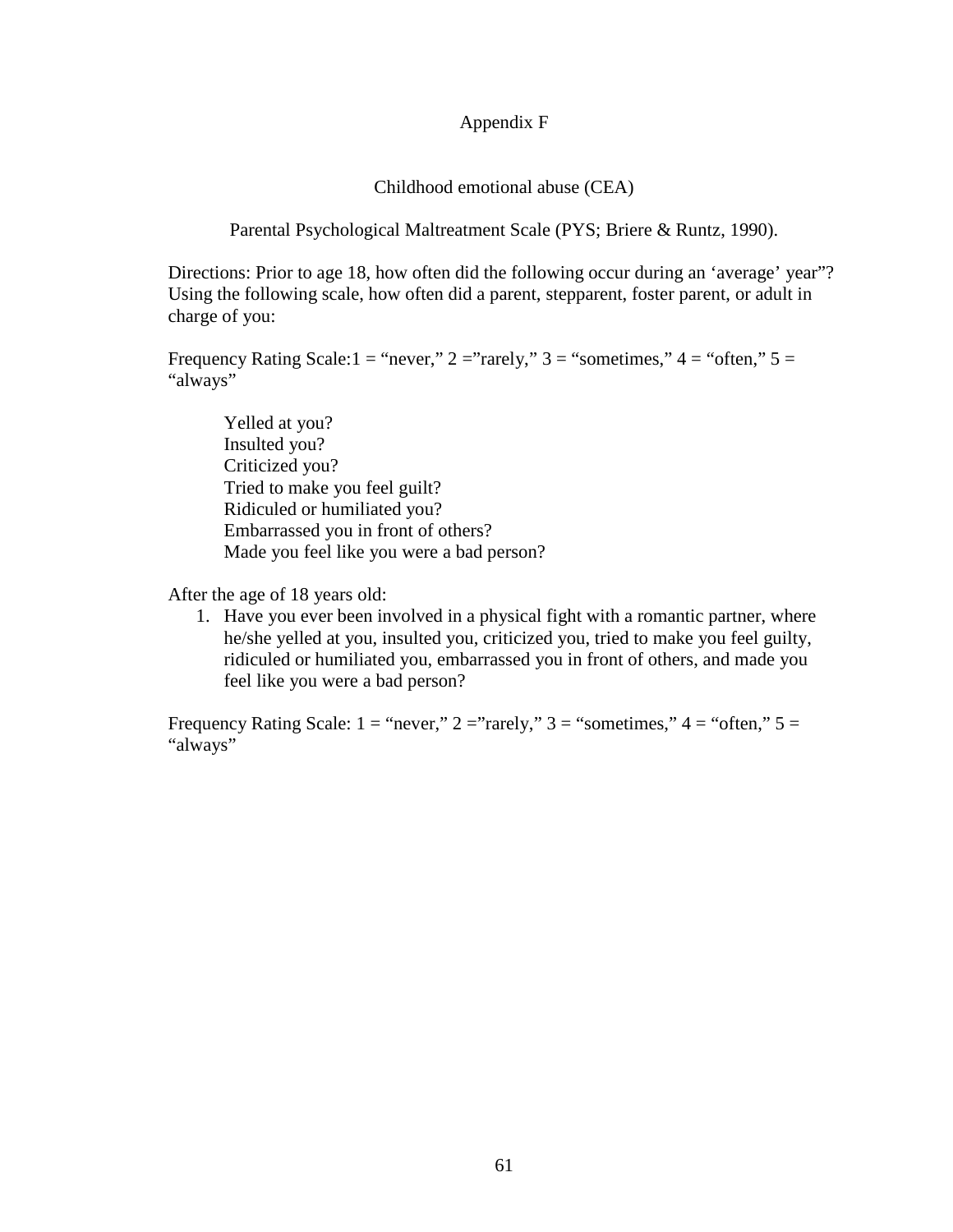# Appendix F

## Childhood emotional abuse (CEA)

### Parental Psychological Maltreatment Scale (PYS; Briere & Runtz, 1990).

Directions: Prior to age 18, how often did the following occur during an 'average' year"? Using the following scale, how often did a parent, stepparent, foster parent, or adult in charge of you:

Frequency Rating Scale:1 = "never," 2 ="rarely," 3 = "sometimes," 4 = "often," 5 = "always"

Yelled at you?
Insulted you?
Criticized you?
Tried to make you feel guilt?
Ridiculed or humiliated you?
Embarrassed you in front of others?
Made you feel like you were a bad person?

After the age of 18 years old:

1. Have you ever been involved in a physical fight with a romantic partner, where he/she yelled at you, insulted you, criticized you, tried to make you feel guilty, ridiculed or humiliated you, embarrassed you in front of others, and made you feel like you were a bad person?

Frequency Rating Scale: 1 = "never," 2 ="rarely," 3 = "sometimes," 4 = "often," 5 = "always"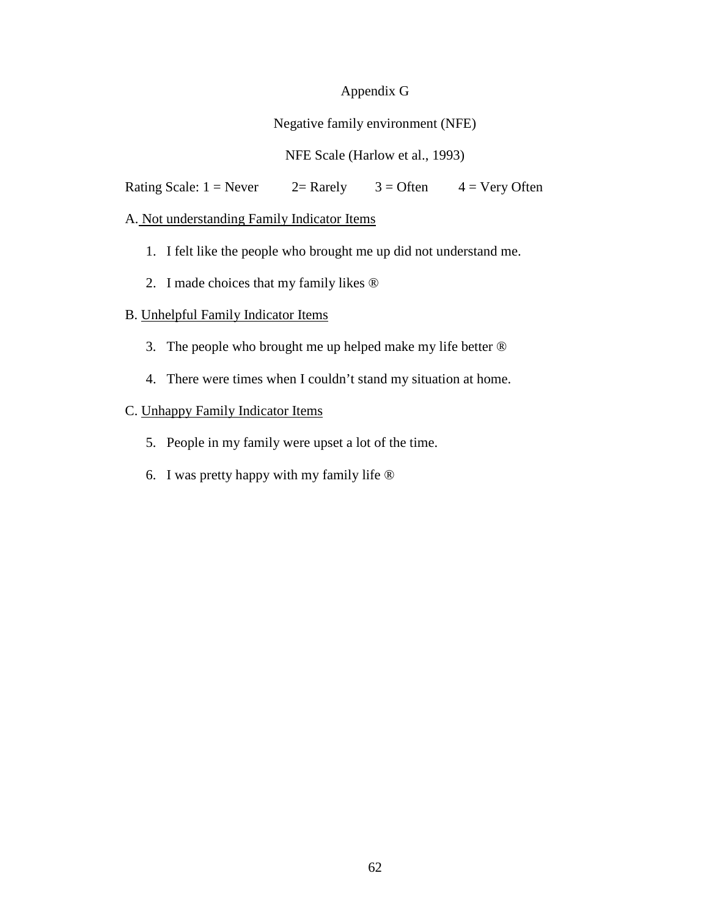# Appendix G

## Negative family environment (NFE)

### NFE Scale (Harlow et al., 1993)

Rating Scale: 1 = Never    2= Rarely    3 = Often    4 = Very Often

A. Not understanding Family Indicator Items

1. I felt like the people who brought me up did not understand me.
2. I made choices that my family likes ®

B. Unhelpful Family Indicator Items

3. The people who brought me up helped make my life better ®
4. There were times when I couldn't stand my situation at home.

C. Unhappy Family Indicator Items

5. People in my family were upset a lot of the time.
6. I was pretty happy with my family life ®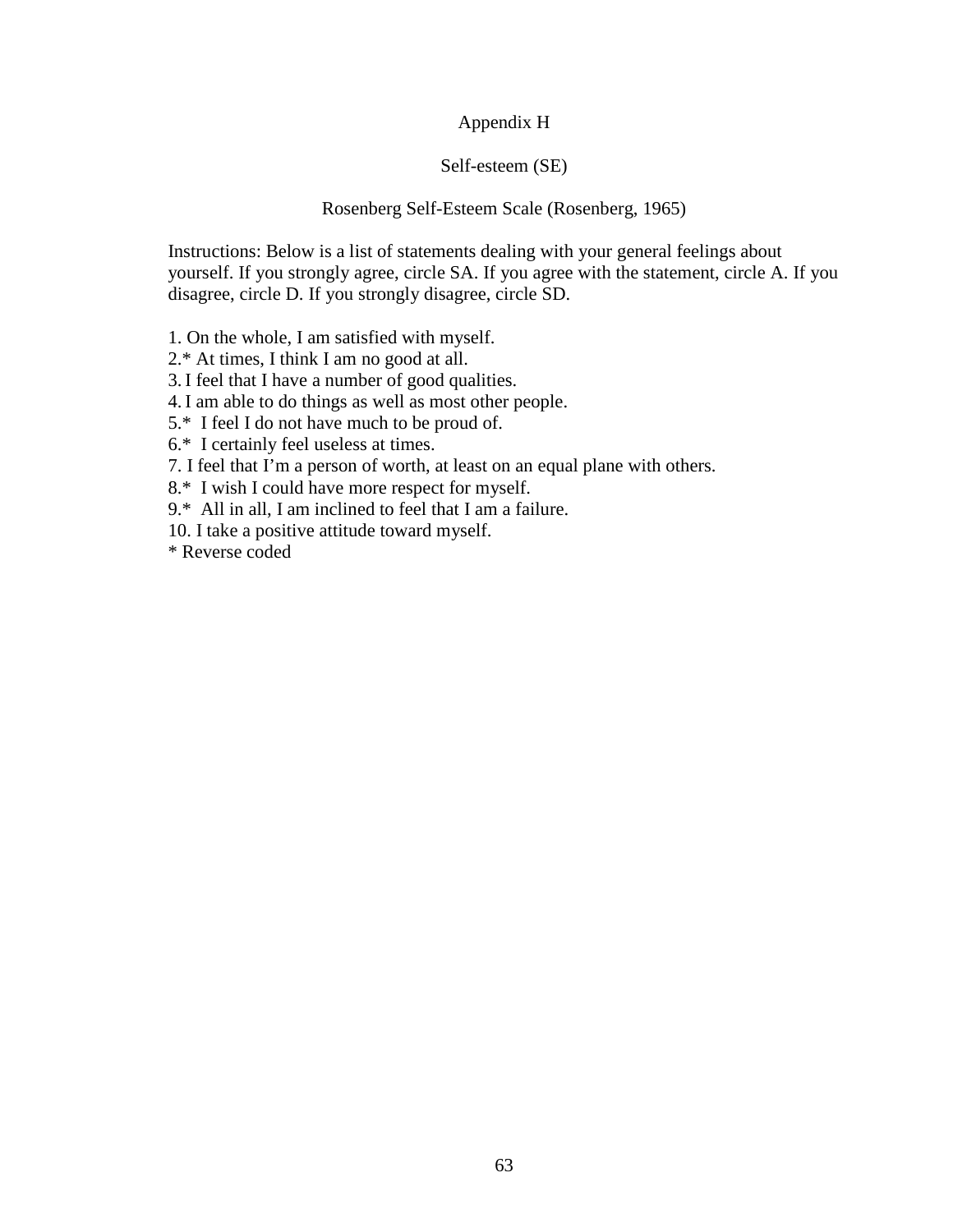# Appendix H

## Self-esteem (SE)

### Rosenberg Self-Esteem Scale (Rosenberg, 1965)

Instructions: Below is a list of statements dealing with your general feelings about yourself. If you strongly agree, circle SA. If you agree with the statement, circle A. If you disagree, circle D. If you strongly disagree, circle SD.

1. On the whole, I am satisfied with myself.
2.* At times, I think I am no good at all.
3. I feel that I have a number of good qualities.
4. I am able to do things as well as most other people.
5.* I feel I do not have much to be proud of.
6.* I certainly feel useless at times.
7. I feel that I'm a person of worth, at least on an equal plane with others.
8.* I wish I could have more respect for myself.
9.* All in all, I am inclined to feel that I am a failure.
10. I take a positive attitude toward myself.

\* Reverse coded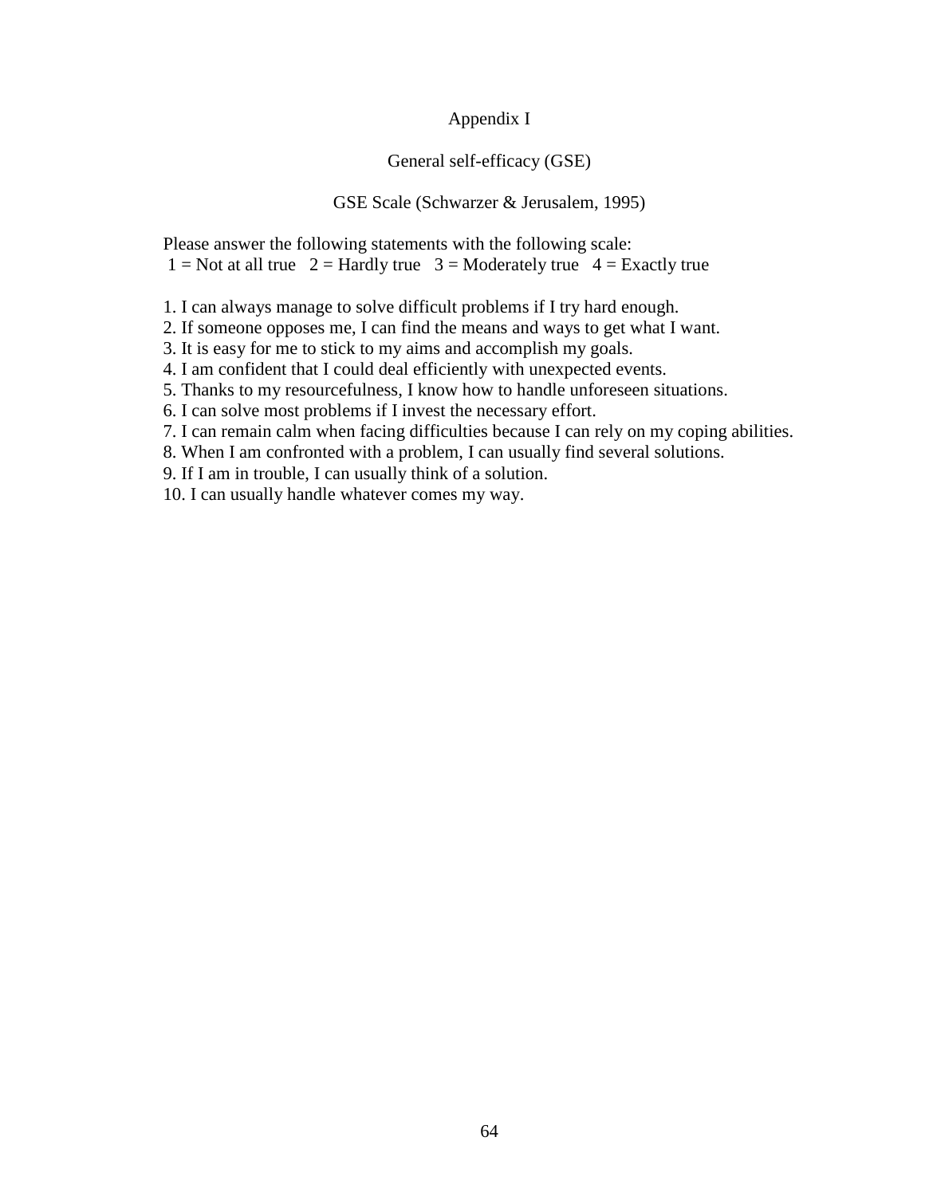# Appendix I

## General self-efficacy (GSE)

### GSE Scale (Schwarzer & Jerusalem, 1995)

Please answer the following statements with the following scale:
1 = Not at all true 2 = Hardly true 3 = Moderately true 4 = Exactly true

1. I can always manage to solve difficult problems if I try hard enough.
2. If someone opposes me, I can find the means and ways to get what I want.
3. It is easy for me to stick to my aims and accomplish my goals.
4. I am confident that I could deal efficiently with unexpected events.
5. Thanks to my resourcefulness, I know how to handle unforeseen situations.
6. I can solve most problems if I invest the necessary effort.
7. I can remain calm when facing difficulties because I can rely on my coping abilities.
8. When I am confronted with a problem, I can usually find several solutions.
9. If I am in trouble, I can usually think of a solution.
10. I can usually handle whatever comes my way.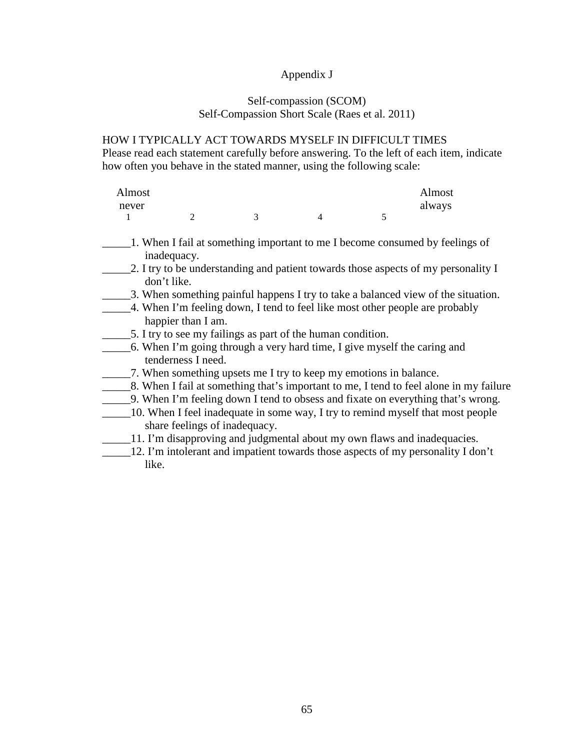# Appendix J

## Self-compassion (SCOM)
## Self-Compassion Short Scale (Raes et al. 2011)

HOW I TYPICALLY ACT TOWARDS MYSELF IN DIFFICULT TIMES
Please read each statement carefully before answering. To the left of each item, indicate how often you behave in the stated manner, using the following scale:

| Almost never | | | | Almost always |
|---|---|---|---|---|
| 1 | 2 | 3 | 4 | 5 |

_____1. When I fail at something important to me I become consumed by feelings of inadequacy.
_____2. I try to be understanding and patient towards those aspects of my personality I don't like.
_____3. When something painful happens I try to take a balanced view of the situation.
_____4. When I'm feeling down, I tend to feel like most other people are probably happier than I am.
_____5. I try to see my failings as part of the human condition.
_____6. When I'm going through a very hard time, I give myself the caring and tenderness I need.
_____7. When something upsets me I try to keep my emotions in balance.
_____8. When I fail at something that's important to me, I tend to feel alone in my failure
_____9. When I'm feeling down I tend to obsess and fixate on everything that's wrong.
_____10. When I feel inadequate in some way, I try to remind myself that most people share feelings of inadequacy.
_____11. I'm disapproving and judgmental about my own flaws and inadequacies.
_____12. I'm intolerant and impatient towards those aspects of my personality I don't like.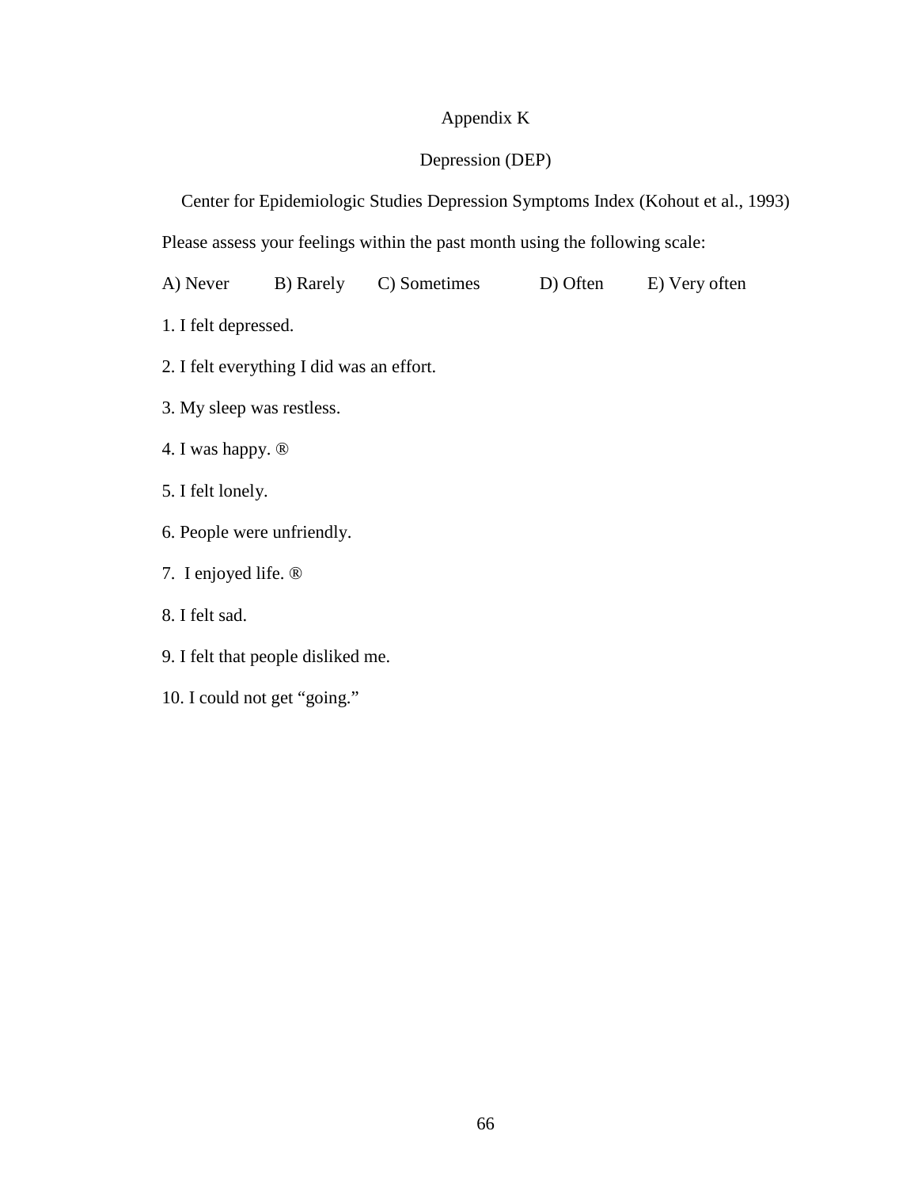# Appendix K

## Depression (DEP)

Center for Epidemiologic Studies Depression Symptoms Index (Kohout et al., 1993)

Please assess your feelings within the past month using the following scale:

A) Never B) Rarely C) Sometimes D) Often E) Very often

1. I felt depressed.
2. I felt everything I did was an effort.
3. My sleep was restless.
4. I was happy. ®
5. I felt lonely.
6. People were unfriendly.
7. I enjoyed life. ®
8. I felt sad.
9. I felt that people disliked me.
10. I could not get “going.”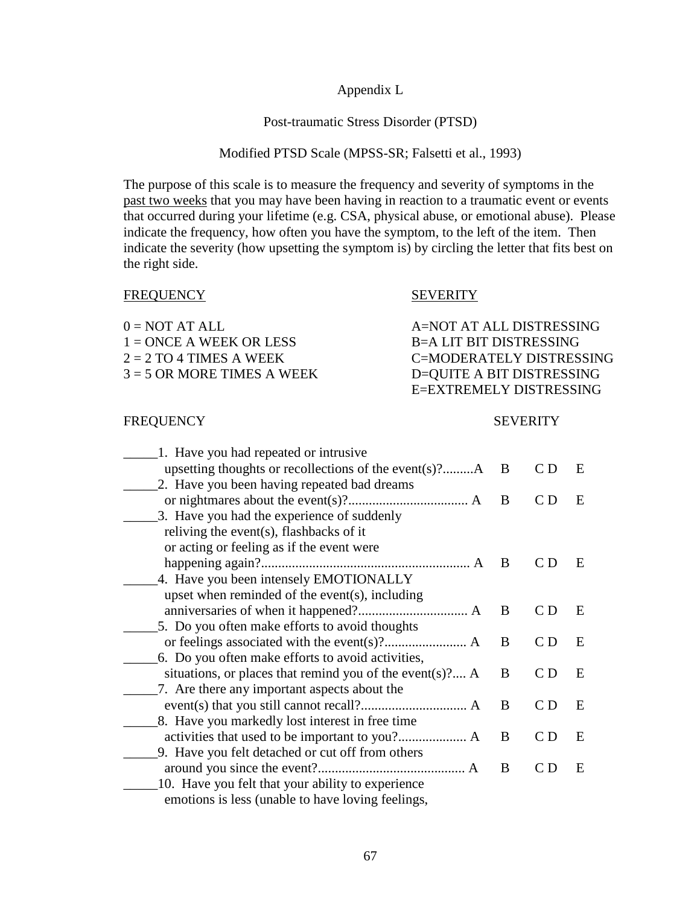Appendix L

Post-traumatic Stress Disorder (PTSD)

Modified PTSD Scale (MPSS-SR; Falsetti et al., 1993)

The purpose of this scale is to measure the frequency and severity of symptoms in the past two weeks that you may have been having in reaction to a traumatic event or events that occurred during your lifetime (e.g. CSA, physical abuse, or emotional abuse). Please indicate the frequency, how often you have the symptom, to the left of the item. Then indicate the severity (how upsetting the symptom is) by circling the letter that fits best on the right side.

| FREQUENCY | SEVERITY |
|---|---|
| 0 = NOT AT ALL | A=NOT AT ALL DISTRESSING |
| 1 = ONCE A WEEK OR LESS | B=A LIT BIT DISTRESSING |
| 2 = 2 TO 4 TIMES A WEEK | C=MODERATELY DISTRESSING |
| 3 = 5 OR MORE TIMES A WEEK | D=QUITE A BIT DISTRESSING |
| | E=EXTREMELY DISTRESSING |

FREQUENCY SEVERITY

_____1. Have you had repeated or intrusive upsetting thoughts or recollections of the event(s)?.........A B C D E

_____2. Have you been having repeated bad dreams or nightmares about the event(s)?.................................. A B C D E

_____3. Have you had the experience of suddenly reliving the event(s), flashbacks of it or acting or feeling as if the event were happening again?............................................................. A B C D E

_____4. Have you been intensely EMOTIONALLY upset when reminded of the event(s), including anniversaries of when it happened?................................ A B C D E

_____5. Do you often make efforts to avoid thoughts or feelings associated with the event(s)?........................ A B C D E

_____6. Do you often make efforts to avoid activities, situations, or places that remind you of the event(s)?.... A B C D E

_____7. Are there any important aspects about the event(s) that you still cannot recall?............................... A B C D E

_____8. Have you markedly lost interest in free time activities that used to be important to you?.................... A B C D E

_____9. Have you felt detached or cut off from others around you since the event?........................................... A B C D E

_____10. Have you felt that your ability to experience emotions is less (unable to have loving feelings,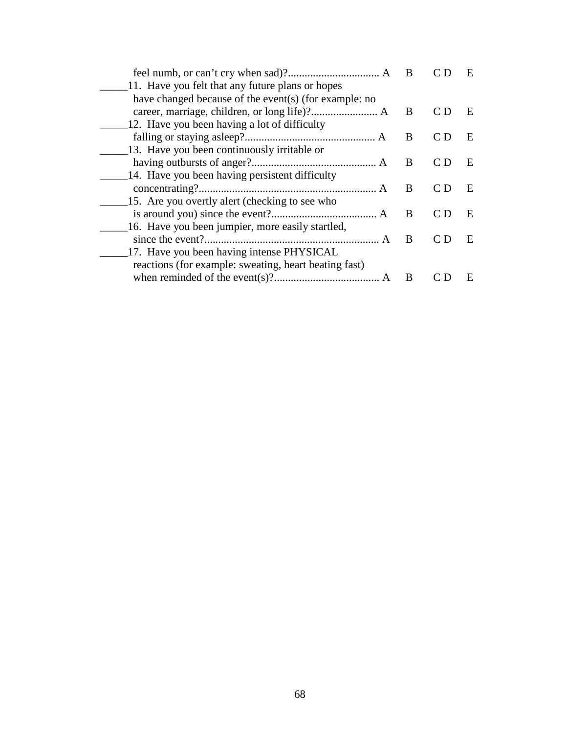feel numb, or can't cry when sad)?................................. A B C D E

_____11. Have you felt that any future plans or hopes have changed because of the event(s) (for example: no career, marriage, children, or long life)?........................ A B C D E

_____12. Have you been having a lot of difficulty falling or staying asleep?............................................... A B C D E

_____13. Have you been continuously irritable or having outbursts of anger?............................................ A B C D E

_____14. Have you been having persistent difficulty concentrating?................................................................ A B C D E

_____15. Are you overtly alert (checking to see who is around you) since the event?...................................... A B C D E

_____16. Have you been jumpier, more easily startled, since the event?............................................................... A B C D E

_____17. Have you been having intense PHYSICAL reactions (for example: sweating, heart beating fast) when reminded of the event(s)?...................................... A B C D E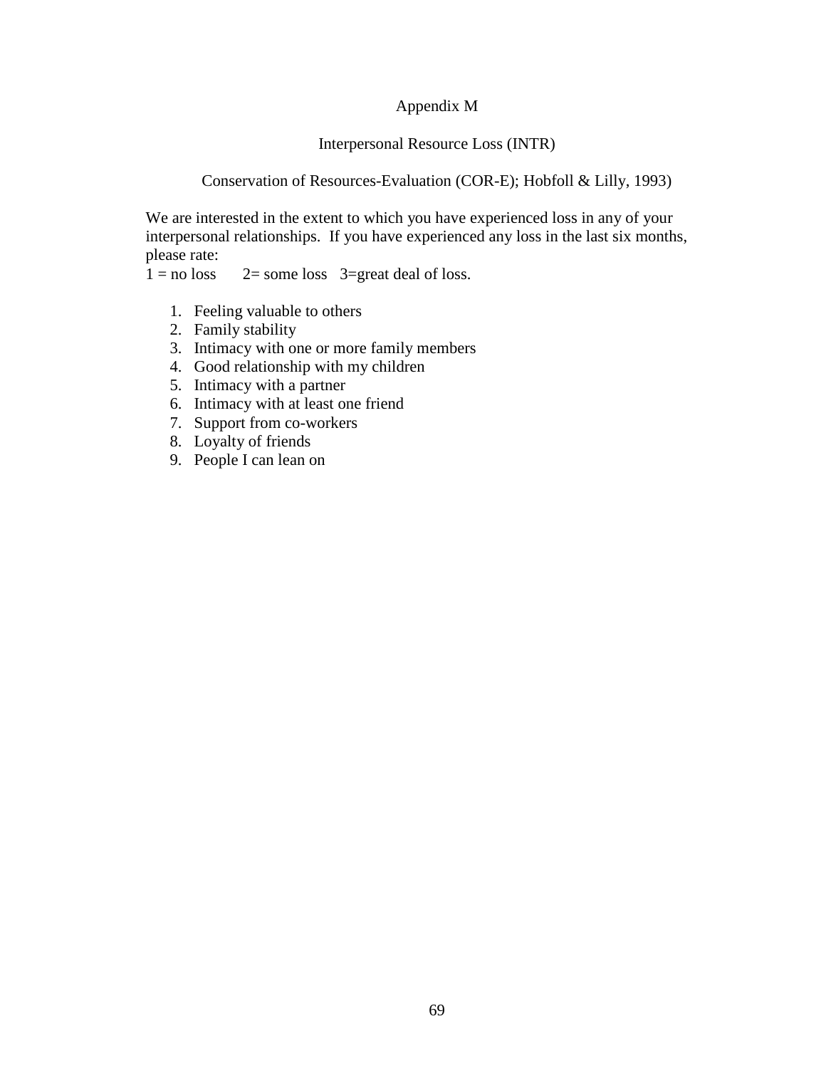# Appendix M

## Interpersonal Resource Loss (INTR)

### Conservation of Resources-Evaluation (COR-E); Hobfoll & Lilly, 1993)

We are interested in the extent to which you have experienced loss in any of your interpersonal relationships. If you have experienced any loss in the last six months, please rate:
1 = no loss  2= some loss  3=great deal of loss.

1. Feeling valuable to others
2. Family stability
3. Intimacy with one or more family members
4. Good relationship with my children
5. Intimacy with a partner
6. Intimacy with at least one friend
7. Support from co-workers
8. Loyalty of friends
9. People I can lean on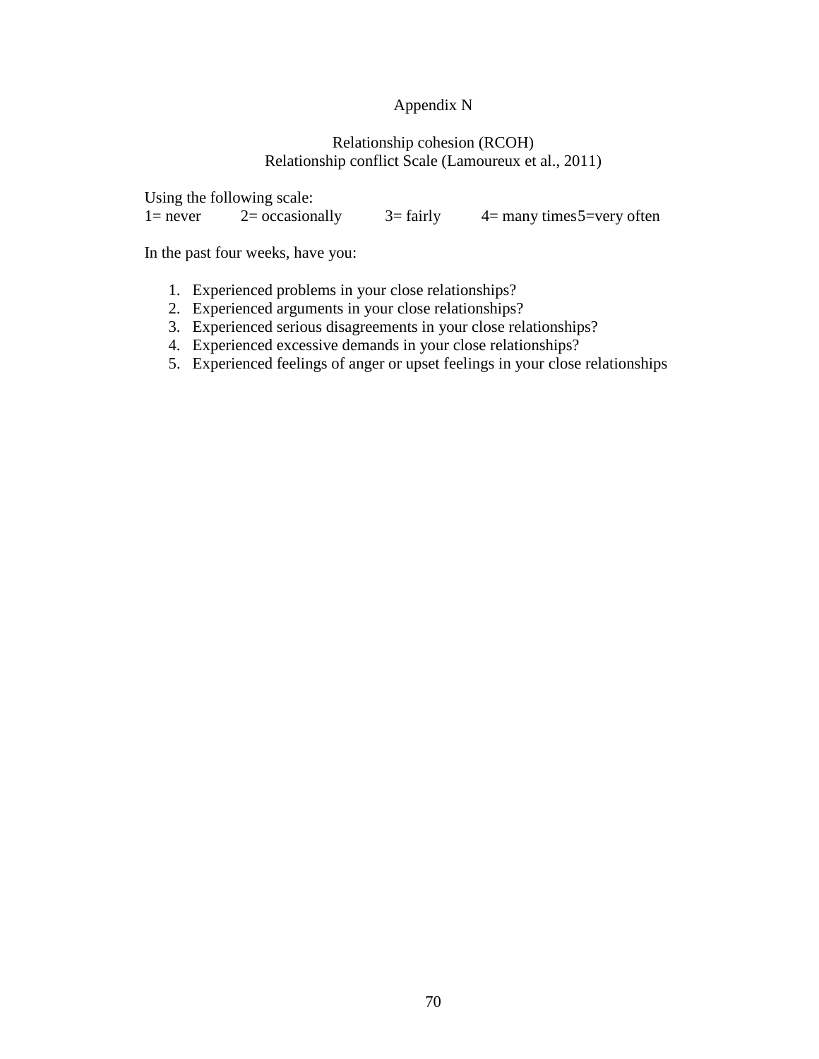# Appendix N

## Relationship cohesion (RCOH)
## Relationship conflict Scale (Lamoureux et al., 2011)

Using the following scale:
1= never  2= occasionally  3= fairly  4= many times5=very often

In the past four weeks, have you:

1. Experienced problems in your close relationships?
2. Experienced arguments in your close relationships?
3. Experienced serious disagreements in your close relationships?
4. Experienced excessive demands in your close relationships?
5. Experienced feelings of anger or upset feelings in your close relationships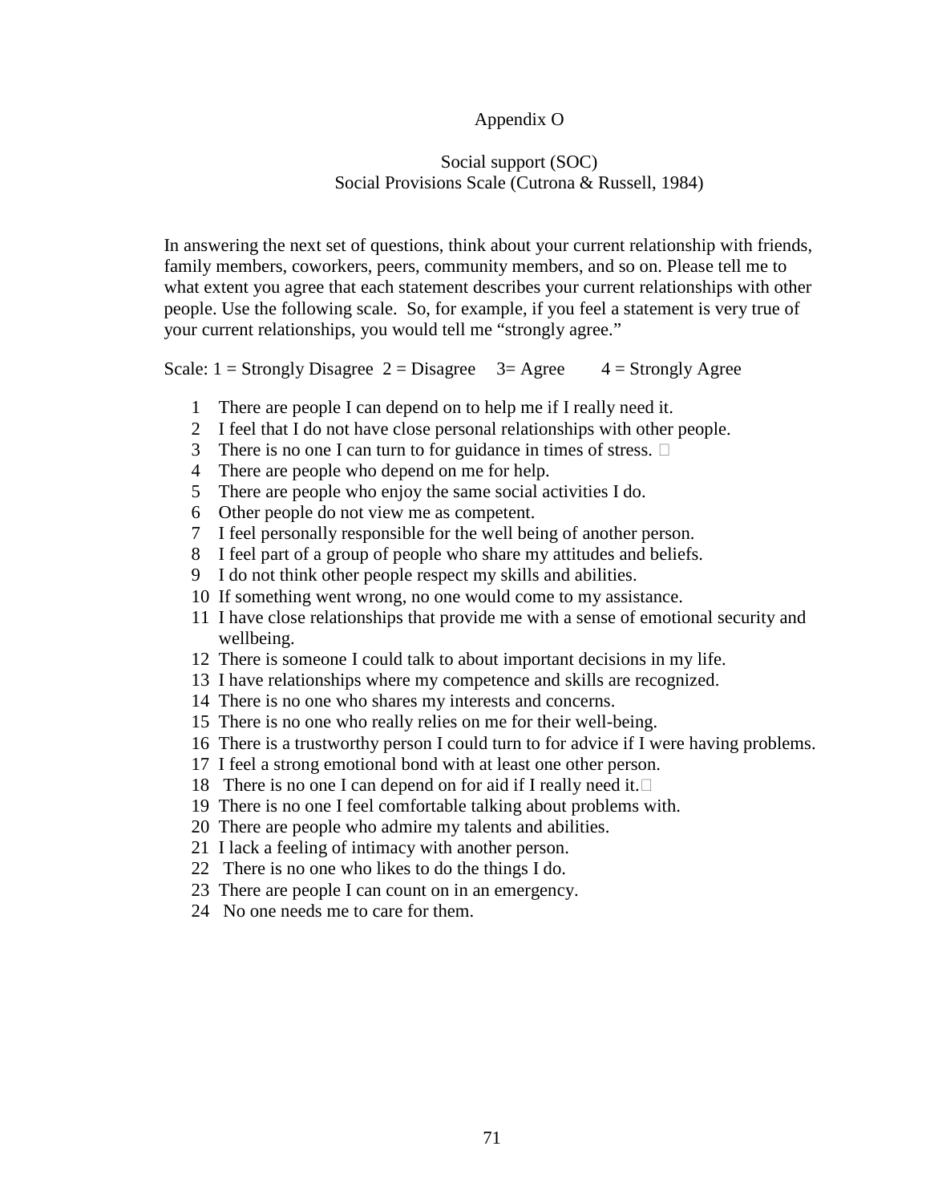# Appendix O

## Social support (SOC)
## Social Provisions Scale (Cutrona & Russell, 1984)

In answering the next set of questions, think about your current relationship with friends, family members, coworkers, peers, community members, and so on. Please tell me to what extent you agree that each statement describes your current relationships with other people. Use the following scale. So, for example, if you feel a statement is very true of your current relationships, you would tell me "strongly agree."

Scale: 1 = Strongly Disagree 2 = Disagree 3= Agree 4 = Strongly Agree

1. There are people I can depend on to help me if I really need it.
2. I feel that I do not have close personal relationships with other people.
3. There is no one I can turn to for guidance in times of stress. 
4. There are people who depend on me for help.
5. There are people who enjoy the same social activities I do.
6. Other people do not view me as competent.
7. I feel personally responsible for the well being of another person.
8. I feel part of a group of people who share my attitudes and beliefs.
9. I do not think other people respect my skills and abilities.
10. If something went wrong, no one would come to my assistance.
11. I have close relationships that provide me with a sense of emotional security and wellbeing.
12. There is someone I could talk to about important decisions in my life.
13. I have relationships where my competence and skills are recognized.
14. There is no one who shares my interests and concerns.
15. There is no one who really relies on me for their well-being.
16. There is a trustworthy person I could turn to for advice if I were having problems.
17. I feel a strong emotional bond with at least one other person.
18. There is no one I can depend on for aid if I really need it.
19. There is no one I feel comfortable talking about problems with.
20. There are people who admire my talents and abilities.
21. I lack a feeling of intimacy with another person.
22. There is no one who likes to do the things I do.
23. There are people I can count on in an emergency.
24. No one needs me to care for them.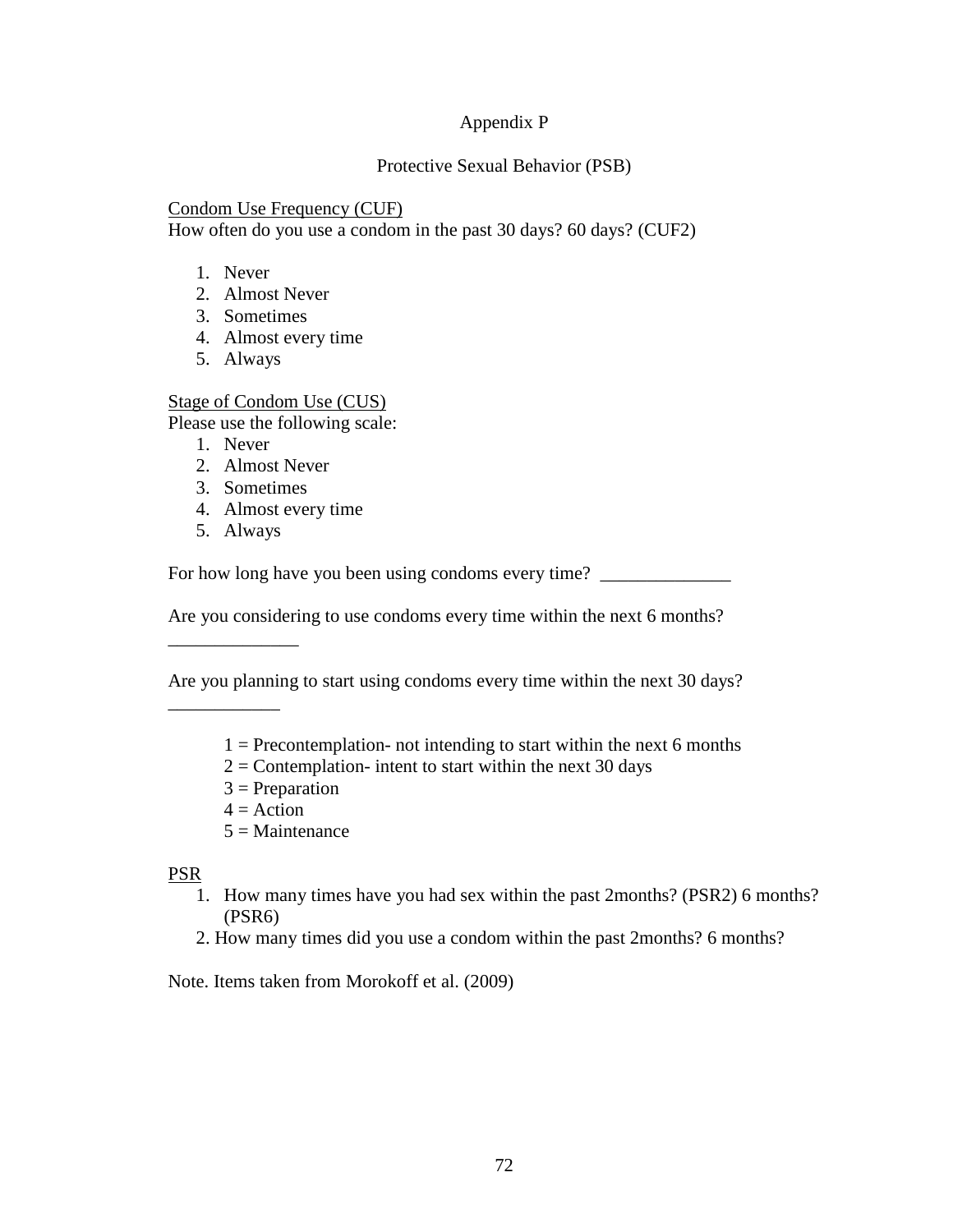# Appendix P

## Protective Sexual Behavior (PSB)

Condom Use Frequency (CUF)

How often do you use a condom in the past 30 days? 60 days? (CUF2)

1. Never
2. Almost Never
3. Sometimes
4. Almost every time
5. Always

Stage of Condom Use (CUS)

Please use the following scale:

1. Never
2. Almost Never
3. Sometimes
4. Almost every time
5. Always

For how long have you been using condoms every time? ______________

Are you considering to use condoms every time within the next 6 months? ______________

Are you planning to start using condoms every time within the next 30 days? ____________

1 = Precontemplation- not intending to start within the next 6 months
2 = Contemplation- intent to start within the next 30 days
3 = Preparation
4 = Action
5 = Maintenance

PSR

1. How many times have you had sex within the past 2months? (PSR2) 6 months? (PSR6)
2. How many times did you use a condom within the past 2months? 6 months?

Note. Items taken from Morokoff et al. (2009)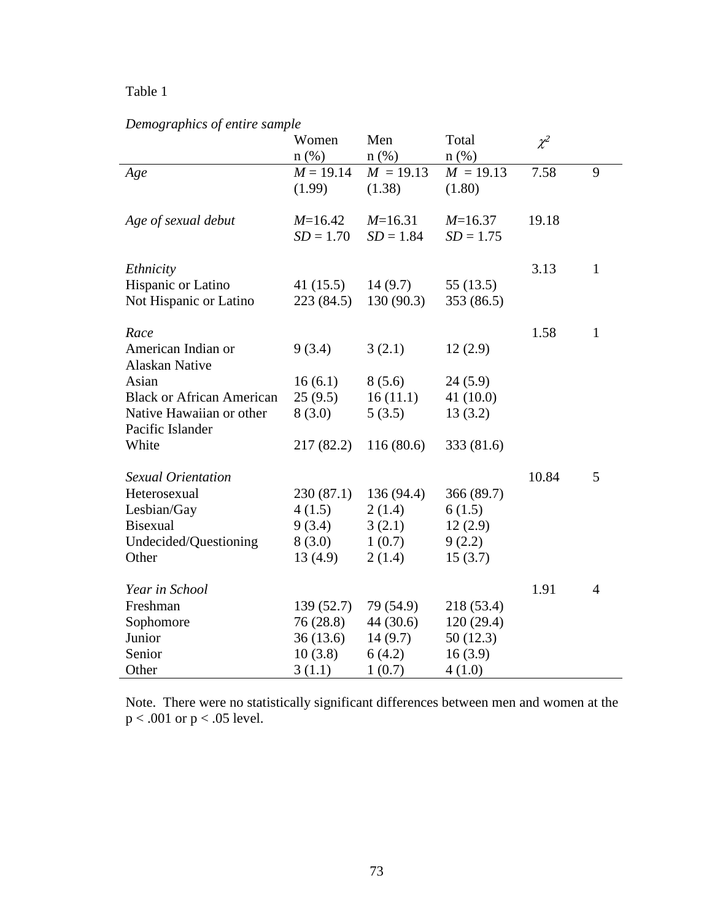Table 1

*Demographics of entire sample*

| | Women n (%) | Men n (%) | Total n (%) | $\chi^2$ | |
|---|---|---|---|---|---|
| *Age* | $M$ = 19.14 (1.99) | $M$ = 19.13 (1.38) | $M$ = 19.13 (1.80) | 7.58 | 9 |
| *Age of sexual debut* | $M$=16.42 $SD$ = 1.70 | $M$=16.31 $SD$ = 1.84 | $M$=16.37 $SD$ = 1.75 | 19.18 | |
| *Ethnicity* | | | | 3.13 | 1 |
| Hispanic or Latino | 41 (15.5) | 14 (9.7) | 55 (13.5) | | |
| Not Hispanic or Latino | 223 (84.5) | 130 (90.3) | 353 (86.5) | | |
| *Race* | | | | 1.58 | 1 |
| American Indian or Alaskan Native | 9 (3.4) | 3 (2.1) | 12 (2.9) | | |
| Asian | 16 (6.1) | 8 (5.6) | 24 (5.9) | | |
| Black or African American | 25 (9.5) | 16 (11.1) | 41 (10.0) | | |
| Native Hawaiian or other Pacific Islander | 8 (3.0) | 5 (3.5) | 13 (3.2) | | |
| White | 217 (82.2) | 116 (80.6) | 333 (81.6) | | |
| *Sexual Orientation* | | | | 10.84 | 5 |
| Heterosexual | 230 (87.1) | 136 (94.4) | 366 (89.7) | | |
| Lesbian/Gay | 4 (1.5) | 2 (1.4) | 6 (1.5) | | |
| Bisexual | 9 (3.4) | 3 (2.1) | 12 (2.9) | | |
| Undecided/Questioning | 8 (3.0) | 1 (0.7) | 9 (2.2) | | |
| Other | 13 (4.9) | 2 (1.4) | 15 (3.7) | | |
| *Year in School* | | | | 1.91 | 4 |
| Freshman | 139 (52.7) | 79 (54.9) | 218 (53.4) | | |
| Sophomore | 76 (28.8) | 44 (30.6) | 120 (29.4) | | |
| Junior | 36 (13.6) | 14 (9.7) | 50 (12.3) | | |
| Senior | 10 (3.8) | 6 (4.2) | 16 (3.9) | | |
| Other | 3 (1.1) | 1 (0.7) | 4 (1.0) | | |

Note. There were no statistically significant differences between men and women at the $p < .001$ or $p < .05$ level.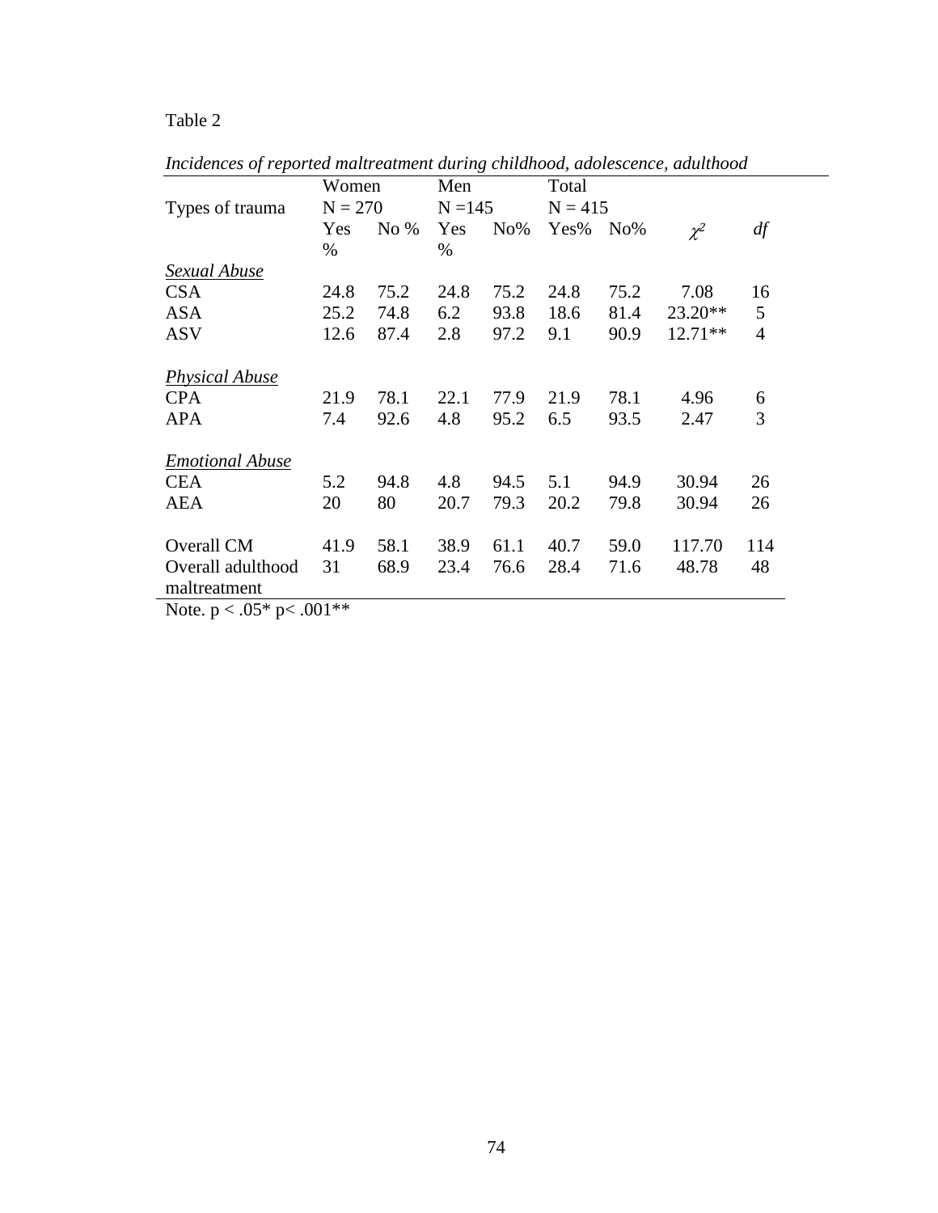Table 2

*Incidences of reported maltreatment during childhood, adolescence, adulthood*

| Types of trauma | Women N = 270 | | Men N =145 | | Total N = 415 | | | |
|---|---|---|---|---|---|---|---|---|
| | Yes % | No % | Yes % | No% | Yes% | No% | $\chi^2$ | *df* |
| *Sexual Abuse* | | | | | | | | |
| CSA | 24.8 | 75.2 | 24.8 | 75.2 | 24.8 | 75.2 | 7.08 | 16 |
| ASA | 25.2 | 74.8 | 6.2 | 93.8 | 18.6 | 81.4 | 23.20** | 5 |
| ASV | 12.6 | 87.4 | 2.8 | 97.2 | 9.1 | 90.9 | 12.71** | 4 |
| *Physical Abuse* | | | | | | | | |
| CPA | 21.9 | 78.1 | 22.1 | 77.9 | 21.9 | 78.1 | 4.96 | 6 |
| APA | 7.4 | 92.6 | 4.8 | 95.2 | 6.5 | 93.5 | 2.47 | 3 |
| *Emotional Abuse* | | | | | | | | |
| CEA | 5.2 | 94.8 | 4.8 | 94.5 | 5.1 | 94.9 | 30.94 | 26 |
| AEA | 20 | 80 | 20.7 | 79.3 | 20.2 | 79.8 | 30.94 | 26 |
| Overall CM | 41.9 | 58.1 | 38.9 | 61.1 | 40.7 | 59.0 | 117.70 | 114 |
| Overall adulthood maltreatment | 31 | 68.9 | 23.4 | 76.6 | 28.4 | 71.6 | 48.78 | 48 |

Note. $p < .05$* $p < .001$**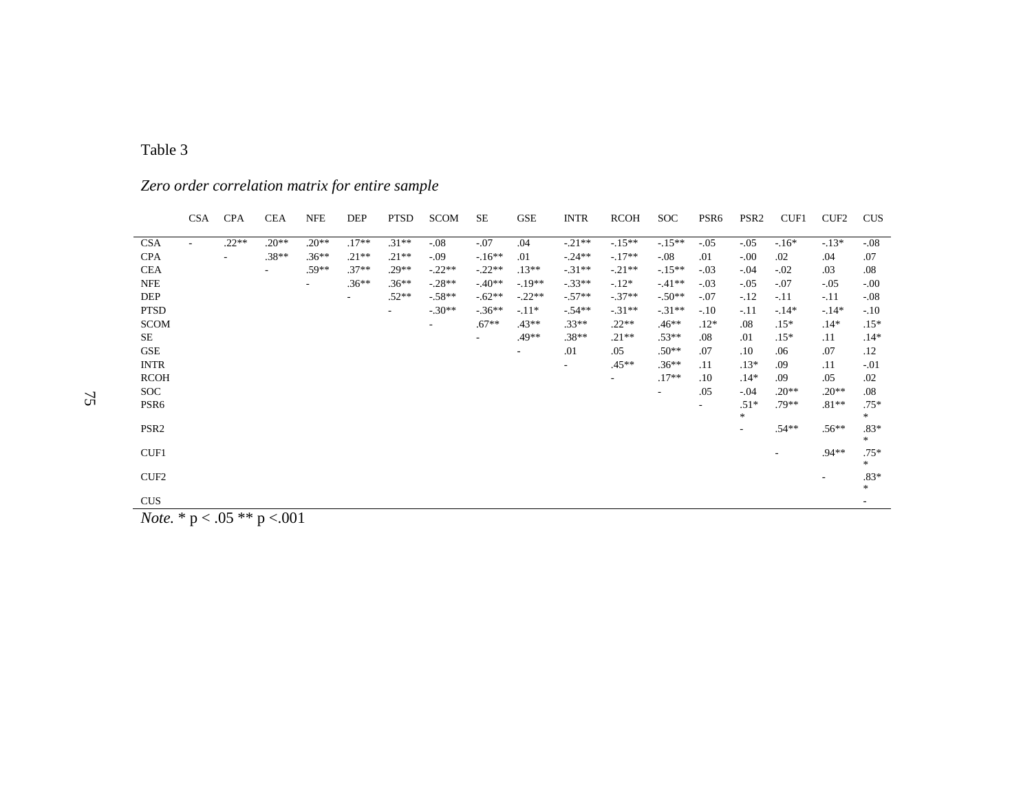Table 3

*Zero order correlation matrix for entire sample*

| | CSA | CPA | CEA | NFE | DEP | PTSD | SCOM | SE | GSE | INTR | RCOH | SOC | PSR6 | PSR2 | CUF1 | CUF2 | CUS |
|---|---|---|---|---|---|---|---|---|---|---|---|---|---|---|---|---|---|
| CSA | - | .22** | .20** | .20** | .17** | .31** | -.08 | -.07 | .04 | -.21** | -.15** | -.15** | -.05 | -.05 | -.16* | -.13* | -.08 |
| CPA | | - | .38** | .36** | .21** | .21** | -.09 | -.16** | .01 | -.24** | -.17** | -.08 | .01 | -.00 | .02 | .04 | .07 |
| CEA | | | - | .59** | .37** | .29** | -.22** | -.22** | .13** | -.31** | -.21** | -.15** | -.03 | -.04 | -.02 | .03 | .08 |
| NFE | | | | - | .36** | .36** | -.28** | -.40** | -.19** | -.33** | -.12* | -.41** | -.03 | -.05 | -.07 | -.05 | -.00 |
| DEP | | | | | - | .52** | -.58** | -.62** | -.22** | -.57** | -.37** | -.50** | -.07 | -.12 | -.11 | -.11 | -.08 |
| PTSD | | | | | | - | -.30** | -.36** | -.11* | -.54** | -.31** | -.31** | -.10 | -.11 | -.14* | -.14* | -.10 |
| SCOM | | | | | | | - | .67** | .43** | .33** | .22** | .46** | .12* | .08 | .15* | .14* | .15* |
| SE | | | | | | | | - | .49** | .38** | .21** | .53** | .08 | .01 | .15* | .11 | .14* |
| GSE | | | | | | | | | - | .01 | .05 | .50** | .07 | .10 | .06 | .07 | .12 |
| INTR | | | | | | | | | | - | .45** | .36** | .11 | .13* | .09 | .11 | -.01 |
| RCOH | | | | | | | | | | | - | .17** | .10 | .14* | .09 | .05 | .02 |
| SOC | | | | | | | | | | | | - | .05 | -.04 | .20** | .20** | .08 |
| PSR6 | | | | | | | | | | | | | - | .51** | .79** | .81** | .75** |
| PSR2 | | | | | | | | | | | | | | - | .54** | .56** | .83** |
| CUF1 | | | | | | | | | | | | | | | - | .94** | .75** |
| CUF2 | | | | | | | | | | | | | | | | - | .83** |
| CUS | | | | | | | | | | | | | | | | | - |

*Note.* * p < .05 ** p <.001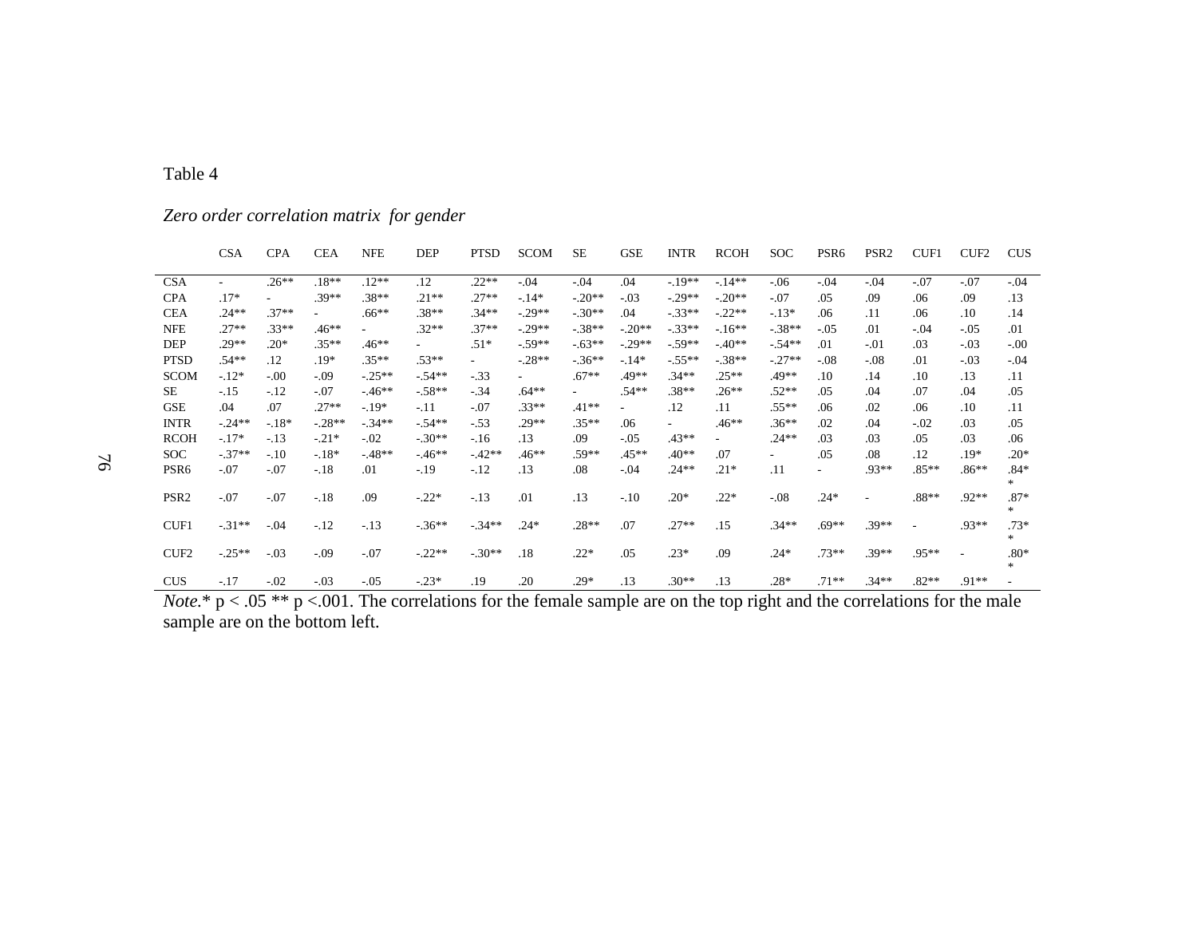Table 4

*Zero order correlation matrix for gender*

| | CSA | CPA | CEA | NFE | DEP | PTSD | SCOM | SE | GSE | INTR | RCOH | SOC | PSR6 | PSR2 | CUF1 | CUF2 | CUS |
|---|---|---|---|---|---|---|---|---|---|---|---|---|---|---|---|---|---|
| CSA | - | .26** | .18** | .12** | .12 | .22** | -.04 | -.04 | .04 | -.19** | -.14** | -.06 | -.04 | -.04 | -.07 | -.07 | -.04 |
| CPA | .17* | - | .39** | .38** | .21** | .27** | -.14* | -.20** | -.03 | -.29** | -.20** | -.07 | .05 | .09 | .06 | .09 | .13 |
| CEA | .24** | .37** | - | .66** | .38** | .34** | -.29** | -.30** | .04 | -.33** | -.22** | -.13* | .06 | .11 | .06 | .10 | .14 |
| NFE | .27** | .33** | .46** | - | .32** | .37** | -.29** | -.38** | -.20** | -.33** | -.16** | -.38** | -.05 | .01 | -.04 | -.05 | .01 |
| DEP | .29** | .20* | .35** | .46** | - | .51* | -.59** | -.63** | -.29** | -.59** | -.40** | -.54** | .01 | -.01 | .03 | -.03 | -.00 |
| PTSD | .54** | .12 | .19* | .35** | .53** | - | -.28** | -.36** | -.14* | -.55** | -.38** | -.27** | -.08 | -.08 | .01 | -.03 | -.04 |
| SCOM | -.12* | -.00 | -.09 | -.25** | -.54** | -.33 | - | .67** | .49** | .34** | .25** | .49** | .10 | .14 | .10 | .13 | .11 |
| SE | -.15 | -.12 | -.07 | -.46** | -.58** | -.34 | .64** | - | .54** | .38** | .26** | .52** | .05 | .04 | .07 | .04 | .05 |
| GSE | .04 | .07 | .27** | -.19* | -.11 | -.07 | .33** | .41** | - | .12 | .11 | .55** | .06 | .02 | .06 | .10 | .11 |
| INTR | -.24** | -.18* | -.28** | -.34** | -.54** | -.53 | .29** | .35** | .06 | - | .46** | .36** | .02 | .04 | -.02 | .03 | .05 |
| RCOH | -.17* | -.13 | -.21* | -.02 | -.30** | -.16 | .13 | .09 | -.05 | .43** | - | .24** | .03 | .03 | .05 | .03 | .06 |
| SOC | -.37** | -.10 | -.18* | -.48** | -.46** | -.42** | .46** | .59** | .45** | .40** | .07 | - | .05 | .08 | .12 | .19* | .20* |
| PSR6 | -.07 | -.07 | -.18 | .01 | -.19 | -.12 | .13 | .08 | -.04 | .24** | .21* | .11 | - | .93** | .85** | .86** | .84** |
| PSR2 | -.07 | -.07 | -.18 | .09 | -.22* | -.13 | .01 | .13 | -.10 | .20* | .22* | -.08 | .24* | - | .88** | .92** | .87** |
| CUF1 | -.31** | -.04 | -.12 | -.13 | -.36** | -.34** | .24* | .28** | .07 | .27** | .15 | .34** | .69** | .39** | - | .93** | .73** |
| CUF2 | -.25** | -.03 | -.09 | -.07 | -.22** | -.30** | .18 | .22* | .05 | .23* | .09 | .24* | .73** | .39** | .95** | - | .80** |
| CUS | -.17 | -.02 | -.03 | -.05 | -.23* | .19 | .20 | .29* | .13 | .30** | .13 | .28* | .71** | .34** | .82** | .91** | - |

*Note.* * p < .05 ** p <.001. The correlations for the female sample are on the top right and the correlations for the male sample are on the bottom left.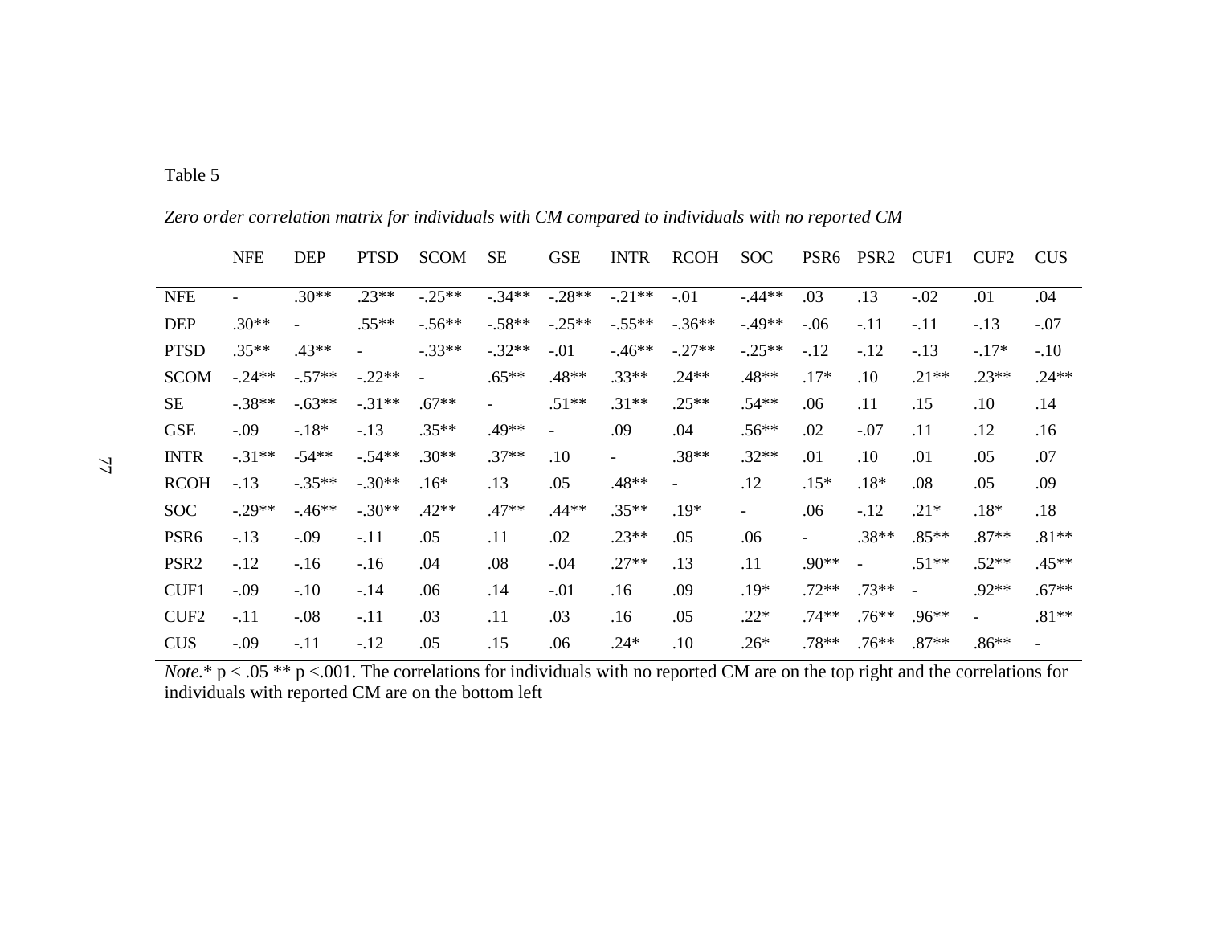Table 5

*Zero order correlation matrix for individuals with CM compared to individuals with no reported CM*

| | NFE | DEP | PTSD | SCOM | SE | GSE | INTR | RCOH | SOC | PSR6 | PSR2 | CUF1 | CUF2 | CUS |
|---|---|---|---|---|---|---|---|---|---|---|---|---|---|---|
| NFE | - | .30** | .23** | -.25** | -.34** | -.28** | -.21** | -.01 | -.44** | .03 | .13 | -.02 | .01 | .04 |
| DEP | .30** | - | .55** | -.56** | -.58** | -.25** | -.55** | -.36** | -.49** | -.06 | -.11 | -.11 | -.13 | -.07 |
| PTSD | .35** | .43** | - | -.33** | -.32** | -.01 | -.46** | -.27** | -.25** | -.12 | -.12 | -.13 | -.17* | -.10 |
| SCOM | -.24** | -.57** | -.22** | - | .65** | .48** | .33** | .24** | .48** | .17* | .10 | .21** | .23** | .24** |
| SE | -.38** | -.63** | -.31** | .67** | - | .51** | .31** | .25** | .54** | .06 | .11 | .15 | .10 | .14 |
| GSE | -.09 | -.18* | -.13 | .35** | .49** | - | .09 | .04 | .56** | .02 | -.07 | .11 | .12 | .16 |
| INTR | -.31** | -54** | -.54** | .30** | .37** | .10 | - | .38** | .32** | .01 | .10 | .01 | .05 | .07 |
| RCOH | -.13 | -.35** | -.30** | .16* | .13 | .05 | .48** | - | .12 | .15* | .18* | .08 | .05 | .09 |
| SOC | -.29** | -.46** | -.30** | .42** | .47** | .44** | .35** | .19* | - | .06 | -.12 | .21* | .18* | .18 |
| PSR6 | -.13 | -.09 | -.11 | .05 | .11 | .02 | .23** | .05 | .06 | - | .38** | .85** | .87** | .81** |
| PSR2 | -.12 | -.16 | -.16 | .04 | .08 | -.04 | .27** | .13 | .11 | .90** | - | .51** | .52** | .45** |
| CUF1 | -.09 | -.10 | -.14 | .06 | .14 | -.01 | .16 | .09 | .19* | .72** | .73** | - | .92** | .67** |
| CUF2 | -.11 | -.08 | -.11 | .03 | .11 | .03 | .16 | .05 | .22* | .74** | .76** | .96** | - | .81** |
| CUS | -.09 | -.11 | -.12 | .05 | .15 | .06 | .24* | .10 | .26* | .78** | .76** | .87** | .86** | - |

*Note.* * p < .05 ** p <.001. The correlations for individuals with no reported CM are on the top right and the correlations for individuals with reported CM are on the bottom left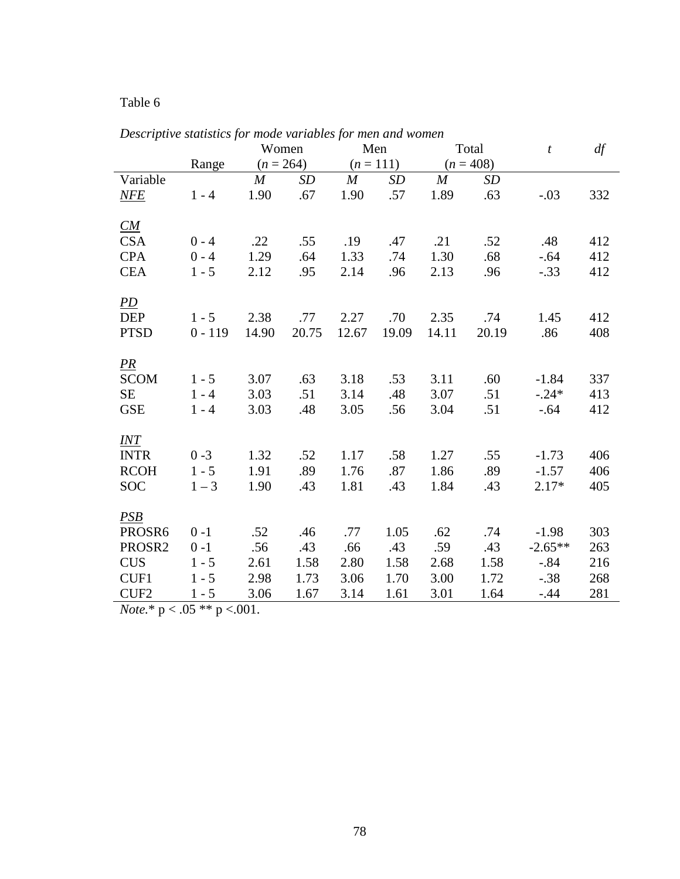Table 6

*Descriptive statistics for mode variables for men and women*

| | Range | Women ($n$ = 264) | | Men ($n$ = 111) | | Total ($n$ = 408) | | $t$ | $df$ |
|---|---|---|---|---|---|---|---|---|---|
| Variable | | $M$ | $SD$ | $M$ | $SD$ | $M$ | $SD$ | | |
| ***NFE*** | 1 - 4 | 1.90 | .67 | 1.90 | .57 | 1.89 | .63 | -.03 | 332 |
| ***CM*** | | | | | | | | | |
| CSA | 0 - 4 | .22 | .55 | .19 | .47 | .21 | .52 | .48 | 412 |
| CPA | 0 - 4 | 1.29 | .64 | 1.33 | .74 | 1.30 | .68 | -.64 | 412 |
| CEA | 1 - 5 | 2.12 | .95 | 2.14 | .96 | 2.13 | .96 | -.33 | 412 |
| ***PD*** | | | | | | | | | |
| DEP | 1 - 5 | 2.38 | .77 | 2.27 | .70 | 2.35 | .74 | 1.45 | 412 |
| PTSD | 0 - 119 | 14.90 | 20.75 | 12.67 | 19.09 | 14.11 | 20.19 | .86 | 408 |
| ***PR*** | | | | | | | | | |
| SCOM | 1 - 5 | 3.07 | .63 | 3.18 | .53 | 3.11 | .60 | -1.84 | 337 |
| SE | 1 - 4 | 3.03 | .51 | 3.14 | .48 | 3.07 | .51 | -.24* | 413 |
| GSE | 1 - 4 | 3.03 | .48 | 3.05 | .56 | 3.04 | .51 | -.64 | 412 |
| ***INT*** | | | | | | | | | |
| INTR | 0 -3 | 1.32 | .52 | 1.17 | .58 | 1.27 | .55 | -1.73 | 406 |
| RCOH | 1 - 5 | 1.91 | .89 | 1.76 | .87 | 1.86 | .89 | -1.57 | 406 |
| SOC | 1 – 3 | 1.90 | .43 | 1.81 | .43 | 1.84 | .43 | 2.17* | 405 |
| ***PSB*** | | | | | | | | | |
| PROSR6 | 0 -1 | .52 | .46 | .77 | 1.05 | .62 | .74 | -1.98 | 303 |
| PROSR2 | 0 -1 | .56 | .43 | .66 | .43 | .59 | .43 | -2.65** | 263 |
| CUS | 1 - 5 | 2.61 | 1.58 | 2.80 | 1.58 | 2.68 | 1.58 | -.84 | 216 |
| CUF1 | 1 - 5 | 2.98 | 1.73 | 3.06 | 1.70 | 3.00 | 1.72 | -.38 | 268 |
| CUF2 | 1 - 5 | 3.06 | 1.67 | 3.14 | 1.61 | 3.01 | 1.64 | -.44 | 281 |

*Note.** $p < .05$ ** $p < .001$.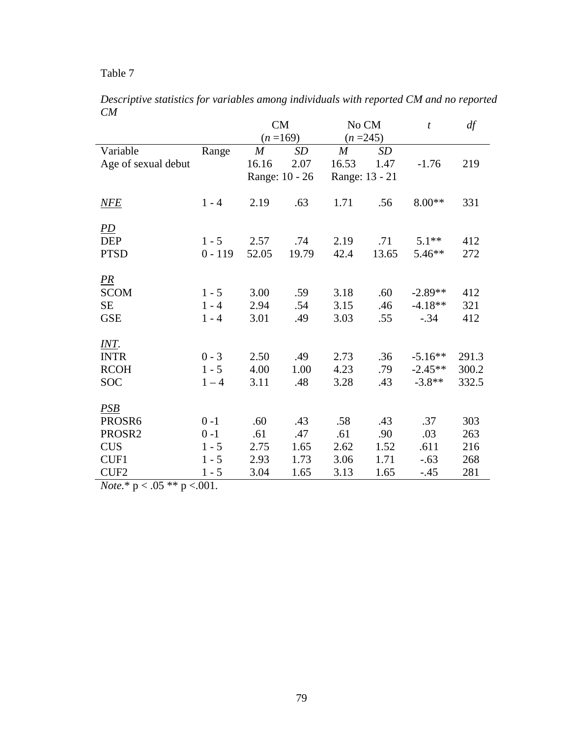Table 7

*Descriptive statistics for variables among individuals with reported CM and no reported CM*

| | | CM ($n$ =169) | | No CM ($n$ =245) | | $t$ | $df$ |
|---|---|---|---|---|---|---|---|
| Variable | Range | $M$ | $SD$ | $M$ | $SD$ | | |
| Age of sexual debut | | 16.16 | 2.07 | 16.53 | 1.47 | -1.76 | 219 |
| | | Range: 10 - 26 | | Range: 13 - 21 | | | |
| <u>*NFE*</u> | 1 - 4 | 2.19 | .63 | 1.71 | .56 | 8.00** | 331 |
| <u>*PD*</u> | | | | | | | |
| DEP | 1 - 5 | 2.57 | .74 | 2.19 | .71 | 5.1** | 412 |
| PTSD | 0 - 119 | 52.05 | 19.79 | 42.4 | 13.65 | 5.46** | 272 |
| <u>*PR*</u> | | | | | | | |
| SCOM | 1 - 5 | 3.00 | .59 | 3.18 | .60 | -2.89** | 412 |
| SE | 1 - 4 | 2.94 | .54 | 3.15 | .46 | -4.18** | 321 |
| GSE | 1 - 4 | 3.01 | .49 | 3.03 | .55 | -.34 | 412 |
| <u>*INT*</u>. | | | | | | | |
| INTR | 0 - 3 | 2.50 | .49 | 2.73 | .36 | -5.16** | 291.3 |
| RCOH | 1 - 5 | 4.00 | 1.00 | 4.23 | .79 | -2.45** | 300.2 |
| SOC | 1 – 4 | 3.11 | .48 | 3.28 | .43 | -3.8** | 332.5 |
| <u>*PSB*</u> | | | | | | | |
| PROSR6 | 0 -1 | .60 | .43 | .58 | .43 | .37 | 303 |
| PROSR2 | 0 -1 | .61 | .47 | .61 | .90 | .03 | 263 |
| CUS | 1 - 5 | 2.75 | 1.65 | 2.62 | 1.52 | .611 | 216 |
| CUF1 | 1 - 5 | 2.93 | 1.73 | 3.06 | 1.71 | -.63 | 268 |
| CUF2 | 1 - 5 | 3.04 | 1.65 | 3.13 | 1.65 | -.45 | 281 |

*Note.** $p < .05$ ** $p < .001$.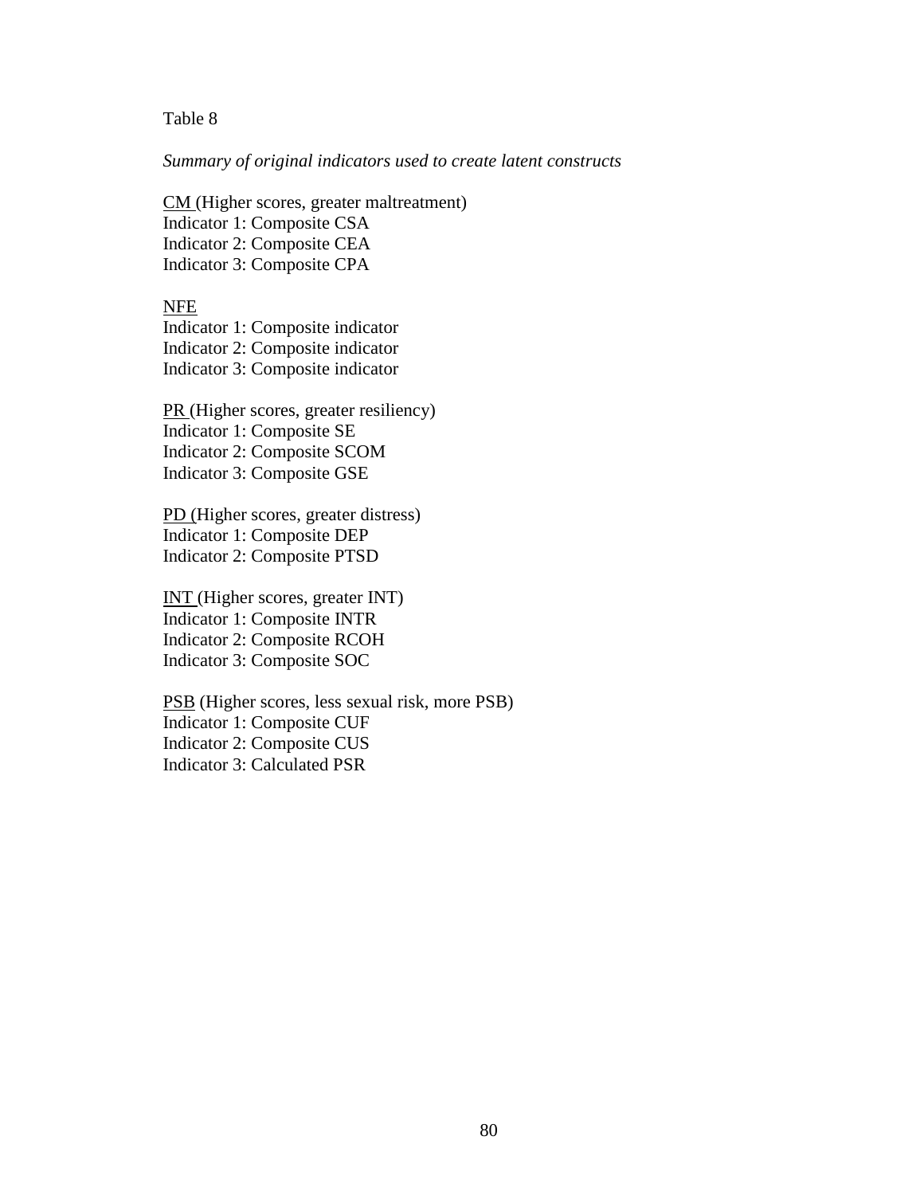Table 8

*Summary of original indicators used to create latent constructs*

CM (Higher scores, greater maltreatment)
Indicator 1: Composite CSA
Indicator 2: Composite CEA
Indicator 3: Composite CPA

NFE
Indicator 1: Composite indicator
Indicator 2: Composite indicator
Indicator 3: Composite indicator

PR (Higher scores, greater resiliency)
Indicator 1: Composite SE
Indicator 2: Composite SCOM
Indicator 3: Composite GSE

PD (Higher scores, greater distress)
Indicator 1: Composite DEP
Indicator 2: Composite PTSD

INT (Higher scores, greater INT)
Indicator 1: Composite INTR
Indicator 2: Composite RCOH
Indicator 3: Composite SOC

PSB (Higher scores, less sexual risk, more PSB)
Indicator 1: Composite CUF
Indicator 2: Composite CUS
Indicator 3: Calculated PSR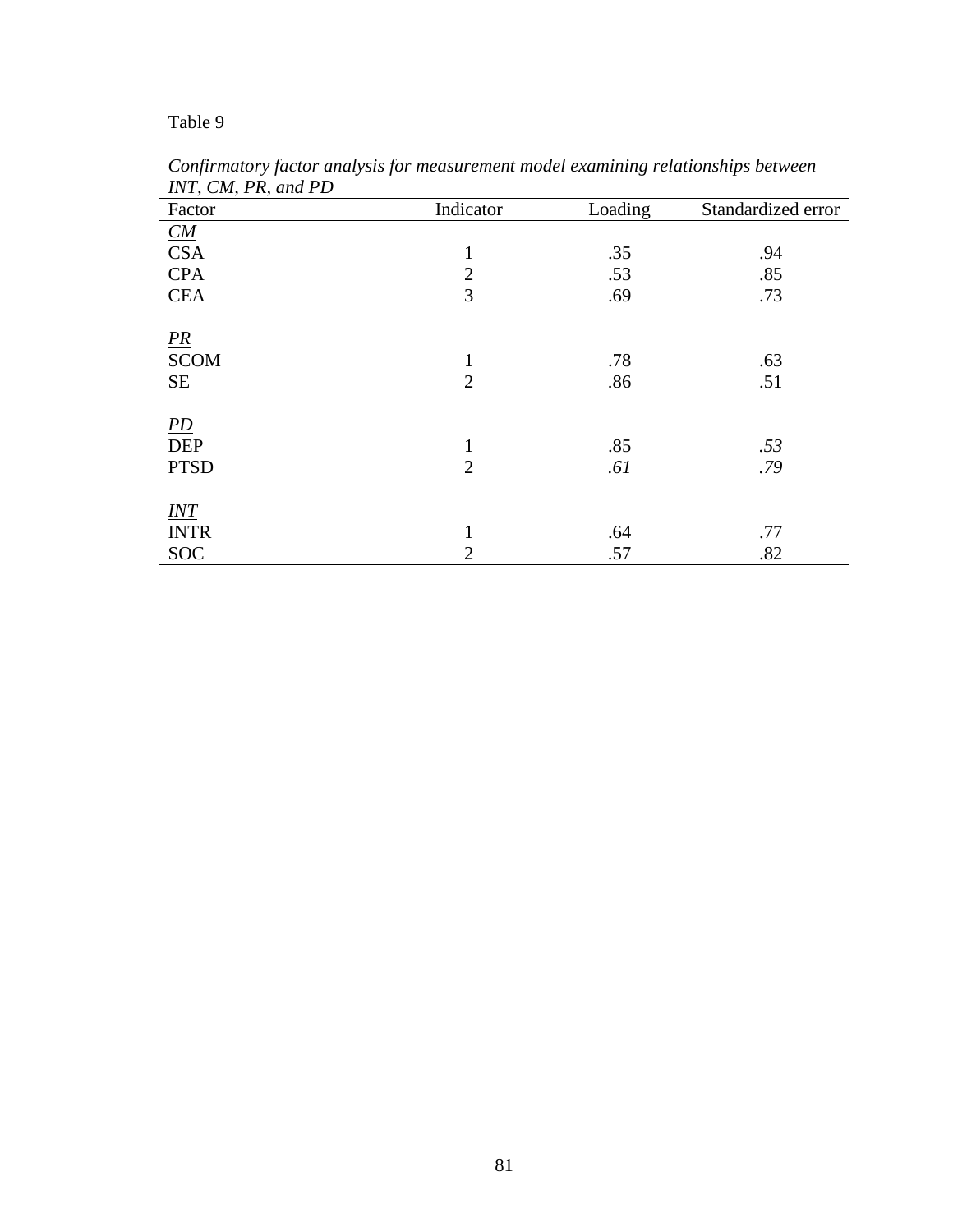Table 9

*Confirmatory factor analysis for measurement model examining relationships between INT, CM, PR, and PD*

| Factor | Indicator | Loading | Standardized error |
|---|---|---|---|
| <u>*CM*</u> | | | |
| CSA | 1 | .35 | .94 |
| CPA | 2 | .53 | .85 |
| CEA | 3 | .69 | .73 |
| <u>*PR*</u> | | | |
| SCOM | 1 | .78 | .63 |
| SE | 2 | .86 | .51 |
| <u>*PD*</u> | | | |
| DEP | 1 | .85 | *.53* |
| PTSD | 2 | *.61* | *.79* |
| <u>*INT*</u> | | | |
| INTR | 1 | .64 | .77 |
| SOC | 2 | .57 | .82 |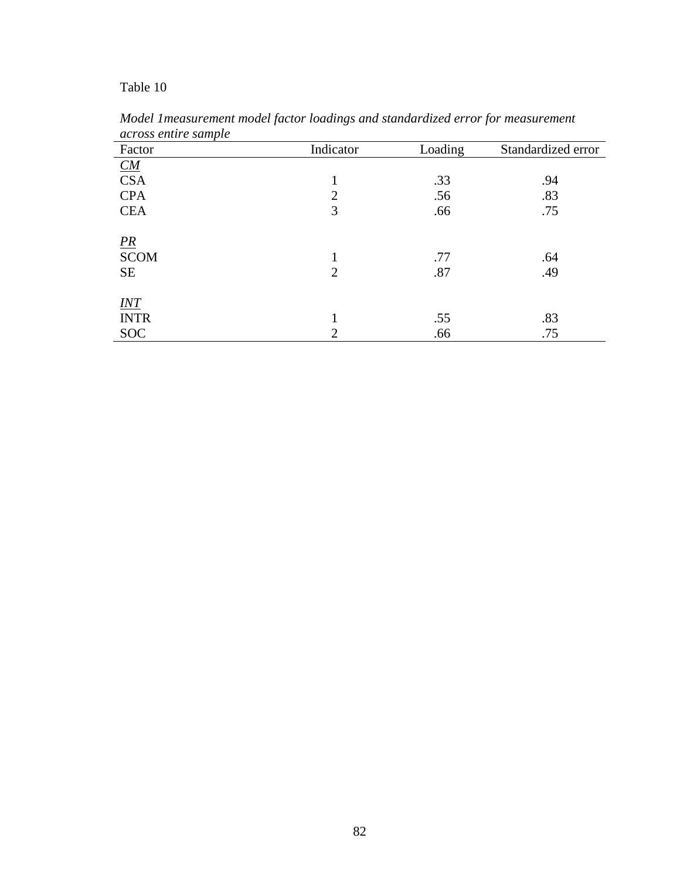Table 10

*Model 1measurement model factor loadings and standardized error for measurement across entire sample*

| Factor | Indicator | Loading | Standardized error |
|---|---|---|---|
| *CM* | | | |
| CSA | 1 | .33 | .94 |
| CPA | 2 | .56 | .83 |
| CEA | 3 | .66 | .75 |
| | | | |
| *PR* | | | |
| SCOM | 1 | .77 | .64 |
| SE | 2 | .87 | .49 |
| | | | |
| *INT* | | | |
| INTR | 1 | .55 | .83 |
| SOC | 2 | .66 | .75 |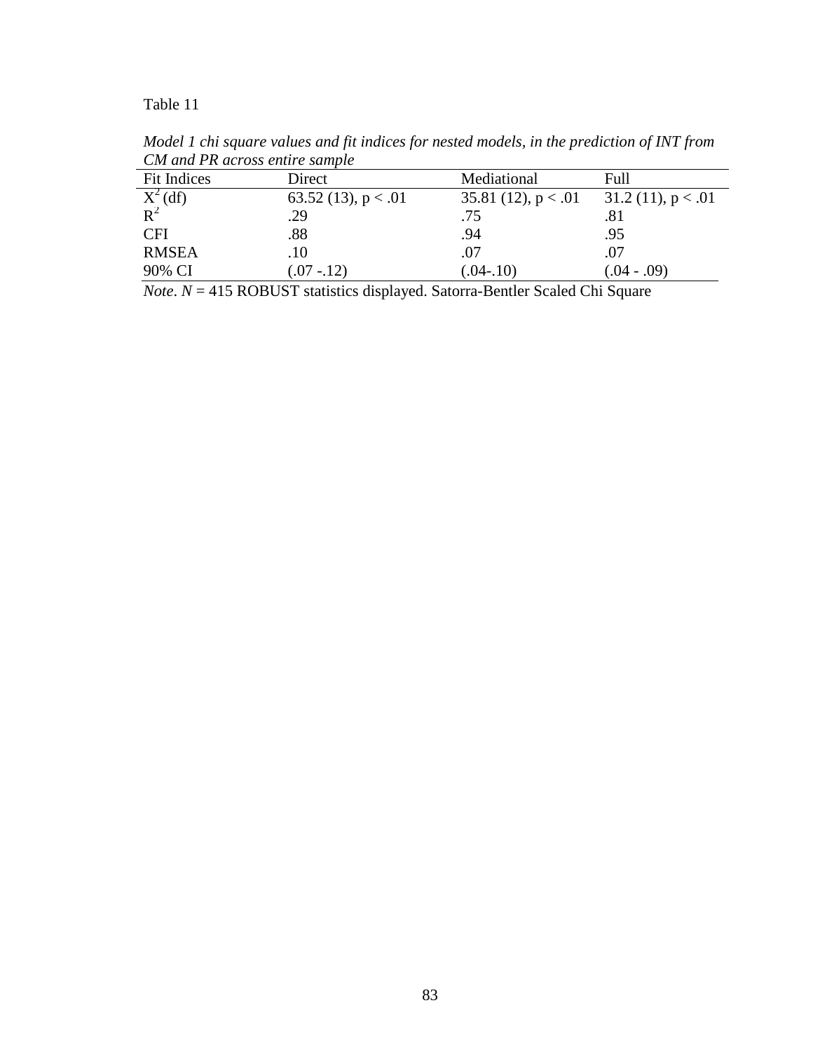Table 11

*Model 1 chi square values and fit indices for nested models, in the prediction of INT from CM and PR across entire sample*

| Fit Indices | Direct | Mediational | Full |
|---|---|---|---|
| $X^2$ (df) | 63.52 (13), $p < .01$ | 35.81 (12), $p < .01$ | 31.2 (11), $p < .01$ |
| $R^2$ | .29 | .75 | .81 |
| CFI | .88 | .94 | .95 |
| RMSEA | .10 | .07 | .07 |
| 90% CI | (.07 -.12) | (.04-.10) | (.04 - .09) |

*Note*. *N* = 415 ROBUST statistics displayed. Satorra-Bentler Scaled Chi Square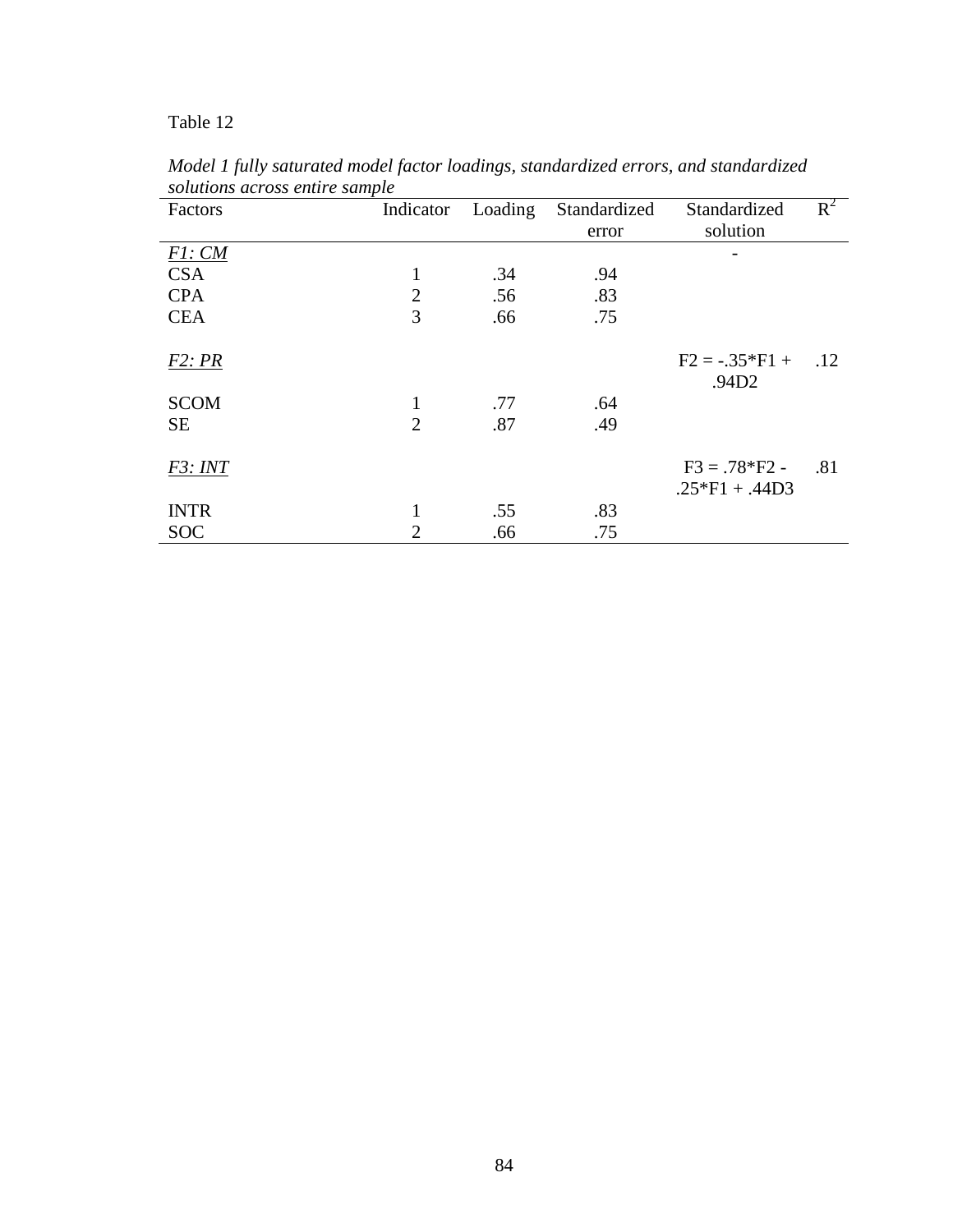Table 12

*Model 1 fully saturated model factor loadings, standardized errors, and standardized solutions across entire sample*

| Factors | Indicator | Loading | Standardized error | Standardized solution | $R^2$ |
|---|---|---|---|---|---|
| *F1: CM* | | | | - | |
| CSA | 1 | .34 | .94 | | |
| CPA | 2 | .56 | .83 | | |
| CEA | 3 | .66 | .75 | | |
| *F2: PR* | | | | F2 = -.35*F1 + .94D2 | .12 |
| SCOM | 1 | .77 | .64 | | |
| SE | 2 | .87 | .49 | | |
| *F3: INT* | | | | F3 = .78*F2 - .25*F1 + .44D3 | .81 |
| INTR | 1 | .55 | .83 | | |
| SOC | 2 | .66 | .75 | | |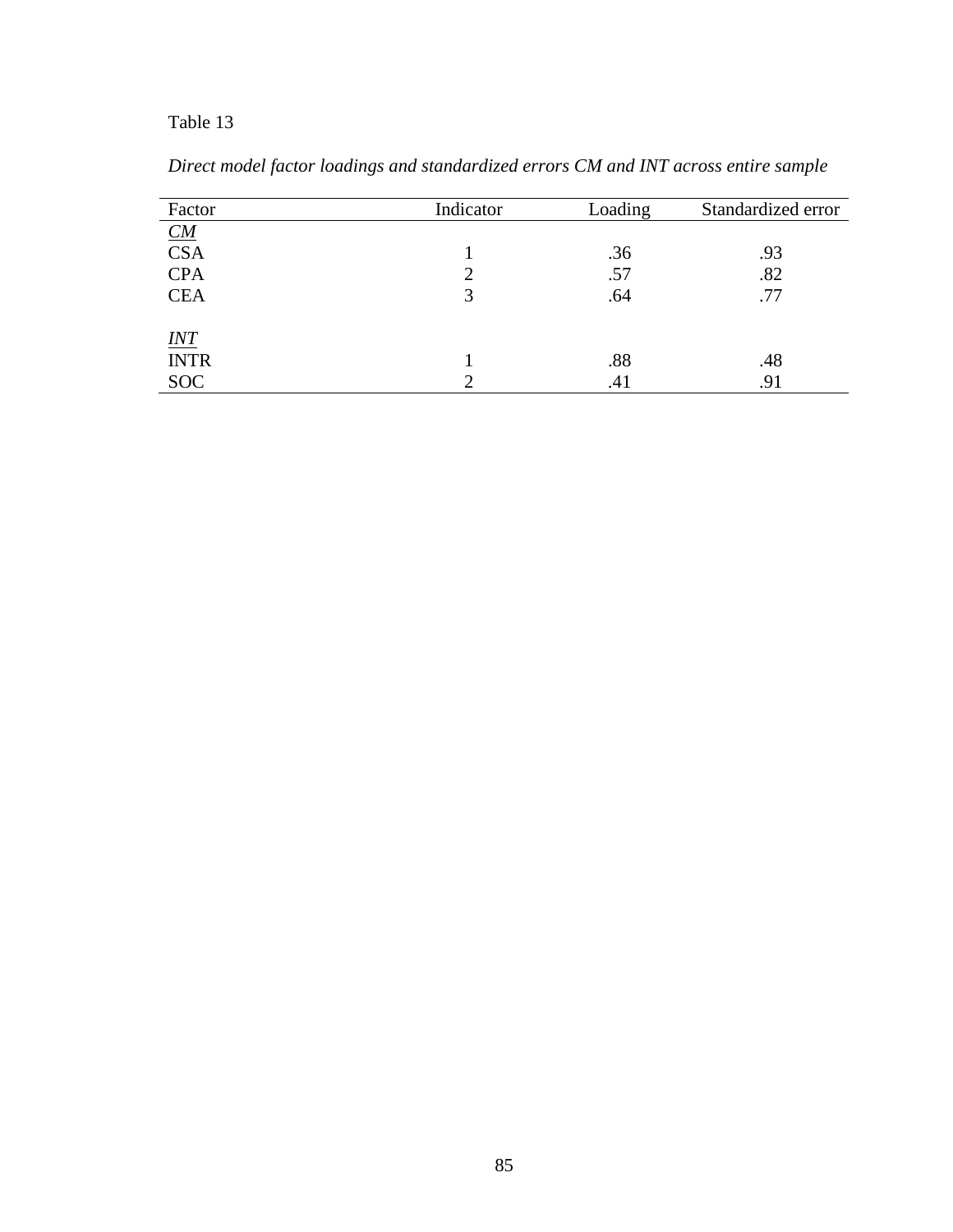Table 13

*Direct model factor loadings and standardized errors CM and INT across entire sample*

| Factor | Indicator | Loading | Standardized error |
|---|---|---|---|
| *CM* | | | |
| CSA | 1 | .36 | .93 |
| CPA | 2 | .57 | .82 |
| CEA | 3 | .64 | .77 |
| | | | |
| *INT* | | | |
| INTR | 1 | .88 | .48 |
| SOC | 2 | .41 | .91 |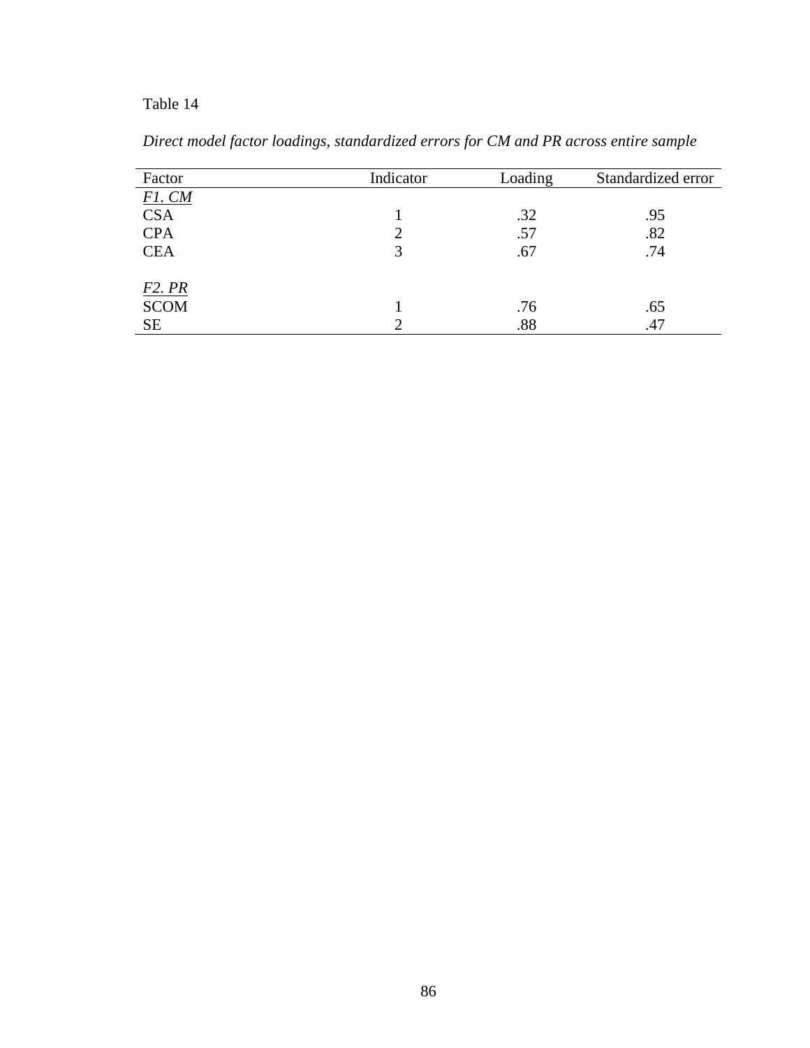Table 14

*Direct model factor loadings, standardized errors for CM and PR across entire sample*

| Factor | Indicator | Loading | Standardized error |
|---|---|---|---|
| *F1. CM* | | | |
| CSA | 1 | .32 | .95 |
| CPA | 2 | .57 | .82 |
| CEA | 3 | .67 | .74 |
| | | | |
| *F2. PR* | | | |
| SCOM | 1 | .76 | .65 |
| SE | 2 | .88 | .47 |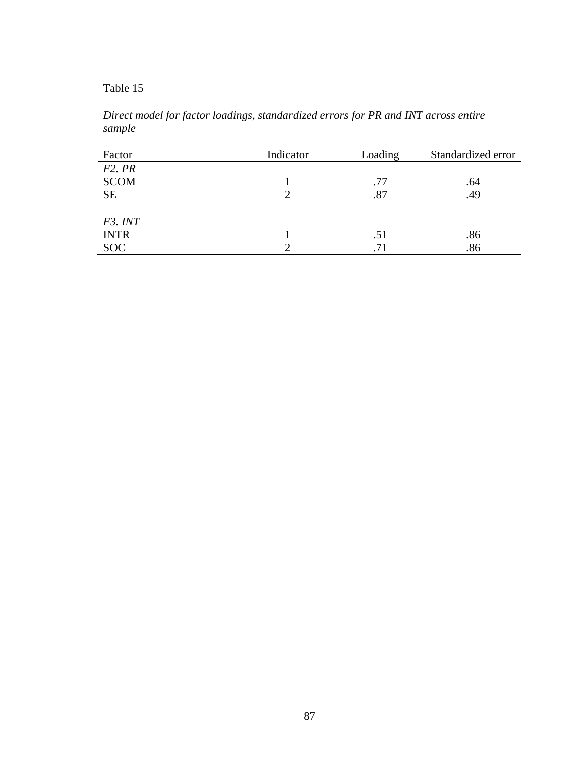Table 15

*Direct model for factor loadings, standardized errors for PR and INT across entire sample*

| Factor | Indicator | Loading | Standardized error |
|---|---|---|---|
| *F2. PR* | | | |
| SCOM | 1 | .77 | .64 |
| SE | 2 | .87 | .49 |
| | | | |
| *F3. INT* | | | |
| INTR | 1 | .51 | .86 |
| SOC | 2 | .71 | .86 |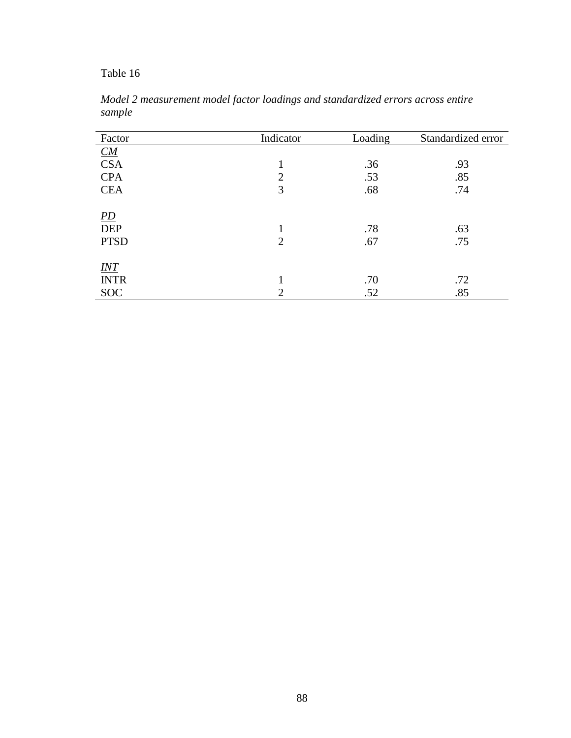Table 16

*Model 2 measurement model factor loadings and standardized errors across entire sample*

| Factor | Indicator | Loading | Standardized error |
|---|---|---|---|
| *CM* | | | |
| CSA | 1 | .36 | .93 |
| CPA | 2 | .53 | .85 |
| CEA | 3 | .68 | .74 |
| | | | |
| *PD* | | | |
| DEP | 1 | .78 | .63 |
| PTSD | 2 | .67 | .75 |
| | | | |
| *INT* | | | |
| INTR | 1 | .70 | .72 |
| SOC | 2 | .52 | .85 |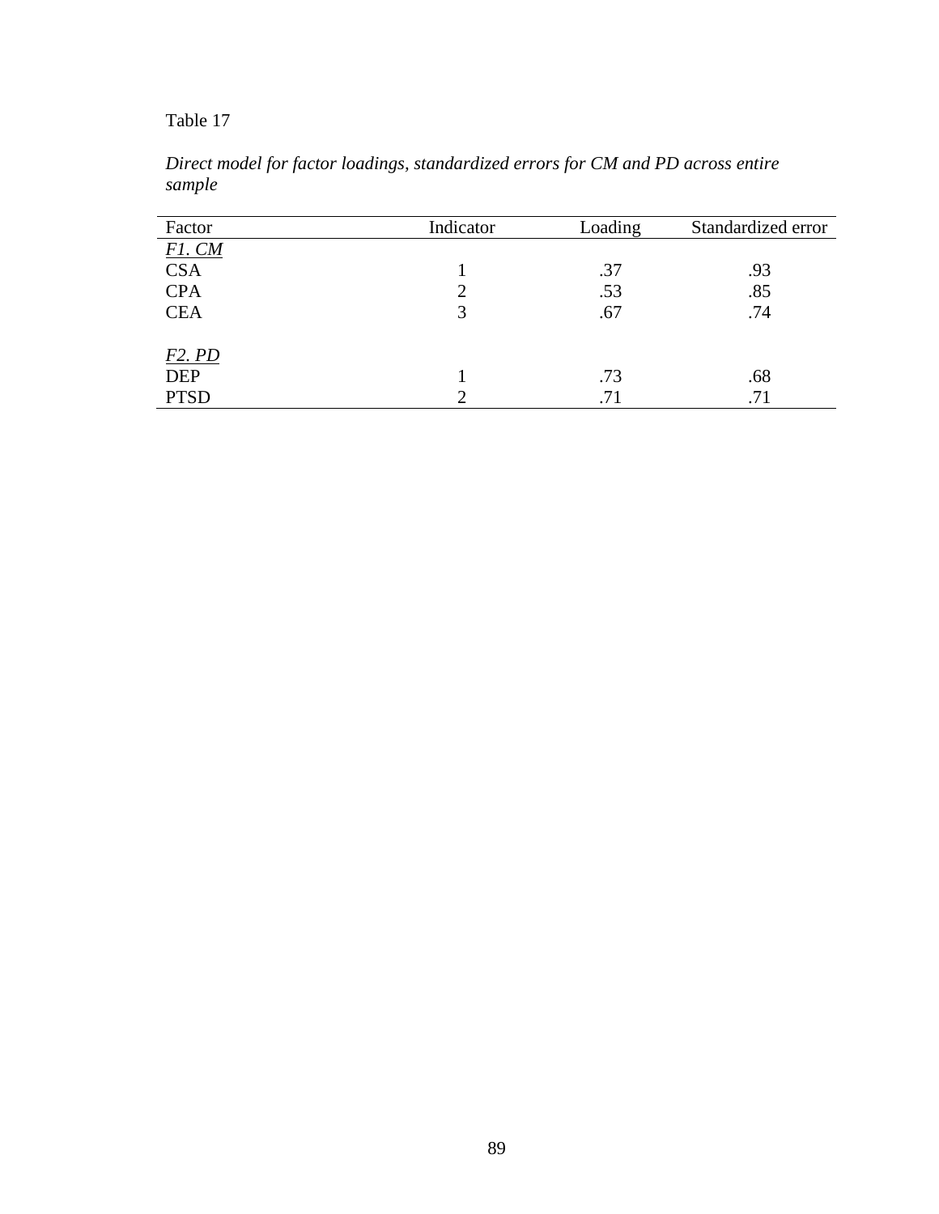Table 17

*Direct model for factor loadings, standardized errors for CM and PD across entire sample*

| Factor | Indicator | Loading | Standardized error |
|---|---|---|---|
| *F1. CM* | | | |
| CSA | 1 | .37 | .93 |
| CPA | 2 | .53 | .85 |
| CEA | 3 | .67 | .74 |
| | | | |
| *F2. PD* | | | |
| DEP | 1 | .73 | .68 |
| PTSD | 2 | .71 | .71 |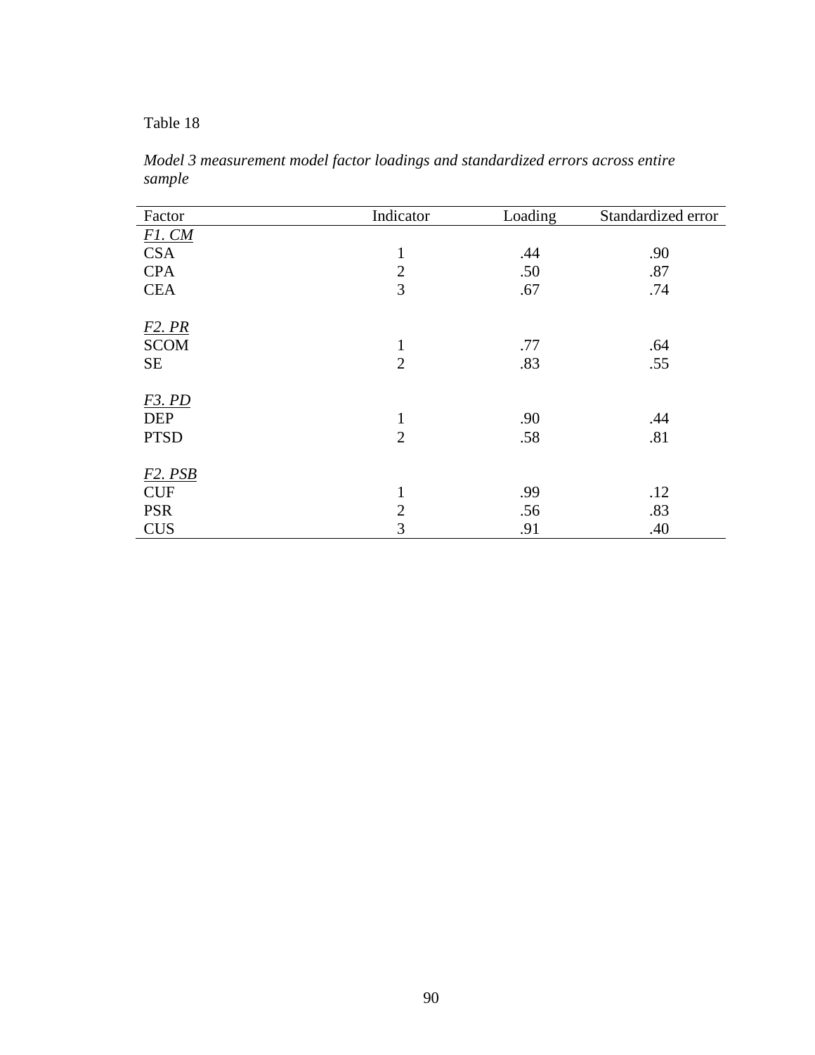Table 18

*Model 3 measurement model factor loadings and standardized errors across entire sample*

| Factor | Indicator | Loading | Standardized error |
|---|---|---|---|
| *F1. CM* | | | |
| CSA | 1 | .44 | .90 |
| CPA | 2 | .50 | .87 |
| CEA | 3 | .67 | .74 |
| | | | |
| *F2. PR* | | | |
| SCOM | 1 | .77 | .64 |
| SE | 2 | .83 | .55 |
| | | | |
| *F3. PD* | | | |
| DEP | 1 | .90 | .44 |
| PTSD | 2 | .58 | .81 |
| | | | |
| *F2. PSB* | | | |
| CUF | 1 | .99 | .12 |
| PSR | 2 | .56 | .83 |
| CUS | 3 | .91 | .40 |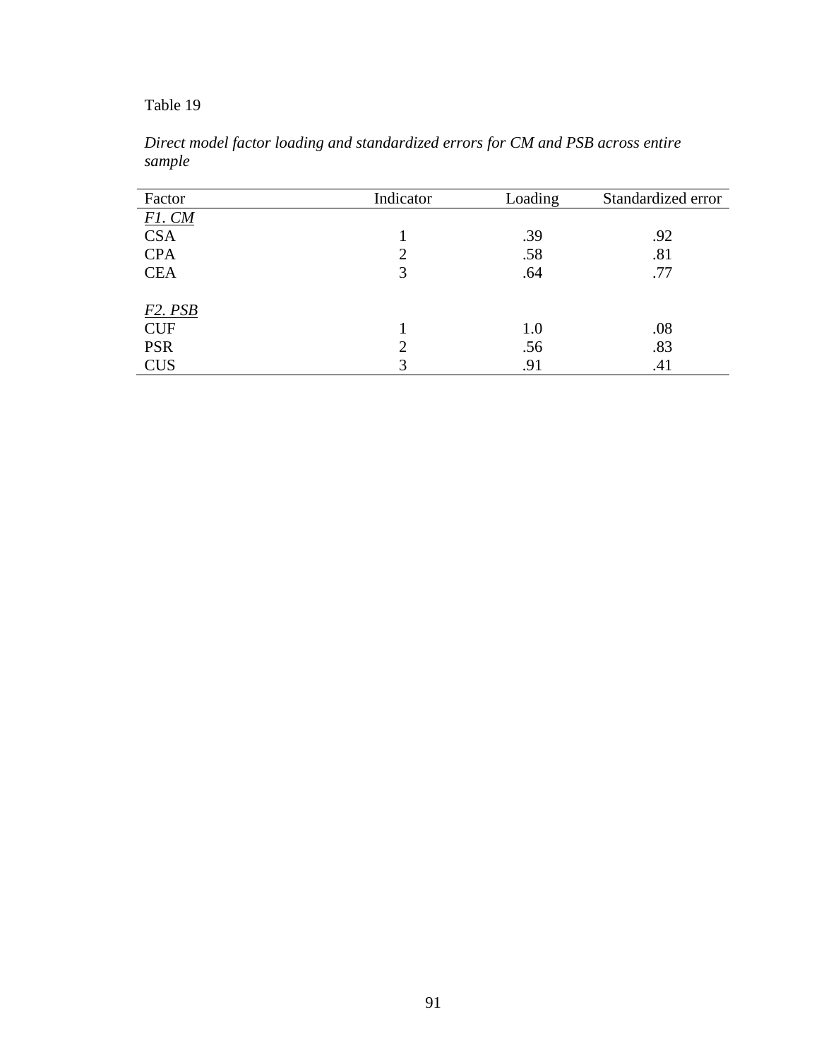Table 19

*Direct model factor loading and standardized errors for CM and PSB across entire sample*

| Factor | Indicator | Loading | Standardized error |
|---|---|---|---|
| *F1. CM* | | | |
| CSA | 1 | .39 | .92 |
| CPA | 2 | .58 | .81 |
| CEA | 3 | .64 | .77 |
| | | | |
| *F2. PSB* | | | |
| CUF | 1 | 1.0 | .08 |
| PSR | 2 | .56 | .83 |
| CUS | 3 | .91 | .41 |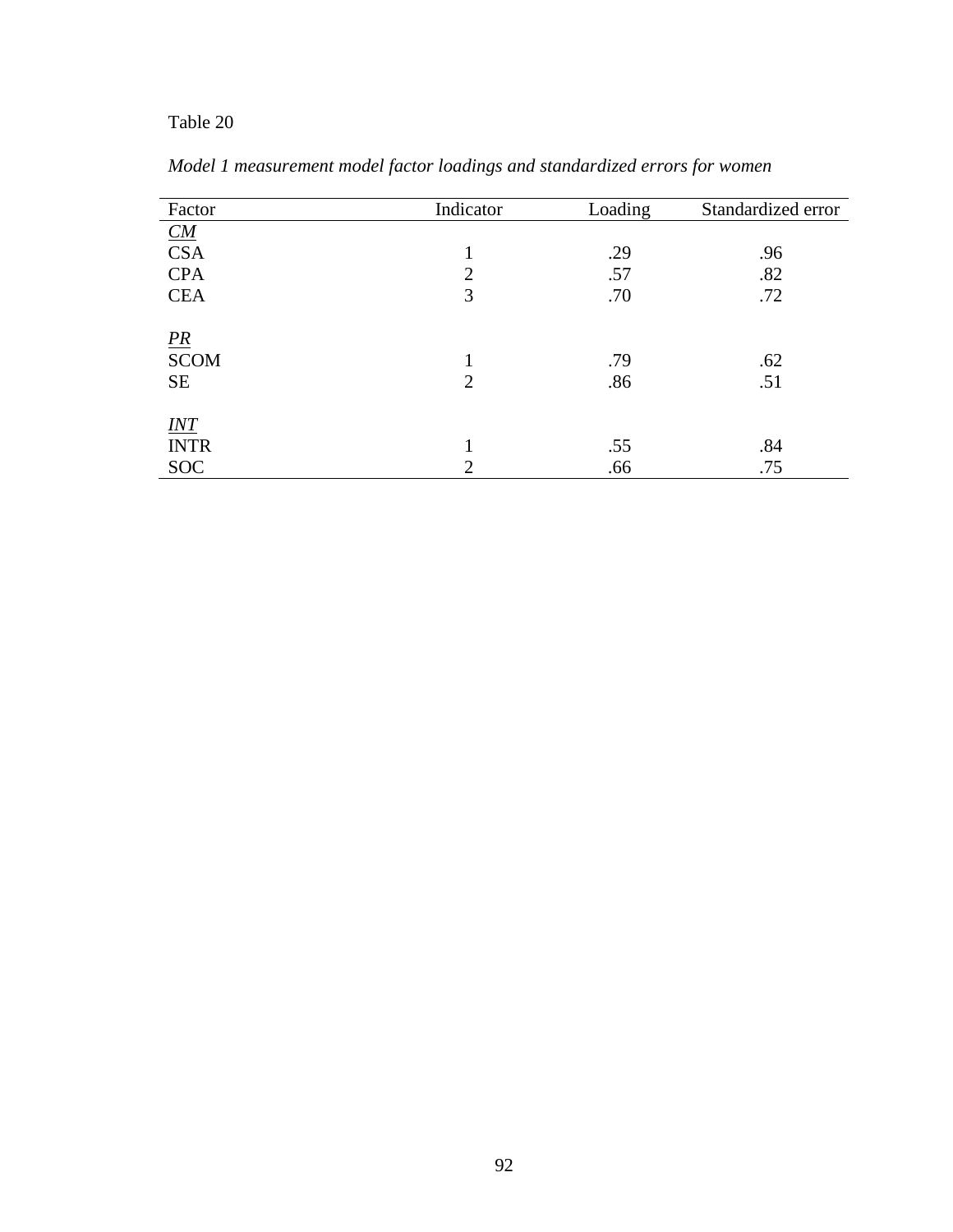Table 20

*Model 1 measurement model factor loadings and standardized errors for women*

| Factor | Indicator | Loading | Standardized error |
|---|---|---|---|
| *CM* | | | |
| CSA | 1 | .29 | .96 |
| CPA | 2 | .57 | .82 |
| CEA | 3 | .70 | .72 |
| *PR* | | | |
| SCOM | 1 | .79 | .62 |
| SE | 2 | .86 | .51 |
| *INT* | | | |
| INTR | 1 | .55 | .84 |
| SOC | 2 | .66 | .75 |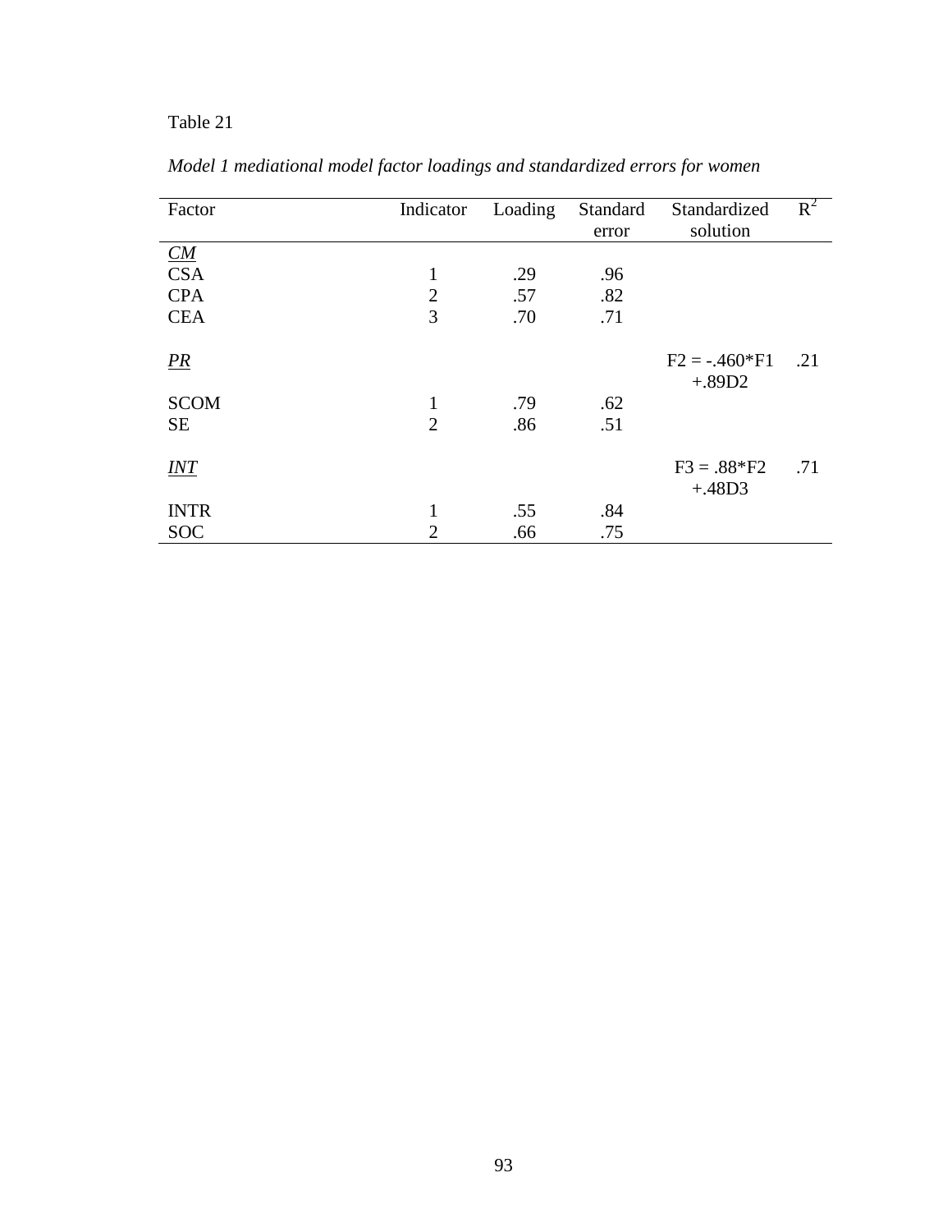Table 21

*Model 1 mediational model factor loadings and standardized errors for women*

| Factor | Indicator | Loading | Standard error | Standardized solution | $R^2$ |
|---|---|---|---|---|---|
| <u>*CM*</u> | | | | | |
| CSA | 1 | .29 | .96 | | |
| CPA | 2 | .57 | .82 | | |
| CEA | 3 | .70 | .71 | | |
| <u>*PR*</u> | | | | F2 = -.460*F1 +.89D2 | .21 |
| SCOM | 1 | .79 | .62 | | |
| SE | 2 | .86 | .51 | | |
| <u>*INT*</u> | | | | F3 = .88*F2 +.48D3 | .71 |
| INTR | 1 | .55 | .84 | | |
| SOC | 2 | .66 | .75 | | |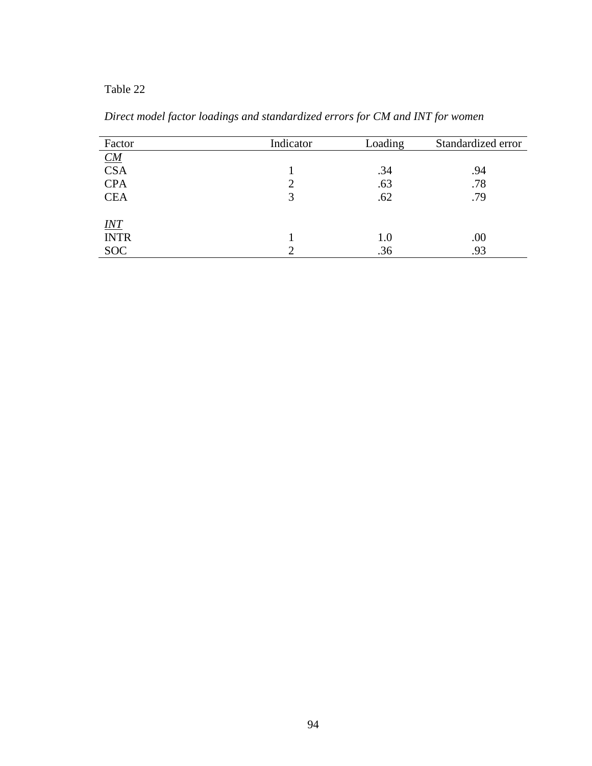Table 22

*Direct model factor loadings and standardized errors for CM and INT for women*

| Factor | Indicator | Loading | Standardized error |
|---|---|---|---|
| *CM* | | | |
| CSA | 1 | .34 | .94 |
| CPA | 2 | .63 | .78 |
| CEA | 3 | .62 | .79 |
| | | | |
| *INT* | | | |
| INTR | 1 | 1.0 | .00 |
| SOC | 2 | .36 | .93 |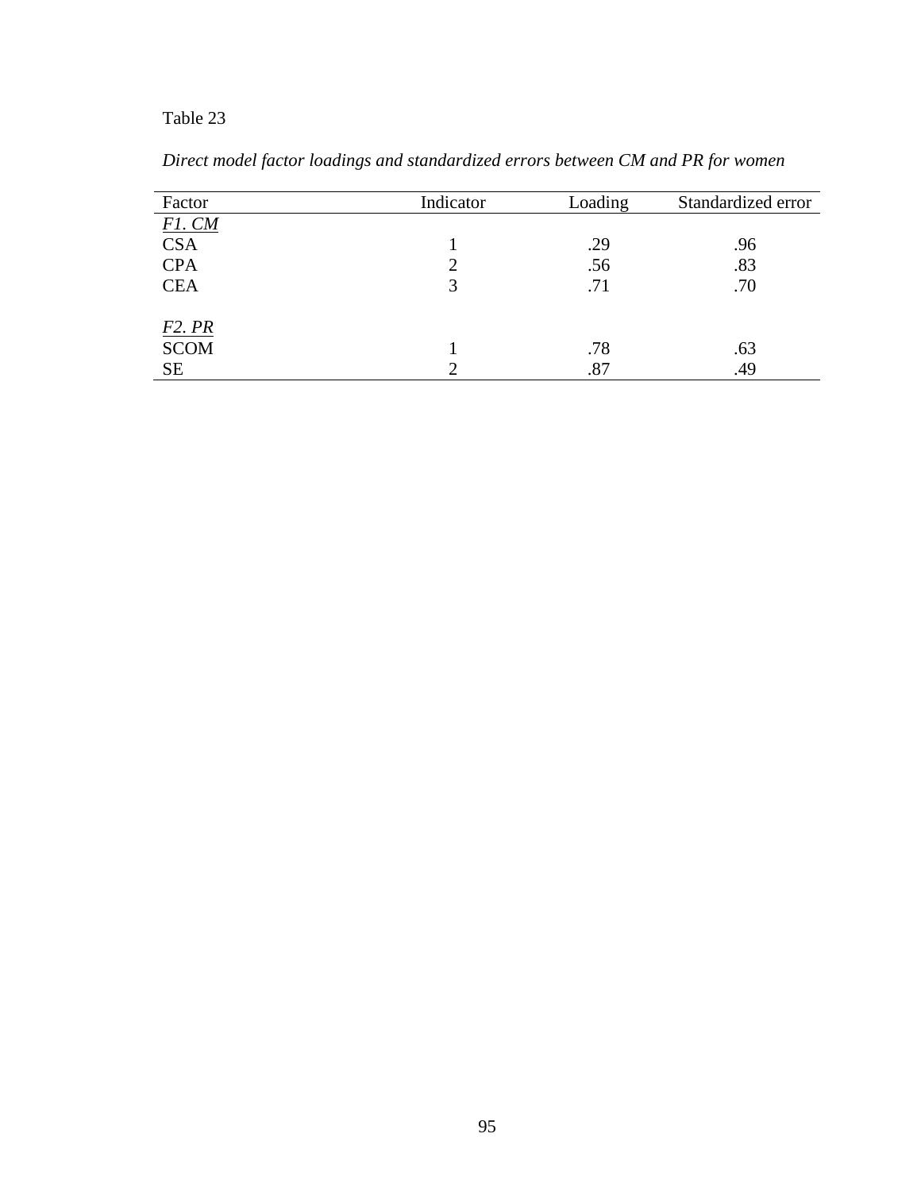Table 23

*Direct model factor loadings and standardized errors between CM and PR for women*

| Factor | Indicator | Loading | Standardized error |
|---|---|---|---|
| *F1. CM* | | | |
| CSA | 1 | .29 | .96 |
| CPA | 2 | .56 | .83 |
| CEA | 3 | .71 | .70 |
| | | | |
| *F2. PR* | | | |
| SCOM | 1 | .78 | .63 |
| SE | 2 | .87 | .49 |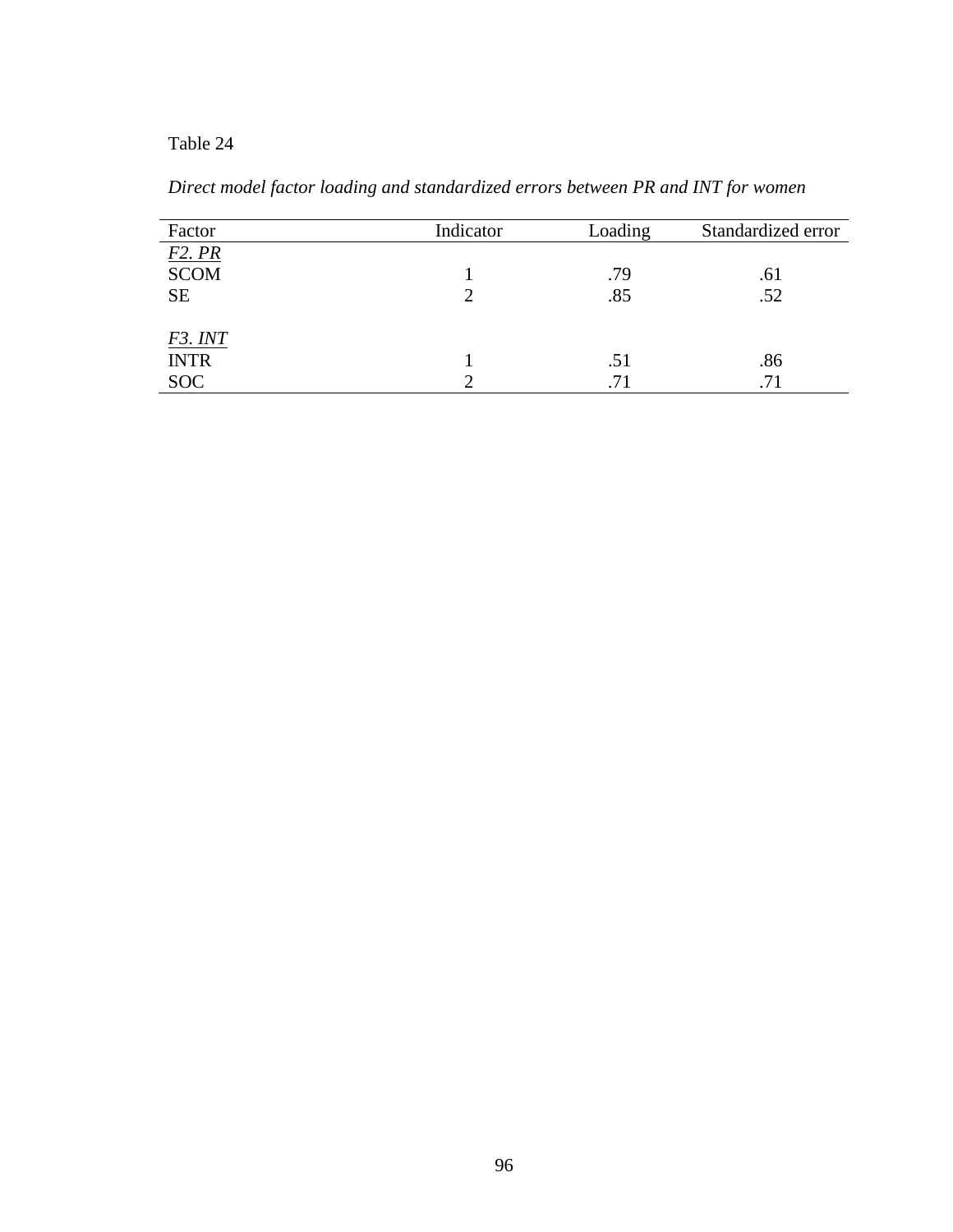Table 24

*Direct model factor loading and standardized errors between PR and INT for women*

| Factor | Indicator | Loading | Standardized error |
|---|---|---|---|
| *F2. PR* | | | |
| SCOM | 1 | .79 | .61 |
| SE | 2 | .85 | .52 |
| | | | |
| *F3. INT* | | | |
| INTR | 1 | .51 | .86 |
| SOC | 2 | .71 | .71 |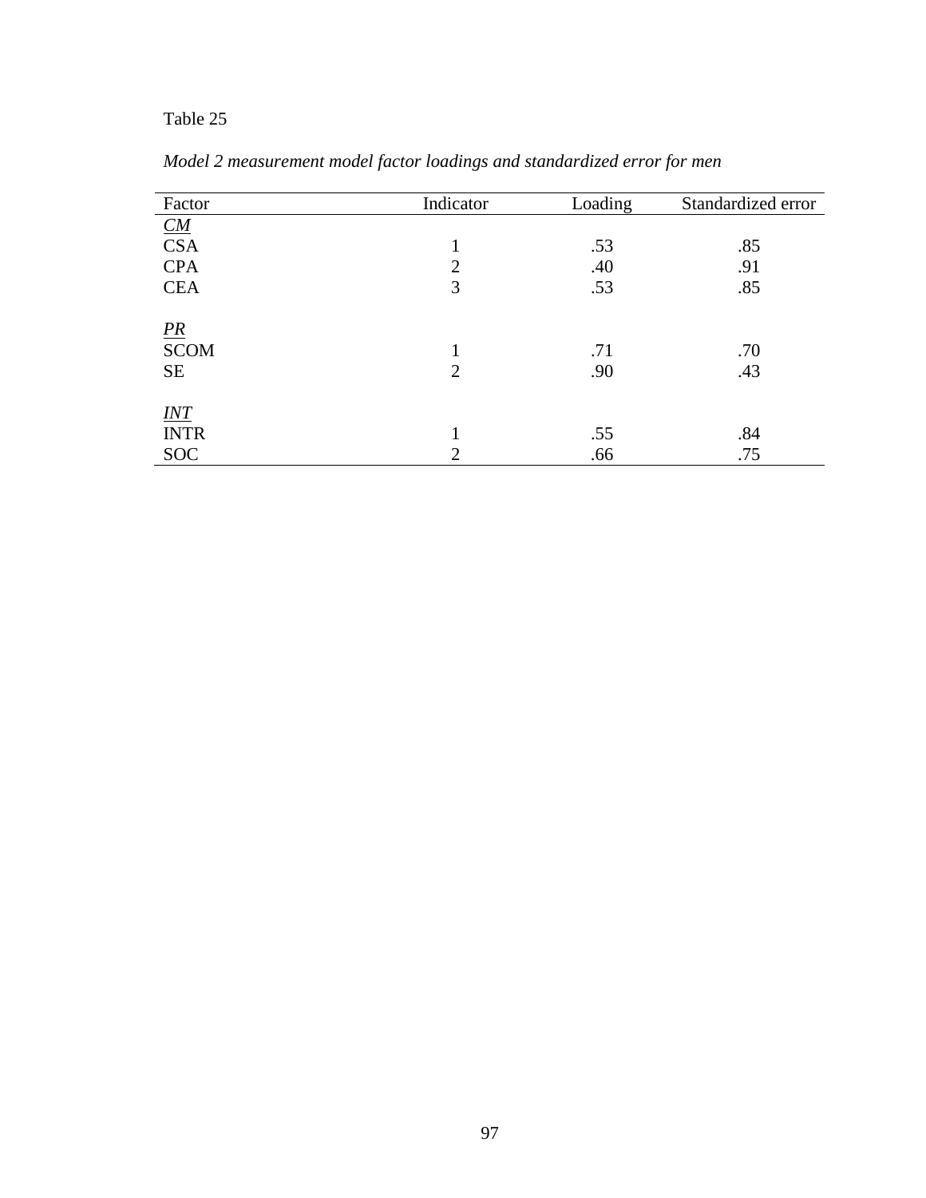Table 25

*Model 2 measurement model factor loadings and standardized error for men*

| Factor | Indicator | Loading | Standardized error |
|---|---|---|---|
| *CM* | | | |
| CSA | 1 | .53 | .85 |
| CPA | 2 | .40 | .91 |
| CEA | 3 | .53 | .85 |
| | | | |
| *PR* | | | |
| SCOM | 1 | .71 | .70 |
| SE | 2 | .90 | .43 |
| | | | |
| *INT* | | | |
| INTR | 1 | .55 | .84 |
| SOC | 2 | .66 | .75 |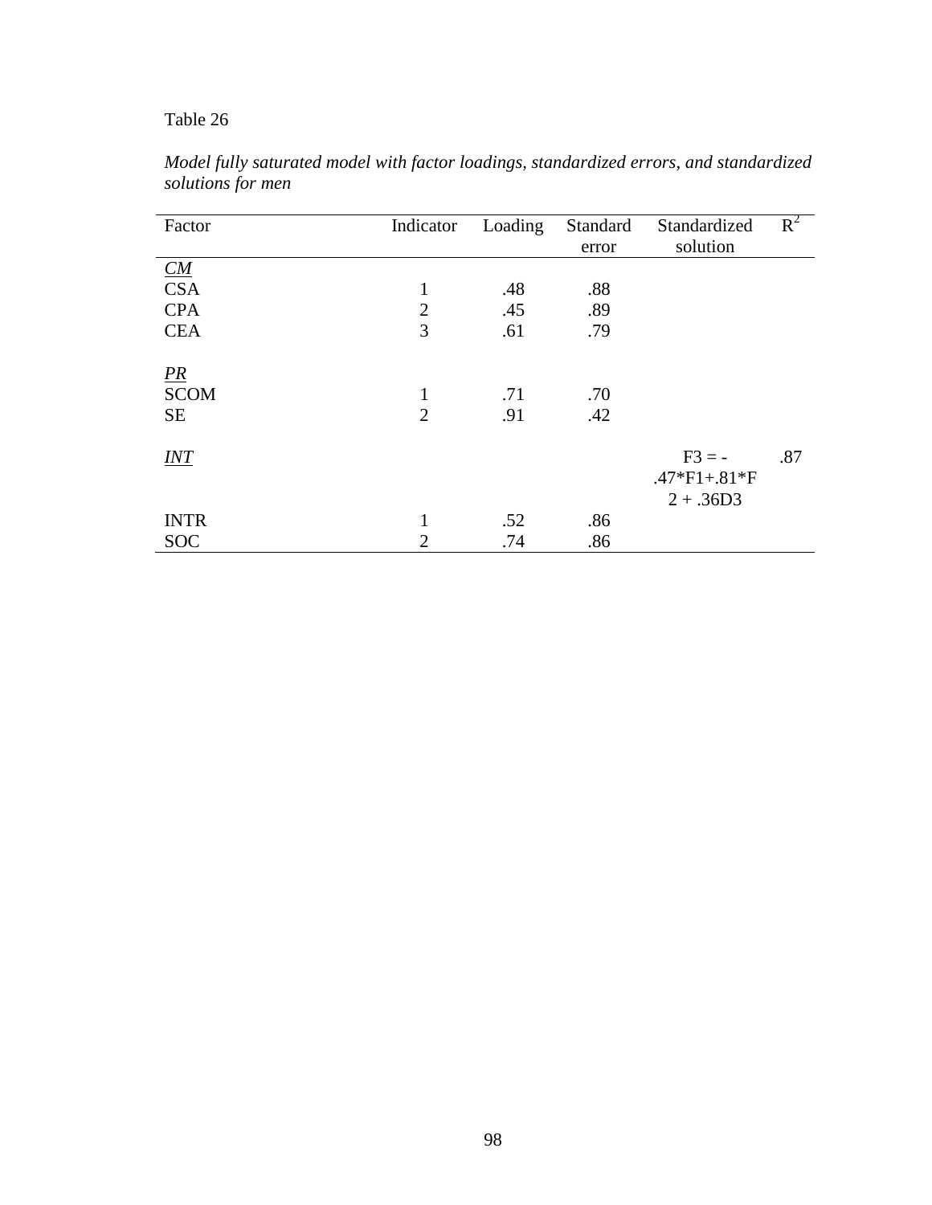Table 26

*Model fully saturated model with factor loadings, standardized errors, and standardized solutions for men*

| Factor | Indicator | Loading | Standard error | Standardized solution | $R^2$ |
|---|---|---|---|---|---|
| <u>*CM*</u> | | | | | |
| CSA | 1 | .48 | .88 | | |
| CPA | 2 | .45 | .89 | | |
| CEA | 3 | .61 | .79 | | |
| <u>*PR*</u> | | | | | |
| SCOM | 1 | .71 | .70 | | |
| SE | 2 | .91 | .42 | | |
| <u>*INT*</u> | | | | F3 = -.47*F1+.81*F2 + .36D3 | .87 |
| INTR | 1 | .52 | .86 | | |
| SOC | 2 | .74 | .86 | | |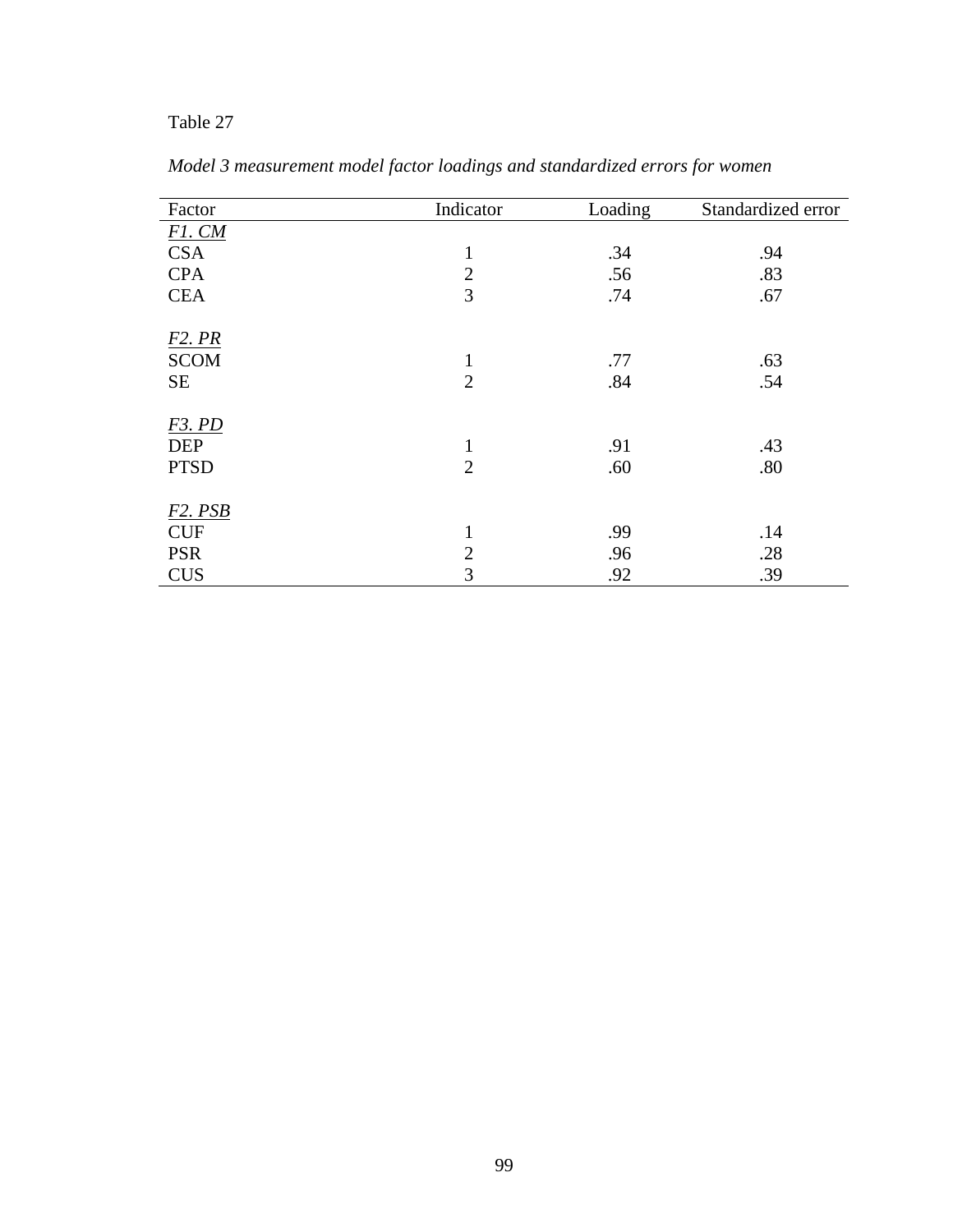Table 27

*Model 3 measurement model factor loadings and standardized errors for women*

| Factor | Indicator | Loading | Standardized error |
|---|---|---|---|
| *F1. CM* | | | |
| CSA | 1 | .34 | .94 |
| CPA | 2 | .56 | .83 |
| CEA | 3 | .74 | .67 |
| *F2. PR* | | | |
| SCOM | 1 | .77 | .63 |
| SE | 2 | .84 | .54 |
| *F3. PD* | | | |
| DEP | 1 | .91 | .43 |
| PTSD | 2 | .60 | .80 |
| *F2. PSB* | | | |
| CUF | 1 | .99 | .14 |
| PSR | 2 | .96 | .28 |
| CUS | 3 | .92 | .39 |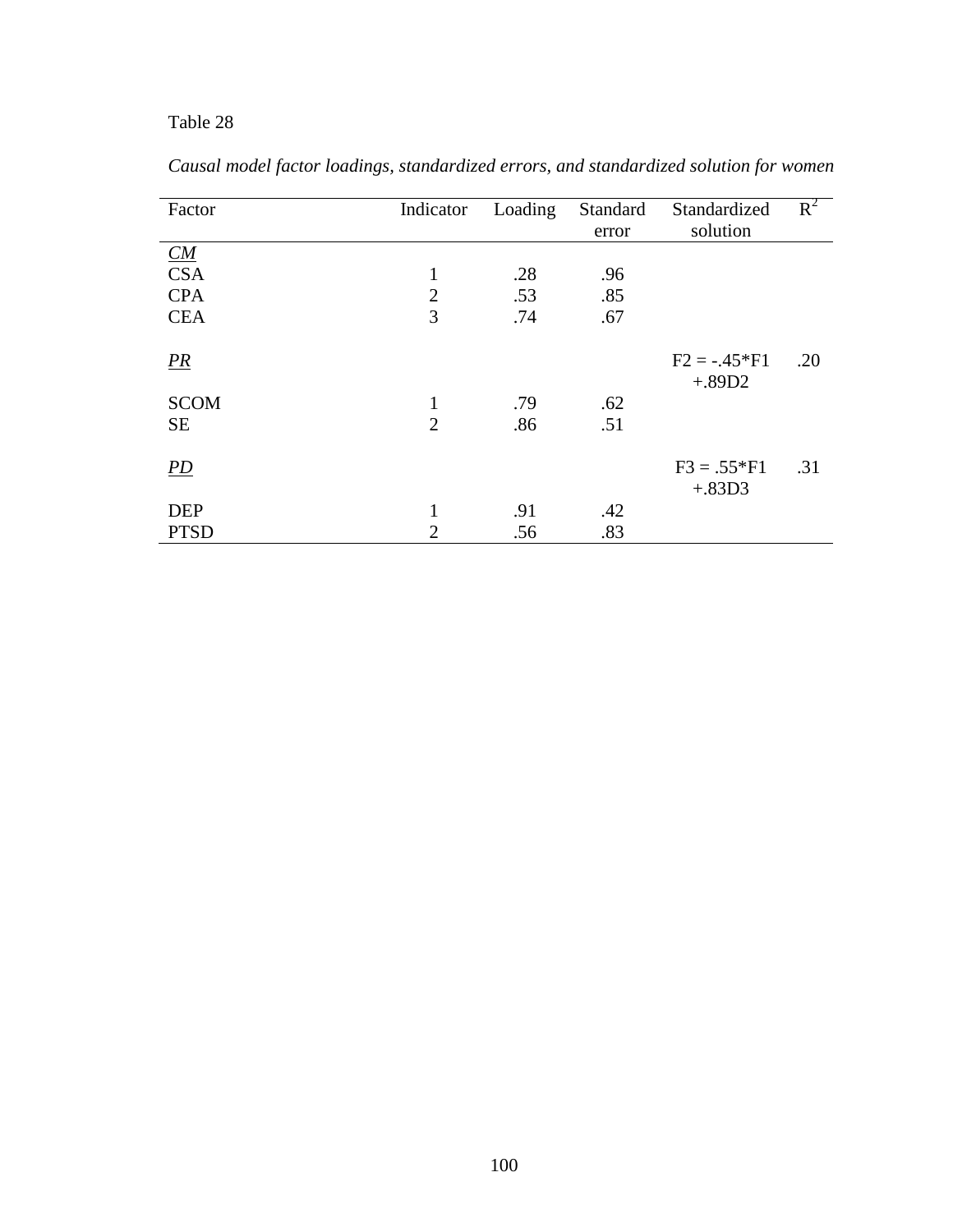Table 28

*Causal model factor loadings, standardized errors, and standardized solution for women*

| Factor | Indicator | Loading | Standard error | Standardized solution | $R^2$ |
|---|---|---|---|---|---|
| *CM* | | | | | |
| CSA | 1 | .28 | .96 | | |
| CPA | 2 | .53 | .85 | | |
| CEA | 3 | .74 | .67 | | |
| *PR* | | | | F2 = -.45*F1 +.89D2 | .20 |
| SCOM | 1 | .79 | .62 | | |
| SE | 2 | .86 | .51 | | |
| *PD* | | | | F3 = .55*F1 +.83D3 | .31 |
| DEP | 1 | .91 | .42 | | |
| PTSD | 2 | .56 | .83 | | |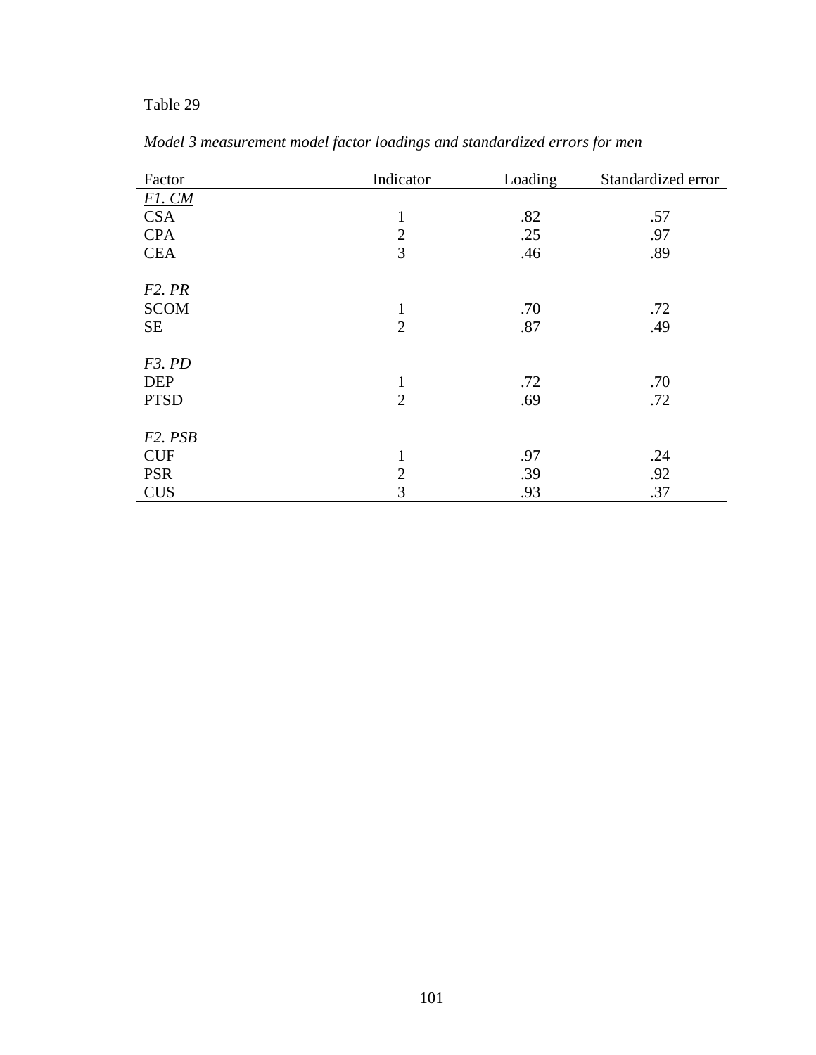Table 29

*Model 3 measurement model factor loadings and standardized errors for men*

| Factor | Indicator | Loading | Standardized error |
|---|---|---|---|
| *F1. CM* | | | |
| CSA | 1 | .82 | .57 |
| CPA | 2 | .25 | .97 |
| CEA | 3 | .46 | .89 |
| | | | |
| *F2. PR* | | | |
| SCOM | 1 | .70 | .72 |
| SE | 2 | .87 | .49 |
| | | | |
| *F3. PD* | | | |
| DEP | 1 | .72 | .70 |
| PTSD | 2 | .69 | .72 |
| | | | |
| *F2. PSB* | | | |
| CUF | 1 | .97 | .24 |
| PSR | 2 | .39 | .92 |
| CUS | 3 | .93 | .37 |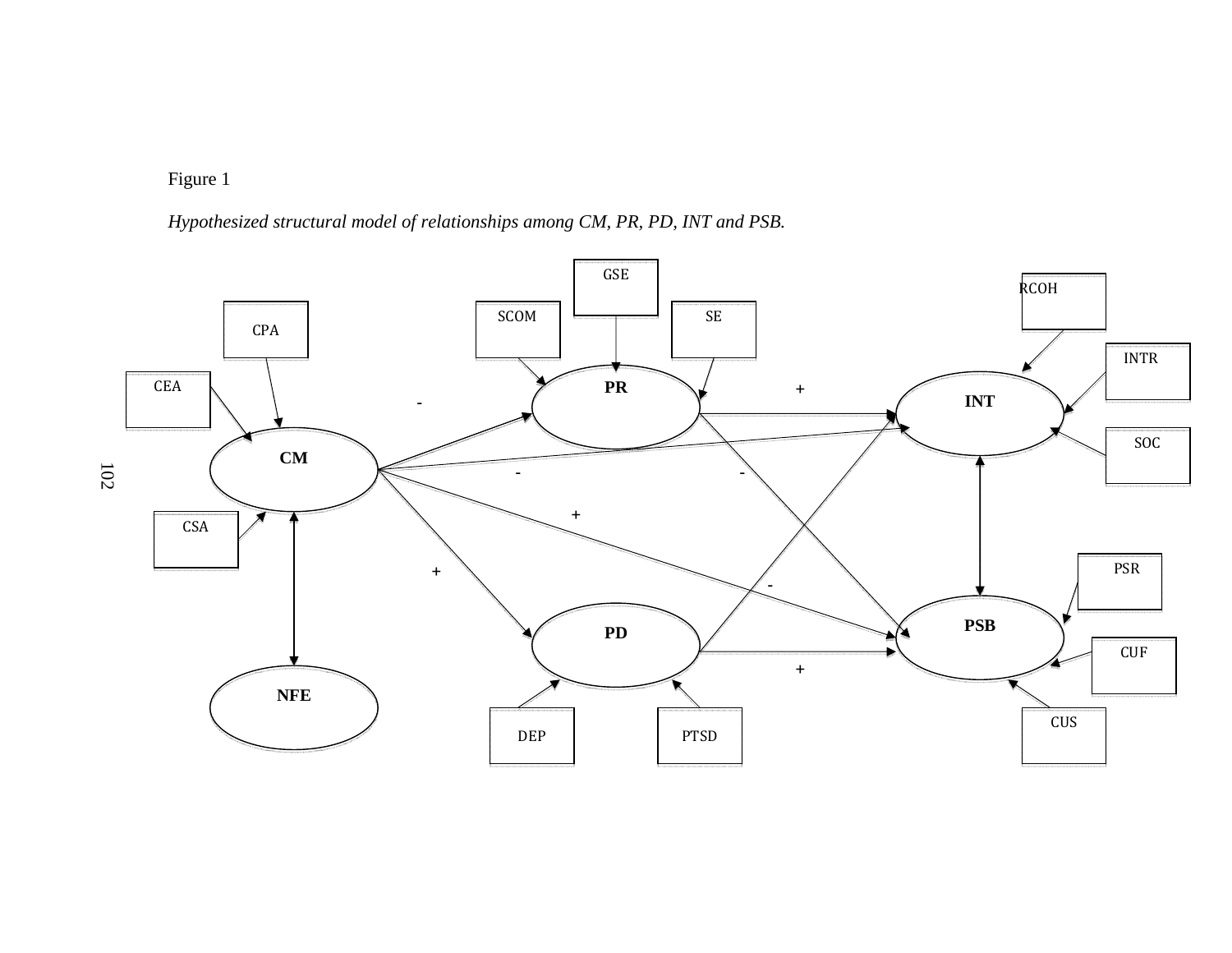Figure 1

*Hypothesized structural model of relationships among CM, PR, PD, INT and PSB.*

GSE

SCOM

SE

RCOH

CPA

INTR

CEA

PR

INT

SOC

CM

CSA

PSR

PSB

PD

CUF

NFE

CUS

DEP

PTSD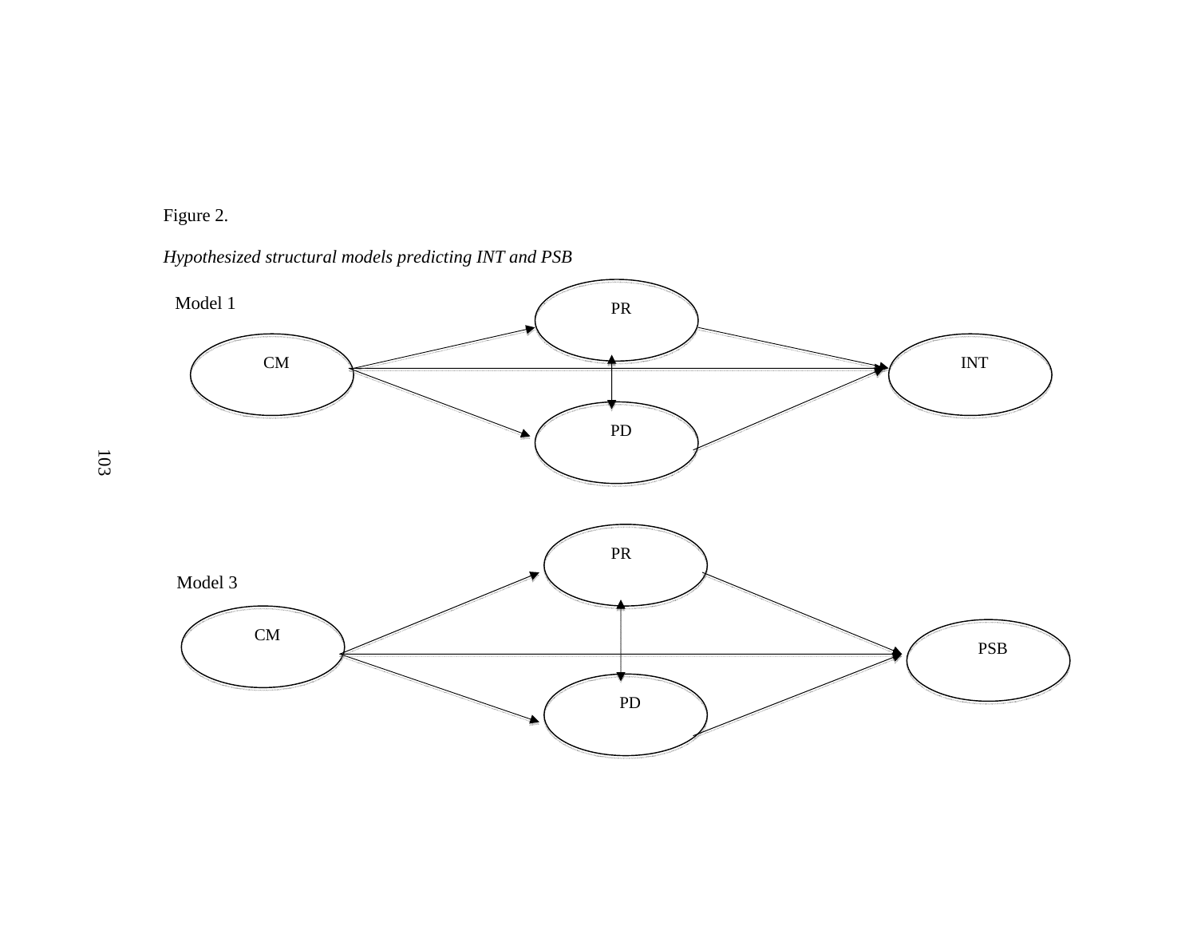Figure 2.

*Hypothesized structural models predicting INT and PSB*

Model 1

PR

CM

INT

PD

Model 3

PR

CM

PSB

PD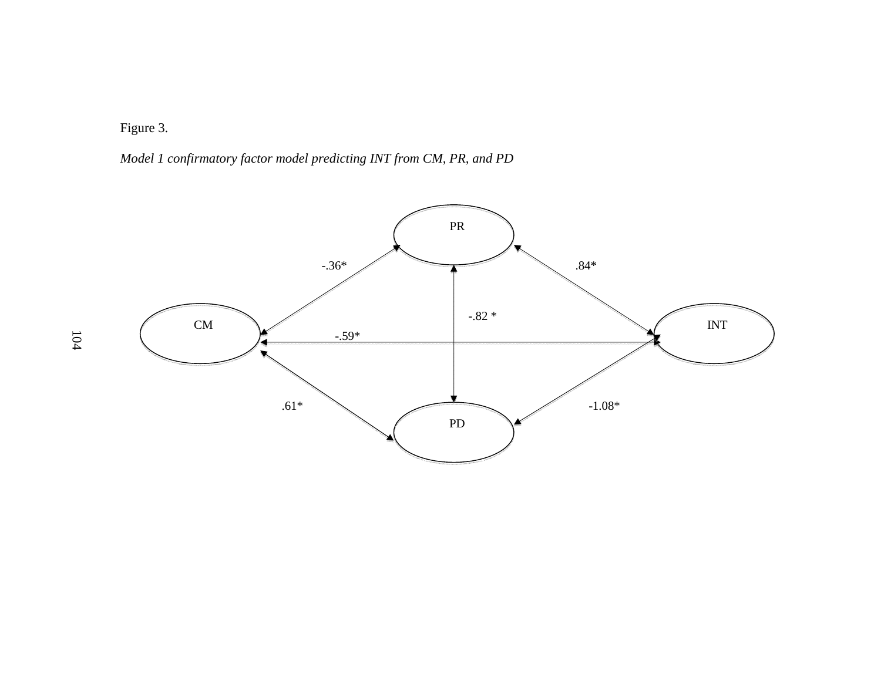Figure 3.

*Model 1 confirmatory factor model predicting INT from CM, PR, and PD*

PR

-.36*

.84*

-.82 *

CM

INT

-.59*

.61*

-1.08*

PD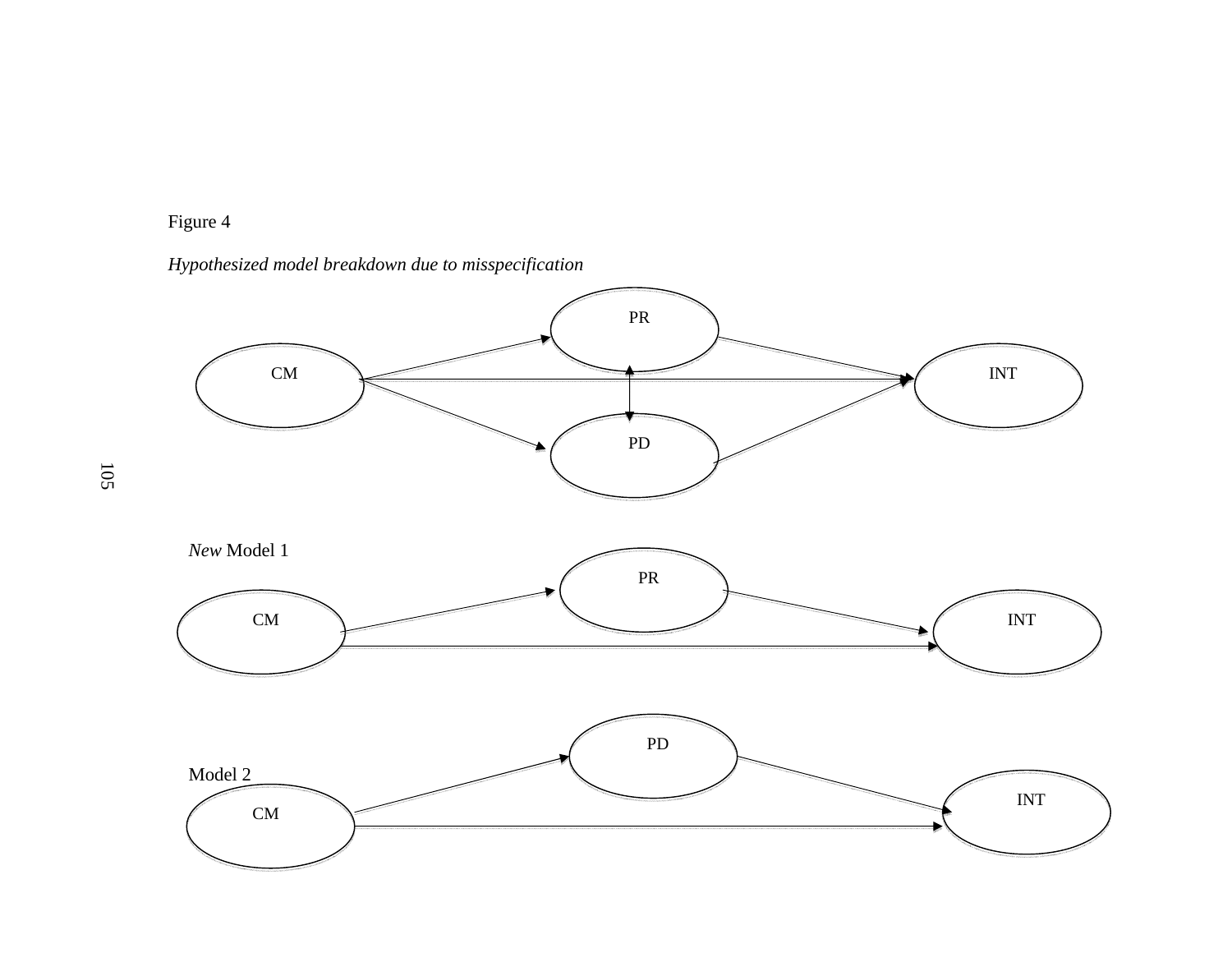Figure 4

*Hypothesized model breakdown due to misspecification*

PR

CM

INT

PD

*New* Model 1

PR

CM

INT

PD

Model 2

CM

INT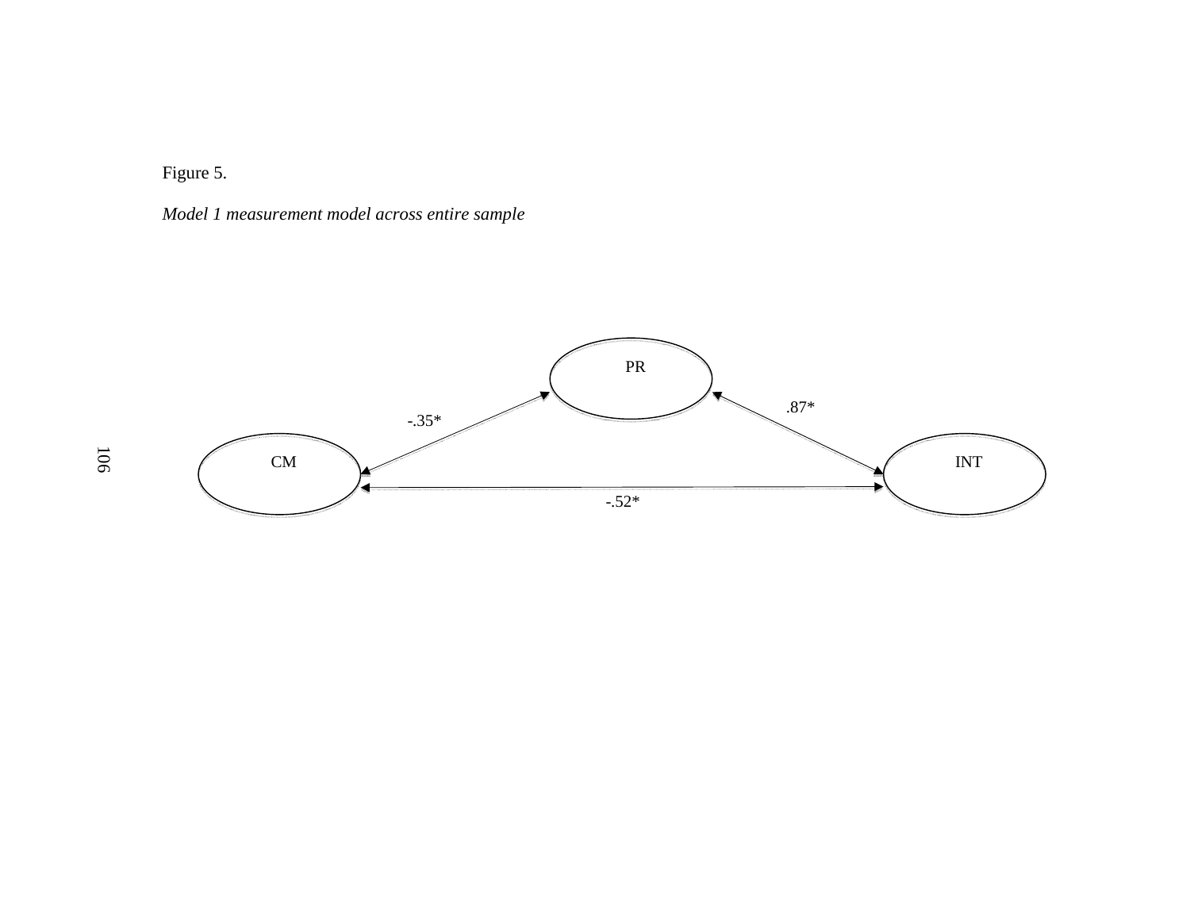Figure 5.

*Model 1 measurement model across entire sample*

PR

CM

INT

-.35*

.87*

-.52*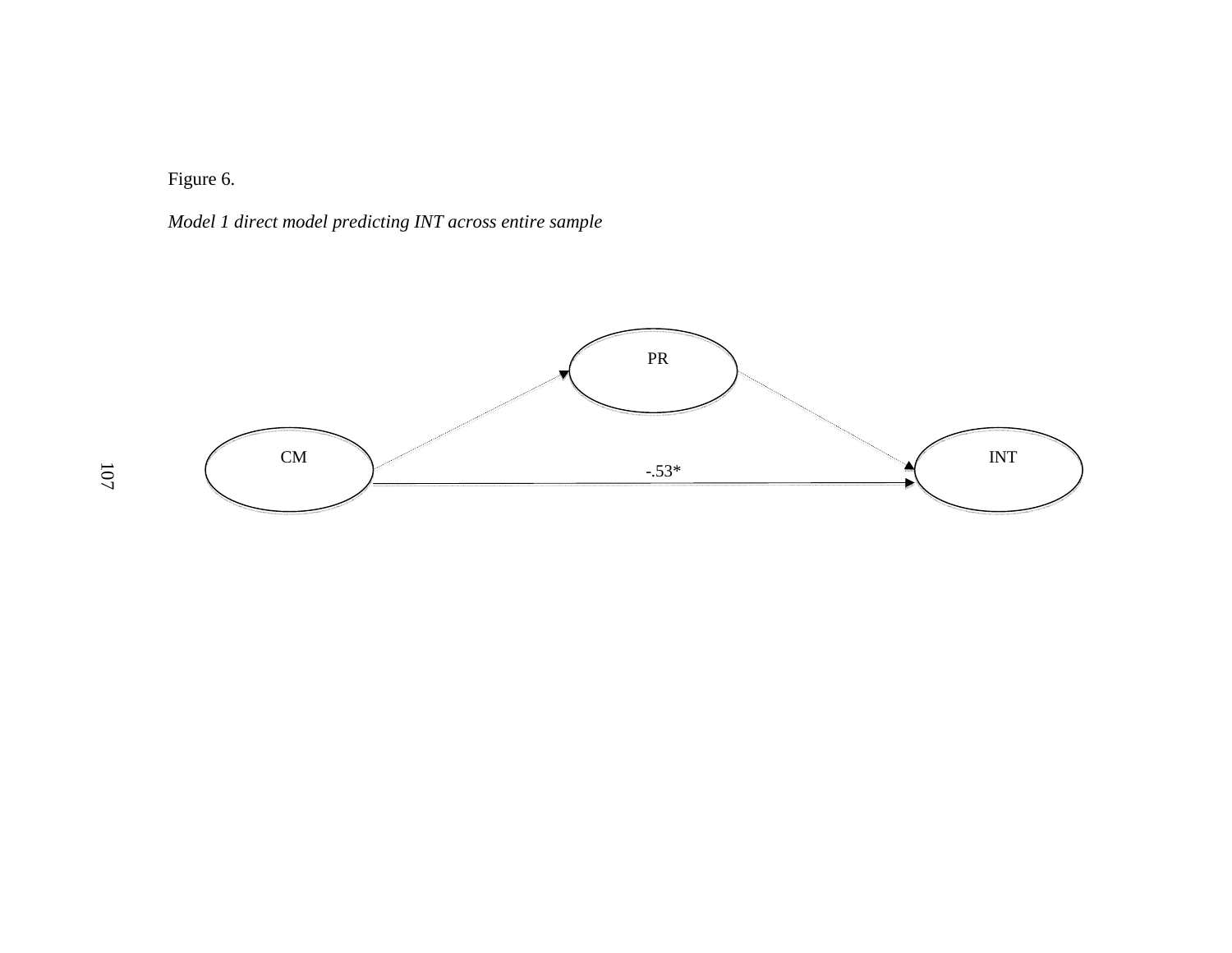Figure 6.

*Model 1 direct model predicting INT across entire sample*

PR

CM

INT

-.53*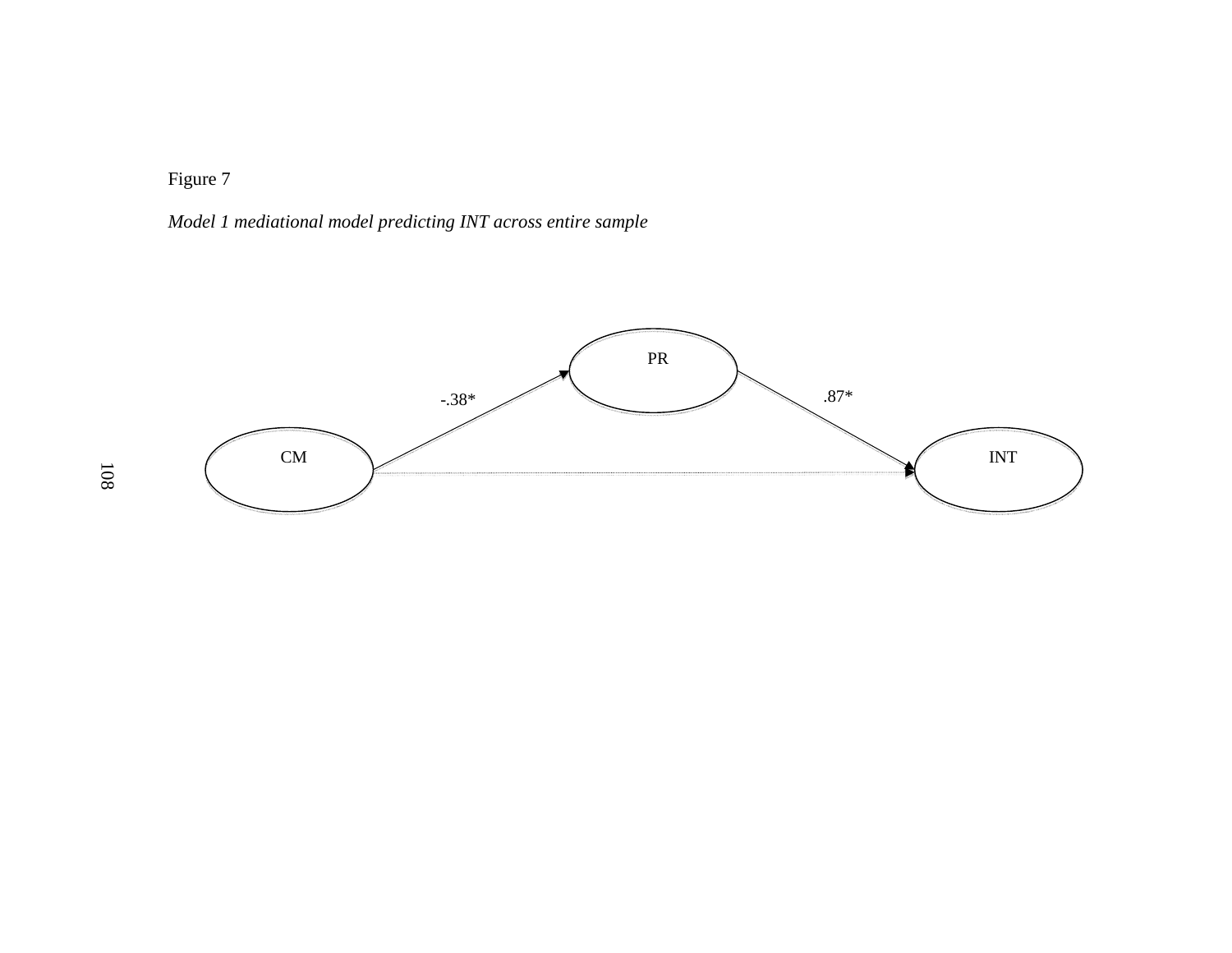Figure 7

*Model 1 mediational model predicting INT across entire sample*

PR

-.38*

.87*

CM

INT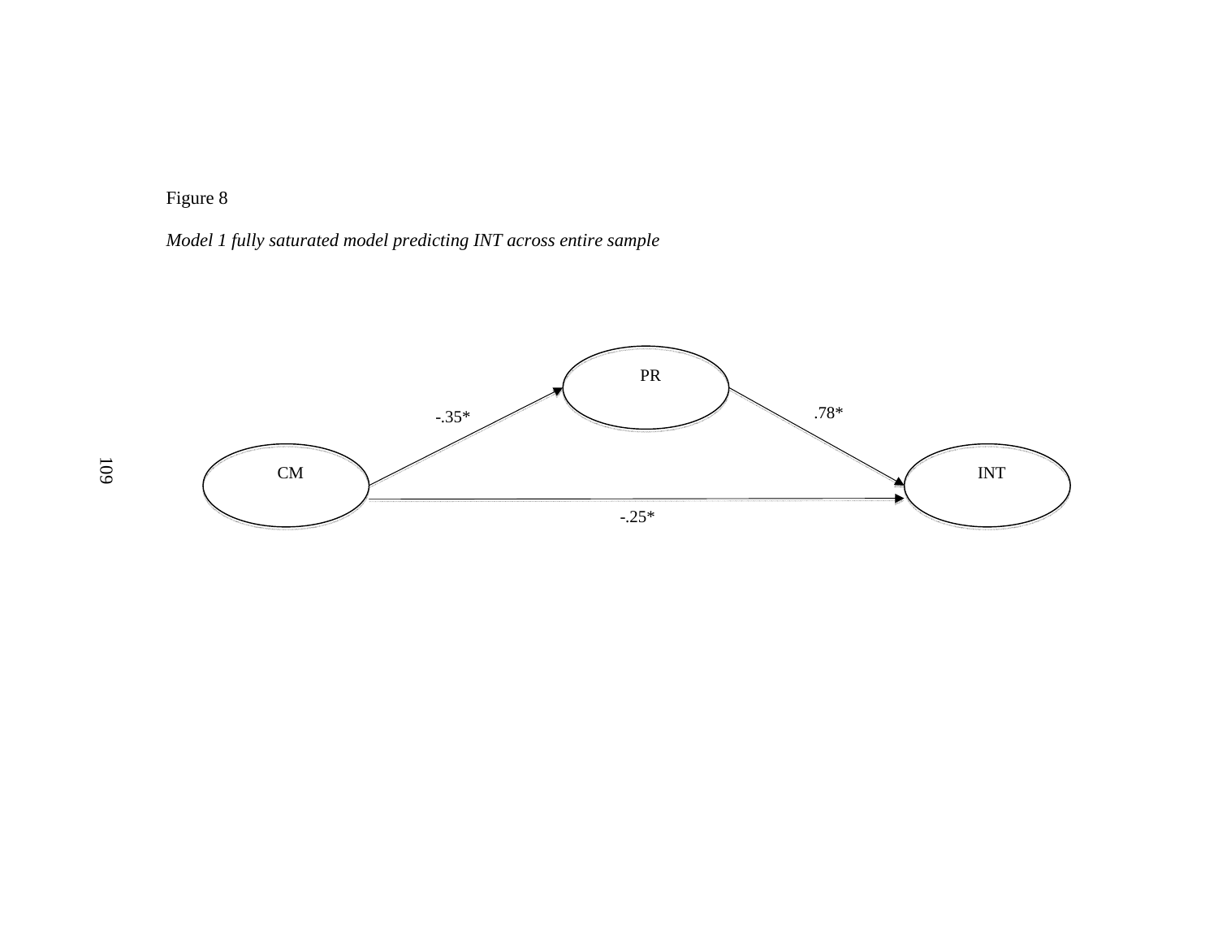Figure 8

*Model 1 fully saturated model predicting INT across entire sample*

PR

CM

INT

-.35*

.78*

-.25*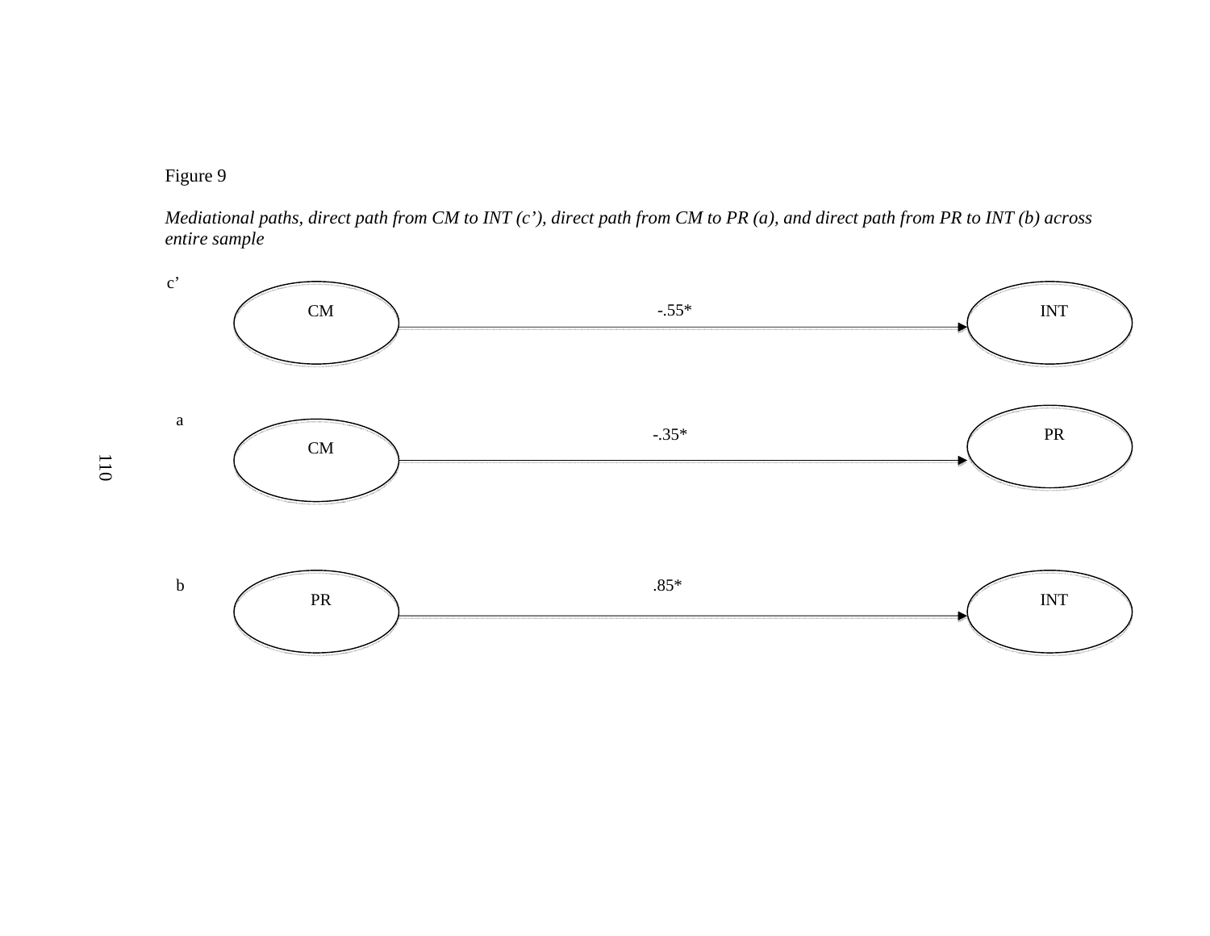Figure 9

*Mediational paths, direct path from CM to INT (c'), direct path from CM to PR (a), and direct path from PR to INT (b) across entire sample*

c'

CM → INT: -.55*

a

CM → PR: -.35*

b

PR → INT: .85*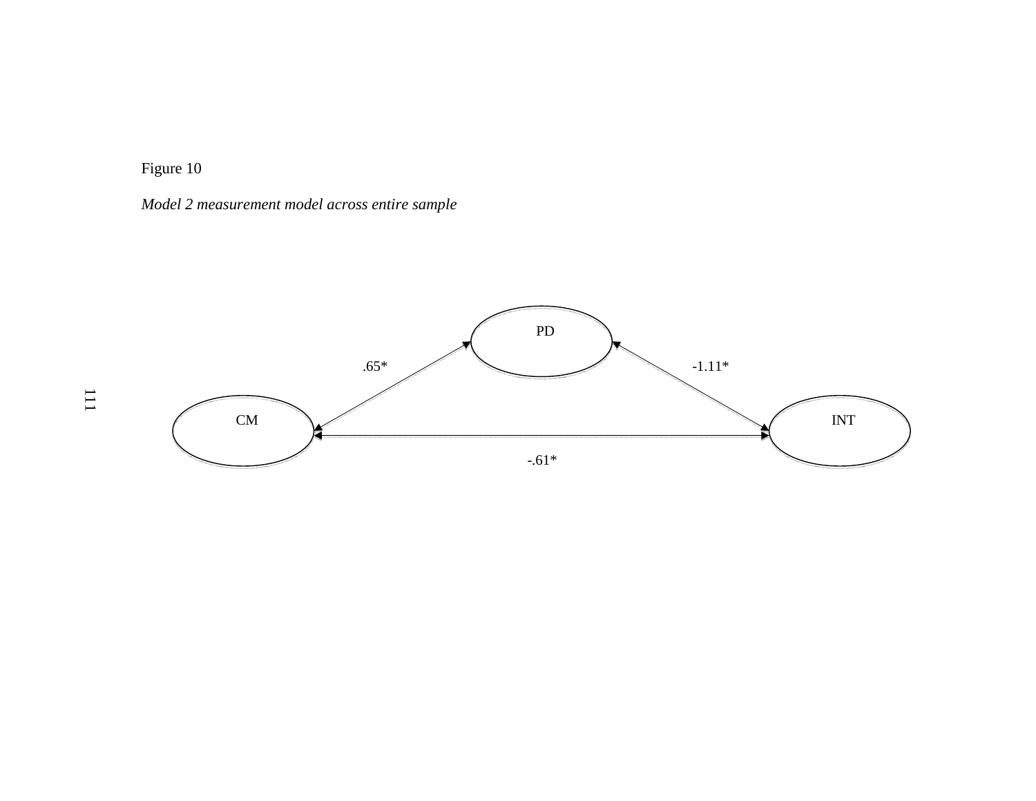Figure 10

*Model 2 measurement model across entire sample*

PD

CM

INT

.65*

-1.11*

-.61*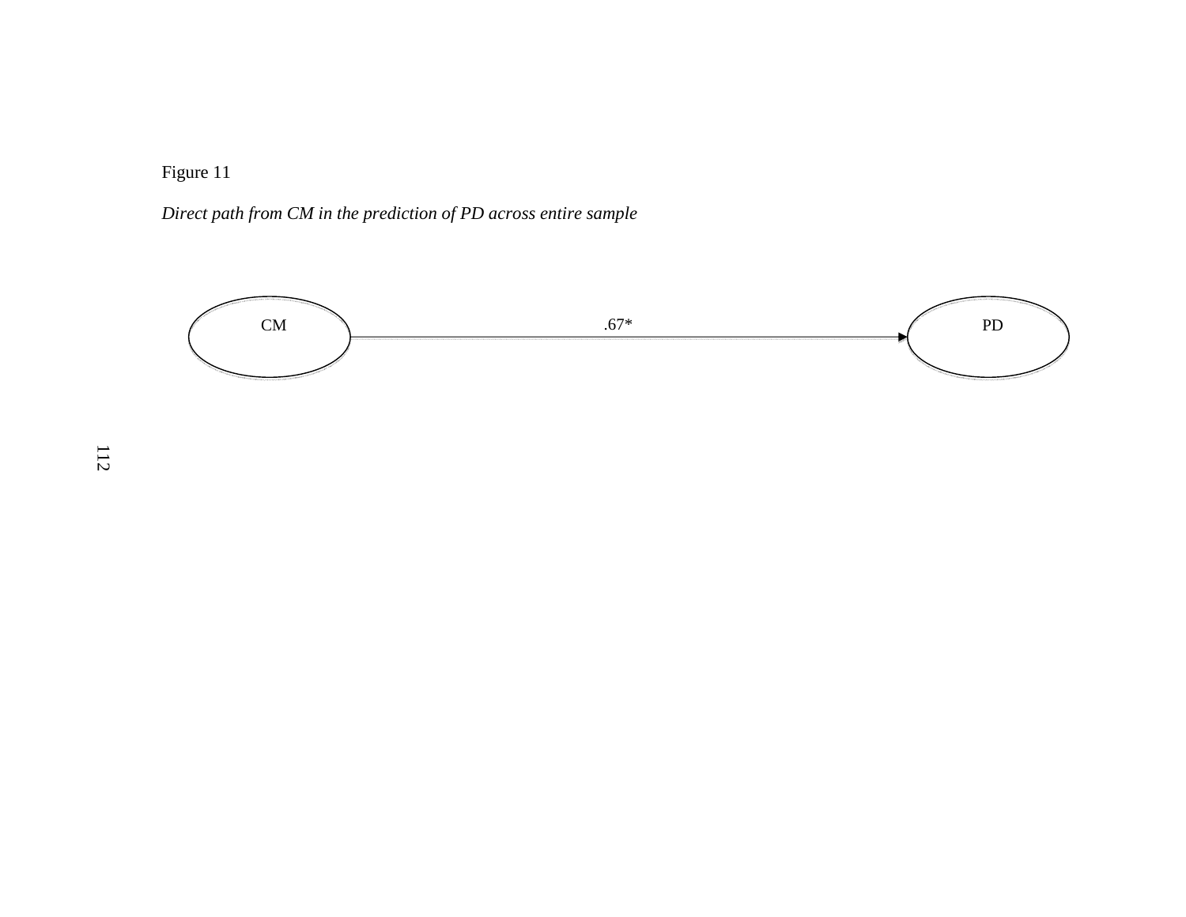Figure 11

*Direct path from CM in the prediction of PD across entire sample*

CM → PD: .67*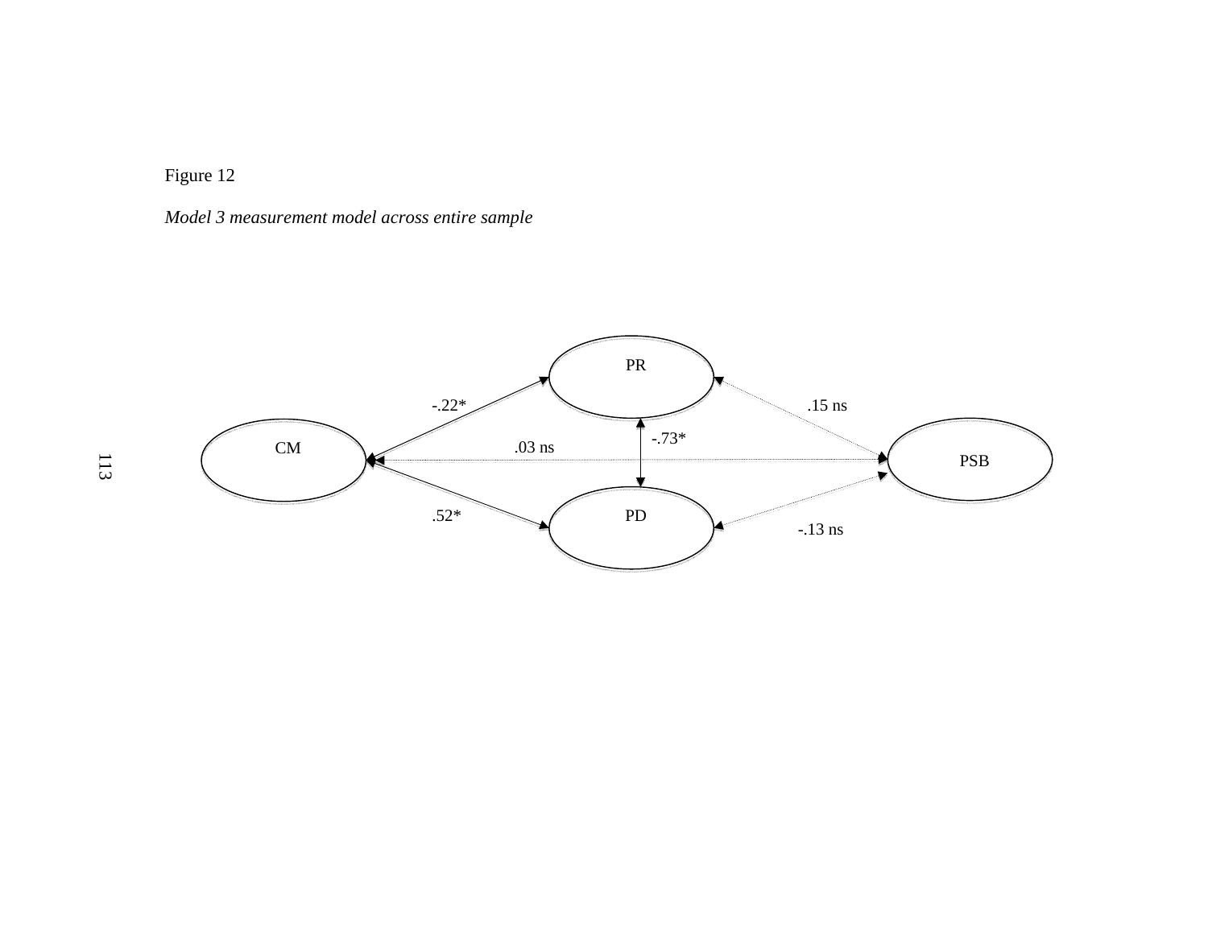Figure 12

*Model 3 measurement model across entire sample*

PR

CM

PSB

PD

-.22*

.15 ns

-.73*

.03 ns

.52*

-.13 ns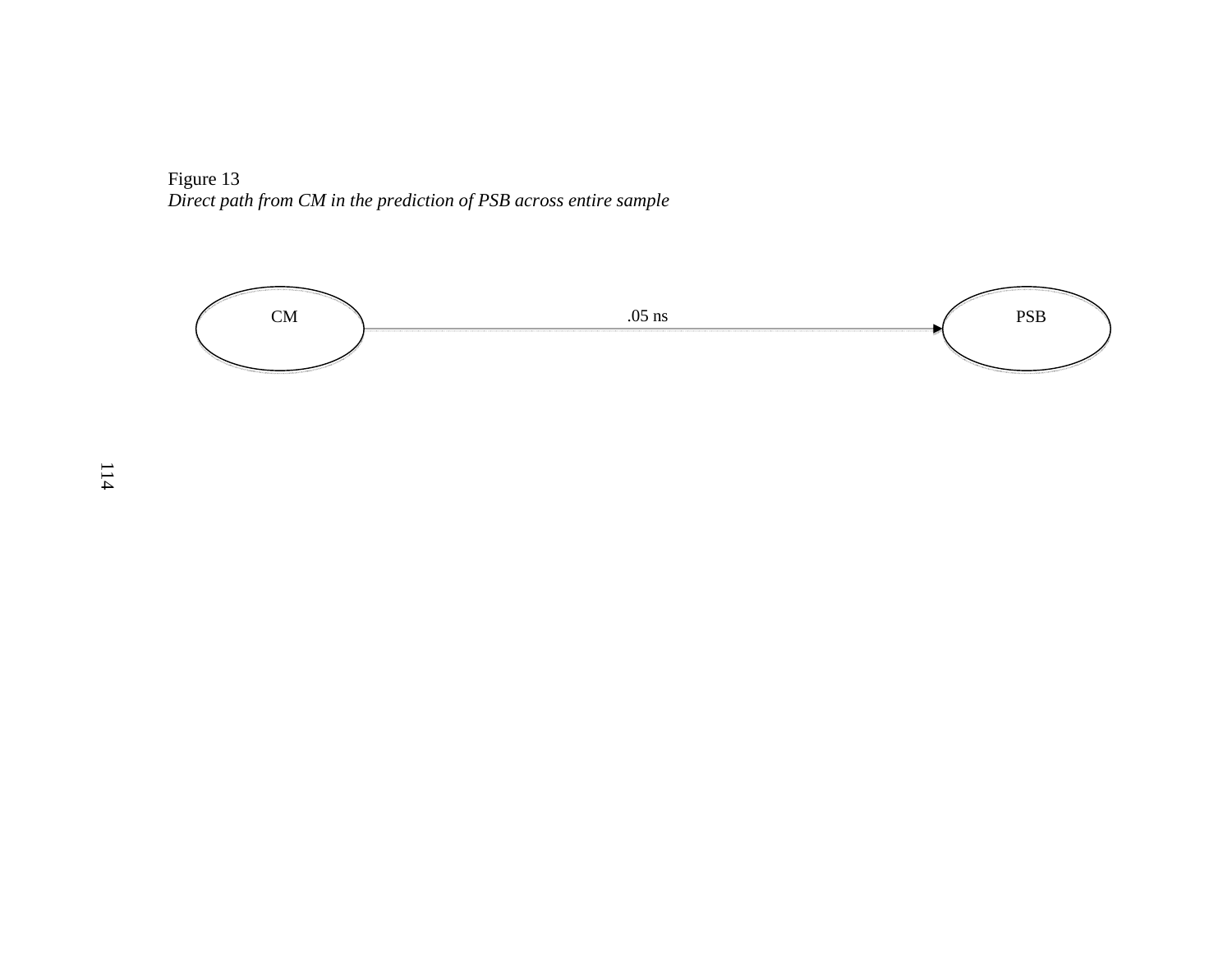Figure 13

*Direct path from CM in the prediction of PSB across entire sample*

CM → PSB: .05 ns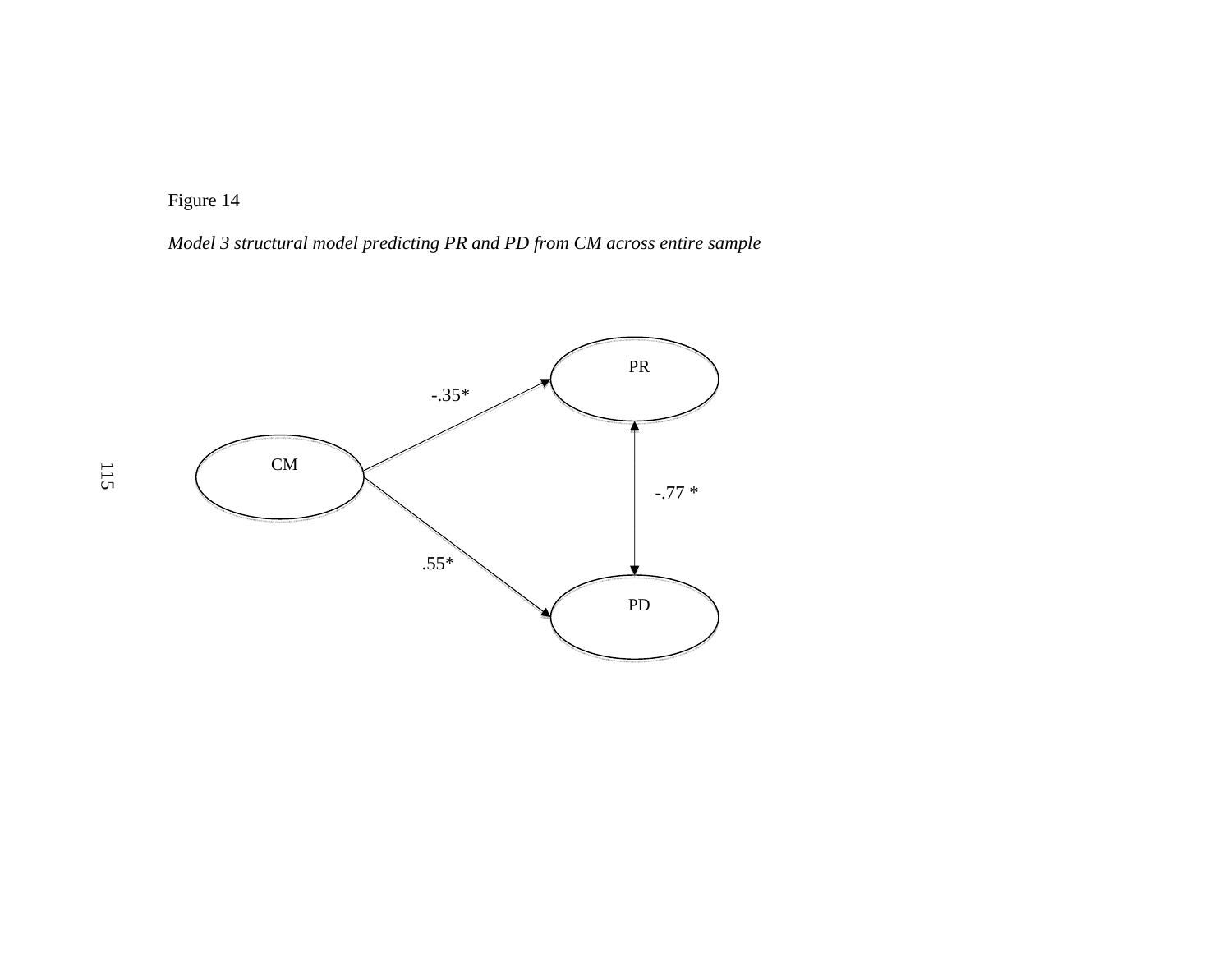Figure 14

*Model 3 structural model predicting PR and PD from CM across entire sample*

| Path | Coefficient |
|---|---|
| CM → PR | -.35* |
| CM → PD | .55* |
| PR ↔ PD | -.77 * |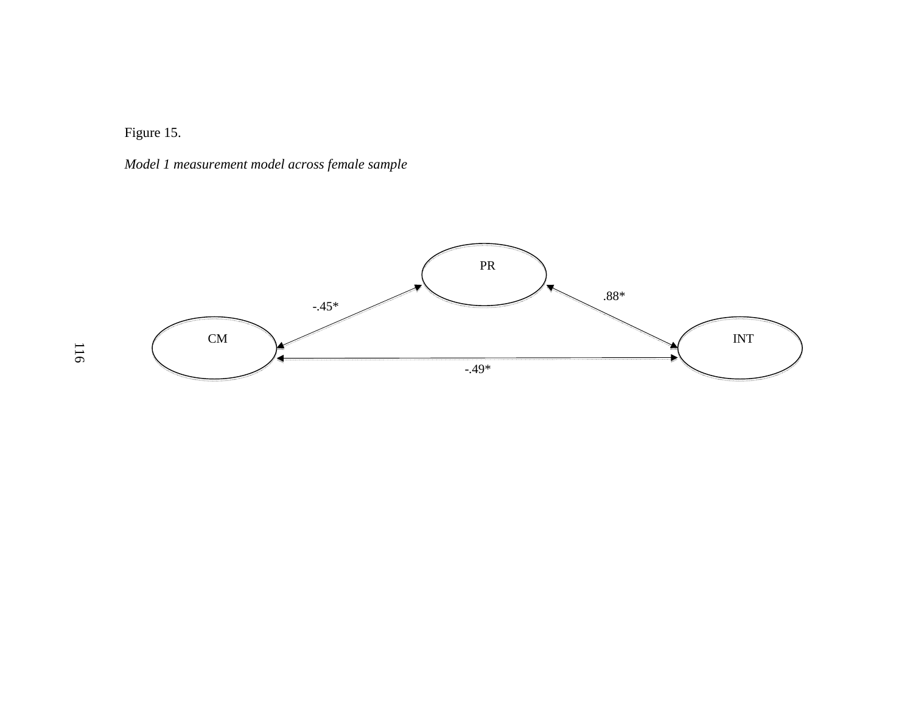Figure 15.

*Model 1 measurement model across female sample*

PR

CM

INT

-.45*

.88*

-.49*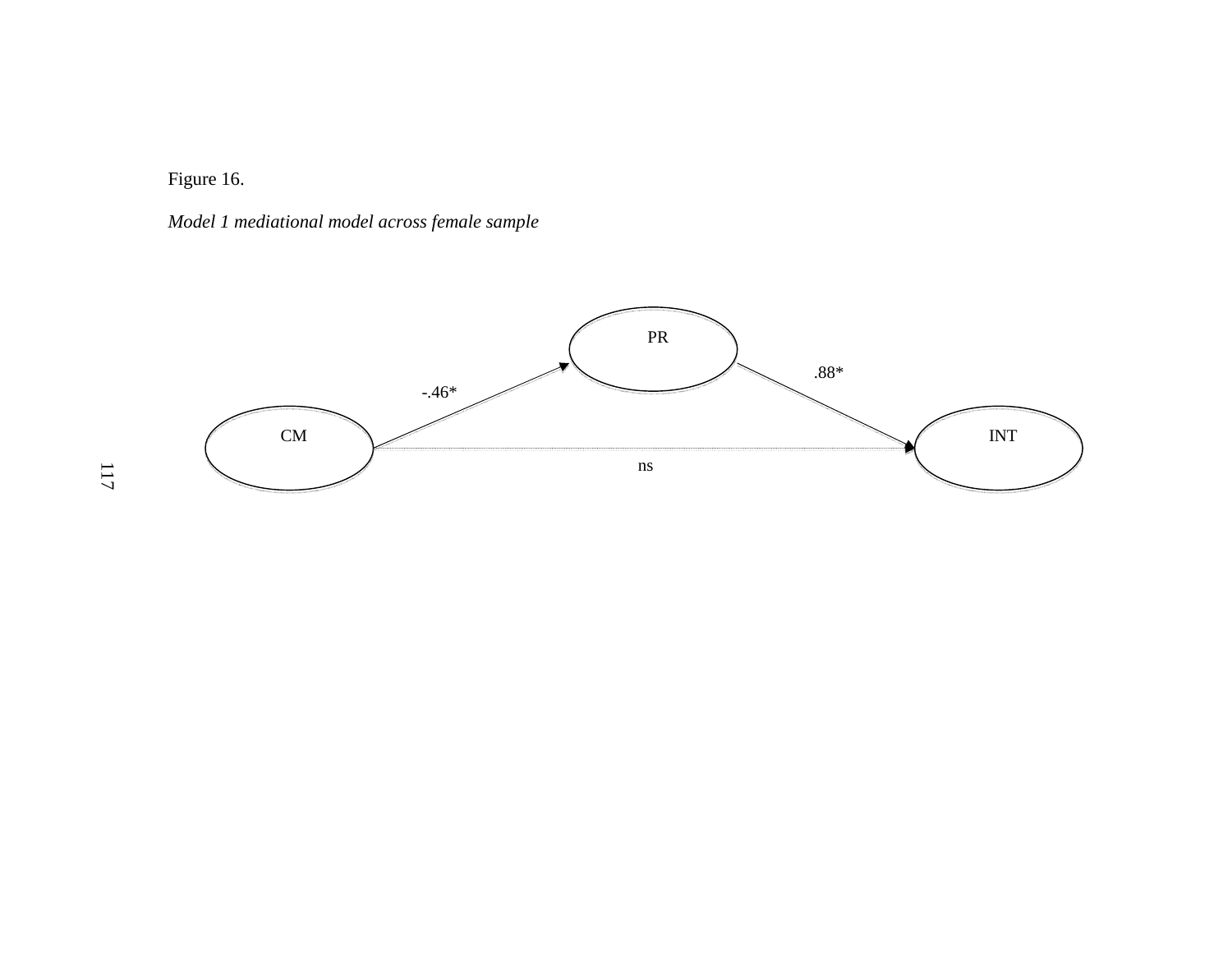Figure 16.

*Model 1 mediational model across female sample*

PR

.88*

-.46*

CM

INT

ns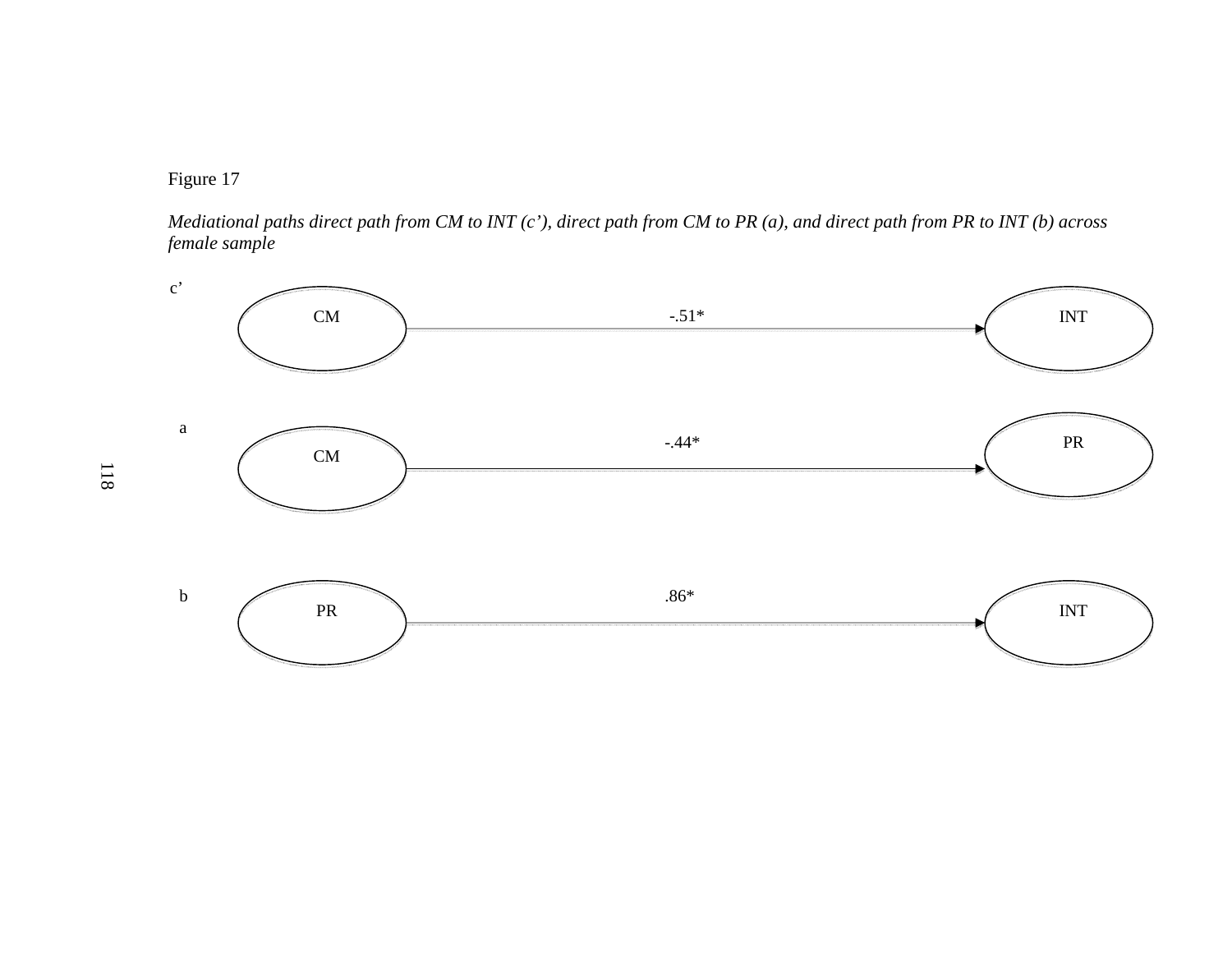Figure 17

*Mediational paths direct path from CM to INT (c'), direct path from CM to PR (a), and direct path from PR to INT (b) across female sample*

c'

CM → INT: -.51*

a

CM → PR: -.44*

b

PR → INT: .86*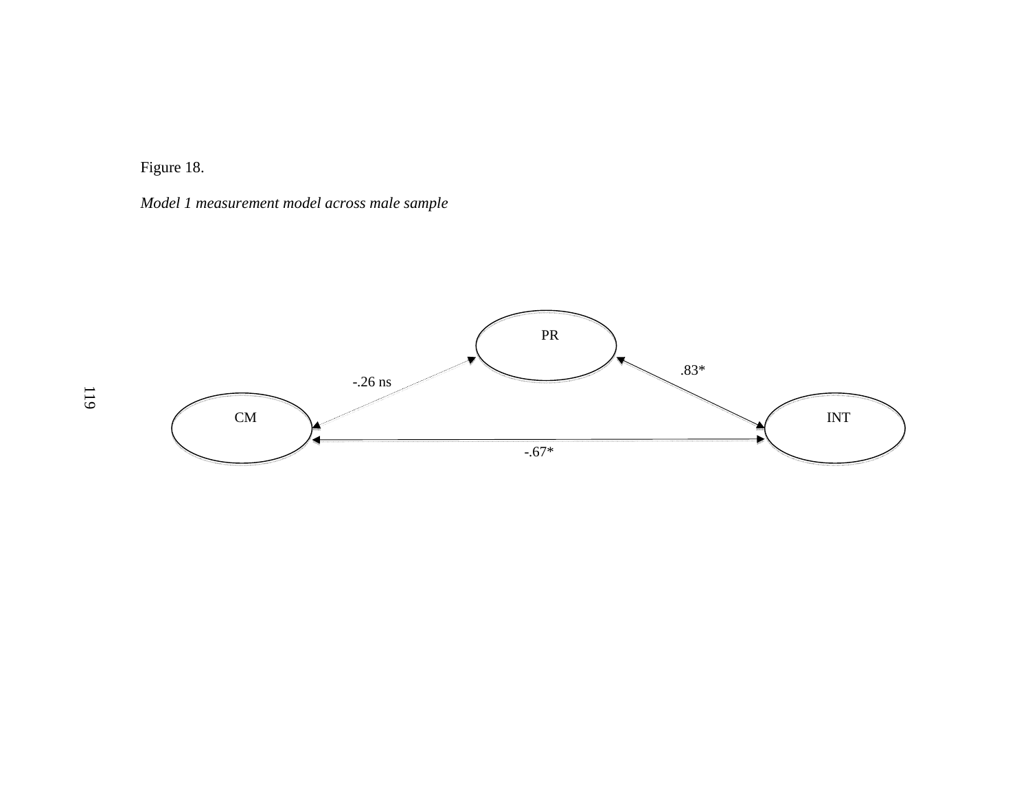Figure 18.

*Model 1 measurement model across male sample*

PR

CM

INT

-.26 ns

.83*

-.67*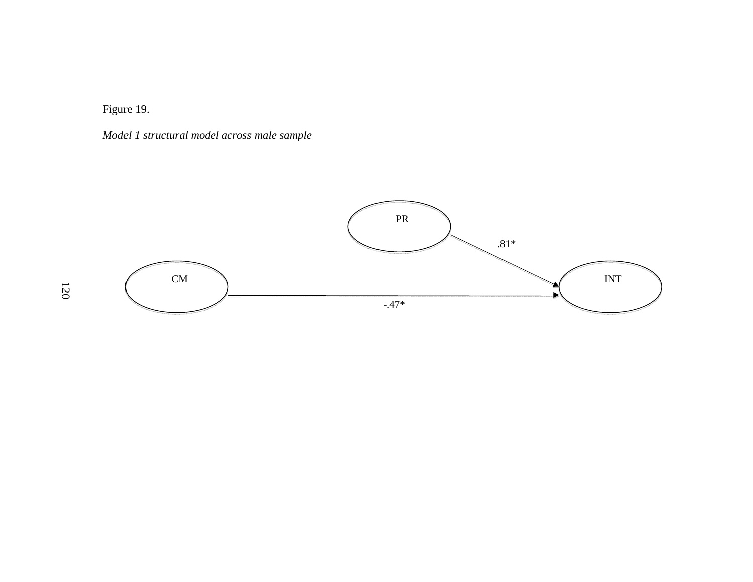Figure 19.

*Model 1 structural model across male sample*

PR

.81*

CM

INT

-.47*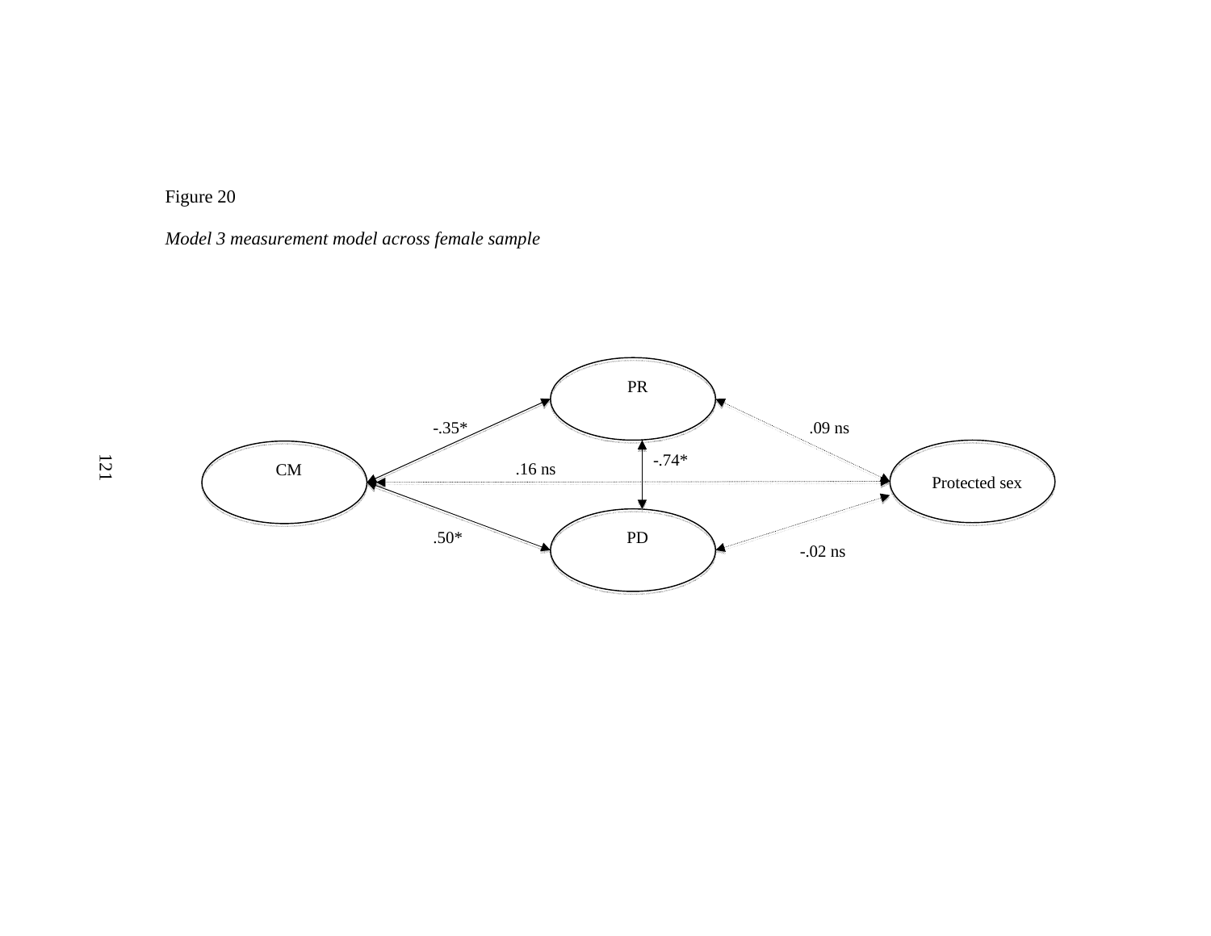Figure 20

*Model 3 measurement model across female sample*

PR

-.35*

.09 ns

-.74*

CM

.16 ns

Protected sex

.50*

PD

-.02 ns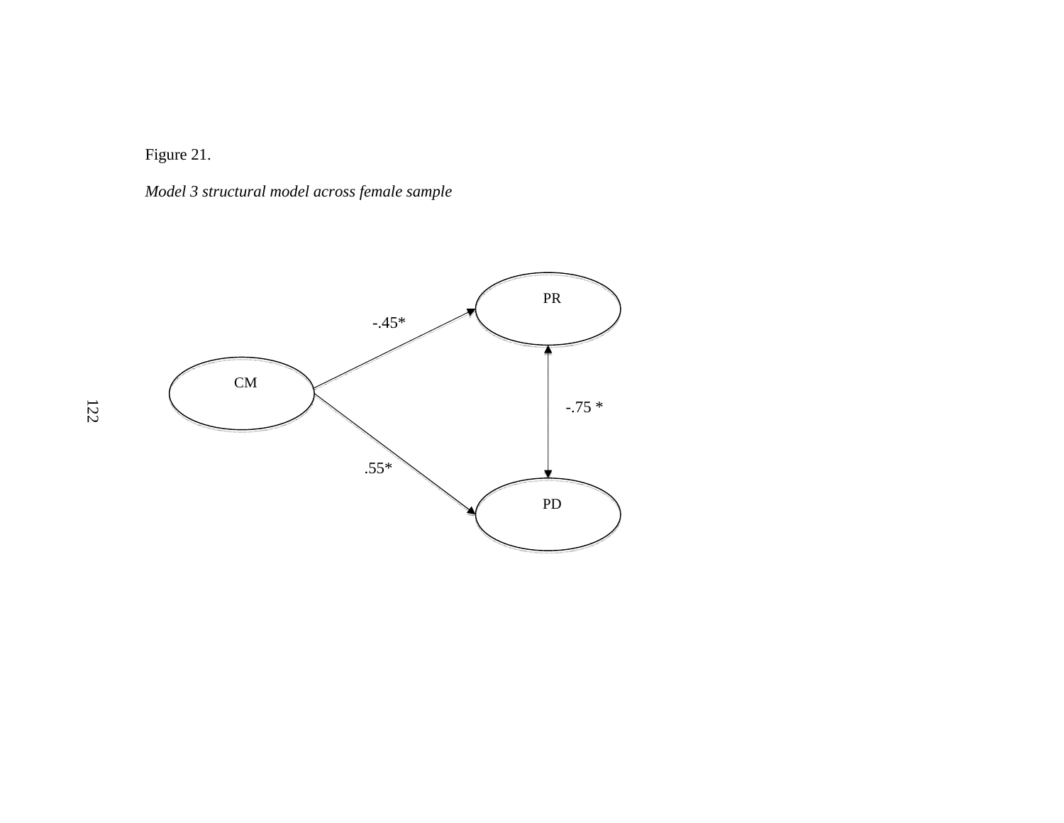Figure 21.

*Model 3 structural model across female sample*

PR

-.45*

CM

-.75 *

.55*

PD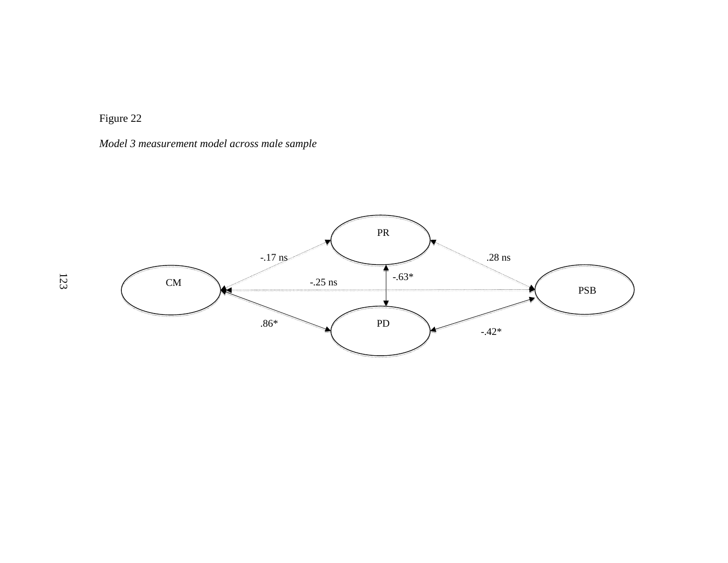Figure 22

*Model 3 measurement model across male sample*

PR

CM

PSB

PD

-.17 ns

.28 ns

-.63*

-.25 ns

.86*

-.42*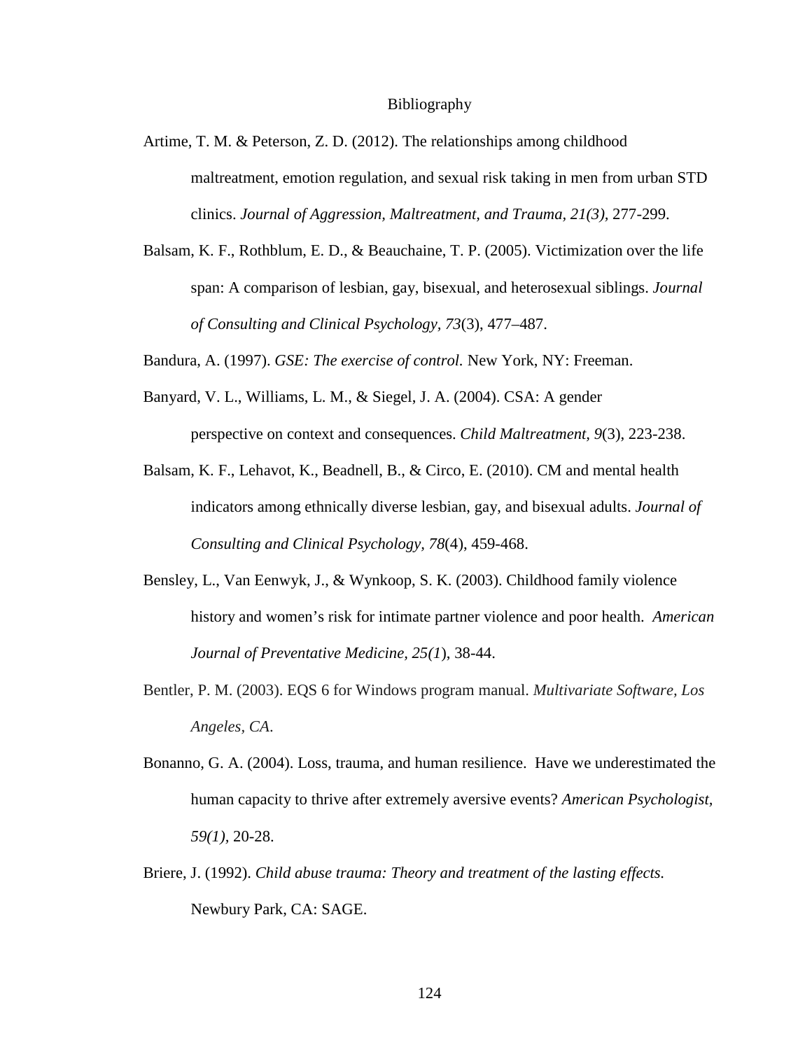# Bibliography

Artime, T. M. & Peterson, Z. D. (2012). The relationships among childhood maltreatment, emotion regulation, and sexual risk taking in men from urban STD clinics. *Journal of Aggression, Maltreatment, and Trauma, 21(3),* 277-299.

Balsam, K. F., Rothblum, E. D., & Beauchaine, T. P. (2005). Victimization over the life span: A comparison of lesbian, gay, bisexual, and heterosexual siblings. *Journal of Consulting and Clinical Psychology, 73*(3), 477–487.

Bandura, A. (1997). *GSE: The exercise of control.* New York, NY: Freeman.

Banyard, V. L., Williams, L. M., & Siegel, J. A. (2004). CSA: A gender perspective on context and consequences. *Child Maltreatment, 9*(3), 223-238.

Balsam, K. F., Lehavot, K., Beadnell, B., & Circo, E. (2010). CM and mental health indicators among ethnically diverse lesbian, gay, and bisexual adults. *Journal of Consulting and Clinical Psychology, 78*(4), 459-468.

Bensley, L., Van Eenwyk, J., & Wynkoop, S. K. (2003). Childhood family violence history and women's risk for intimate partner violence and poor health. *American Journal of Preventative Medicine, 25(1*), 38-44.

Bentler, P. M. (2003). EQS 6 for Windows program manual. *Multivariate Software, Los Angeles, CA.*

Bonanno, G. A. (2004). Loss, trauma, and human resilience. Have we underestimated the human capacity to thrive after extremely aversive events? *American Psychologist, 59(1),* 20-28.

Briere, J. (1992). *Child abuse trauma: Theory and treatment of the lasting effects.* Newbury Park, CA: SAGE.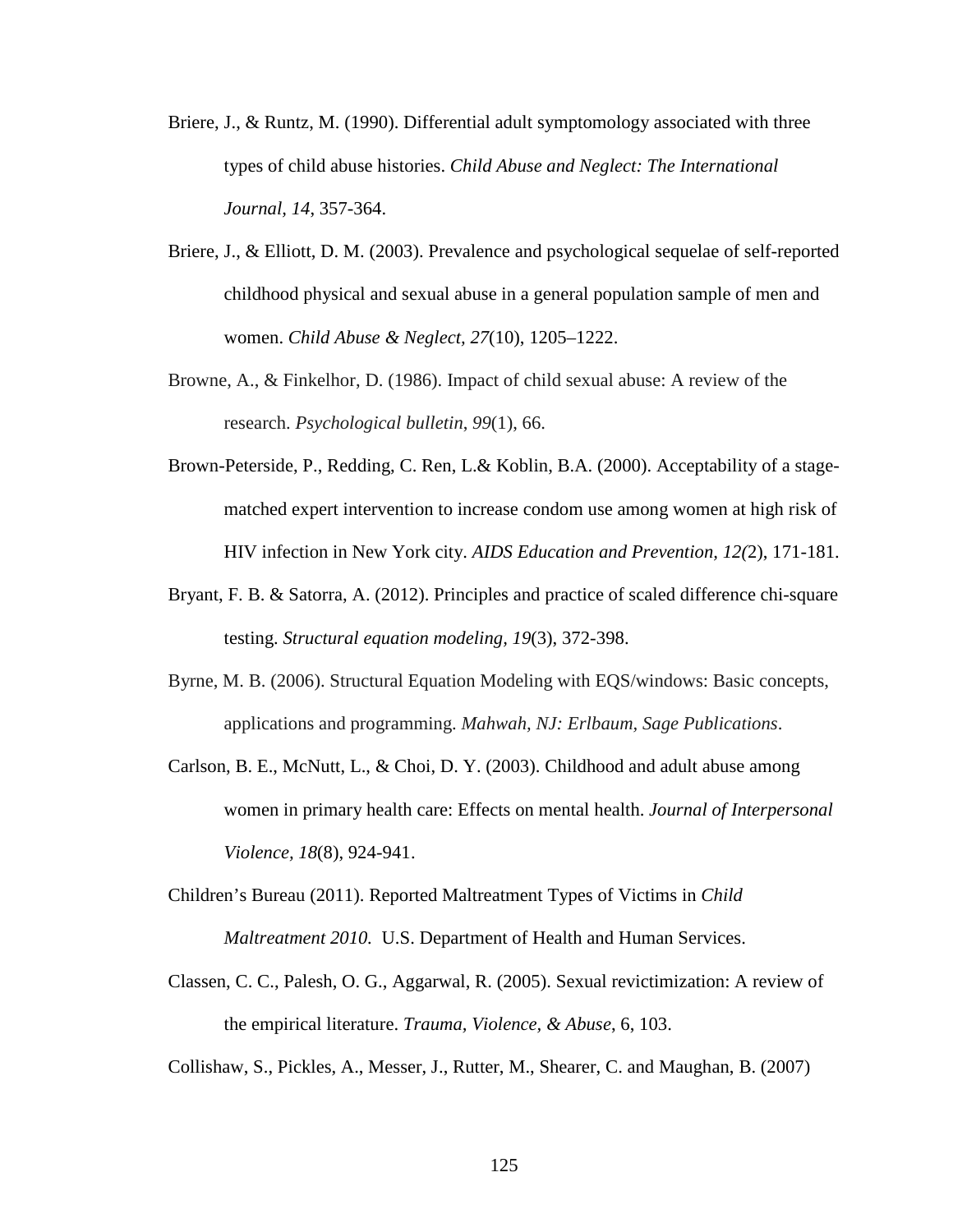Briere, J., & Runtz, M. (1990). Differential adult symptomology associated with three types of child abuse histories. *Child Abuse and Neglect: The International Journal*, *14*, 357-364.

Briere, J., & Elliott, D. M. (2003). Prevalence and psychological sequelae of self-reported childhood physical and sexual abuse in a general population sample of men and women. *Child Abuse & Neglect, 27*(10), 1205–1222.

Browne, A., & Finkelhor, D. (1986). Impact of child sexual abuse: A review of the research. *Psychological bulletin*, *99*(1), 66.

Brown-Peterside, P., Redding, C. Ren, L.& Koblin, B.A. (2000). Acceptability of a stage-matched expert intervention to increase condom use among women at high risk of HIV infection in New York city. *AIDS Education and Prevention, 12(*2), 171-181.

Bryant, F. B. & Satorra, A. (2012). Principles and practice of scaled difference chi-square testing. *Structural equation modeling, 19*(3), 372-398.

Byrne, M. B. (2006). Structural Equation Modeling with EQS/windows: Basic concepts, applications and programming. *Mahwah, NJ: Erlbaum, Sage Publications*.

Carlson, B. E., McNutt, L., & Choi, D. Y. (2003). Childhood and adult abuse among women in primary health care: Effects on mental health. *Journal of Interpersonal Violence, 18*(8), 924-941.

Children's Bureau (2011). Reported Maltreatment Types of Victims in *Child Maltreatment 2010.* U.S. Department of Health and Human Services.

Classen, C. C., Palesh, O. G., Aggarwal, R. (2005). Sexual revictimization: A review of the empirical literature. *Trauma, Violence, & Abuse*, 6, 103.

Collishaw, S., Pickles, A., Messer, J., Rutter, M., Shearer, C. and Maughan, B. (2007)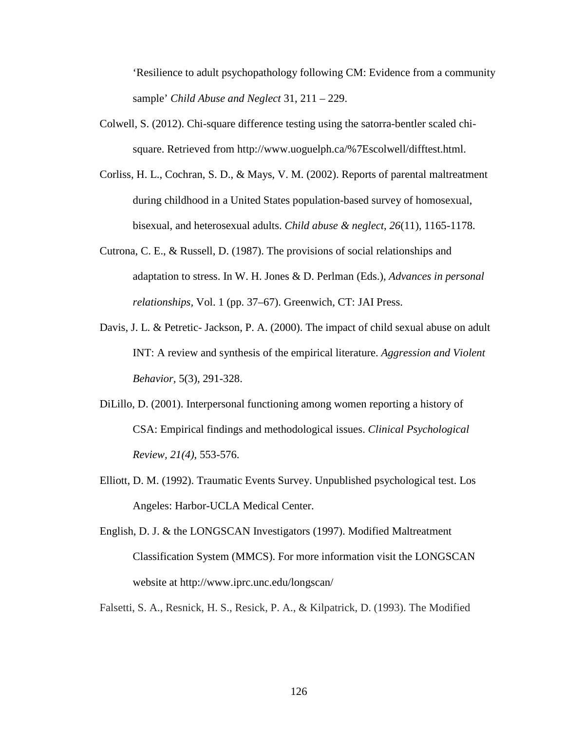'Resilience to adult psychopathology following CM: Evidence from a community sample' *Child Abuse and Neglect* 31, 211 – 229.

Colwell, S. (2012). Chi-square difference testing using the satorra-bentler scaled chi-square. Retrieved from http://www.uoguelph.ca/%7Escolwell/difftest.html.

Corliss, H. L., Cochran, S. D., & Mays, V. M. (2002). Reports of parental maltreatment during childhood in a United States population-based survey of homosexual, bisexual, and heterosexual adults. *Child abuse & neglect*, *26*(11), 1165-1178.

Cutrona, C. E., & Russell, D. (1987). The provisions of social relationships and adaptation to stress. In W. H. Jones & D. Perlman (Eds.), *Advances in personal relationships*, Vol. 1 (pp. 37–67). Greenwich, CT: JAI Press.

Davis, J. L. & Petretic- Jackson, P. A. (2000). The impact of child sexual abuse on adult INT: A review and synthesis of the empirical literature. *Aggression and Violent Behavior*, 5(3), 291-328.

DiLillo, D. (2001). Interpersonal functioning among women reporting a history of CSA: Empirical findings and methodological issues. *Clinical Psychological Review, 21(4)*, 553-576.

Elliott, D. M. (1992). Traumatic Events Survey. Unpublished psychological test. Los Angeles: Harbor-UCLA Medical Center.

English, D. J. & the LONGSCAN Investigators (1997). Modified Maltreatment Classification System (MMCS). For more information visit the LONGSCAN website at http://www.iprc.unc.edu/longscan/

Falsetti, S. A., Resnick, H. S., Resick, P. A., & Kilpatrick, D. (1993). The Modified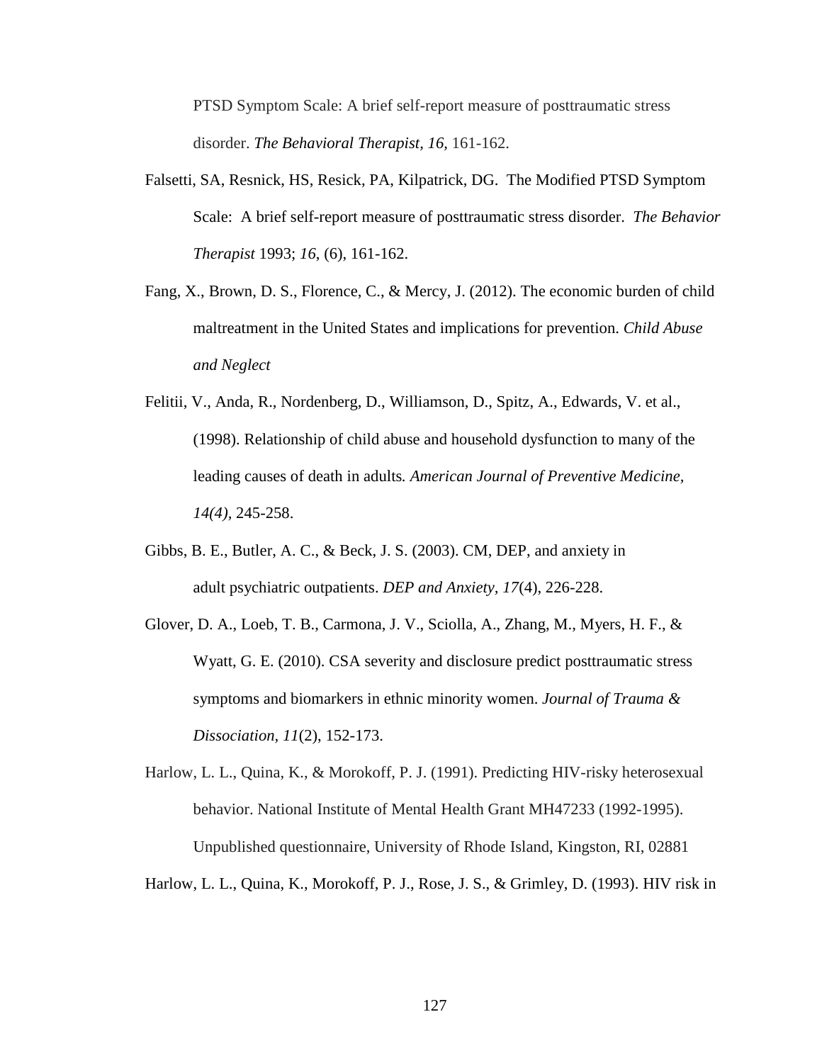PTSD Symptom Scale: A brief self-report measure of posttraumatic stress disorder. *The Behavioral Therapist, 16*, 161-162.

Falsetti, SA, Resnick, HS, Resick, PA, Kilpatrick, DG. The Modified PTSD Symptom Scale: A brief self-report measure of posttraumatic stress disorder. *The Behavior Therapist* 1993; *16*, (6), 161-162.

Fang, X., Brown, D. S., Florence, C., & Mercy, J. (2012). The economic burden of child maltreatment in the United States and implications for prevention. *Child Abuse and Neglect*

Felitii, V., Anda, R., Nordenberg, D., Williamson, D., Spitz, A., Edwards, V. et al., (1998). Relationship of child abuse and household dysfunction to many of the leading causes of death in adults. *American Journal of Preventive Medicine, 14(4)*, 245-258.

Gibbs, B. E., Butler, A. C., & Beck, J. S. (2003). CM, DEP, and anxiety in adult psychiatric outpatients. *DEP and Anxiety, 17*(4), 226-228.

Glover, D. A., Loeb, T. B., Carmona, J. V., Sciolla, A., Zhang, M., Myers, H. F., & Wyatt, G. E. (2010). CSA severity and disclosure predict posttraumatic stress symptoms and biomarkers in ethnic minority women. *Journal of Trauma & Dissociation, 11*(2), 152-173.

Harlow, L. L., Quina, K., & Morokoff, P. J. (1991). Predicting HIV-risky heterosexual behavior. National Institute of Mental Health Grant MH47233 (1992-1995). Unpublished questionnaire, University of Rhode Island, Kingston, RI, 02881

Harlow, L. L., Quina, K., Morokoff, P. J., Rose, J. S., & Grimley, D. (1993). HIV risk in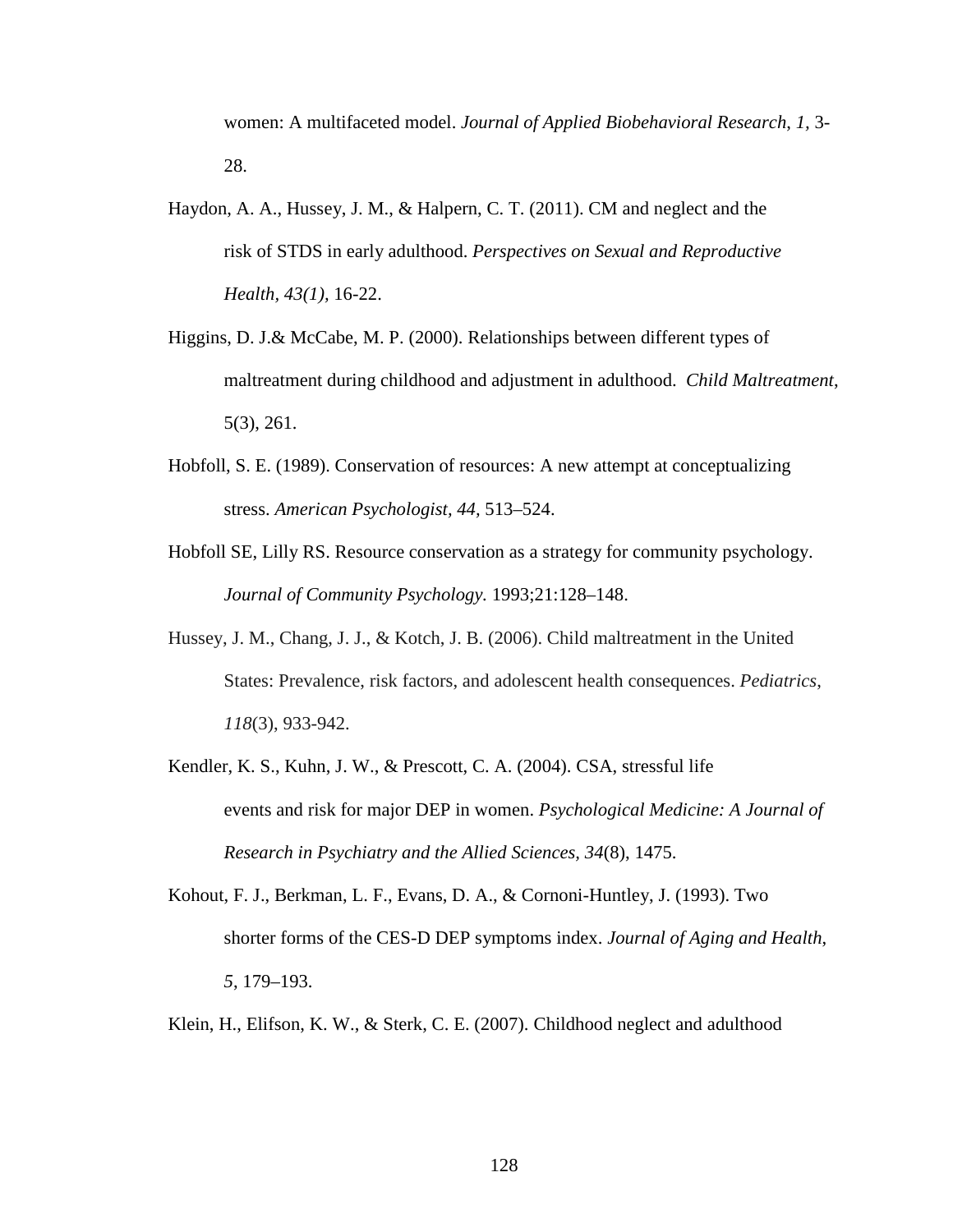women: A multifaceted model. *Journal of Applied Biobehavioral Research*, *1*, 3-28.

Haydon, A. A., Hussey, J. M., & Halpern, C. T. (2011). CM and neglect and the risk of STDS in early adulthood. *Perspectives on Sexual and Reproductive Health, 43(1),* 16-22.

Higgins, D. J.& McCabe, M. P. (2000). Relationships between different types of maltreatment during childhood and adjustment in adulthood. *Child Maltreatment*, 5(3), 261.

Hobfoll, S. E. (1989). Conservation of resources: A new attempt at conceptualizing stress. *American Psychologist, 44,* 513–524.

Hobfoll SE, Lilly RS. Resource conservation as a strategy for community psychology. *Journal of Community Psychology.* 1993;21:128–148.

Hussey, J. M., Chang, J. J., & Kotch, J. B. (2006). Child maltreatment in the United States: Prevalence, risk factors, and adolescent health consequences. *Pediatrics*, *118*(3), 933-942.

Kendler, K. S., Kuhn, J. W., & Prescott, C. A. (2004). CSA, stressful life events and risk for major DEP in women. *Psychological Medicine: A Journal of Research in Psychiatry and the Allied Sciences, 34*(8), 1475.

Kohout, F. J., Berkman, L. F., Evans, D. A., & Cornoni-Huntley, J. (1993). Two shorter forms of the CES-D DEP symptoms index. *Journal of Aging and Health*, *5*, 179–193.

Klein, H., Elifson, K. W., & Sterk, C. E. (2007). Childhood neglect and adulthood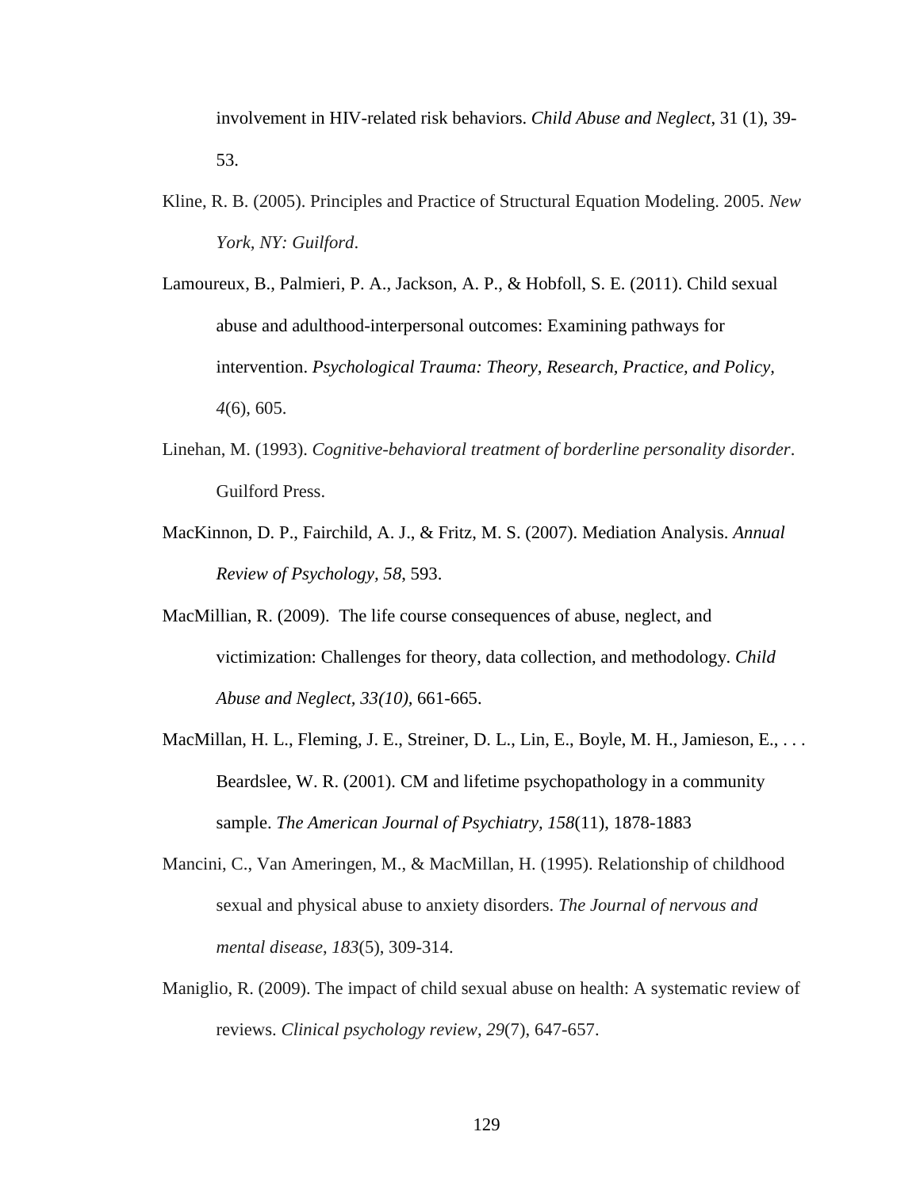involvement in HIV-related risk behaviors. *Child Abuse and Neglect*, 31 (1), 39-53.

Kline, R. B. (2005). Principles and Practice of Structural Equation Modeling. 2005. *New York, NY: Guilford*.

Lamoureux, B., Palmieri, P. A., Jackson, A. P., & Hobfoll, S. E. (2011). Child sexual abuse and adulthood-interpersonal outcomes: Examining pathways for intervention. *Psychological Trauma: Theory, Research, Practice, and Policy, 4*(6), 605.

Linehan, M. (1993). *Cognitive-behavioral treatment of borderline personality disorder*. Guilford Press.

MacKinnon, D. P., Fairchild, A. J., & Fritz, M. S. (2007). Mediation Analysis. *Annual Review of Psychology, 58*, 593.

MacMillian, R. (2009). The life course consequences of abuse, neglect, and victimization: Challenges for theory, data collection, and methodology. *Child Abuse and Neglect, 33(10)*, 661-665.

MacMillan, H. L., Fleming, J. E., Streiner, D. L., Lin, E., Boyle, M. H., Jamieson, E., . . . Beardslee, W. R. (2001). CM and lifetime psychopathology in a community sample. *The American Journal of Psychiatry, 158*(11), 1878-1883

Mancini, C., Van Ameringen, M., & MacMillan, H. (1995). Relationship of childhood sexual and physical abuse to anxiety disorders. *The Journal of nervous and mental disease*, *183*(5), 309-314.

Maniglio, R. (2009). The impact of child sexual abuse on health: A systematic review of reviews. *Clinical psychology review*, *29*(7), 647-657.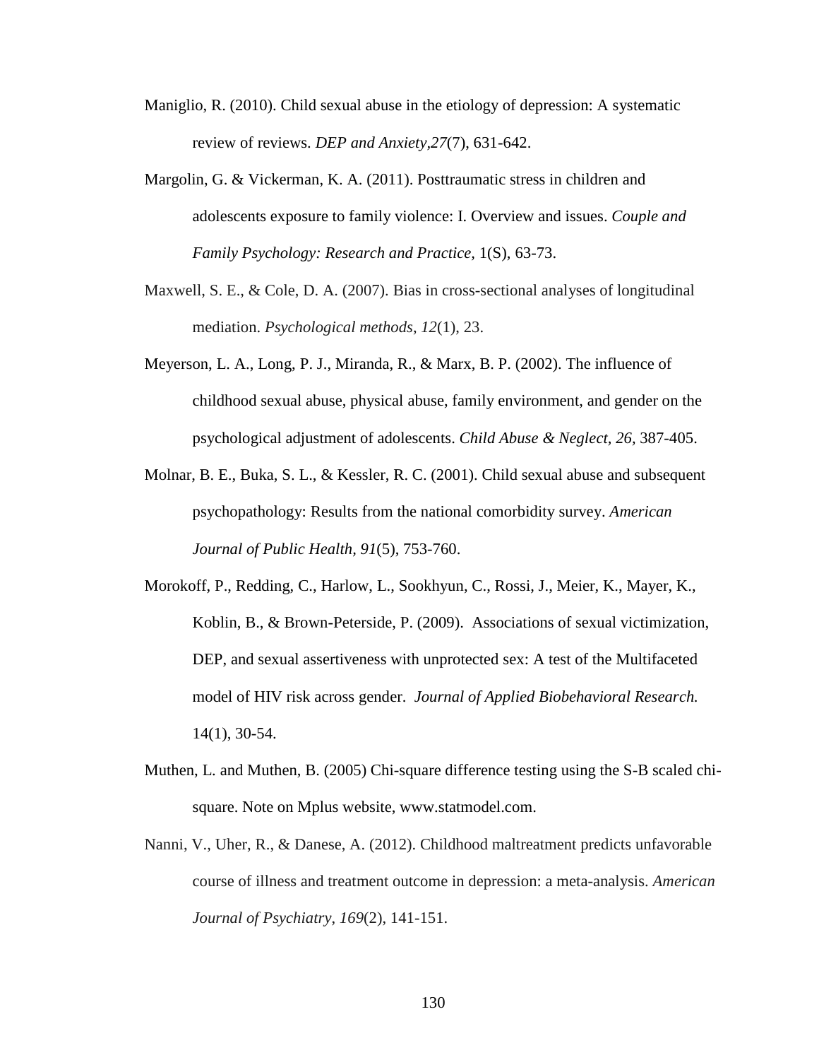Maniglio, R. (2010). Child sexual abuse in the etiology of depression: A systematic review of reviews. *DEP and Anxiety,27*(7), 631-642.

Margolin, G. & Vickerman, K. A. (2011). Posttraumatic stress in children and adolescents exposure to family violence: I. Overview and issues. *Couple and Family Psychology: Research and Practice*, 1(S), 63-73.

Maxwell, S. E., & Cole, D. A. (2007). Bias in cross-sectional analyses of longitudinal mediation. *Psychological methods*, *12*(1), 23.

Meyerson, L. A., Long, P. J., Miranda, R., & Marx, B. P. (2002). The influence of childhood sexual abuse, physical abuse, family environment, and gender on the psychological adjustment of adolescents. *Child Abuse & Neglect, 26*, 387-405.

Molnar, B. E., Buka, S. L., & Kessler, R. C. (2001). Child sexual abuse and subsequent psychopathology: Results from the national comorbidity survey. *American Journal of Public Health, 91*(5), 753-760.

Morokoff, P., Redding, C., Harlow, L., Sookhyun, C., Rossi, J., Meier, K., Mayer, K., Koblin, B., & Brown-Peterside, P. (2009). Associations of sexual victimization, DEP, and sexual assertiveness with unprotected sex: A test of the Multifaceted model of HIV risk across gender. *Journal of Applied Biobehavioral Research.* 14(1), 30-54.

Muthen, L. and Muthen, B. (2005) Chi-square difference testing using the S-B scaled chi-square. Note on Mplus website, www.statmodel.com.

Nanni, V., Uher, R., & Danese, A. (2012). Childhood maltreatment predicts unfavorable course of illness and treatment outcome in depression: a meta-analysis. *American Journal of Psychiatry*, *169*(2), 141-151.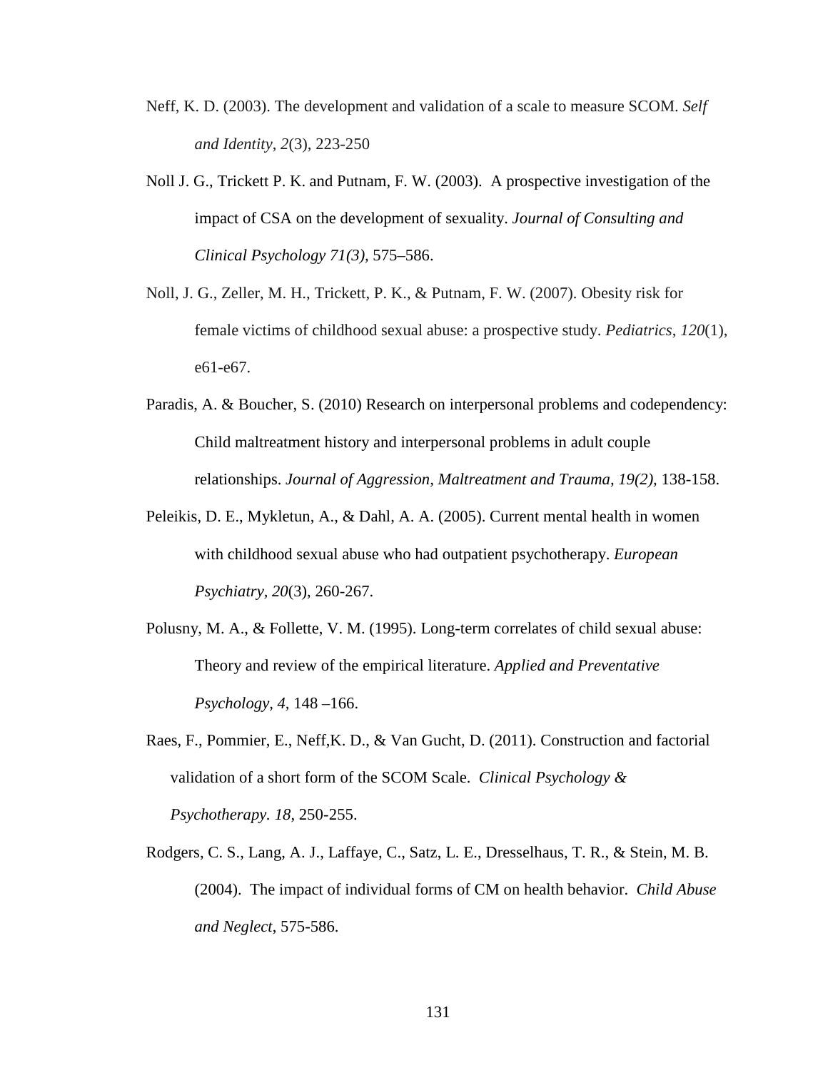Neff, K. D. (2003). The development and validation of a scale to measure SCOM. *Self and Identity*, *2*(3), 223-250

Noll J. G., Trickett P. K. and Putnam, F. W. (2003). A prospective investigation of the impact of CSA on the development of sexuality. *Journal of Consulting and Clinical Psychology 71(3),* 575–586.

Noll, J. G., Zeller, M. H., Trickett, P. K., & Putnam, F. W. (2007). Obesity risk for female victims of childhood sexual abuse: a prospective study. *Pediatrics*, *120*(1), e61-e67.

Paradis, A. & Boucher, S. (2010) Research on interpersonal problems and codependency: Child maltreatment history and interpersonal problems in adult couple relationships. *Journal of Aggression, Maltreatment and Trauma, 19(2),* 138-158.

Peleikis, D. E., Mykletun, A., & Dahl, A. A. (2005). Current mental health in women with childhood sexual abuse who had outpatient psychotherapy. *European Psychiatry*, *20*(3), 260-267.

Polusny, M. A., & Follette, V. M. (1995). Long-term correlates of child sexual abuse: Theory and review of the empirical literature. *Applied and Preventative Psychology, 4,* 148 –166.

Raes, F., Pommier, E., Neff,K. D., & Van Gucht, D. (2011). Construction and factorial validation of a short form of the SCOM Scale. *Clinical Psychology & Psychotherapy. 18*, 250-255.

Rodgers, C. S., Lang, A. J., Laffaye, C., Satz, L. E., Dresselhaus, T. R., & Stein, M. B. (2004). The impact of individual forms of CM on health behavior. *Child Abuse and Neglect*, 575-586.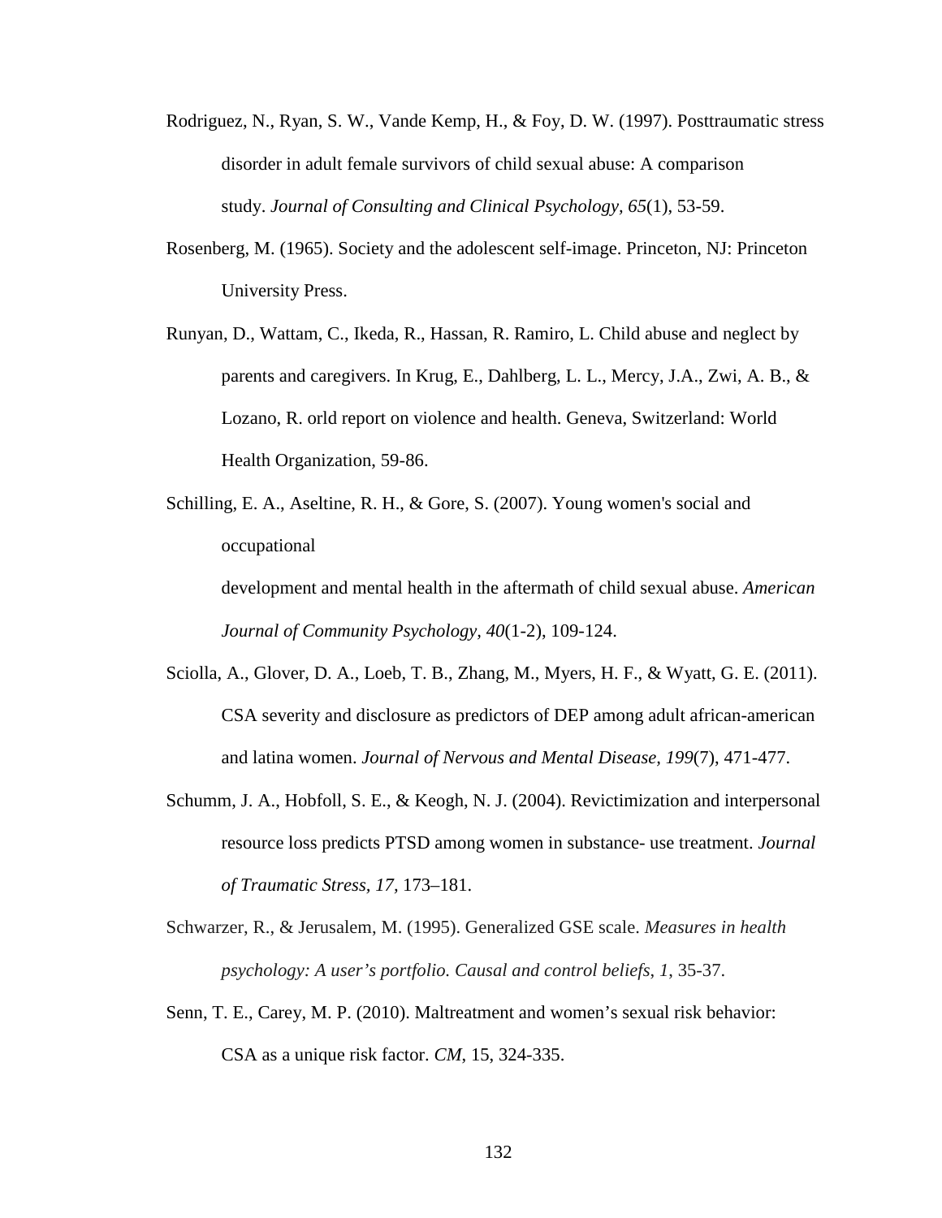Rodriguez, N., Ryan, S. W., Vande Kemp, H., & Foy, D. W. (1997). Posttraumatic stress disorder in adult female survivors of child sexual abuse: A comparison study. *Journal of Consulting and Clinical Psychology, 65*(1), 53-59.

Rosenberg, M. (1965). Society and the adolescent self-image. Princeton, NJ: Princeton University Press.

Runyan, D., Wattam, C., Ikeda, R., Hassan, R. Ramiro, L. Child abuse and neglect by parents and caregivers. In Krug, E., Dahlberg, L. L., Mercy, J.A., Zwi, A. B., & Lozano, R. orld report on violence and health. Geneva, Switzerland: World Health Organization, 59-86.

Schilling, E. A., Aseltine, R. H., & Gore, S. (2007). Young women's social and occupational

development and mental health in the aftermath of child sexual abuse. *American Journal of Community Psychology, 40*(1-2), 109-124.

Sciolla, A., Glover, D. A., Loeb, T. B., Zhang, M., Myers, H. F., & Wyatt, G. E. (2011). CSA severity and disclosure as predictors of DEP among adult african-american and latina women. *Journal of Nervous and Mental Disease, 199*(7), 471-477.

Schumm, J. A., Hobfoll, S. E., & Keogh, N. J. (2004). Revictimization and interpersonal resource loss predicts PTSD among women in substance- use treatment. *Journal of Traumatic Stress, 17*, 173–181.

Schwarzer, R., & Jerusalem, M. (1995). Generalized GSE scale. *Measures in health psychology: A user's portfolio. Causal and control beliefs, 1*, 35-37.

Senn, T. E., Carey, M. P. (2010). Maltreatment and women's sexual risk behavior: CSA as a unique risk factor. *CM*, 15, 324-335.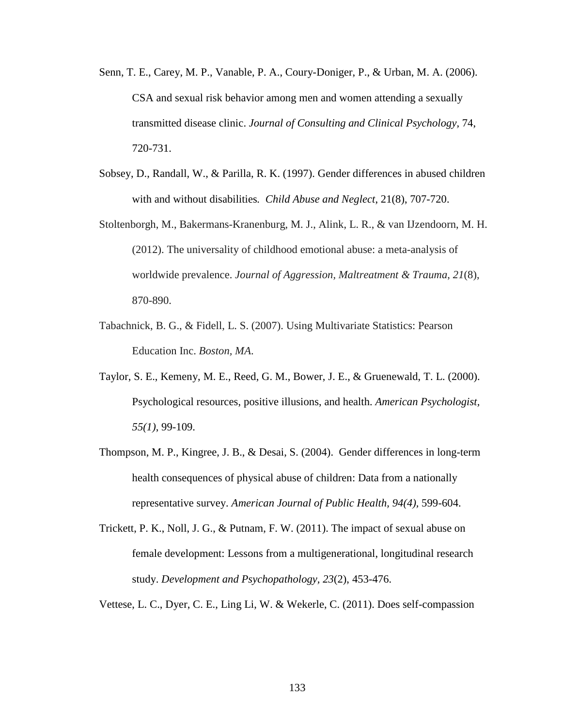Senn, T. E., Carey, M. P., Vanable, P. A., Coury-Doniger, P., & Urban, M. A. (2006). CSA and sexual risk behavior among men and women attending a sexually transmitted disease clinic. *Journal of Consulting and Clinical Psychology*, 74, 720-731.

Sobsey, D., Randall, W., & Parilla, R. K. (1997). Gender differences in abused children with and without disabilities. *Child Abuse and Neglect*, 21(8), 707-720.

Stoltenborgh, M., Bakermans-Kranenburg, M. J., Alink, L. R., & van IJzendoorn, M. H. (2012). The universality of childhood emotional abuse: a meta-analysis of worldwide prevalence. *Journal of Aggression, Maltreatment & Trauma*, *21*(8), 870-890.

Tabachnick, B. G., & Fidell, L. S. (2007). Using Multivariate Statistics: Pearson Education Inc. *Boston, MA*.

Taylor, S. E., Kemeny, M. E., Reed, G. M., Bower, J. E., & Gruenewald, T. L. (2000). Psychological resources, positive illusions, and health. *American Psychologist, 55(1)*, 99-109.

Thompson, M. P., Kingree, J. B., & Desai, S. (2004). Gender differences in long-term health consequences of physical abuse of children: Data from a nationally representative survey. *American Journal of Public Health, 94(4),* 599-604.

Trickett, P. K., Noll, J. G., & Putnam, F. W. (2011). The impact of sexual abuse on female development: Lessons from a multigenerational, longitudinal research study. *Development and Psychopathology*, *23*(2), 453-476.

Vettese, L. C., Dyer, C. E., Ling Li, W. & Wekerle, C. (2011). Does self-compassion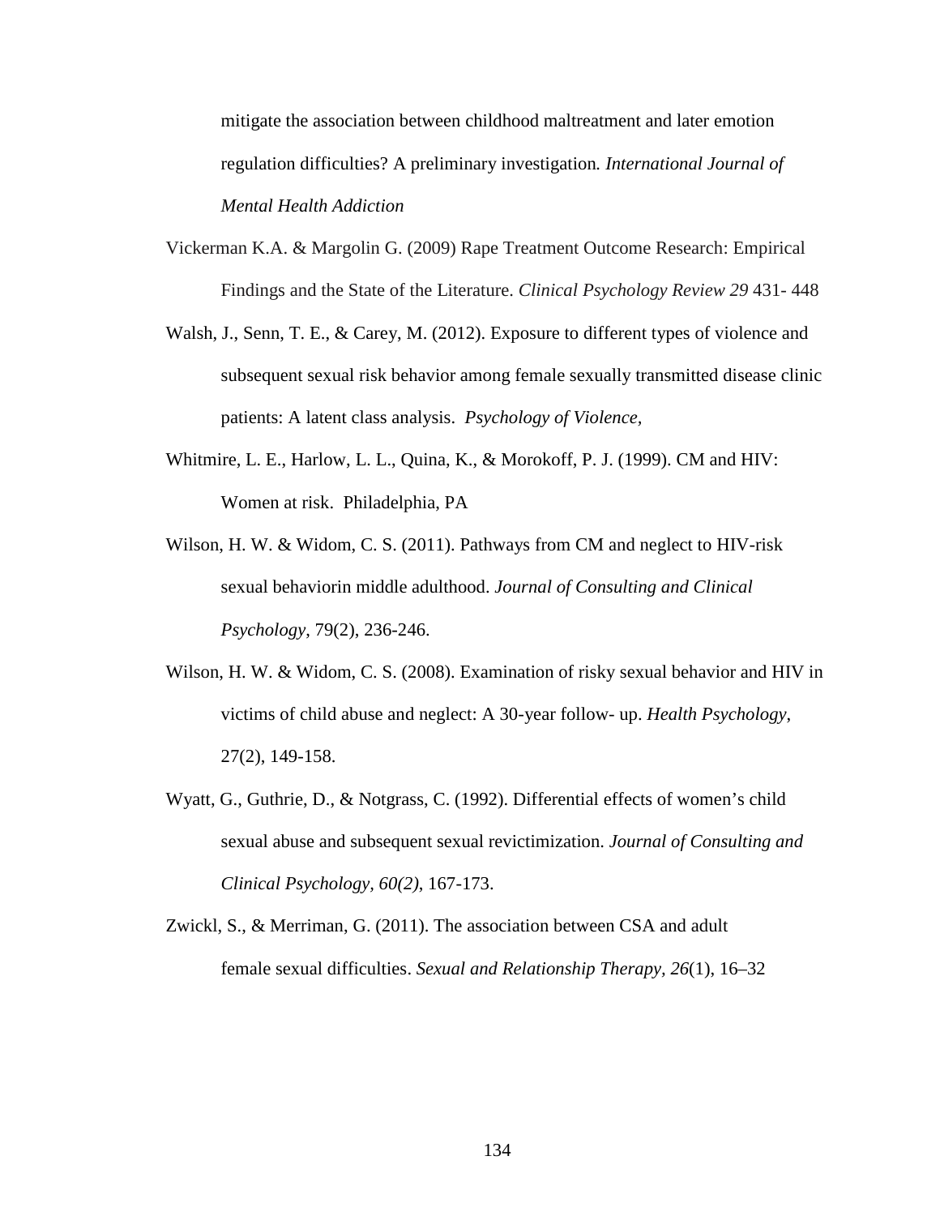mitigate the association between childhood maltreatment and later emotion regulation difficulties? A preliminary investigation. *International Journal of Mental Health Addiction*

Vickerman K.A. & Margolin G. (2009) Rape Treatment Outcome Research: Empirical Findings and the State of the Literature. *Clinical Psychology Review 29* 431- 448

Walsh, J., Senn, T. E., & Carey, M. (2012). Exposure to different types of violence and subsequent sexual risk behavior among female sexually transmitted disease clinic patients: A latent class analysis. *Psychology of Violence,*

Whitmire, L. E., Harlow, L. L., Quina, K., & Morokoff, P. J. (1999). CM and HIV: Women at risk. Philadelphia, PA

Wilson, H. W. & Widom, C. S. (2011). Pathways from CM and neglect to HIV-risk sexual behaviorin middle adulthood. *Journal of Consulting and Clinical Psychology*, 79(2), 236-246.

Wilson, H. W. & Widom, C. S. (2008). Examination of risky sexual behavior and HIV in victims of child abuse and neglect: A 30-year follow- up. *Health Psychology*, 27(2), 149-158.

Wyatt, G., Guthrie, D., & Notgrass, C. (1992). Differential effects of women's child sexual abuse and subsequent sexual revictimization. *Journal of Consulting and Clinical Psychology, 60(2)*, 167-173.

Zwickl, S., & Merriman, G. (2011). The association between CSA and adult female sexual difficulties. *Sexual and Relationship Therapy, 26*(1), 16–32